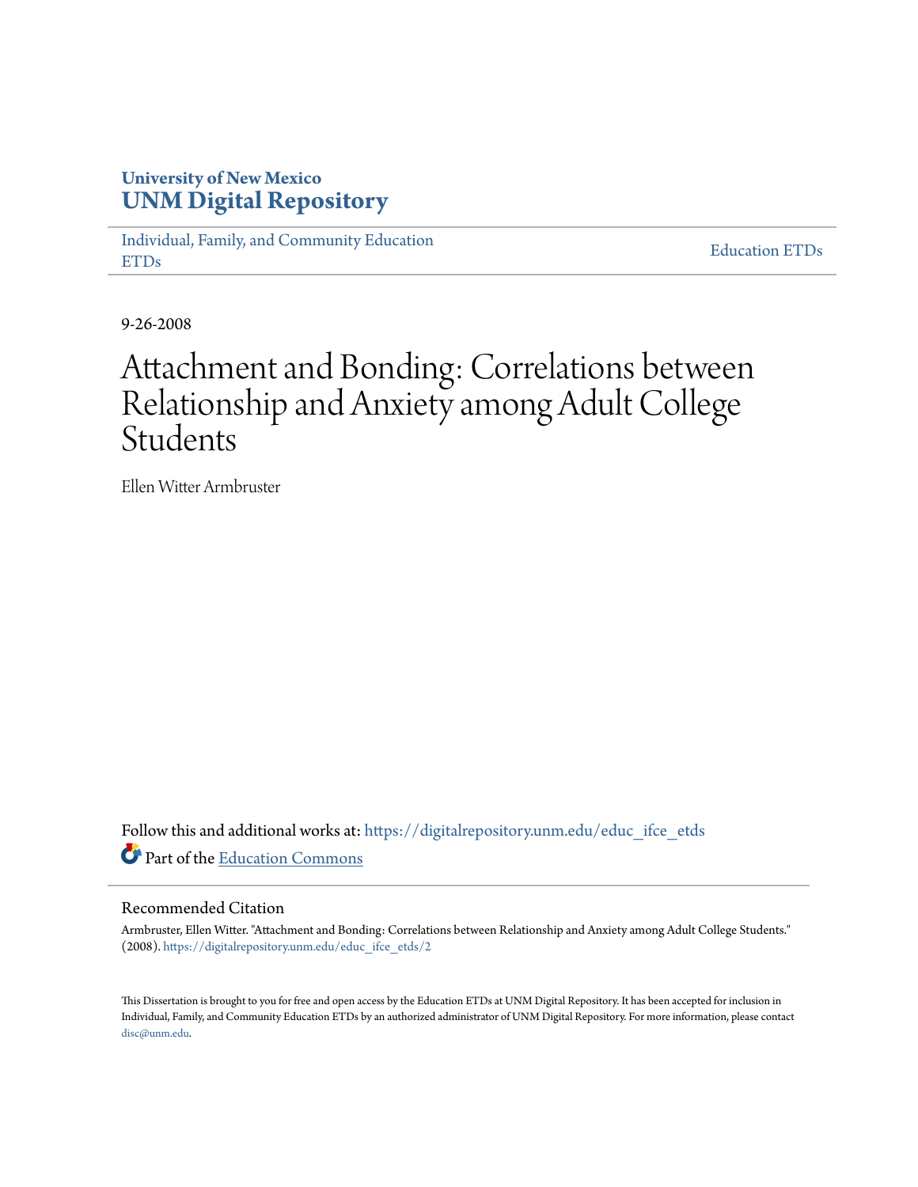University of New Mexico
**UNM Digital Repository**

Individual, Family, and Community Education ETDs

Education ETDs

9-26-2008

# Attachment and Bonding: Correlations between Relationship and Anxiety among Adult College Students

Ellen Witter Armbruster

Follow this and additional works at: https://digitalrepository.unm.edu/educ_ifce_etds

Part of the Education Commons

## Recommended Citation

Armbruster, Ellen Witter. "Attachment and Bonding: Correlations between Relationship and Anxiety among Adult College Students." (2008). https://digitalrepository.unm.edu/educ_ifce_etds/2

This Dissertation is brought to you for free and open access by the Education ETDs at UNM Digital Repository. It has been accepted for inclusion in Individual, Family, and Community Education ETDs by an authorized administrator of UNM Digital Repository. For more information, please contact disc@unm.edu.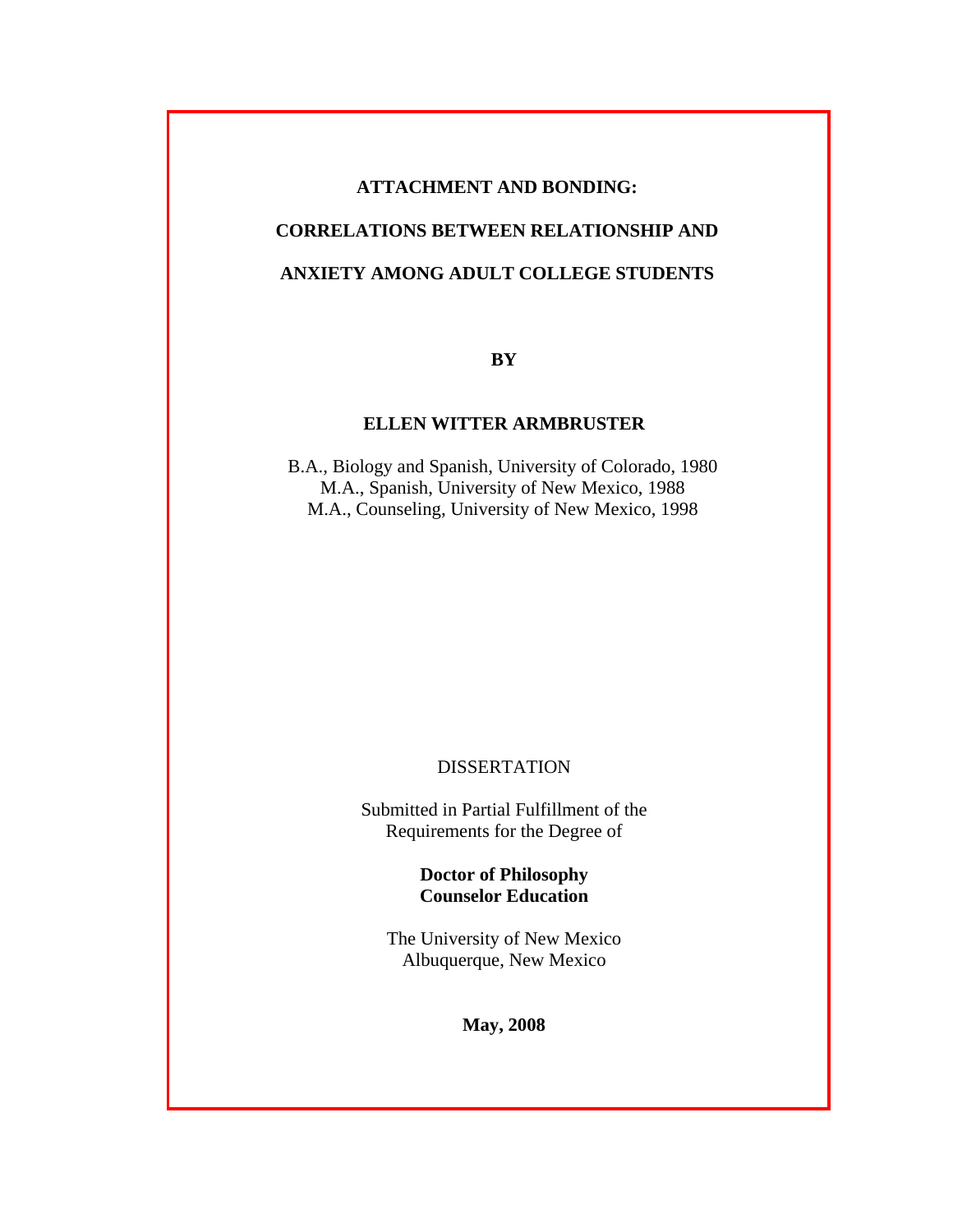# ATTACHMENT AND BONDING:

# CORRELATIONS BETWEEN RELATIONSHIP AND

# ANXIETY AMONG ADULT COLLEGE STUDENTS

**BY**

**ELLEN WITTER ARMBRUSTER**

B.A., Biology and Spanish, University of Colorado, 1980
M.A., Spanish, University of New Mexico, 1988
M.A., Counseling, University of New Mexico, 1998

DISSERTATION

Submitted in Partial Fulfillment of the
Requirements for the Degree of

**Doctor of Philosophy**
**Counselor Education**

The University of New Mexico
Albuquerque, New Mexico

**May, 2008**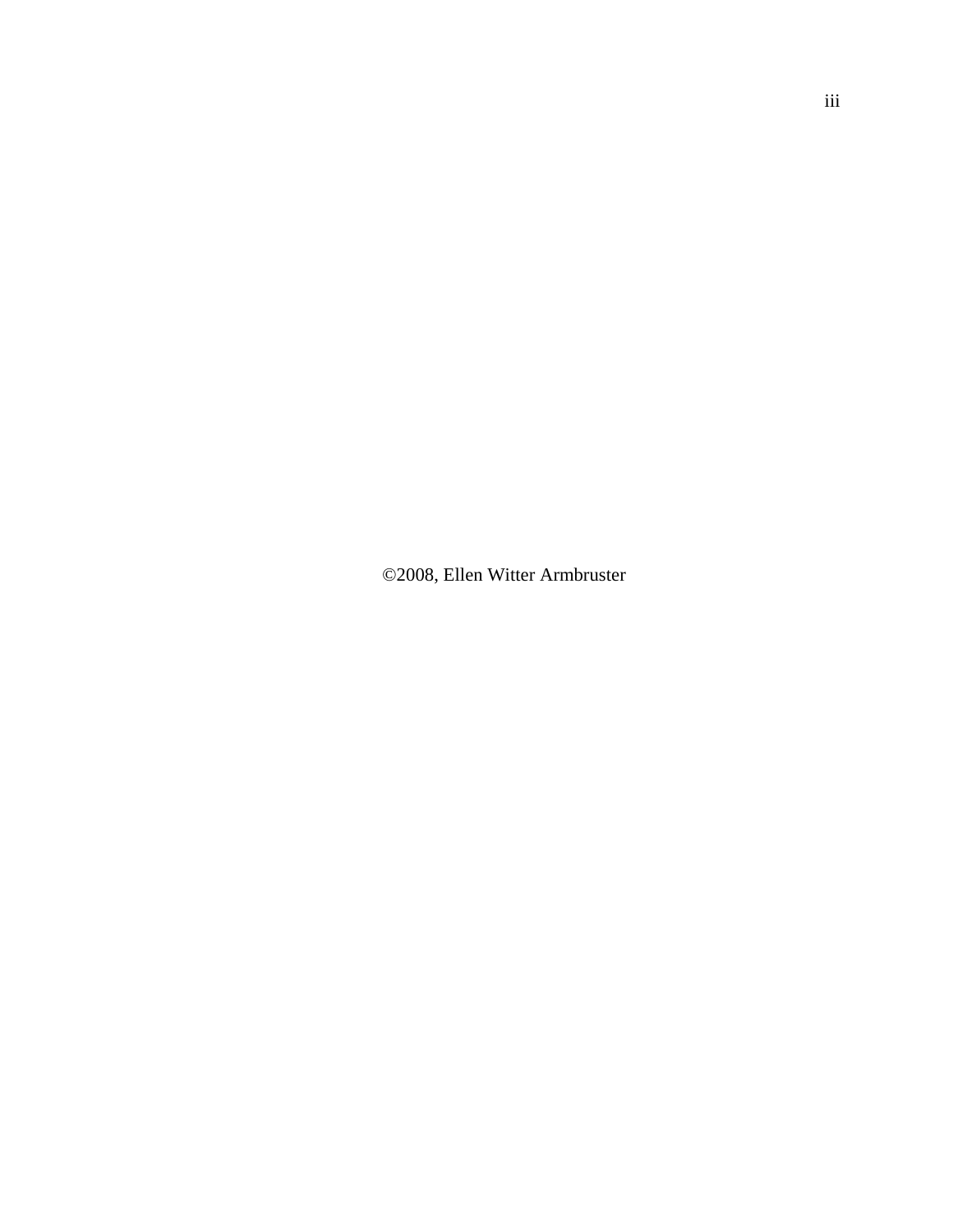©2008, Ellen Witter Armbruster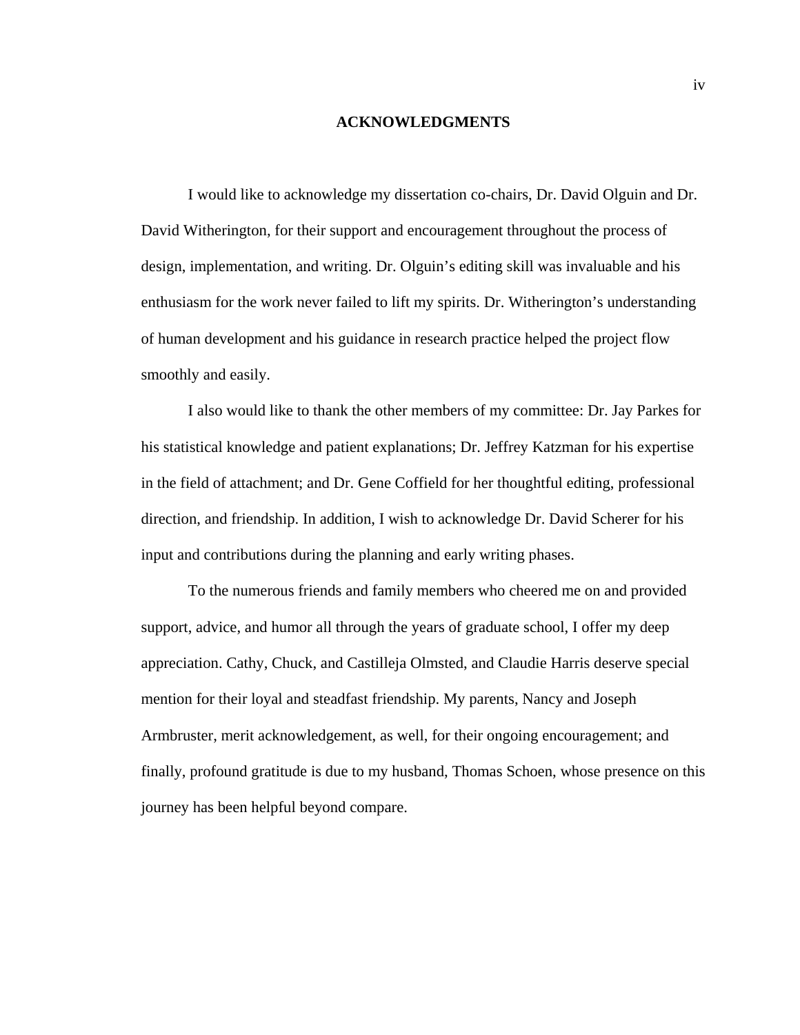## ACKNOWLEDGMENTS

I would like to acknowledge my dissertation co-chairs, Dr. David Olguin and Dr. David Witherington, for their support and encouragement throughout the process of design, implementation, and writing. Dr. Olguin's editing skill was invaluable and his enthusiasm for the work never failed to lift my spirits. Dr. Witherington's understanding of human development and his guidance in research practice helped the project flow smoothly and easily.

I also would like to thank the other members of my committee: Dr. Jay Parkes for his statistical knowledge and patient explanations; Dr. Jeffrey Katzman for his expertise in the field of attachment; and Dr. Gene Coffield for her thoughtful editing, professional direction, and friendship. In addition, I wish to acknowledge Dr. David Scherer for his input and contributions during the planning and early writing phases.

To the numerous friends and family members who cheered me on and provided support, advice, and humor all through the years of graduate school, I offer my deep appreciation. Cathy, Chuck, and Castilleja Olmsted, and Claudie Harris deserve special mention for their loyal and steadfast friendship. My parents, Nancy and Joseph Armbruster, merit acknowledgement, as well, for their ongoing encouragement; and finally, profound gratitude is due to my husband, Thomas Schoen, whose presence on this journey has been helpful beyond compare.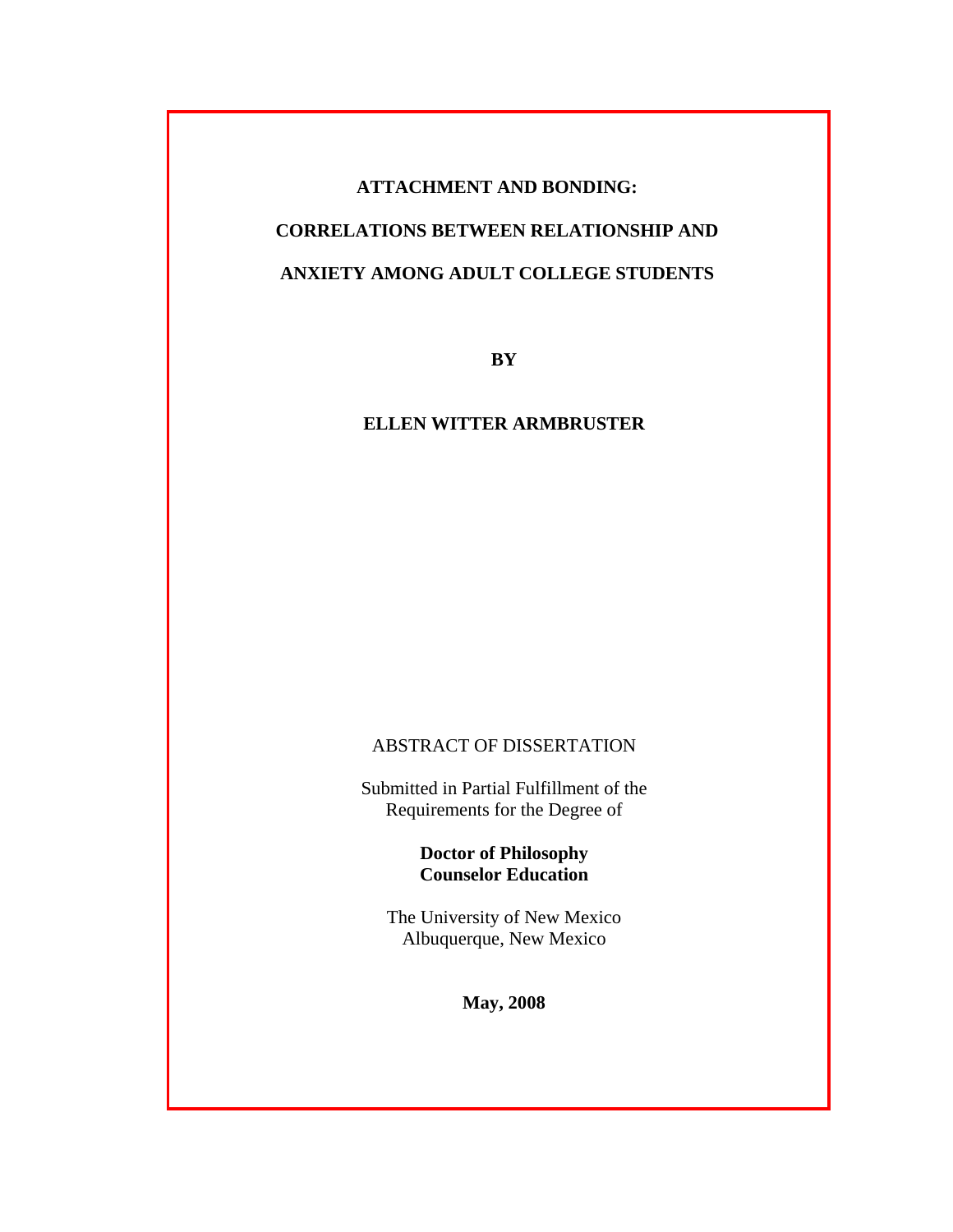**ATTACHMENT AND BONDING:**

**CORRELATIONS BETWEEN RELATIONSHIP AND**

**ANXIETY AMONG ADULT COLLEGE STUDENTS**

**BY**

**ELLEN WITTER ARMBRUSTER**

ABSTRACT OF DISSERTATION

Submitted in Partial Fulfillment of the
Requirements for the Degree of

**Doctor of Philosophy**
**Counselor Education**

The University of New Mexico
Albuquerque, New Mexico

**May, 2008**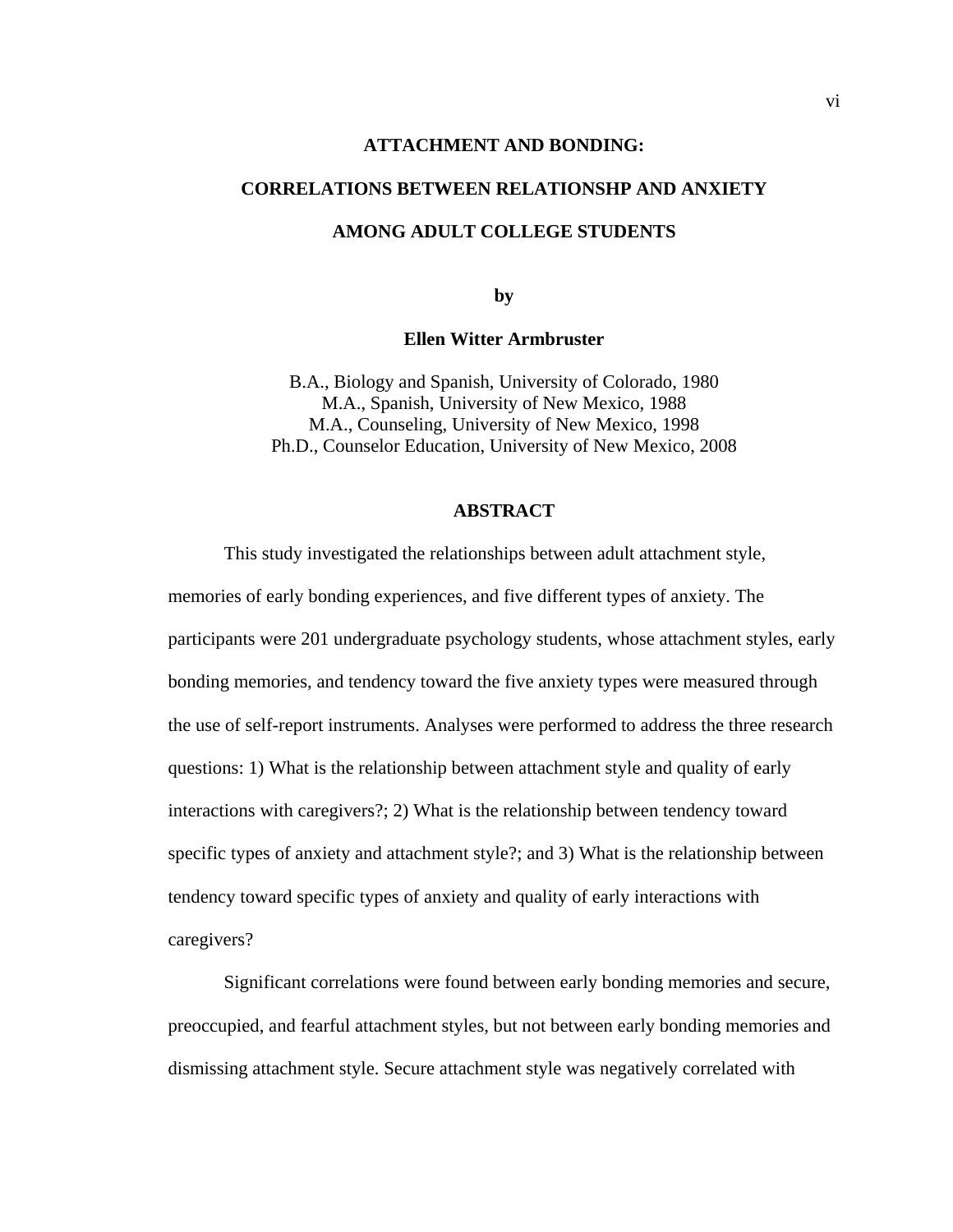**ATTACHMENT AND BONDING:**

**CORRELATIONS BETWEEN RELATIONSHP AND ANXIETY**

**AMONG ADULT COLLEGE STUDENTS**

**by**

**Ellen Witter Armbruster**

B.A., Biology and Spanish, University of Colorado, 1980
M.A., Spanish, University of New Mexico, 1988
M.A., Counseling, University of New Mexico, 1998
Ph.D., Counselor Education, University of New Mexico, 2008

## ABSTRACT

This study investigated the relationships between adult attachment style, memories of early bonding experiences, and five different types of anxiety. The participants were 201 undergraduate psychology students, whose attachment styles, early bonding memories, and tendency toward the five anxiety types were measured through the use of self-report instruments. Analyses were performed to address the three research questions: 1) What is the relationship between attachment style and quality of early interactions with caregivers?; 2) What is the relationship between tendency toward specific types of anxiety and attachment style?; and 3) What is the relationship between tendency toward specific types of anxiety and quality of early interactions with caregivers?

Significant correlations were found between early bonding memories and secure, preoccupied, and fearful attachment styles, but not between early bonding memories and dismissing attachment style. Secure attachment style was negatively correlated with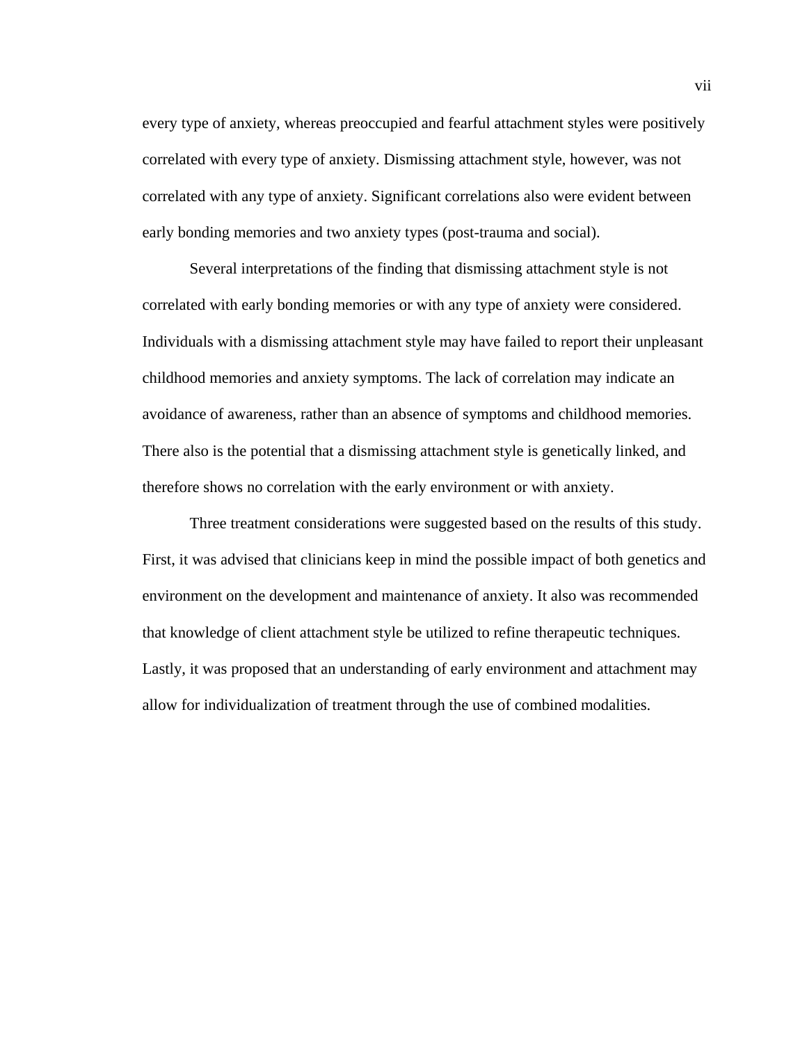every type of anxiety, whereas preoccupied and fearful attachment styles were positively correlated with every type of anxiety. Dismissing attachment style, however, was not correlated with any type of anxiety. Significant correlations also were evident between early bonding memories and two anxiety types (post-trauma and social).

Several interpretations of the finding that dismissing attachment style is not correlated with early bonding memories or with any type of anxiety were considered. Individuals with a dismissing attachment style may have failed to report their unpleasant childhood memories and anxiety symptoms. The lack of correlation may indicate an avoidance of awareness, rather than an absence of symptoms and childhood memories. There also is the potential that a dismissing attachment style is genetically linked, and therefore shows no correlation with the early environment or with anxiety.

Three treatment considerations were suggested based on the results of this study. First, it was advised that clinicians keep in mind the possible impact of both genetics and environment on the development and maintenance of anxiety. It also was recommended that knowledge of client attachment style be utilized to refine therapeutic techniques. Lastly, it was proposed that an understanding of early environment and attachment may allow for individualization of treatment through the use of combined modalities.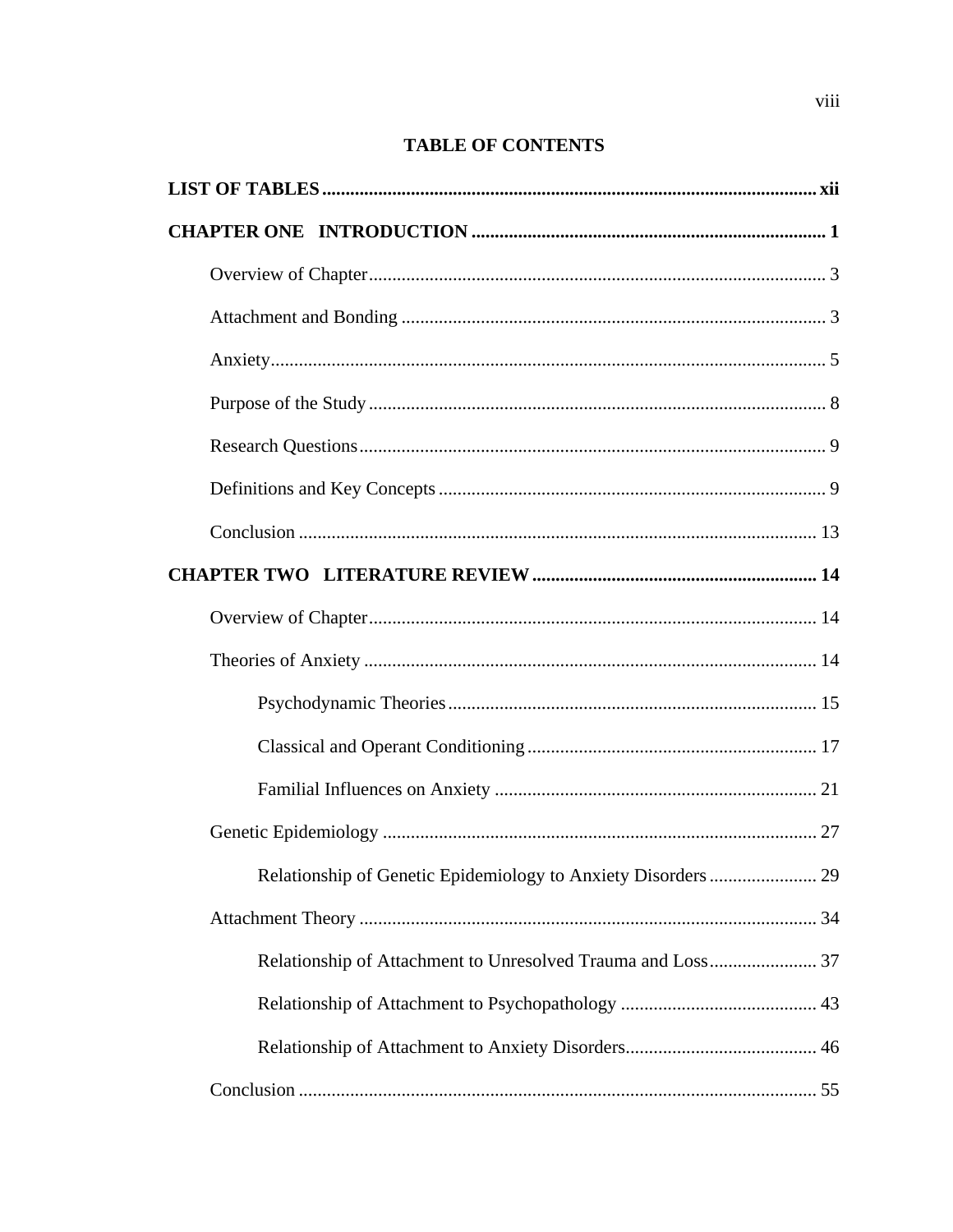# TABLE OF CONTENTS

**LIST OF TABLES** .......... **xii**

**CHAPTER ONE INTRODUCTION** .......... **1**

- Overview of Chapter .......... 3
- Attachment and Bonding .......... 3
- Anxiety .......... 5
- Purpose of the Study .......... 8
- Research Questions .......... 9
- Definitions and Key Concepts .......... 9
- Conclusion .......... 13

**CHAPTER TWO LITERATURE REVIEW** .......... **14**

- Overview of Chapter .......... 14
- Theories of Anxiety .......... 14
  - Psychodynamic Theories .......... 15
  - Classical and Operant Conditioning .......... 17
  - Familial Influences on Anxiety .......... 21
- Genetic Epidemiology .......... 27
  - Relationship of Genetic Epidemiology to Anxiety Disorders .......... 29
- Attachment Theory .......... 34
  - Relationship of Attachment to Unresolved Trauma and Loss .......... 37
  - Relationship of Attachment to Psychopathology .......... 43
  - Relationship of Attachment to Anxiety Disorders .......... 46
- Conclusion .......... 55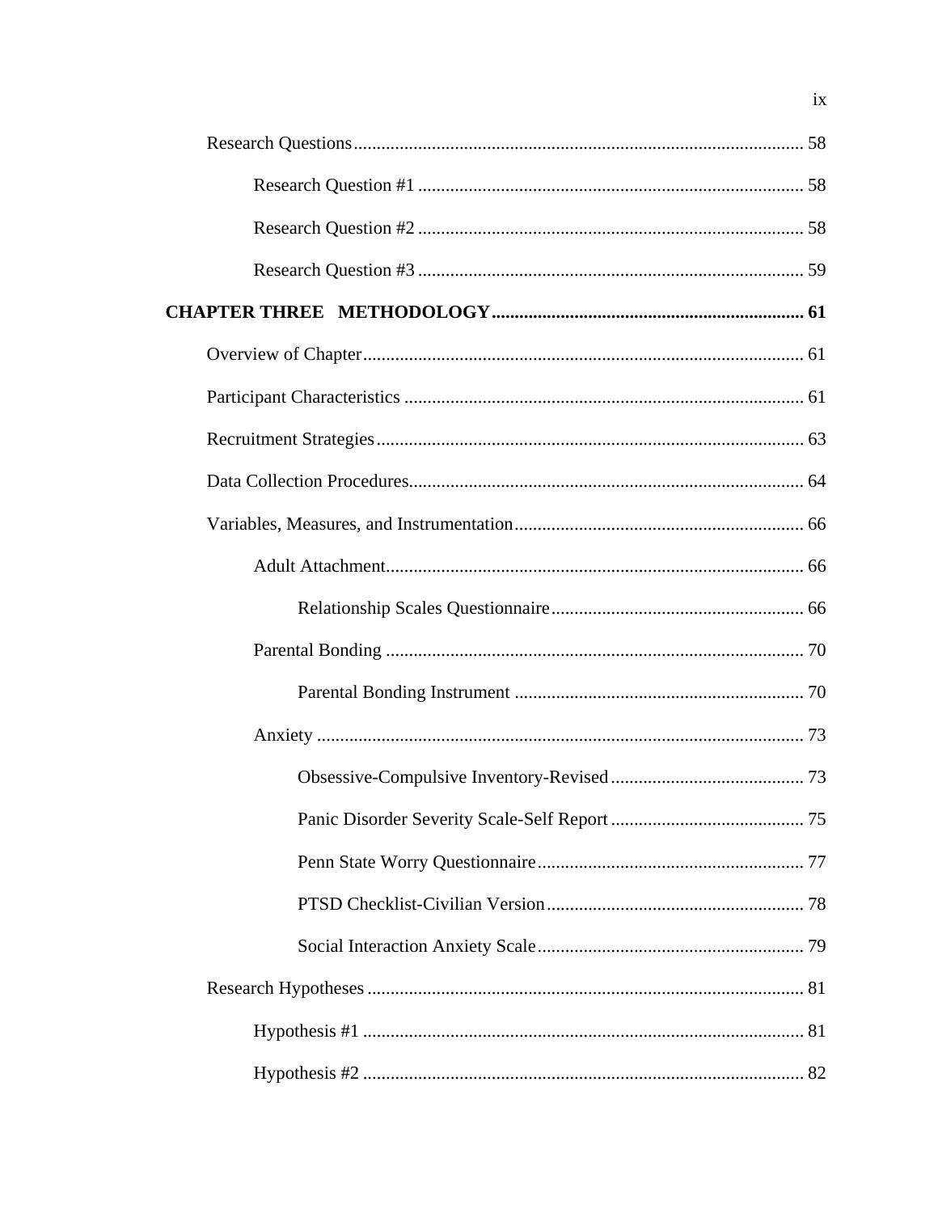Research Questions .......... 58

Research Question #1 .......... 58

Research Question #2 .......... 58

Research Question #3 .......... 59

**CHAPTER THREE METHODOLOGY .......... 61**

Overview of Chapter .......... 61

Participant Characteristics .......... 61

Recruitment Strategies .......... 63

Data Collection Procedures .......... 64

Variables, Measures, and Instrumentation .......... 66

Adult Attachment .......... 66

Relationship Scales Questionnaire .......... 66

Parental Bonding .......... 70

Parental Bonding Instrument .......... 70

Anxiety .......... 73

Obsessive-Compulsive Inventory-Revised .......... 73

Panic Disorder Severity Scale-Self Report .......... 75

Penn State Worry Questionnaire .......... 77

PTSD Checklist-Civilian Version .......... 78

Social Interaction Anxiety Scale .......... 79

Research Hypotheses .......... 81

Hypothesis #1 .......... 81

Hypothesis #2 .......... 82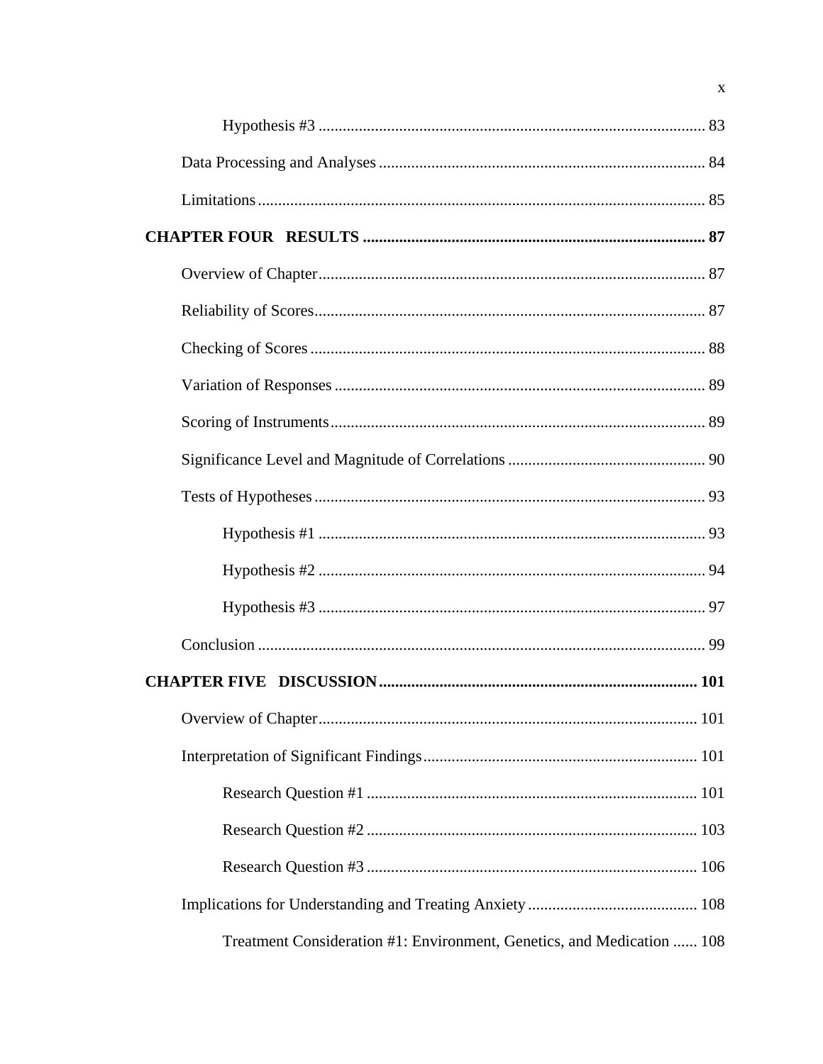Hypothesis #3 ............................................................................................... 83

Data Processing and Analyses ................................................................................ 84

Limitations ............................................................................................................. 85

**CHAPTER FOUR RESULTS .................................................................................... 87**

Overview of Chapter ............................................................................................... 87

Reliability of Scores ................................................................................................ 87

Checking of Scores ................................................................................................. 88

Variation of Responses ........................................................................................... 89

Scoring of Instruments ............................................................................................ 89

Significance Level and Magnitude of Correlations ................................................. 90

Tests of Hypotheses ................................................................................................ 93

Hypothesis #1 ............................................................................................... 93

Hypothesis #2 ............................................................................................... 94

Hypothesis #3 ............................................................................................... 97

Conclusion .............................................................................................................. 99

**CHAPTER FIVE DISCUSSION .............................................................................. 101**

Overview of Chapter ............................................................................................. 101

Interpretation of Significant Findings ................................................................... 101

Research Question #1 ................................................................................. 101

Research Question #2 ................................................................................. 103

Research Question #3 ................................................................................. 106

Implications for Understanding and Treating Anxiety .......................................... 108

Treatment Consideration #1: Environment, Genetics, and Medication ...... 108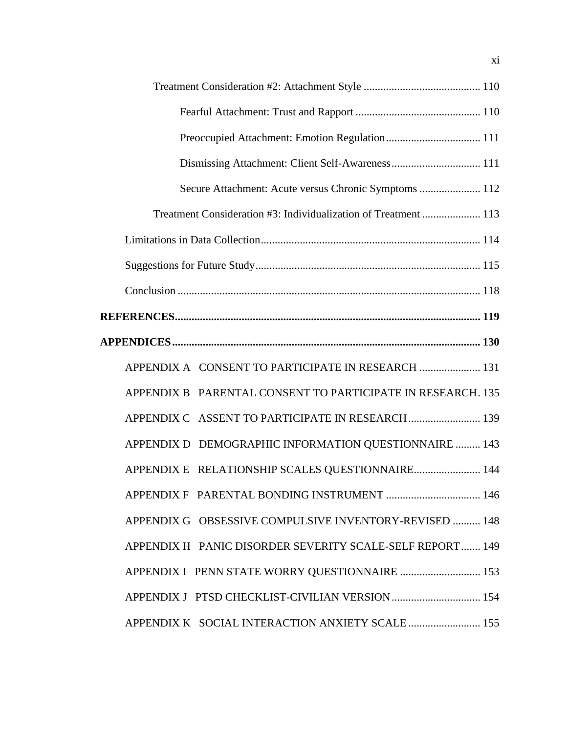Treatment Consideration #2: Attachment Style .......................................... 110

Fearful Attachment: Trust and Rapport ............................................. 110

Preoccupied Attachment: Emotion Regulation.................................. 111

Dismissing Attachment: Client Self-Awareness................................ 111

Secure Attachment: Acute versus Chronic Symptoms ...................... 112

Treatment Consideration #3: Individualization of Treatment ..................... 113

Limitations in Data Collection.............................................................................. 114

Suggestions for Future Study................................................................................ 115

Conclusion ............................................................................................................ 118

**REFERENCES............................................................................................................. 119**

**APPENDICES.............................................................................................................. 130**

APPENDIX A CONSENT TO PARTICIPATE IN RESEARCH ...................... 131

APPENDIX B PARENTAL CONSENT TO PARTICIPATE IN RESEARCH. 135

APPENDIX C ASSENT TO PARTICIPATE IN RESEARCH.......................... 139

APPENDIX D DEMOGRAPHIC INFORMATION QUESTIONNAIRE ......... 143

APPENDIX E RELATIONSHIP SCALES QUESTIONNAIRE........................ 144

APPENDIX F PARENTAL BONDING INSTRUMENT .................................. 146

APPENDIX G OBSESSIVE COMPULSIVE INVENTORY-REVISED .......... 148

APPENDIX H PANIC DISORDER SEVERITY SCALE-SELF REPORT....... 149

APPENDIX I PENN STATE WORRY QUESTIONNAIRE ............................. 153

APPENDIX J PTSD CHECKLIST-CIVILIAN VERSION................................ 154

APPENDIX K SOCIAL INTERACTION ANXIETY SCALE .......................... 155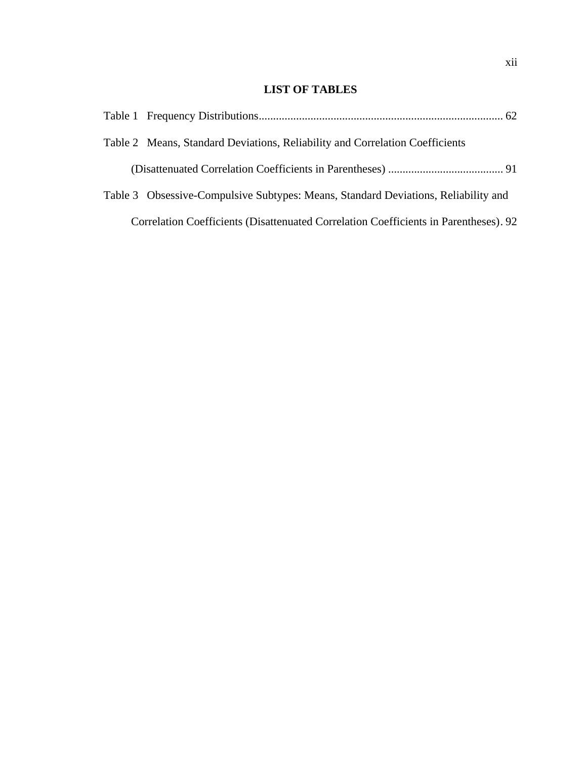## LIST OF TABLES

Table 1 Frequency Distributions........................................................................................ 62

Table 2 Means, Standard Deviations, Reliability and Correlation Coefficients (Disattenuated Correlation Coefficients in Parentheses) ........................................ 91

Table 3 Obsessive-Compulsive Subtypes: Means, Standard Deviations, Reliability and Correlation Coefficients (Disattenuated Correlation Coefficients in Parentheses). 92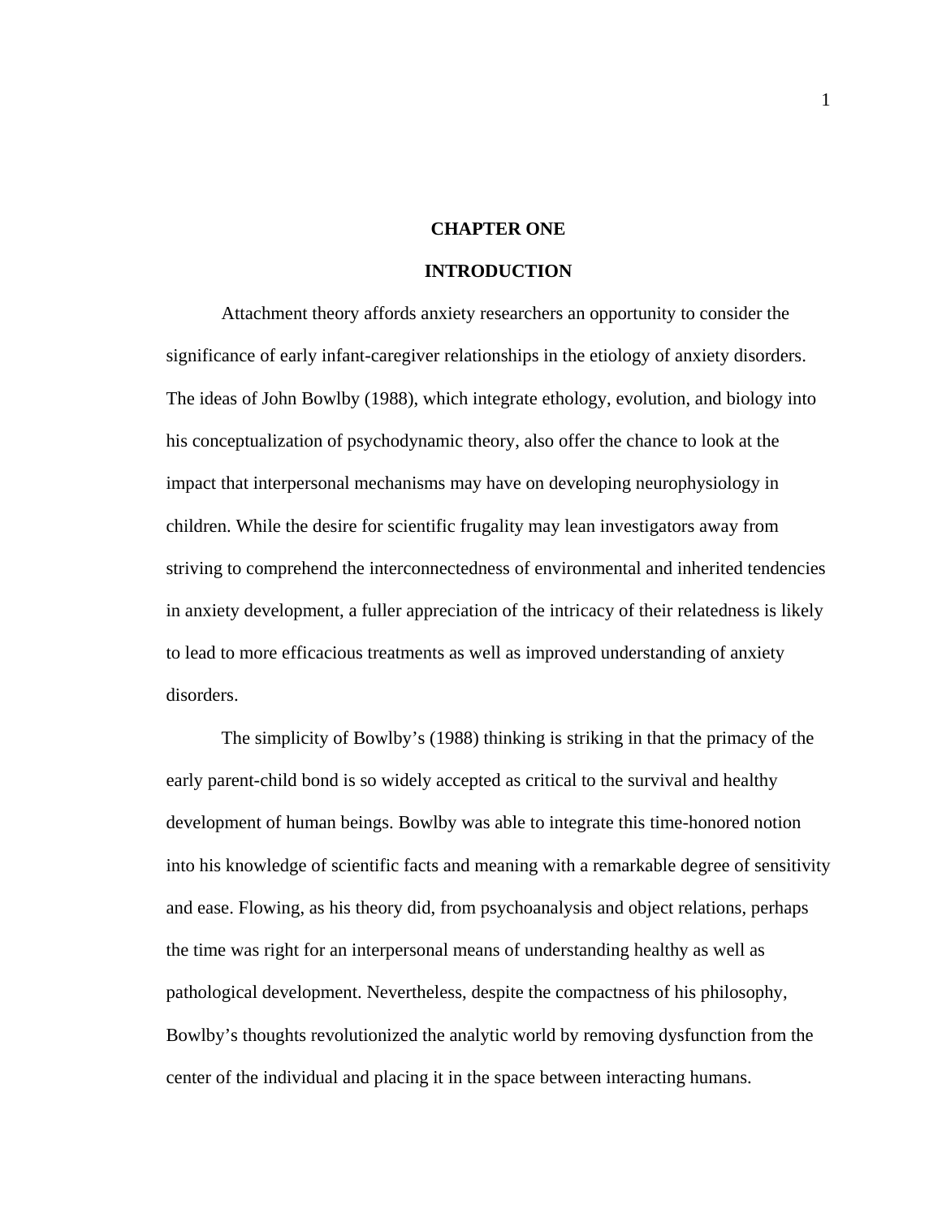# CHAPTER ONE

## INTRODUCTION

Attachment theory affords anxiety researchers an opportunity to consider the significance of early infant-caregiver relationships in the etiology of anxiety disorders. The ideas of John Bowlby (1988), which integrate ethology, evolution, and biology into his conceptualization of psychodynamic theory, also offer the chance to look at the impact that interpersonal mechanisms may have on developing neurophysiology in children. While the desire for scientific frugality may lean investigators away from striving to comprehend the interconnectedness of environmental and inherited tendencies in anxiety development, a fuller appreciation of the intricacy of their relatedness is likely to lead to more efficacious treatments as well as improved understanding of anxiety disorders.

The simplicity of Bowlby's (1988) thinking is striking in that the primacy of the early parent-child bond is so widely accepted as critical to the survival and healthy development of human beings. Bowlby was able to integrate this time-honored notion into his knowledge of scientific facts and meaning with a remarkable degree of sensitivity and ease. Flowing, as his theory did, from psychoanalysis and object relations, perhaps the time was right for an interpersonal means of understanding healthy as well as pathological development. Nevertheless, despite the compactness of his philosophy, Bowlby's thoughts revolutionized the analytic world by removing dysfunction from the center of the individual and placing it in the space between interacting humans.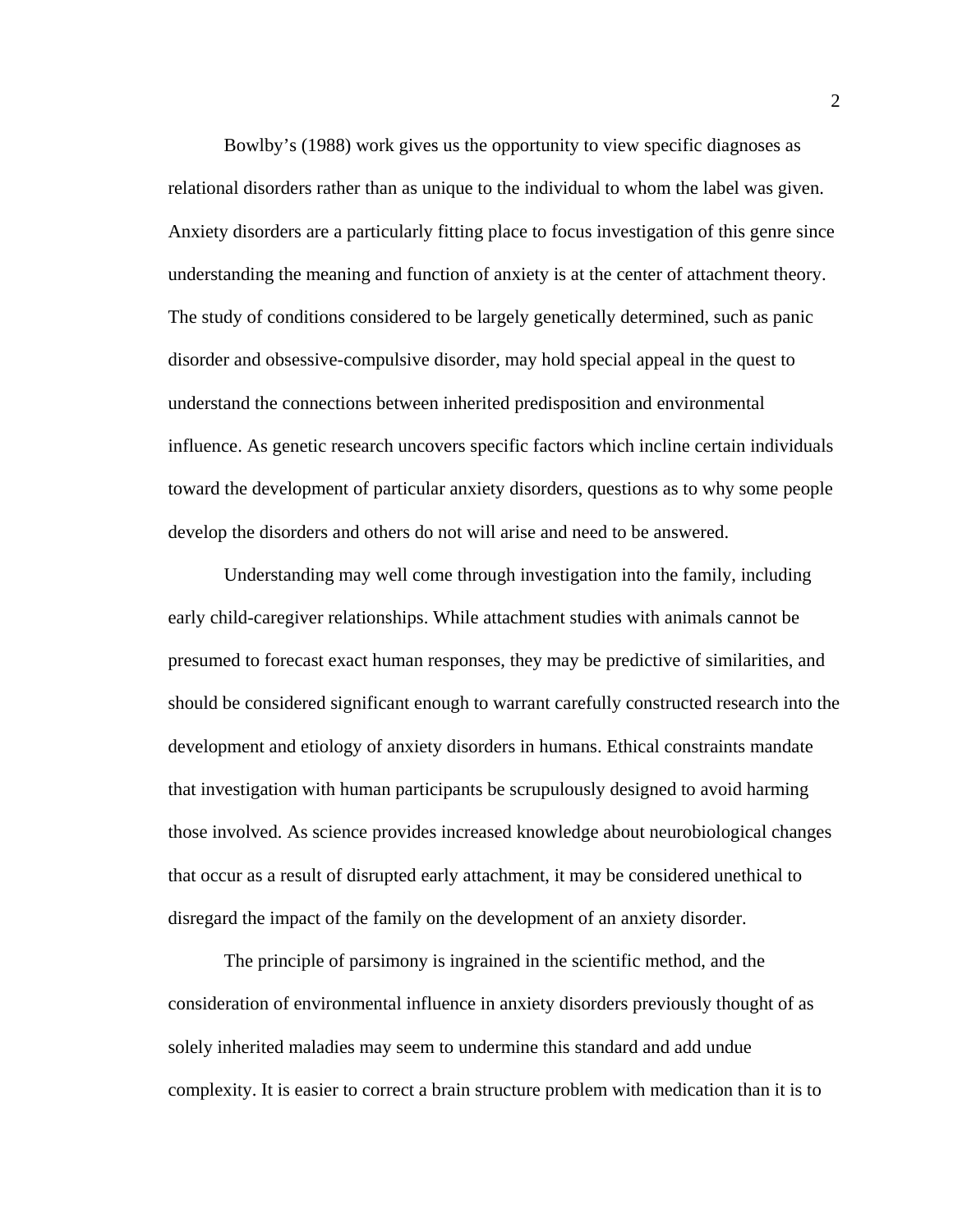Bowlby's (1988) work gives us the opportunity to view specific diagnoses as relational disorders rather than as unique to the individual to whom the label was given. Anxiety disorders are a particularly fitting place to focus investigation of this genre since understanding the meaning and function of anxiety is at the center of attachment theory. The study of conditions considered to be largely genetically determined, such as panic disorder and obsessive-compulsive disorder, may hold special appeal in the quest to understand the connections between inherited predisposition and environmental influence. As genetic research uncovers specific factors which incline certain individuals toward the development of particular anxiety disorders, questions as to why some people develop the disorders and others do not will arise and need to be answered.

Understanding may well come through investigation into the family, including early child-caregiver relationships. While attachment studies with animals cannot be presumed to forecast exact human responses, they may be predictive of similarities, and should be considered significant enough to warrant carefully constructed research into the development and etiology of anxiety disorders in humans. Ethical constraints mandate that investigation with human participants be scrupulously designed to avoid harming those involved. As science provides increased knowledge about neurobiological changes that occur as a result of disrupted early attachment, it may be considered unethical to disregard the impact of the family on the development of an anxiety disorder.

The principle of parsimony is ingrained in the scientific method, and the consideration of environmental influence in anxiety disorders previously thought of as solely inherited maladies may seem to undermine this standard and add undue complexity. It is easier to correct a brain structure problem with medication than it is to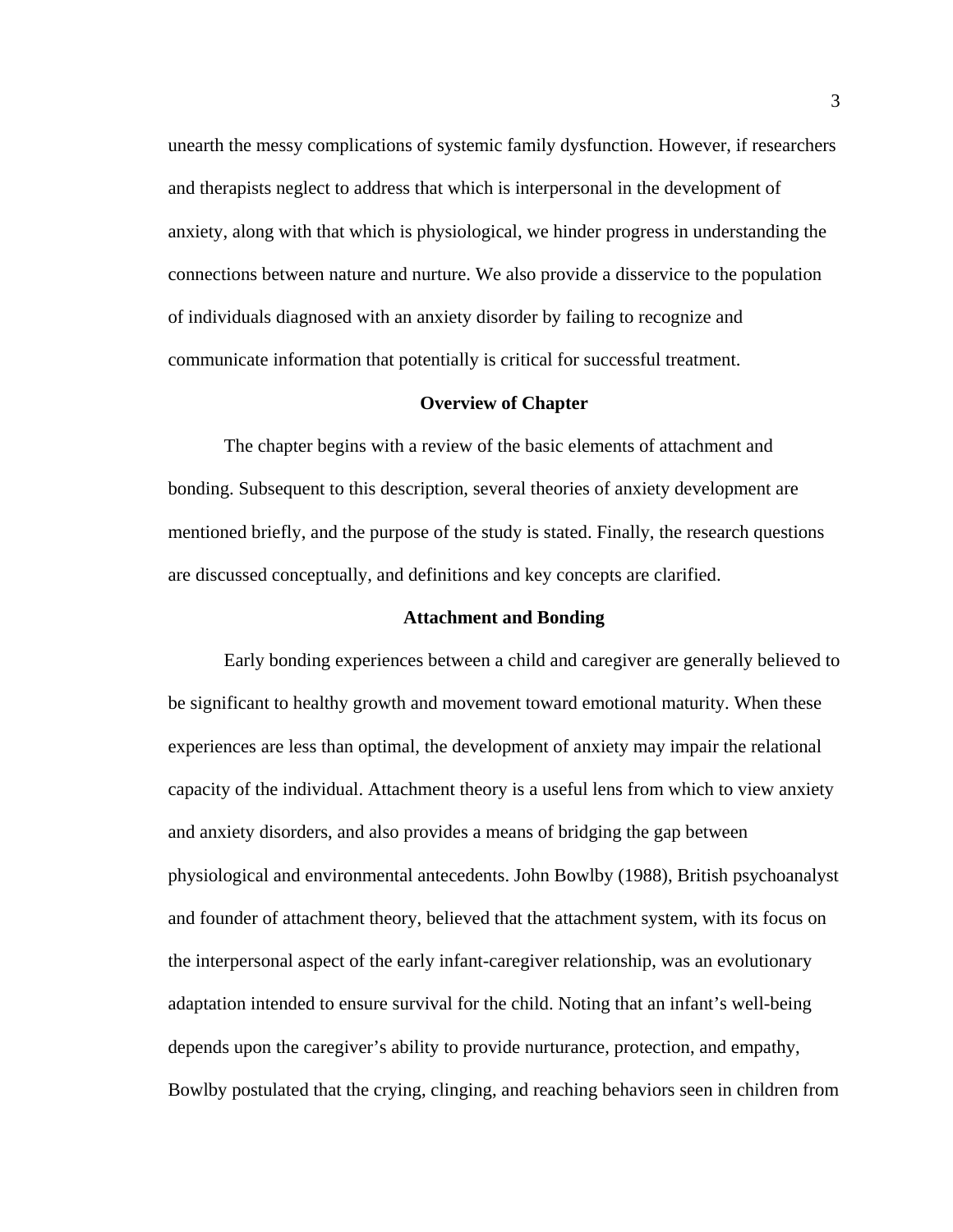unearth the messy complications of systemic family dysfunction. However, if researchers and therapists neglect to address that which is interpersonal in the development of anxiety, along with that which is physiological, we hinder progress in understanding the connections between nature and nurture. We also provide a disservice to the population of individuals diagnosed with an anxiety disorder by failing to recognize and communicate information that potentially is critical for successful treatment.

## Overview of Chapter

The chapter begins with a review of the basic elements of attachment and bonding. Subsequent to this description, several theories of anxiety development are mentioned briefly, and the purpose of the study is stated. Finally, the research questions are discussed conceptually, and definitions and key concepts are clarified.

## Attachment and Bonding

Early bonding experiences between a child and caregiver are generally believed to be significant to healthy growth and movement toward emotional maturity. When these experiences are less than optimal, the development of anxiety may impair the relational capacity of the individual. Attachment theory is a useful lens from which to view anxiety and anxiety disorders, and also provides a means of bridging the gap between physiological and environmental antecedents. John Bowlby (1988), British psychoanalyst and founder of attachment theory, believed that the attachment system, with its focus on the interpersonal aspect of the early infant-caregiver relationship, was an evolutionary adaptation intended to ensure survival for the child. Noting that an infant's well-being depends upon the caregiver's ability to provide nurturance, protection, and empathy, Bowlby postulated that the crying, clinging, and reaching behaviors seen in children from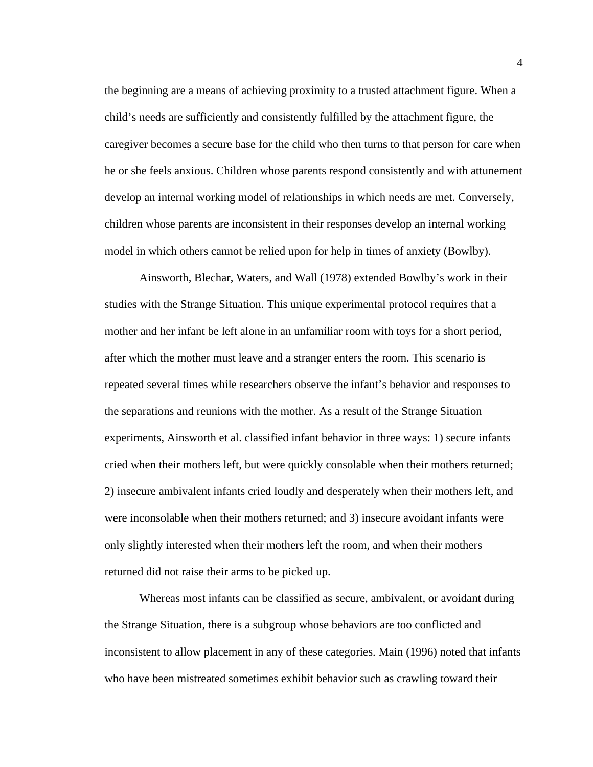the beginning are a means of achieving proximity to a trusted attachment figure. When a child's needs are sufficiently and consistently fulfilled by the attachment figure, the caregiver becomes a secure base for the child who then turns to that person for care when he or she feels anxious. Children whose parents respond consistently and with attunement develop an internal working model of relationships in which needs are met. Conversely, children whose parents are inconsistent in their responses develop an internal working model in which others cannot be relied upon for help in times of anxiety (Bowlby).

Ainsworth, Blechar, Waters, and Wall (1978) extended Bowlby's work in their studies with the Strange Situation. This unique experimental protocol requires that a mother and her infant be left alone in an unfamiliar room with toys for a short period, after which the mother must leave and a stranger enters the room. This scenario is repeated several times while researchers observe the infant's behavior and responses to the separations and reunions with the mother. As a result of the Strange Situation experiments, Ainsworth et al. classified infant behavior in three ways: 1) secure infants cried when their mothers left, but were quickly consolable when their mothers returned; 2) insecure ambivalent infants cried loudly and desperately when their mothers left, and were inconsolable when their mothers returned; and 3) insecure avoidant infants were only slightly interested when their mothers left the room, and when their mothers returned did not raise their arms to be picked up.

Whereas most infants can be classified as secure, ambivalent, or avoidant during the Strange Situation, there is a subgroup whose behaviors are too conflicted and inconsistent to allow placement in any of these categories. Main (1996) noted that infants who have been mistreated sometimes exhibit behavior such as crawling toward their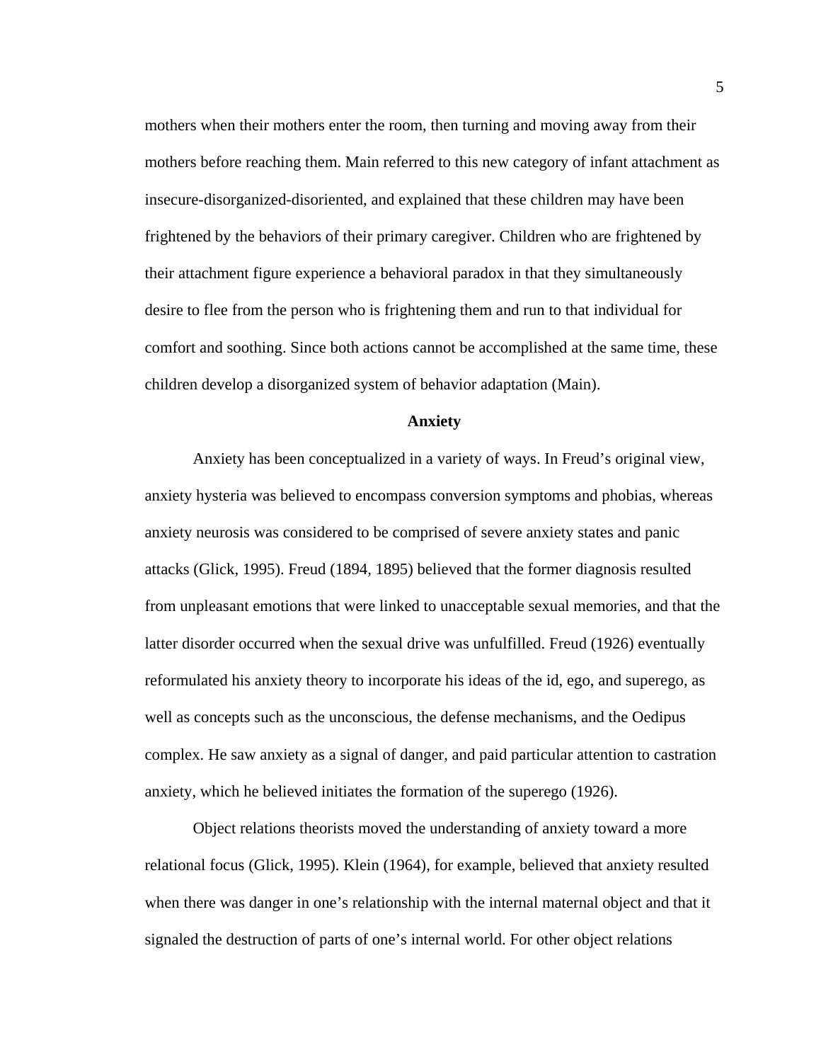mothers when their mothers enter the room, then turning and moving away from their mothers before reaching them. Main referred to this new category of infant attachment as insecure-disorganized-disoriented, and explained that these children may have been frightened by the behaviors of their primary caregiver. Children who are frightened by their attachment figure experience a behavioral paradox in that they simultaneously desire to flee from the person who is frightening them and run to that individual for comfort and soothing. Since both actions cannot be accomplished at the same time, these children develop a disorganized system of behavior adaptation (Main).

## Anxiety

Anxiety has been conceptualized in a variety of ways. In Freud's original view, anxiety hysteria was believed to encompass conversion symptoms and phobias, whereas anxiety neurosis was considered to be comprised of severe anxiety states and panic attacks (Glick, 1995). Freud (1894, 1895) believed that the former diagnosis resulted from unpleasant emotions that were linked to unacceptable sexual memories, and that the latter disorder occurred when the sexual drive was unfulfilled. Freud (1926) eventually reformulated his anxiety theory to incorporate his ideas of the id, ego, and superego, as well as concepts such as the unconscious, the defense mechanisms, and the Oedipus complex. He saw anxiety as a signal of danger, and paid particular attention to castration anxiety, which he believed initiates the formation of the superego (1926).

Object relations theorists moved the understanding of anxiety toward a more relational focus (Glick, 1995). Klein (1964), for example, believed that anxiety resulted when there was danger in one's relationship with the internal maternal object and that it signaled the destruction of parts of one's internal world. For other object relations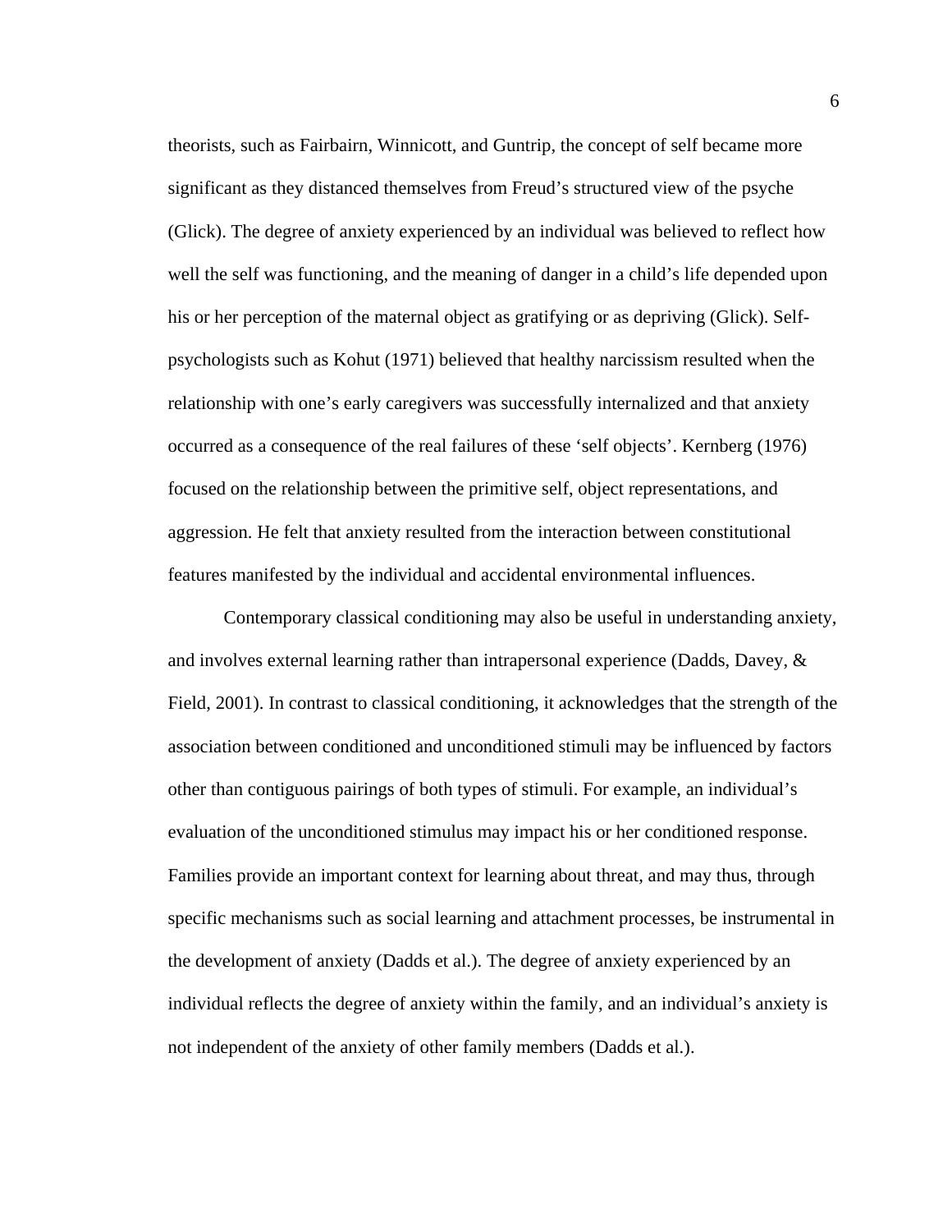theorists, such as Fairbairn, Winnicott, and Guntrip, the concept of self became more significant as they distanced themselves from Freud's structured view of the psyche (Glick). The degree of anxiety experienced by an individual was believed to reflect how well the self was functioning, and the meaning of danger in a child's life depended upon his or her perception of the maternal object as gratifying or as depriving (Glick). Self-psychologists such as Kohut (1971) believed that healthy narcissism resulted when the relationship with one's early caregivers was successfully internalized and that anxiety occurred as a consequence of the real failures of these 'self objects'. Kernberg (1976) focused on the relationship between the primitive self, object representations, and aggression. He felt that anxiety resulted from the interaction between constitutional features manifested by the individual and accidental environmental influences.

Contemporary classical conditioning may also be useful in understanding anxiety, and involves external learning rather than intrapersonal experience (Dadds, Davey, & Field, 2001). In contrast to classical conditioning, it acknowledges that the strength of the association between conditioned and unconditioned stimuli may be influenced by factors other than contiguous pairings of both types of stimuli. For example, an individual's evaluation of the unconditioned stimulus may impact his or her conditioned response. Families provide an important context for learning about threat, and may thus, through specific mechanisms such as social learning and attachment processes, be instrumental in the development of anxiety (Dadds et al.). The degree of anxiety experienced by an individual reflects the degree of anxiety within the family, and an individual's anxiety is not independent of the anxiety of other family members (Dadds et al.).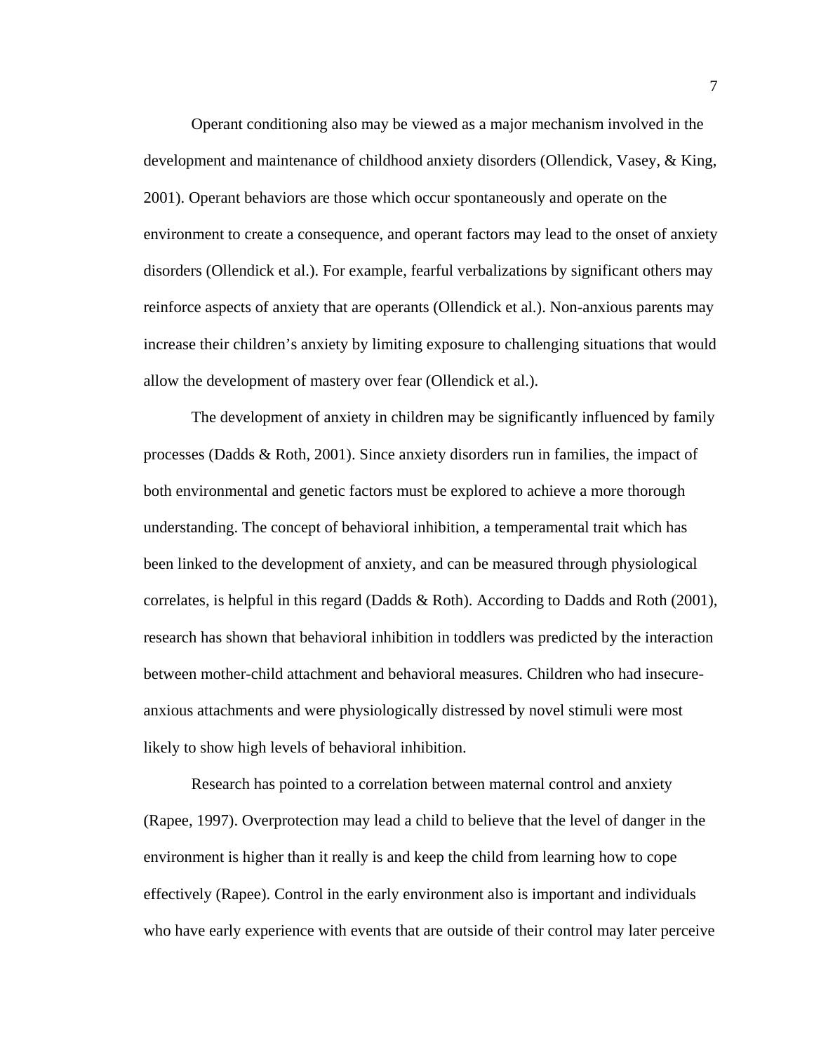Operant conditioning also may be viewed as a major mechanism involved in the development and maintenance of childhood anxiety disorders (Ollendick, Vasey, & King, 2001). Operant behaviors are those which occur spontaneously and operate on the environment to create a consequence, and operant factors may lead to the onset of anxiety disorders (Ollendick et al.). For example, fearful verbalizations by significant others may reinforce aspects of anxiety that are operants (Ollendick et al.). Non-anxious parents may increase their children's anxiety by limiting exposure to challenging situations that would allow the development of mastery over fear (Ollendick et al.).

The development of anxiety in children may be significantly influenced by family processes (Dadds & Roth, 2001). Since anxiety disorders run in families, the impact of both environmental and genetic factors must be explored to achieve a more thorough understanding. The concept of behavioral inhibition, a temperamental trait which has been linked to the development of anxiety, and can be measured through physiological correlates, is helpful in this regard (Dadds & Roth). According to Dadds and Roth (2001), research has shown that behavioral inhibition in toddlers was predicted by the interaction between mother-child attachment and behavioral measures. Children who had insecure-anxious attachments and were physiologically distressed by novel stimuli were most likely to show high levels of behavioral inhibition.

Research has pointed to a correlation between maternal control and anxiety (Rapee, 1997). Overprotection may lead a child to believe that the level of danger in the environment is higher than it really is and keep the child from learning how to cope effectively (Rapee). Control in the early environment also is important and individuals who have early experience with events that are outside of their control may later perceive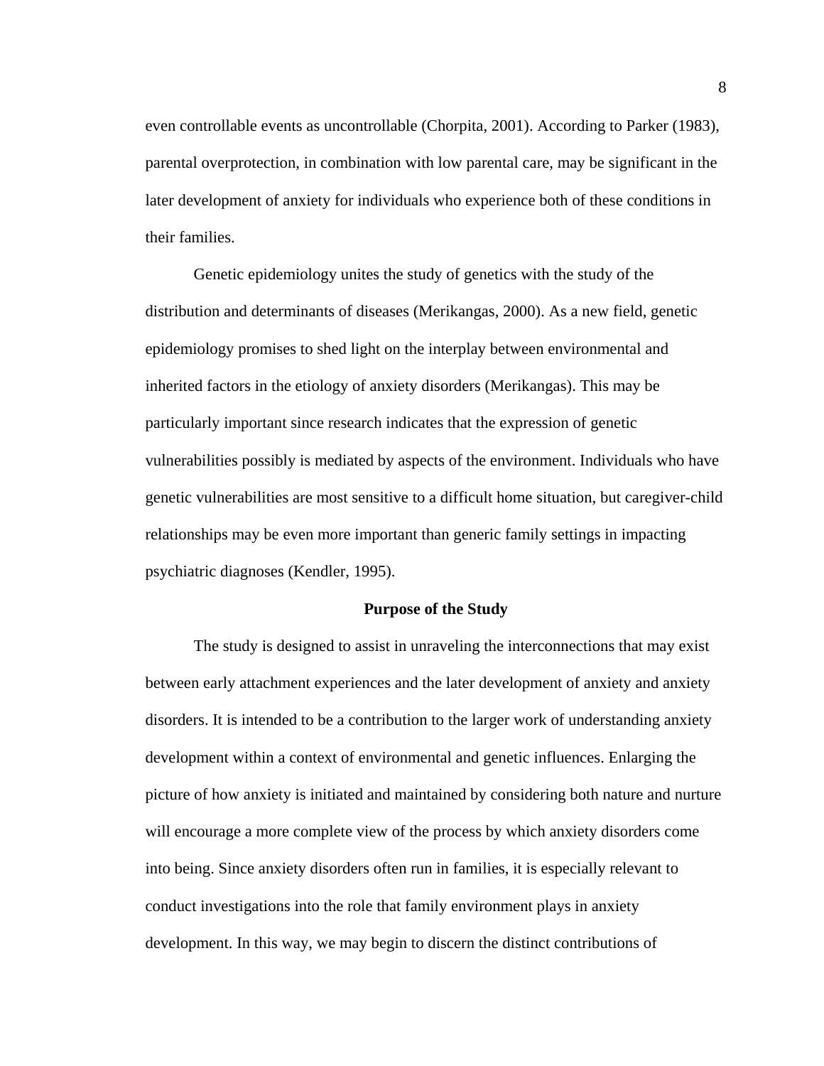even controllable events as uncontrollable (Chorpita, 2001). According to Parker (1983), parental overprotection, in combination with low parental care, may be significant in the later development of anxiety for individuals who experience both of these conditions in their families.

Genetic epidemiology unites the study of genetics with the study of the distribution and determinants of diseases (Merikangas, 2000). As a new field, genetic epidemiology promises to shed light on the interplay between environmental and inherited factors in the etiology of anxiety disorders (Merikangas). This may be particularly important since research indicates that the expression of genetic vulnerabilities possibly is mediated by aspects of the environment. Individuals who have genetic vulnerabilities are most sensitive to a difficult home situation, but caregiver-child relationships may be even more important than generic family settings in impacting psychiatric diagnoses (Kendler, 1995).

## Purpose of the Study

The study is designed to assist in unraveling the interconnections that may exist between early attachment experiences and the later development of anxiety and anxiety disorders. It is intended to be a contribution to the larger work of understanding anxiety development within a context of environmental and genetic influences. Enlarging the picture of how anxiety is initiated and maintained by considering both nature and nurture will encourage a more complete view of the process by which anxiety disorders come into being. Since anxiety disorders often run in families, it is especially relevant to conduct investigations into the role that family environment plays in anxiety development. In this way, we may begin to discern the distinct contributions of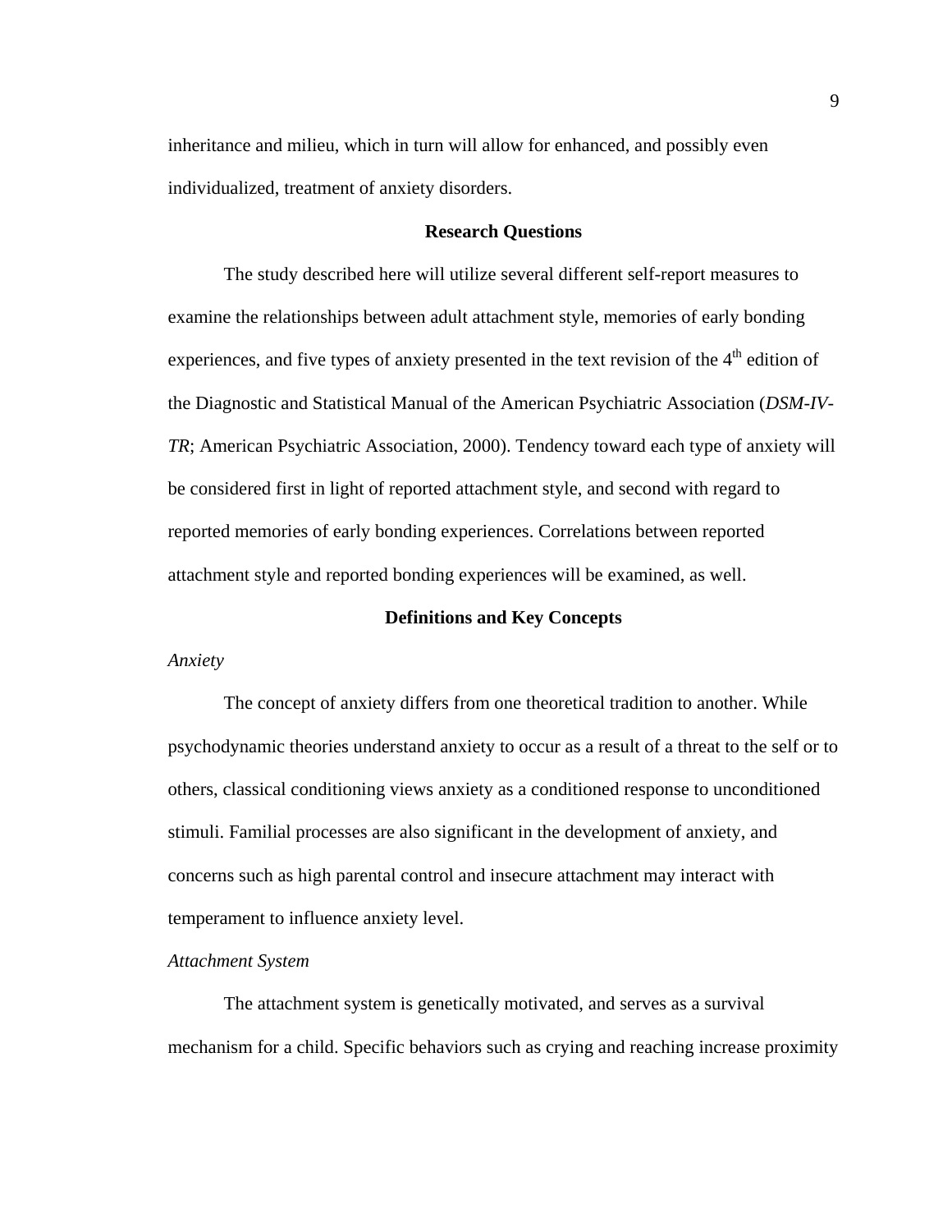inheritance and milieu, which in turn will allow for enhanced, and possibly even individualized, treatment of anxiety disorders.

## Research Questions

The study described here will utilize several different self-report measures to examine the relationships between adult attachment style, memories of early bonding experiences, and five types of anxiety presented in the text revision of the 4th edition of the Diagnostic and Statistical Manual of the American Psychiatric Association (*DSM-IV-TR*; American Psychiatric Association, 2000). Tendency toward each type of anxiety will be considered first in light of reported attachment style, and second with regard to reported memories of early bonding experiences. Correlations between reported attachment style and reported bonding experiences will be examined, as well.

## Definitions and Key Concepts

### *Anxiety*

The concept of anxiety differs from one theoretical tradition to another. While psychodynamic theories understand anxiety to occur as a result of a threat to the self or to others, classical conditioning views anxiety as a conditioned response to unconditioned stimuli. Familial processes are also significant in the development of anxiety, and concerns such as high parental control and insecure attachment may interact with temperament to influence anxiety level.

### *Attachment System*

The attachment system is genetically motivated, and serves as a survival mechanism for a child. Specific behaviors such as crying and reaching increase proximity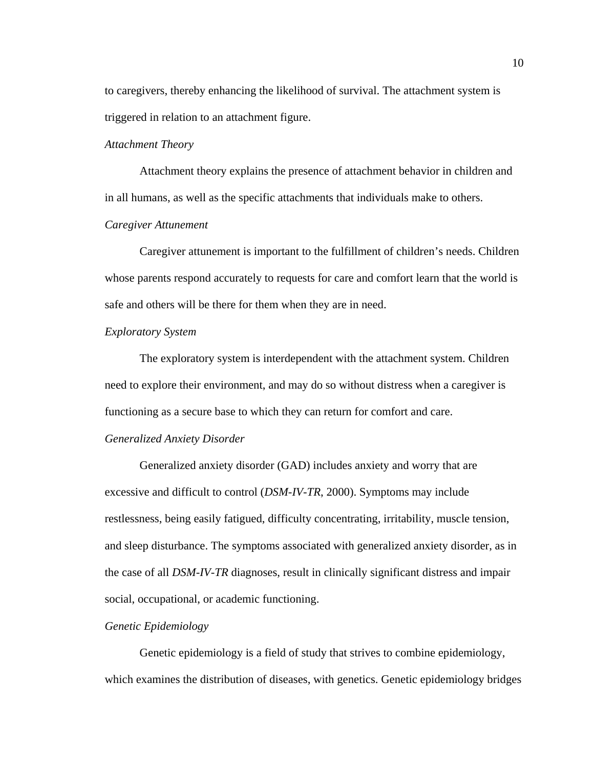to caregivers, thereby enhancing the likelihood of survival. The attachment system is triggered in relation to an attachment figure.

*Attachment Theory*

Attachment theory explains the presence of attachment behavior in children and in all humans, as well as the specific attachments that individuals make to others.

*Caregiver Attunement*

Caregiver attunement is important to the fulfillment of children's needs. Children whose parents respond accurately to requests for care and comfort learn that the world is safe and others will be there for them when they are in need.

*Exploratory System*

The exploratory system is interdependent with the attachment system. Children need to explore their environment, and may do so without distress when a caregiver is functioning as a secure base to which they can return for comfort and care.

*Generalized Anxiety Disorder*

Generalized anxiety disorder (GAD) includes anxiety and worry that are excessive and difficult to control (*DSM-IV-TR*, 2000). Symptoms may include restlessness, being easily fatigued, difficulty concentrating, irritability, muscle tension, and sleep disturbance. The symptoms associated with generalized anxiety disorder, as in the case of all *DSM-IV-TR* diagnoses, result in clinically significant distress and impair social, occupational, or academic functioning.

*Genetic Epidemiology*

Genetic epidemiology is a field of study that strives to combine epidemiology, which examines the distribution of diseases, with genetics. Genetic epidemiology bridges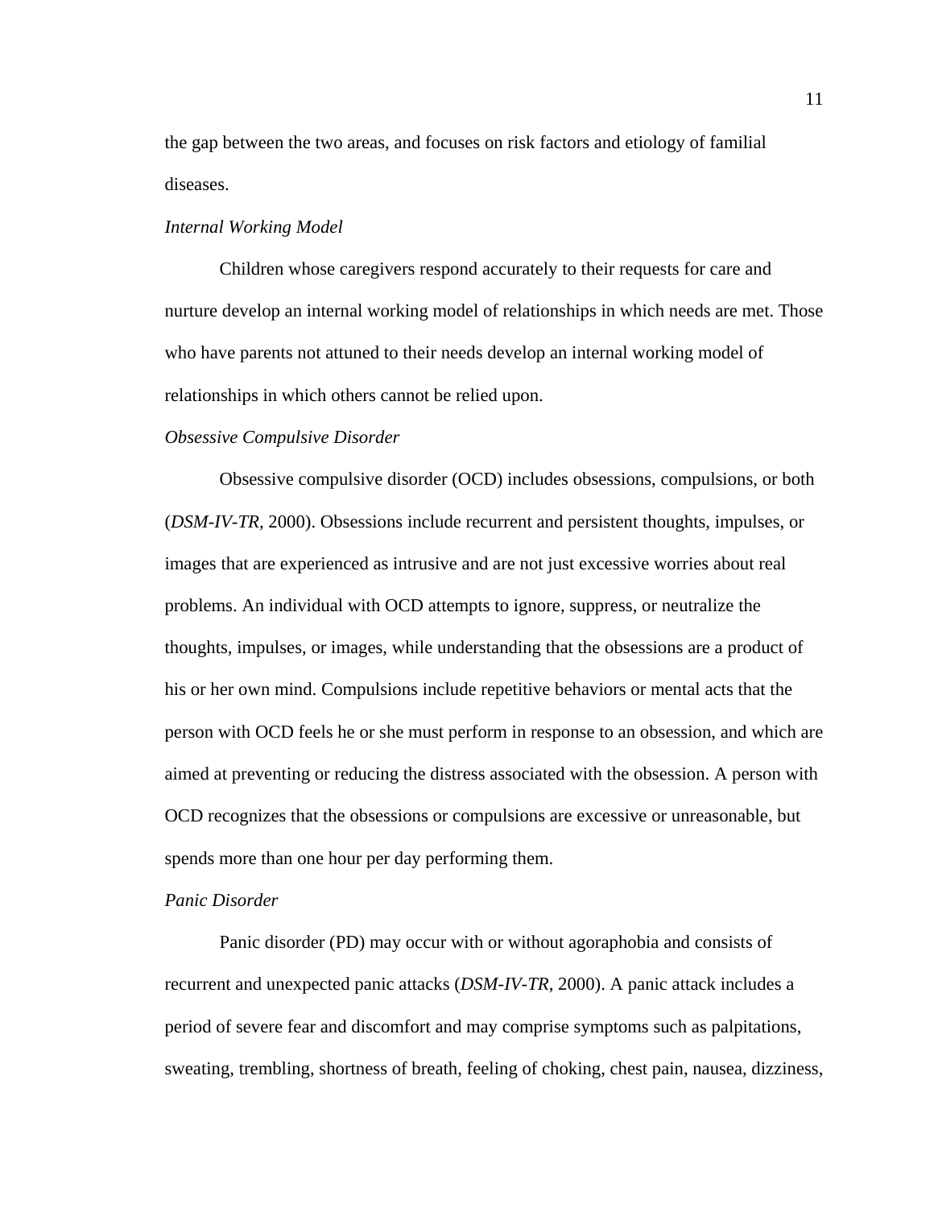the gap between the two areas, and focuses on risk factors and etiology of familial diseases.

*Internal Working Model*

Children whose caregivers respond accurately to their requests for care and nurture develop an internal working model of relationships in which needs are met. Those who have parents not attuned to their needs develop an internal working model of relationships in which others cannot be relied upon.

*Obsessive Compulsive Disorder*

Obsessive compulsive disorder (OCD) includes obsessions, compulsions, or both (*DSM-IV-TR*, 2000). Obsessions include recurrent and persistent thoughts, impulses, or images that are experienced as intrusive and are not just excessive worries about real problems. An individual with OCD attempts to ignore, suppress, or neutralize the thoughts, impulses, or images, while understanding that the obsessions are a product of his or her own mind. Compulsions include repetitive behaviors or mental acts that the person with OCD feels he or she must perform in response to an obsession, and which are aimed at preventing or reducing the distress associated with the obsession. A person with OCD recognizes that the obsessions or compulsions are excessive or unreasonable, but spends more than one hour per day performing them.

*Panic Disorder*

Panic disorder (PD) may occur with or without agoraphobia and consists of recurrent and unexpected panic attacks (*DSM-IV-TR*, 2000). A panic attack includes a period of severe fear and discomfort and may comprise symptoms such as palpitations, sweating, trembling, shortness of breath, feeling of choking, chest pain, nausea, dizziness,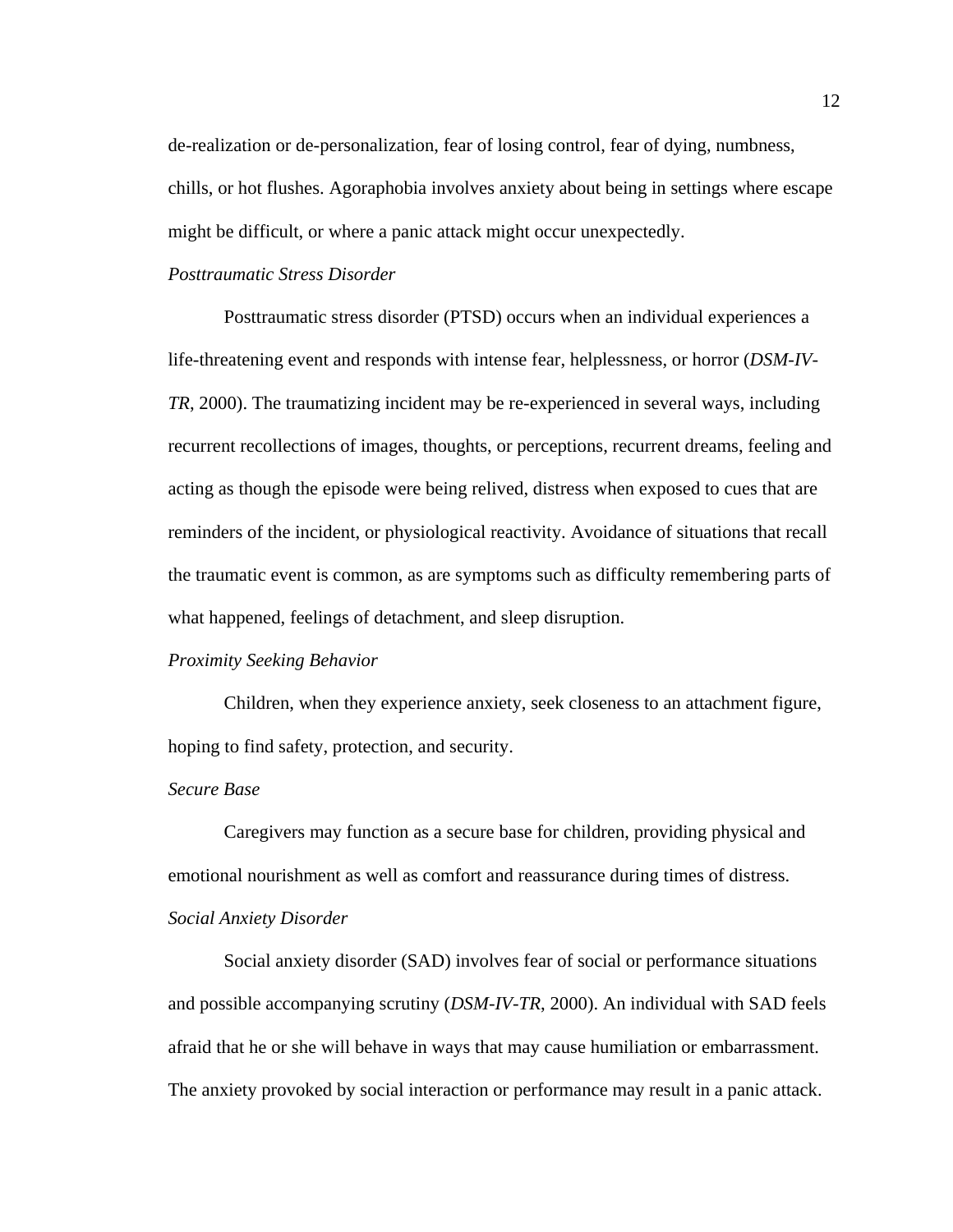de-realization or de-personalization, fear of losing control, fear of dying, numbness, chills, or hot flushes. Agoraphobia involves anxiety about being in settings where escape might be difficult, or where a panic attack might occur unexpectedly.

### *Posttraumatic Stress Disorder*

Posttraumatic stress disorder (PTSD) occurs when an individual experiences a life-threatening event and responds with intense fear, helplessness, or horror (*DSM-IV-TR*, 2000). The traumatizing incident may be re-experienced in several ways, including recurrent recollections of images, thoughts, or perceptions, recurrent dreams, feeling and acting as though the episode were being relived, distress when exposed to cues that are reminders of the incident, or physiological reactivity. Avoidance of situations that recall the traumatic event is common, as are symptoms such as difficulty remembering parts of what happened, feelings of detachment, and sleep disruption.

### *Proximity Seeking Behavior*

Children, when they experience anxiety, seek closeness to an attachment figure, hoping to find safety, protection, and security.

### *Secure Base*

Caregivers may function as a secure base for children, providing physical and emotional nourishment as well as comfort and reassurance during times of distress.

### *Social Anxiety Disorder*

Social anxiety disorder (SAD) involves fear of social or performance situations and possible accompanying scrutiny (*DSM-IV-TR*, 2000). An individual with SAD feels afraid that he or she will behave in ways that may cause humiliation or embarrassment. The anxiety provoked by social interaction or performance may result in a panic attack.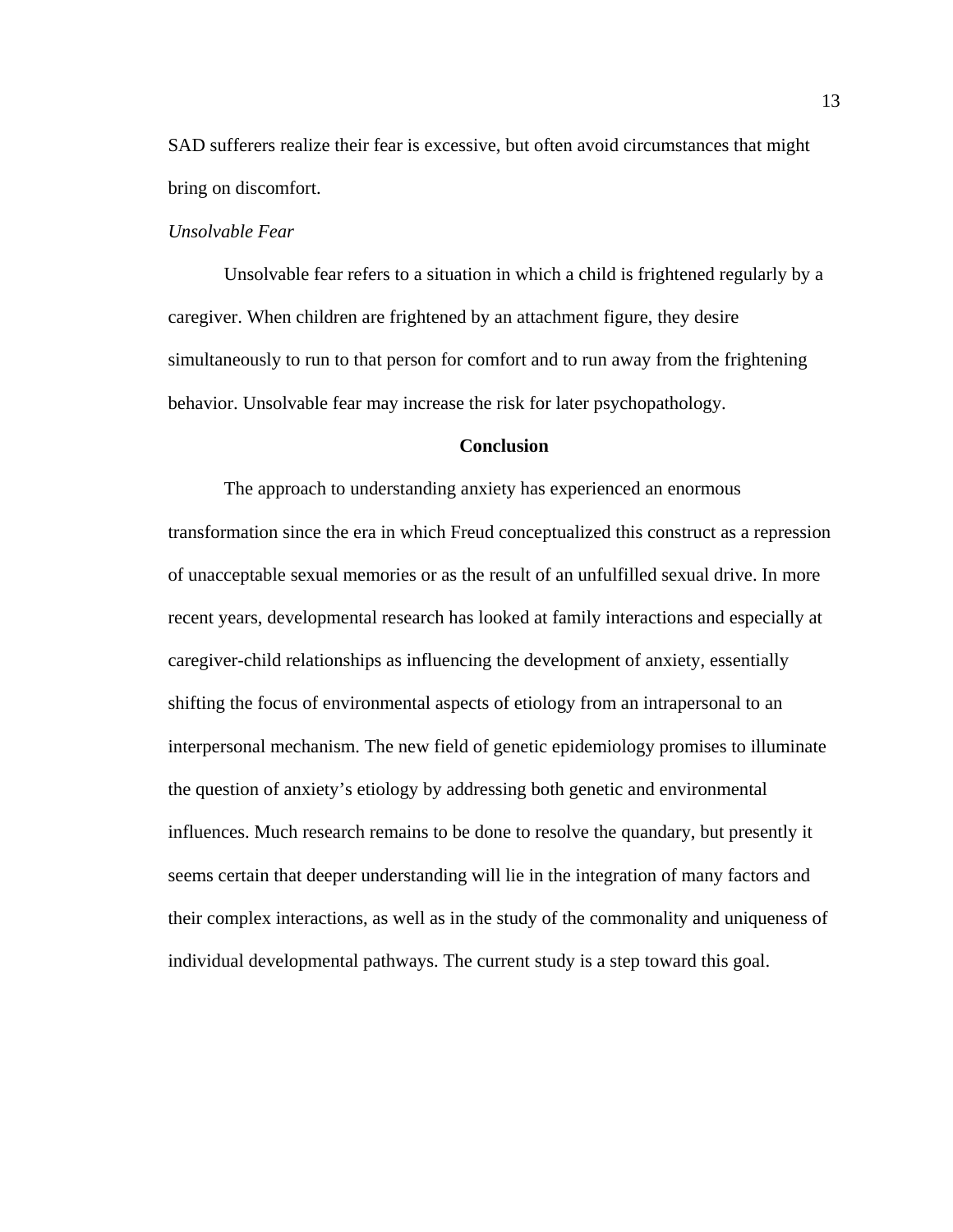SAD sufferers realize their fear is excessive, but often avoid circumstances that might bring on discomfort.

### *Unsolvable Fear*

Unsolvable fear refers to a situation in which a child is frightened regularly by a caregiver. When children are frightened by an attachment figure, they desire simultaneously to run to that person for comfort and to run away from the frightening behavior. Unsolvable fear may increase the risk for later psychopathology.

## Conclusion

The approach to understanding anxiety has experienced an enormous transformation since the era in which Freud conceptualized this construct as a repression of unacceptable sexual memories or as the result of an unfulfilled sexual drive. In more recent years, developmental research has looked at family interactions and especially at caregiver-child relationships as influencing the development of anxiety, essentially shifting the focus of environmental aspects of etiology from an intrapersonal to an interpersonal mechanism. The new field of genetic epidemiology promises to illuminate the question of anxiety's etiology by addressing both genetic and environmental influences. Much research remains to be done to resolve the quandary, but presently it seems certain that deeper understanding will lie in the integration of many factors and their complex interactions, as well as in the study of the commonality and uniqueness of individual developmental pathways. The current study is a step toward this goal.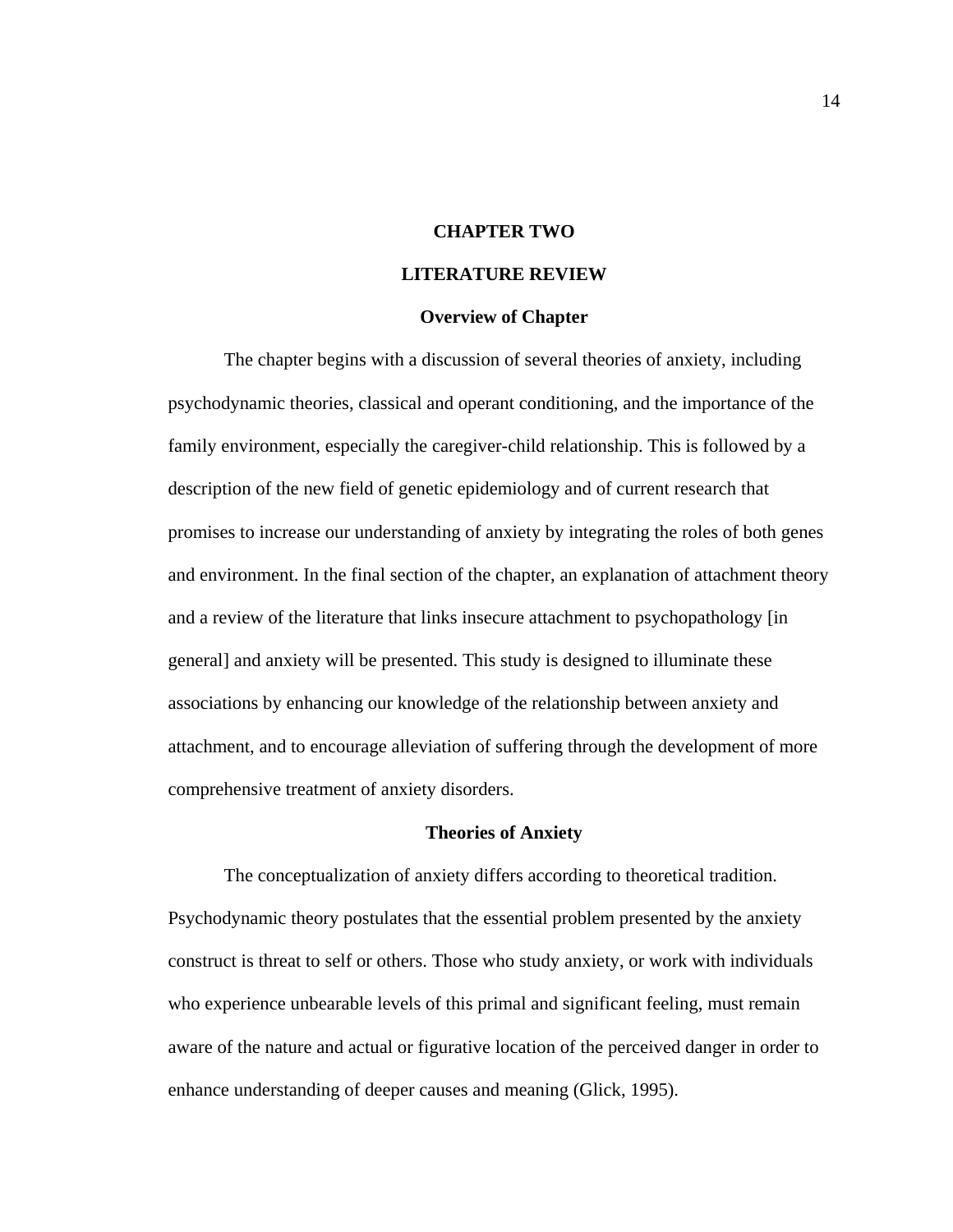# CHAPTER TWO

# LITERATURE REVIEW

## Overview of Chapter

The chapter begins with a discussion of several theories of anxiety, including psychodynamic theories, classical and operant conditioning, and the importance of the family environment, especially the caregiver-child relationship. This is followed by a description of the new field of genetic epidemiology and of current research that promises to increase our understanding of anxiety by integrating the roles of both genes and environment. In the final section of the chapter, an explanation of attachment theory and a review of the literature that links insecure attachment to psychopathology [in general] and anxiety will be presented. This study is designed to illuminate these associations by enhancing our knowledge of the relationship between anxiety and attachment, and to encourage alleviation of suffering through the development of more comprehensive treatment of anxiety disorders.

## Theories of Anxiety

The conceptualization of anxiety differs according to theoretical tradition. Psychodynamic theory postulates that the essential problem presented by the anxiety construct is threat to self or others. Those who study anxiety, or work with individuals who experience unbearable levels of this primal and significant feeling, must remain aware of the nature and actual or figurative location of the perceived danger in order to enhance understanding of deeper causes and meaning (Glick, 1995).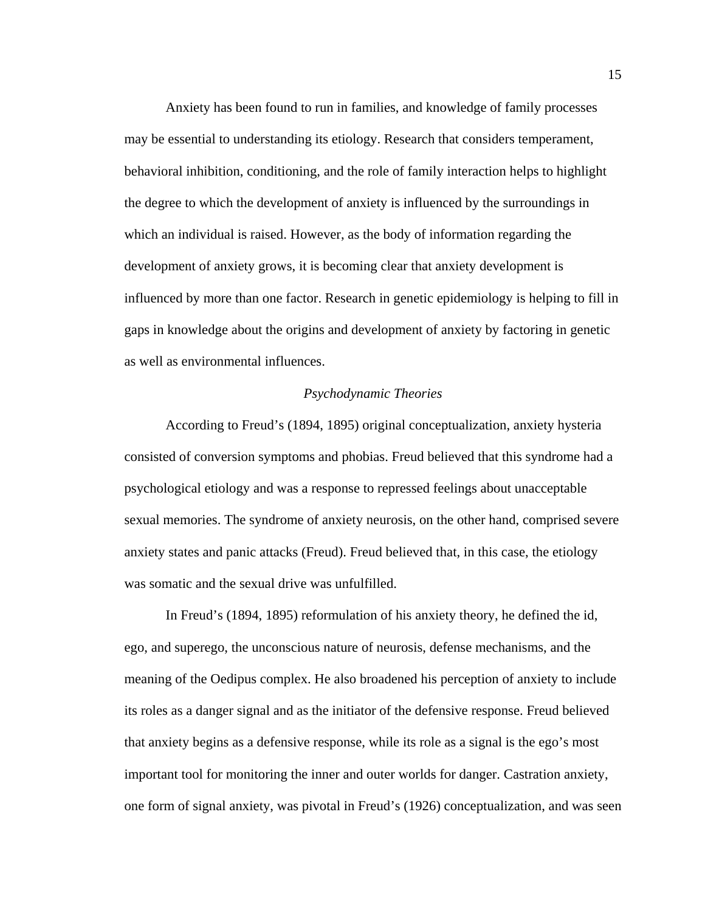Anxiety has been found to run in families, and knowledge of family processes may be essential to understanding its etiology. Research that considers temperament, behavioral inhibition, conditioning, and the role of family interaction helps to highlight the degree to which the development of anxiety is influenced by the surroundings in which an individual is raised. However, as the body of information regarding the development of anxiety grows, it is becoming clear that anxiety development is influenced by more than one factor. Research in genetic epidemiology is helping to fill in gaps in knowledge about the origins and development of anxiety by factoring in genetic as well as environmental influences.

### *Psychodynamic Theories*

According to Freud's (1894, 1895) original conceptualization, anxiety hysteria consisted of conversion symptoms and phobias. Freud believed that this syndrome had a psychological etiology and was a response to repressed feelings about unacceptable sexual memories. The syndrome of anxiety neurosis, on the other hand, comprised severe anxiety states and panic attacks (Freud). Freud believed that, in this case, the etiology was somatic and the sexual drive was unfulfilled.

In Freud's (1894, 1895) reformulation of his anxiety theory, he defined the id, ego, and superego, the unconscious nature of neurosis, defense mechanisms, and the meaning of the Oedipus complex. He also broadened his perception of anxiety to include its roles as a danger signal and as the initiator of the defensive response. Freud believed that anxiety begins as a defensive response, while its role as a signal is the ego's most important tool for monitoring the inner and outer worlds for danger. Castration anxiety, one form of signal anxiety, was pivotal in Freud's (1926) conceptualization, and was seen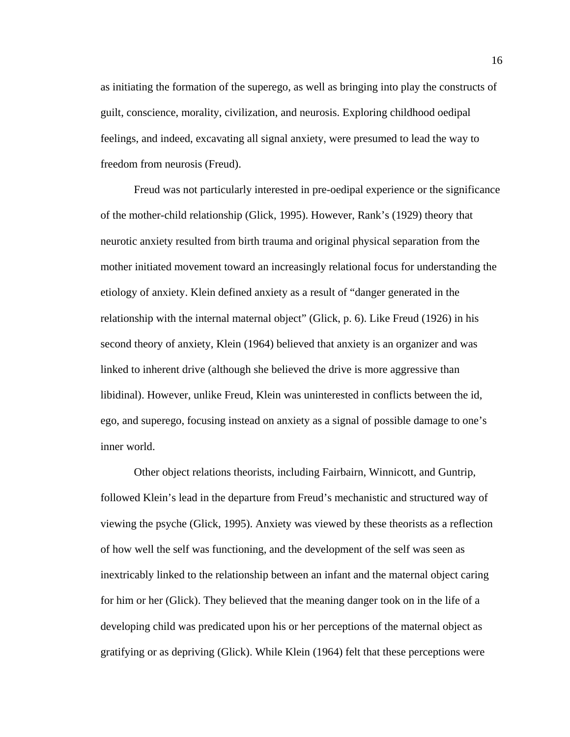as initiating the formation of the superego, as well as bringing into play the constructs of guilt, conscience, morality, civilization, and neurosis. Exploring childhood oedipal feelings, and indeed, excavating all signal anxiety, were presumed to lead the way to freedom from neurosis (Freud).

Freud was not particularly interested in pre-oedipal experience or the significance of the mother-child relationship (Glick, 1995). However, Rank's (1929) theory that neurotic anxiety resulted from birth trauma and original physical separation from the mother initiated movement toward an increasingly relational focus for understanding the etiology of anxiety. Klein defined anxiety as a result of "danger generated in the relationship with the internal maternal object" (Glick, p. 6). Like Freud (1926) in his second theory of anxiety, Klein (1964) believed that anxiety is an organizer and was linked to inherent drive (although she believed the drive is more aggressive than libidinal). However, unlike Freud, Klein was uninterested in conflicts between the id, ego, and superego, focusing instead on anxiety as a signal of possible damage to one's inner world.

Other object relations theorists, including Fairbairn, Winnicott, and Guntrip, followed Klein's lead in the departure from Freud's mechanistic and structured way of viewing the psyche (Glick, 1995). Anxiety was viewed by these theorists as a reflection of how well the self was functioning, and the development of the self was seen as inextricably linked to the relationship between an infant and the maternal object caring for him or her (Glick). They believed that the meaning danger took on in the life of a developing child was predicated upon his or her perceptions of the maternal object as gratifying or as depriving (Glick). While Klein (1964) felt that these perceptions were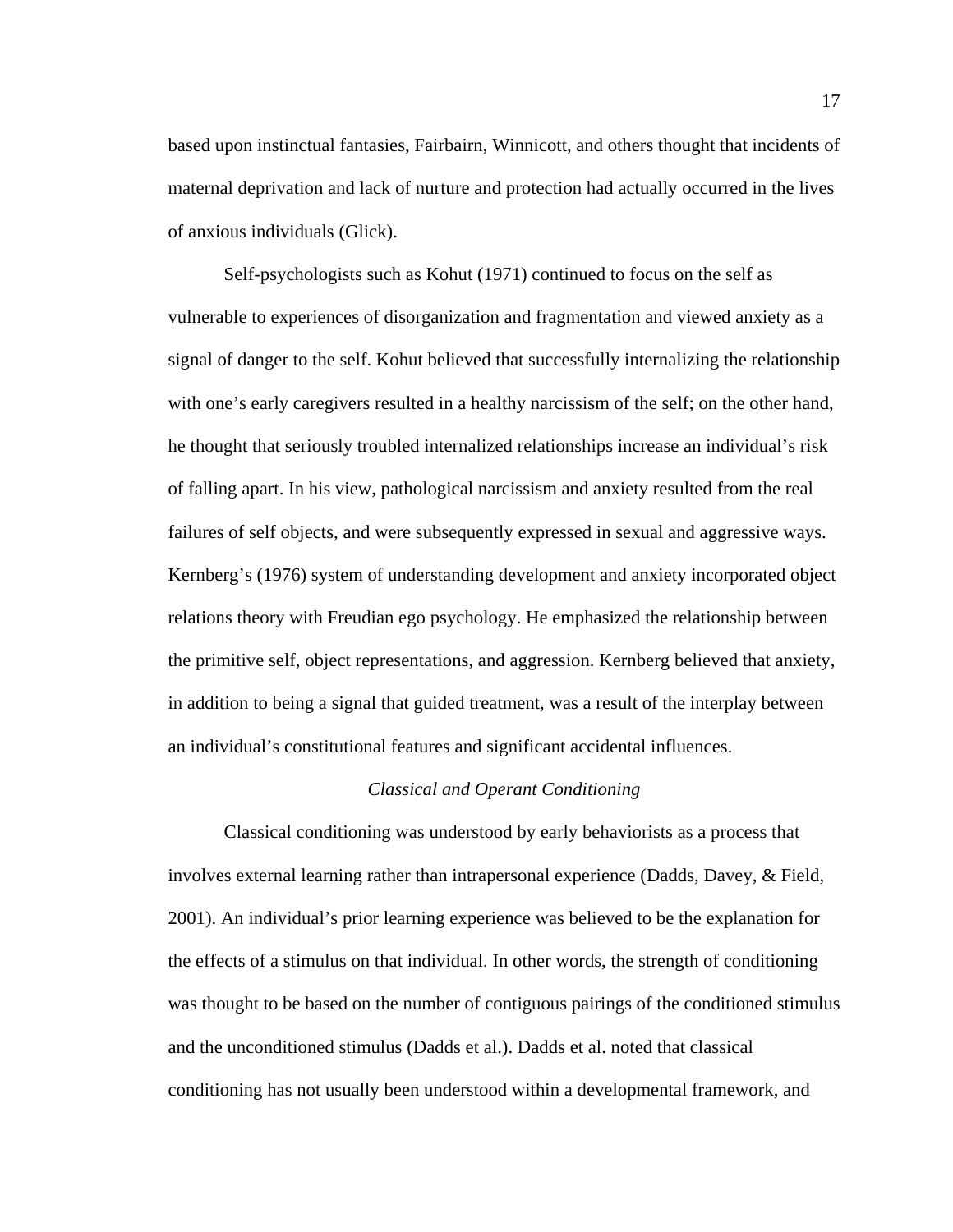based upon instinctual fantasies, Fairbairn, Winnicott, and others thought that incidents of maternal deprivation and lack of nurture and protection had actually occurred in the lives of anxious individuals (Glick).

Self-psychologists such as Kohut (1971) continued to focus on the self as vulnerable to experiences of disorganization and fragmentation and viewed anxiety as a signal of danger to the self. Kohut believed that successfully internalizing the relationship with one's early caregivers resulted in a healthy narcissism of the self; on the other hand, he thought that seriously troubled internalized relationships increase an individual's risk of falling apart. In his view, pathological narcissism and anxiety resulted from the real failures of self objects, and were subsequently expressed in sexual and aggressive ways. Kernberg's (1976) system of understanding development and anxiety incorporated object relations theory with Freudian ego psychology. He emphasized the relationship between the primitive self, object representations, and aggression. Kernberg believed that anxiety, in addition to being a signal that guided treatment, was a result of the interplay between an individual's constitutional features and significant accidental influences.

### *Classical and Operant Conditioning*

Classical conditioning was understood by early behaviorists as a process that involves external learning rather than intrapersonal experience (Dadds, Davey, & Field, 2001). An individual's prior learning experience was believed to be the explanation for the effects of a stimulus on that individual. In other words, the strength of conditioning was thought to be based on the number of contiguous pairings of the conditioned stimulus and the unconditioned stimulus (Dadds et al.). Dadds et al. noted that classical conditioning has not usually been understood within a developmental framework, and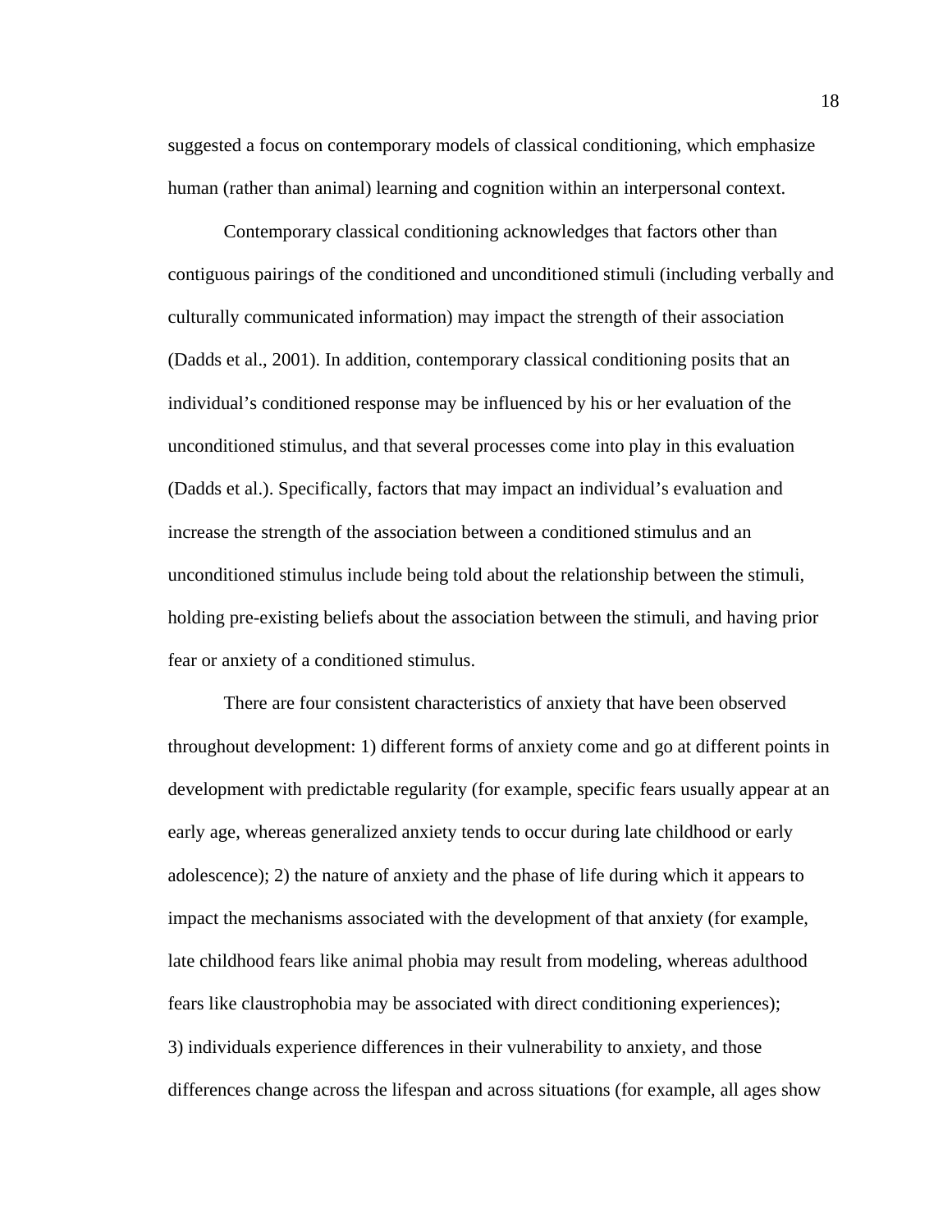suggested a focus on contemporary models of classical conditioning, which emphasize human (rather than animal) learning and cognition within an interpersonal context.

Contemporary classical conditioning acknowledges that factors other than contiguous pairings of the conditioned and unconditioned stimuli (including verbally and culturally communicated information) may impact the strength of their association (Dadds et al., 2001). In addition, contemporary classical conditioning posits that an individual's conditioned response may be influenced by his or her evaluation of the unconditioned stimulus, and that several processes come into play in this evaluation (Dadds et al.). Specifically, factors that may impact an individual's evaluation and increase the strength of the association between a conditioned stimulus and an unconditioned stimulus include being told about the relationship between the stimuli, holding pre-existing beliefs about the association between the stimuli, and having prior fear or anxiety of a conditioned stimulus.

There are four consistent characteristics of anxiety that have been observed throughout development: 1) different forms of anxiety come and go at different points in development with predictable regularity (for example, specific fears usually appear at an early age, whereas generalized anxiety tends to occur during late childhood or early adolescence); 2) the nature of anxiety and the phase of life during which it appears to impact the mechanisms associated with the development of that anxiety (for example, late childhood fears like animal phobia may result from modeling, whereas adulthood fears like claustrophobia may be associated with direct conditioning experiences); 3) individuals experience differences in their vulnerability to anxiety, and those differences change across the lifespan and across situations (for example, all ages show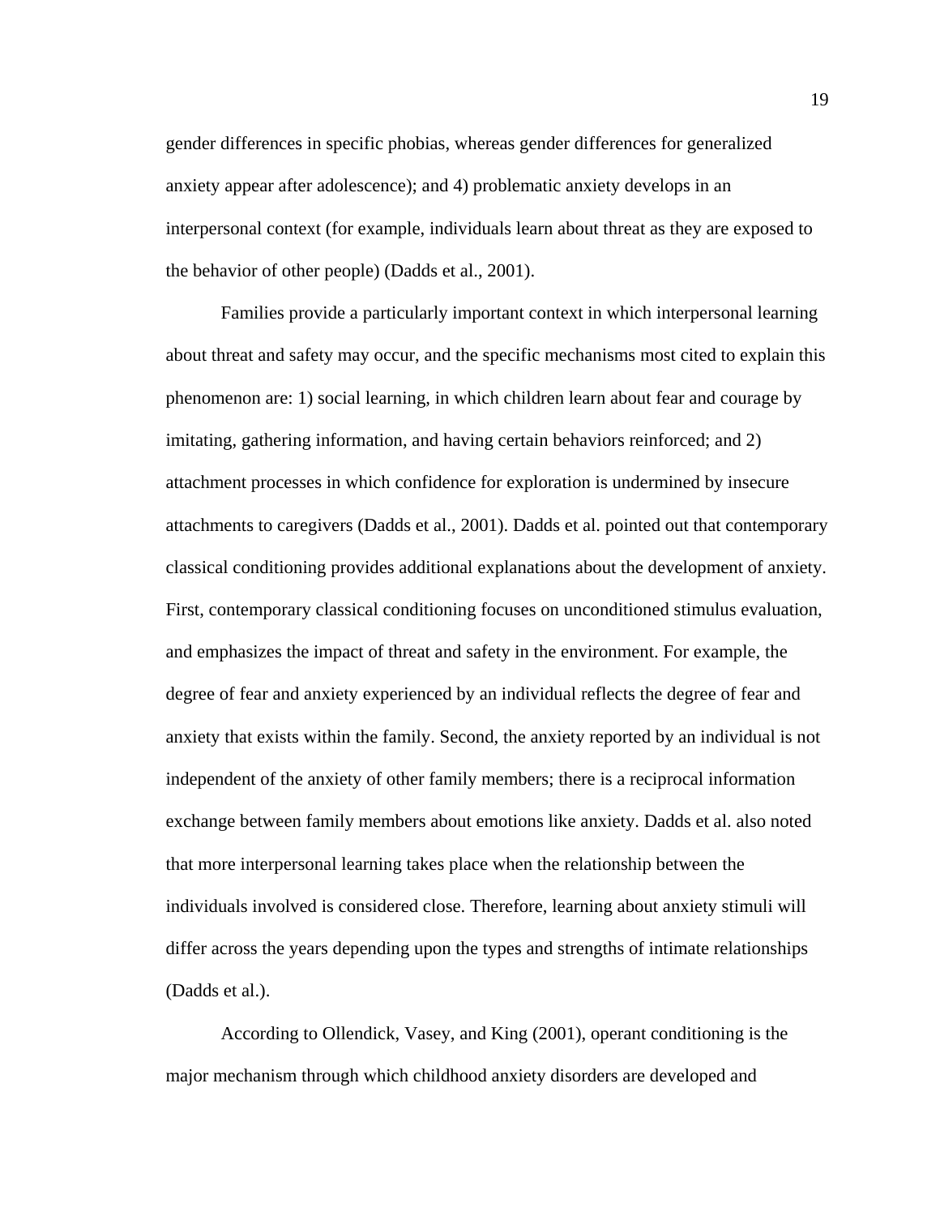gender differences in specific phobias, whereas gender differences for generalized anxiety appear after adolescence); and 4) problematic anxiety develops in an interpersonal context (for example, individuals learn about threat as they are exposed to the behavior of other people) (Dadds et al., 2001).

Families provide a particularly important context in which interpersonal learning about threat and safety may occur, and the specific mechanisms most cited to explain this phenomenon are: 1) social learning, in which children learn about fear and courage by imitating, gathering information, and having certain behaviors reinforced; and 2) attachment processes in which confidence for exploration is undermined by insecure attachments to caregivers (Dadds et al., 2001). Dadds et al. pointed out that contemporary classical conditioning provides additional explanations about the development of anxiety. First, contemporary classical conditioning focuses on unconditioned stimulus evaluation, and emphasizes the impact of threat and safety in the environment. For example, the degree of fear and anxiety experienced by an individual reflects the degree of fear and anxiety that exists within the family. Second, the anxiety reported by an individual is not independent of the anxiety of other family members; there is a reciprocal information exchange between family members about emotions like anxiety. Dadds et al. also noted that more interpersonal learning takes place when the relationship between the individuals involved is considered close. Therefore, learning about anxiety stimuli will differ across the years depending upon the types and strengths of intimate relationships (Dadds et al.).

According to Ollendick, Vasey, and King (2001), operant conditioning is the major mechanism through which childhood anxiety disorders are developed and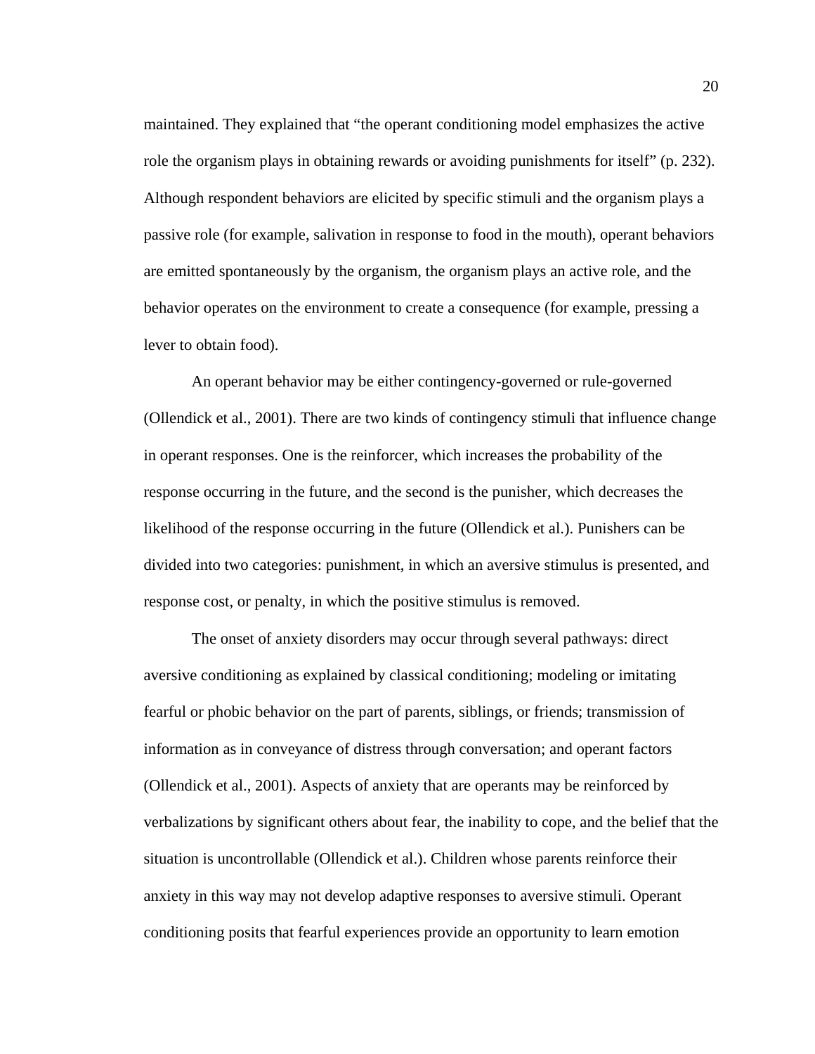maintained. They explained that "the operant conditioning model emphasizes the active role the organism plays in obtaining rewards or avoiding punishments for itself" (p. 232). Although respondent behaviors are elicited by specific stimuli and the organism plays a passive role (for example, salivation in response to food in the mouth), operant behaviors are emitted spontaneously by the organism, the organism plays an active role, and the behavior operates on the environment to create a consequence (for example, pressing a lever to obtain food).

An operant behavior may be either contingency-governed or rule-governed (Ollendick et al., 2001). There are two kinds of contingency stimuli that influence change in operant responses. One is the reinforcer, which increases the probability of the response occurring in the future, and the second is the punisher, which decreases the likelihood of the response occurring in the future (Ollendick et al.). Punishers can be divided into two categories: punishment, in which an aversive stimulus is presented, and response cost, or penalty, in which the positive stimulus is removed.

The onset of anxiety disorders may occur through several pathways: direct aversive conditioning as explained by classical conditioning; modeling or imitating fearful or phobic behavior on the part of parents, siblings, or friends; transmission of information as in conveyance of distress through conversation; and operant factors (Ollendick et al., 2001). Aspects of anxiety that are operants may be reinforced by verbalizations by significant others about fear, the inability to cope, and the belief that the situation is uncontrollable (Ollendick et al.). Children whose parents reinforce their anxiety in this way may not develop adaptive responses to aversive stimuli. Operant conditioning posits that fearful experiences provide an opportunity to learn emotion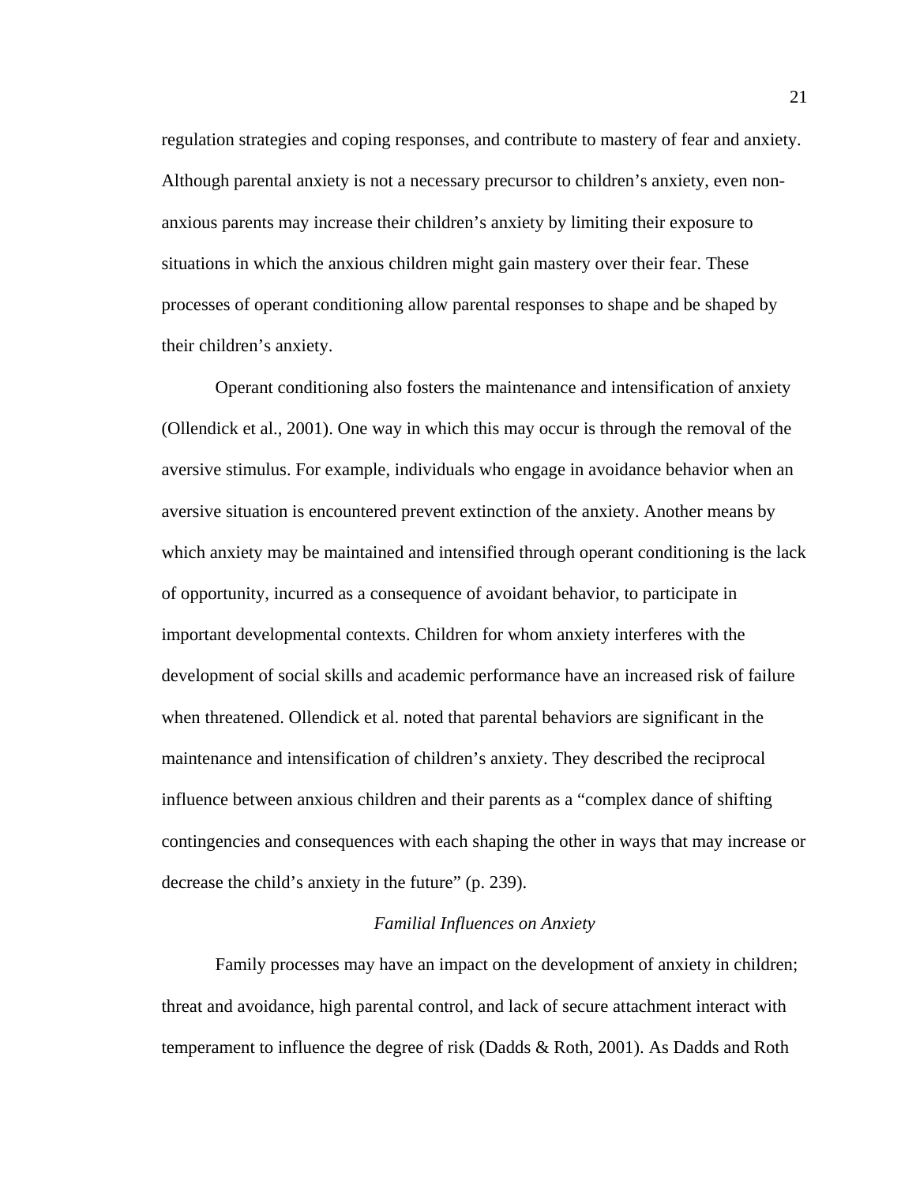regulation strategies and coping responses, and contribute to mastery of fear and anxiety. Although parental anxiety is not a necessary precursor to children's anxiety, even non-anxious parents may increase their children's anxiety by limiting their exposure to situations in which the anxious children might gain mastery over their fear. These processes of operant conditioning allow parental responses to shape and be shaped by their children's anxiety.

Operant conditioning also fosters the maintenance and intensification of anxiety (Ollendick et al., 2001). One way in which this may occur is through the removal of the aversive stimulus. For example, individuals who engage in avoidance behavior when an aversive situation is encountered prevent extinction of the anxiety. Another means by which anxiety may be maintained and intensified through operant conditioning is the lack of opportunity, incurred as a consequence of avoidant behavior, to participate in important developmental contexts. Children for whom anxiety interferes with the development of social skills and academic performance have an increased risk of failure when threatened. Ollendick et al. noted that parental behaviors are significant in the maintenance and intensification of children's anxiety. They described the reciprocal influence between anxious children and their parents as a "complex dance of shifting contingencies and consequences with each shaping the other in ways that may increase or decrease the child's anxiety in the future" (p. 239).

*Familial Influences on Anxiety*

Family processes may have an impact on the development of anxiety in children; threat and avoidance, high parental control, and lack of secure attachment interact with temperament to influence the degree of risk (Dadds & Roth, 2001). As Dadds and Roth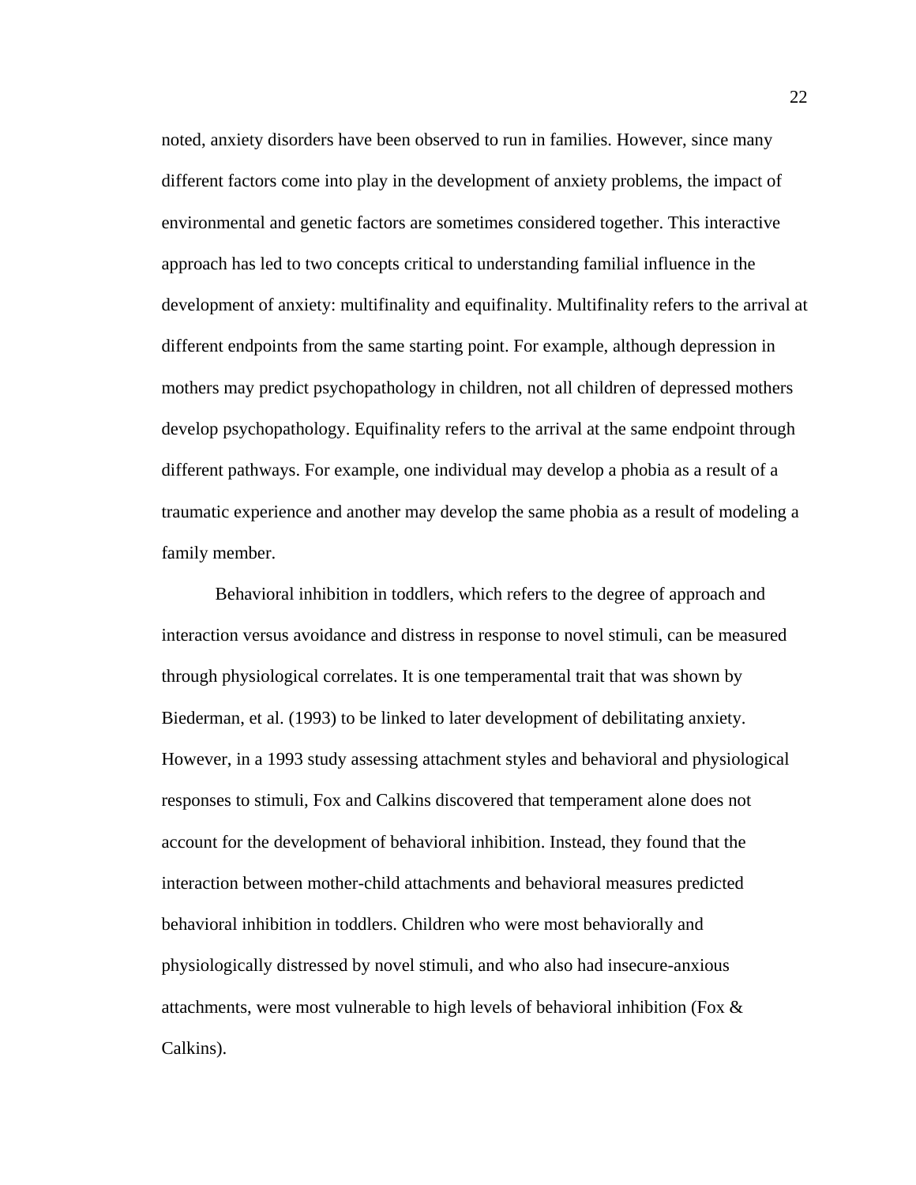noted, anxiety disorders have been observed to run in families. However, since many different factors come into play in the development of anxiety problems, the impact of environmental and genetic factors are sometimes considered together. This interactive approach has led to two concepts critical to understanding familial influence in the development of anxiety: multifinality and equifinality. Multifinality refers to the arrival at different endpoints from the same starting point. For example, although depression in mothers may predict psychopathology in children, not all children of depressed mothers develop psychopathology. Equifinality refers to the arrival at the same endpoint through different pathways. For example, one individual may develop a phobia as a result of a traumatic experience and another may develop the same phobia as a result of modeling a family member.

Behavioral inhibition in toddlers, which refers to the degree of approach and interaction versus avoidance and distress in response to novel stimuli, can be measured through physiological correlates. It is one temperamental trait that was shown by Biederman, et al. (1993) to be linked to later development of debilitating anxiety. However, in a 1993 study assessing attachment styles and behavioral and physiological responses to stimuli, Fox and Calkins discovered that temperament alone does not account for the development of behavioral inhibition. Instead, they found that the interaction between mother-child attachments and behavioral measures predicted behavioral inhibition in toddlers. Children who were most behaviorally and physiologically distressed by novel stimuli, and who also had insecure-anxious attachments, were most vulnerable to high levels of behavioral inhibition (Fox & Calkins).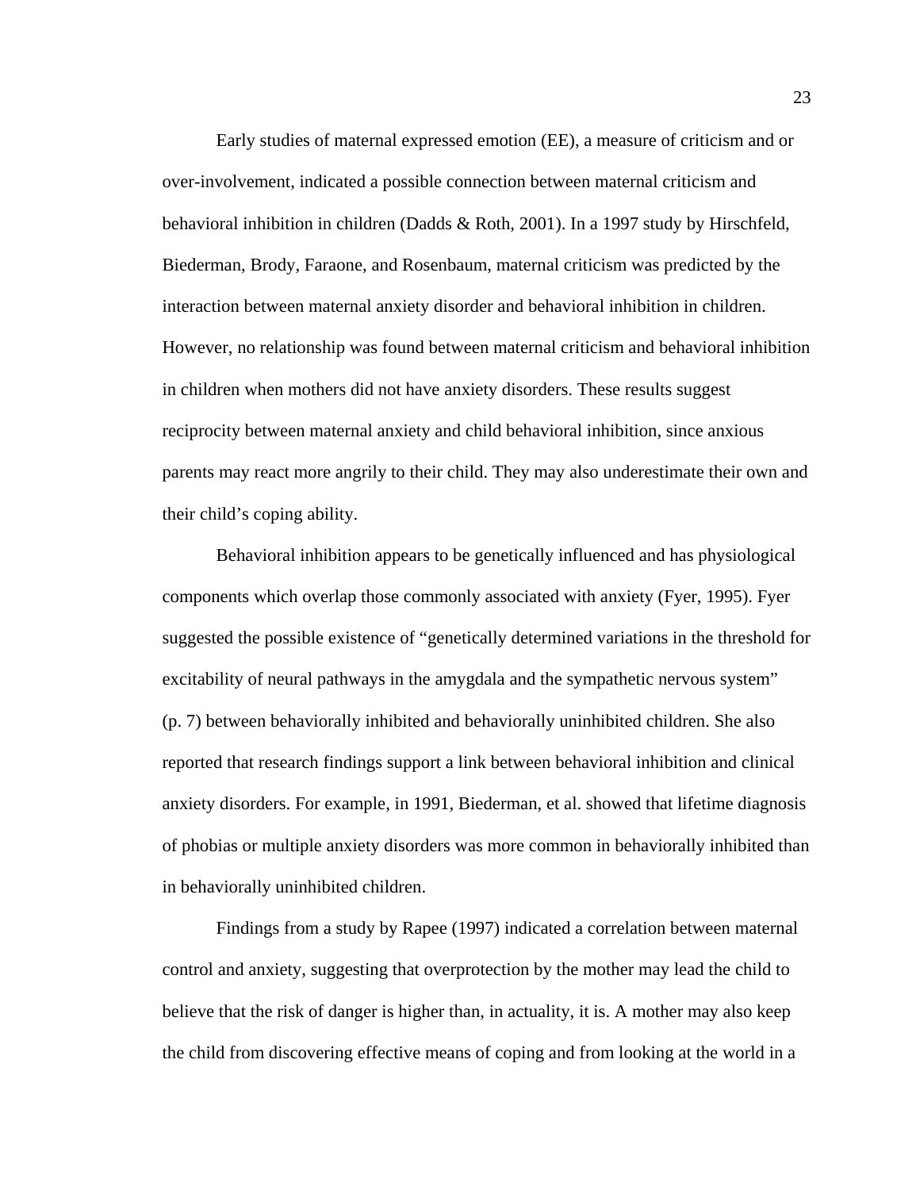Early studies of maternal expressed emotion (EE), a measure of criticism and or over-involvement, indicated a possible connection between maternal criticism and behavioral inhibition in children (Dadds & Roth, 2001). In a 1997 study by Hirschfeld, Biederman, Brody, Faraone, and Rosenbaum, maternal criticism was predicted by the interaction between maternal anxiety disorder and behavioral inhibition in children. However, no relationship was found between maternal criticism and behavioral inhibition in children when mothers did not have anxiety disorders. These results suggest reciprocity between maternal anxiety and child behavioral inhibition, since anxious parents may react more angrily to their child. They may also underestimate their own and their child's coping ability.

Behavioral inhibition appears to be genetically influenced and has physiological components which overlap those commonly associated with anxiety (Fyer, 1995). Fyer suggested the possible existence of "genetically determined variations in the threshold for excitability of neural pathways in the amygdala and the sympathetic nervous system" (p. 7) between behaviorally inhibited and behaviorally uninhibited children. She also reported that research findings support a link between behavioral inhibition and clinical anxiety disorders. For example, in 1991, Biederman, et al. showed that lifetime diagnosis of phobias or multiple anxiety disorders was more common in behaviorally inhibited than in behaviorally uninhibited children.

Findings from a study by Rapee (1997) indicated a correlation between maternal control and anxiety, suggesting that overprotection by the mother may lead the child to believe that the risk of danger is higher than, in actuality, it is. A mother may also keep the child from discovering effective means of coping and from looking at the world in a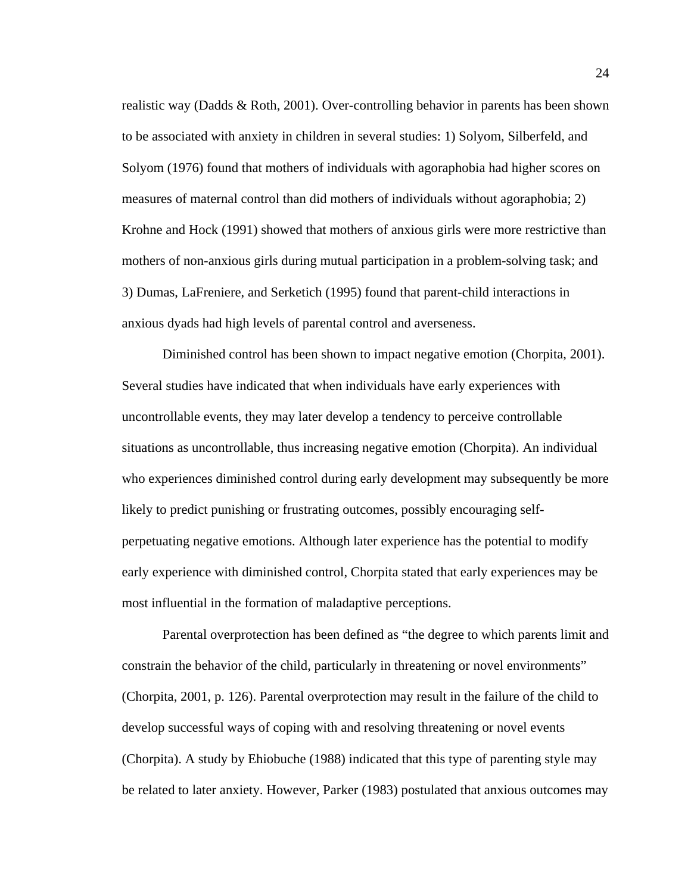realistic way (Dadds & Roth, 2001). Over-controlling behavior in parents has been shown to be associated with anxiety in children in several studies: 1) Solyom, Silberfeld, and Solyom (1976) found that mothers of individuals with agoraphobia had higher scores on measures of maternal control than did mothers of individuals without agoraphobia; 2) Krohne and Hock (1991) showed that mothers of anxious girls were more restrictive than mothers of non-anxious girls during mutual participation in a problem-solving task; and 3) Dumas, LaFreniere, and Serketich (1995) found that parent-child interactions in anxious dyads had high levels of parental control and averseness.

Diminished control has been shown to impact negative emotion (Chorpita, 2001). Several studies have indicated that when individuals have early experiences with uncontrollable events, they may later develop a tendency to perceive controllable situations as uncontrollable, thus increasing negative emotion (Chorpita). An individual who experiences diminished control during early development may subsequently be more likely to predict punishing or frustrating outcomes, possibly encouraging self-perpetuating negative emotions. Although later experience has the potential to modify early experience with diminished control, Chorpita stated that early experiences may be most influential in the formation of maladaptive perceptions.

Parental overprotection has been defined as "the degree to which parents limit and constrain the behavior of the child, particularly in threatening or novel environments" (Chorpita, 2001, p. 126). Parental overprotection may result in the failure of the child to develop successful ways of coping with and resolving threatening or novel events (Chorpita). A study by Ehiobuche (1988) indicated that this type of parenting style may be related to later anxiety. However, Parker (1983) postulated that anxious outcomes may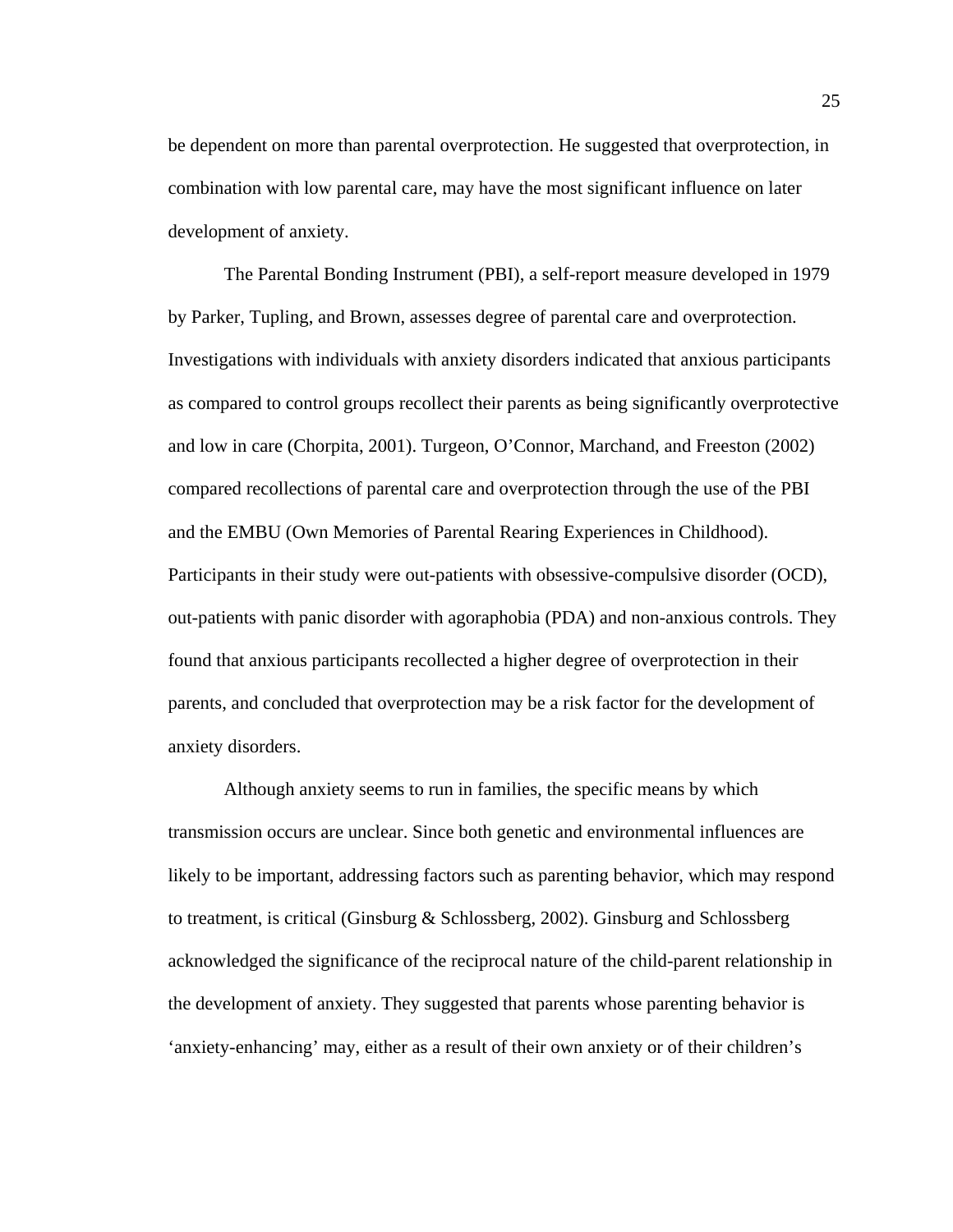be dependent on more than parental overprotection. He suggested that overprotection, in combination with low parental care, may have the most significant influence on later development of anxiety.

The Parental Bonding Instrument (PBI), a self-report measure developed in 1979 by Parker, Tupling, and Brown, assesses degree of parental care and overprotection. Investigations with individuals with anxiety disorders indicated that anxious participants as compared to control groups recollect their parents as being significantly overprotective and low in care (Chorpita, 2001). Turgeon, O'Connor, Marchand, and Freeston (2002) compared recollections of parental care and overprotection through the use of the PBI and the EMBU (Own Memories of Parental Rearing Experiences in Childhood). Participants in their study were out-patients with obsessive-compulsive disorder (OCD), out-patients with panic disorder with agoraphobia (PDA) and non-anxious controls. They found that anxious participants recollected a higher degree of overprotection in their parents, and concluded that overprotection may be a risk factor for the development of anxiety disorders.

Although anxiety seems to run in families, the specific means by which transmission occurs are unclear. Since both genetic and environmental influences are likely to be important, addressing factors such as parenting behavior, which may respond to treatment, is critical (Ginsburg & Schlossberg, 2002). Ginsburg and Schlossberg acknowledged the significance of the reciprocal nature of the child-parent relationship in the development of anxiety. They suggested that parents whose parenting behavior is 'anxiety-enhancing' may, either as a result of their own anxiety or of their children's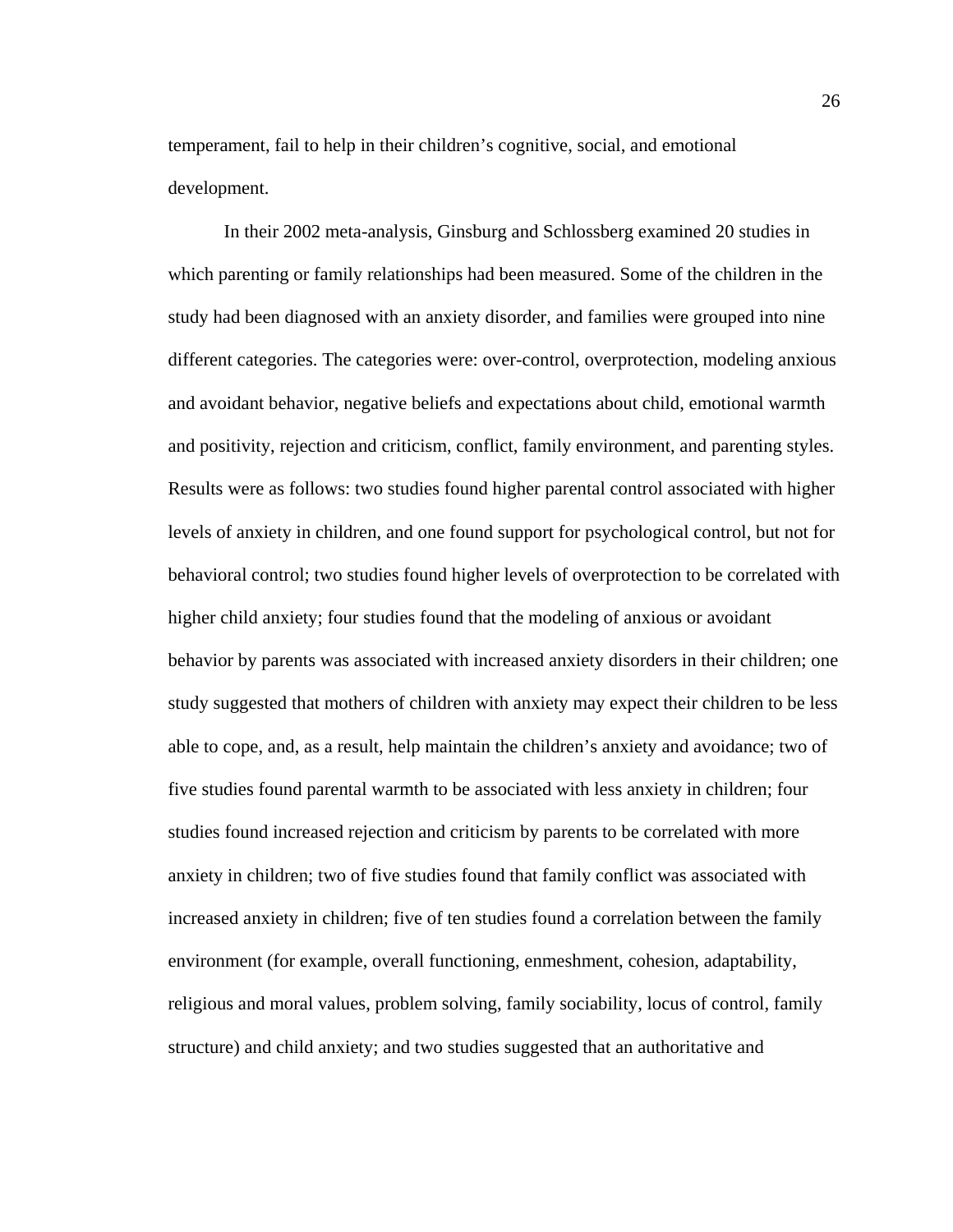temperament, fail to help in their children's cognitive, social, and emotional development.

In their 2002 meta-analysis, Ginsburg and Schlossberg examined 20 studies in which parenting or family relationships had been measured. Some of the children in the study had been diagnosed with an anxiety disorder, and families were grouped into nine different categories. The categories were: over-control, overprotection, modeling anxious and avoidant behavior, negative beliefs and expectations about child, emotional warmth and positivity, rejection and criticism, conflict, family environment, and parenting styles. Results were as follows: two studies found higher parental control associated with higher levels of anxiety in children, and one found support for psychological control, but not for behavioral control; two studies found higher levels of overprotection to be correlated with higher child anxiety; four studies found that the modeling of anxious or avoidant behavior by parents was associated with increased anxiety disorders in their children; one study suggested that mothers of children with anxiety may expect their children to be less able to cope, and, as a result, help maintain the children's anxiety and avoidance; two of five studies found parental warmth to be associated with less anxiety in children; four studies found increased rejection and criticism by parents to be correlated with more anxiety in children; two of five studies found that family conflict was associated with increased anxiety in children; five of ten studies found a correlation between the family environment (for example, overall functioning, enmeshment, cohesion, adaptability, religious and moral values, problem solving, family sociability, locus of control, family structure) and child anxiety; and two studies suggested that an authoritative and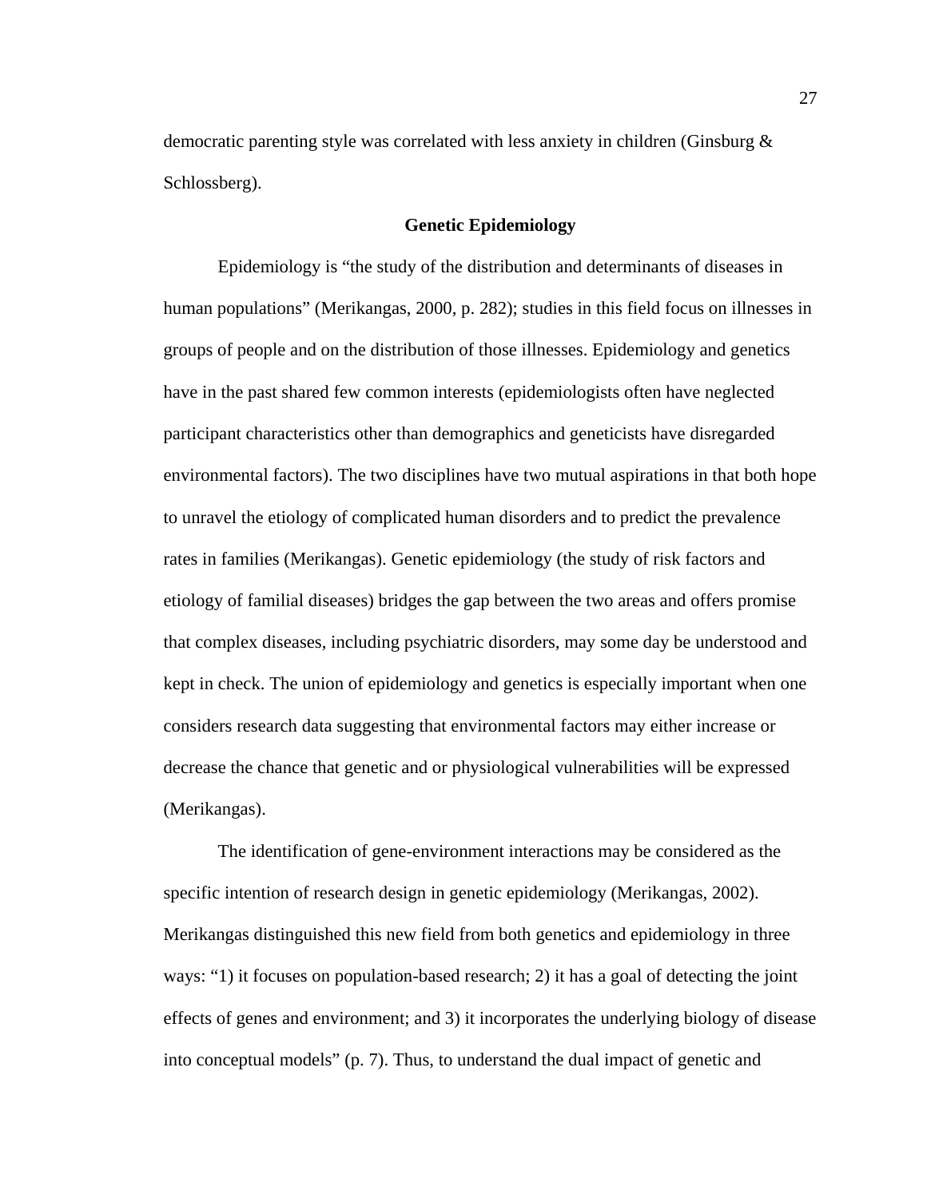democratic parenting style was correlated with less anxiety in children (Ginsburg & Schlossberg).

## Genetic Epidemiology

Epidemiology is “the study of the distribution and determinants of diseases in human populations” (Merikangas, 2000, p. 282); studies in this field focus on illnesses in groups of people and on the distribution of those illnesses. Epidemiology and genetics have in the past shared few common interests (epidemiologists often have neglected participant characteristics other than demographics and geneticists have disregarded environmental factors). The two disciplines have two mutual aspirations in that both hope to unravel the etiology of complicated human disorders and to predict the prevalence rates in families (Merikangas). Genetic epidemiology (the study of risk factors and etiology of familial diseases) bridges the gap between the two areas and offers promise that complex diseases, including psychiatric disorders, may some day be understood and kept in check. The union of epidemiology and genetics is especially important when one considers research data suggesting that environmental factors may either increase or decrease the chance that genetic and or physiological vulnerabilities will be expressed (Merikangas).

The identification of gene-environment interactions may be considered as the specific intention of research design in genetic epidemiology (Merikangas, 2002). Merikangas distinguished this new field from both genetics and epidemiology in three ways: “1) it focuses on population-based research; 2) it has a goal of detecting the joint effects of genes and environment; and 3) it incorporates the underlying biology of disease into conceptual models” (p. 7). Thus, to understand the dual impact of genetic and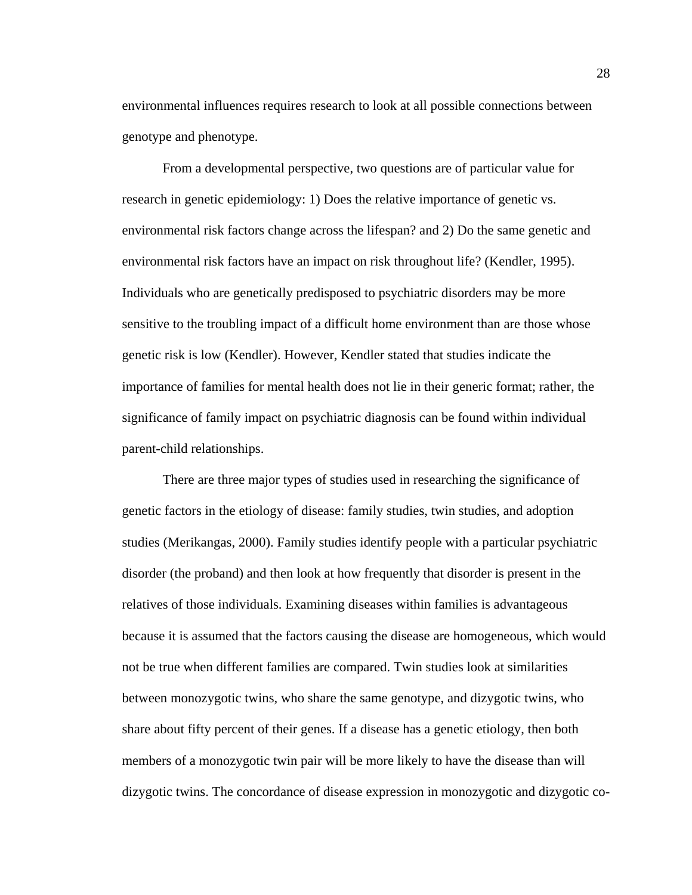environmental influences requires research to look at all possible connections between genotype and phenotype.

From a developmental perspective, two questions are of particular value for research in genetic epidemiology: 1) Does the relative importance of genetic vs. environmental risk factors change across the lifespan? and 2) Do the same genetic and environmental risk factors have an impact on risk throughout life? (Kendler, 1995). Individuals who are genetically predisposed to psychiatric disorders may be more sensitive to the troubling impact of a difficult home environment than are those whose genetic risk is low (Kendler). However, Kendler stated that studies indicate the importance of families for mental health does not lie in their generic format; rather, the significance of family impact on psychiatric diagnosis can be found within individual parent-child relationships.

There are three major types of studies used in researching the significance of genetic factors in the etiology of disease: family studies, twin studies, and adoption studies (Merikangas, 2000). Family studies identify people with a particular psychiatric disorder (the proband) and then look at how frequently that disorder is present in the relatives of those individuals. Examining diseases within families is advantageous because it is assumed that the factors causing the disease are homogeneous, which would not be true when different families are compared. Twin studies look at similarities between monozygotic twins, who share the same genotype, and dizygotic twins, who share about fifty percent of their genes. If a disease has a genetic etiology, then both members of a monozygotic twin pair will be more likely to have the disease than will dizygotic twins. The concordance of disease expression in monozygotic and dizygotic co-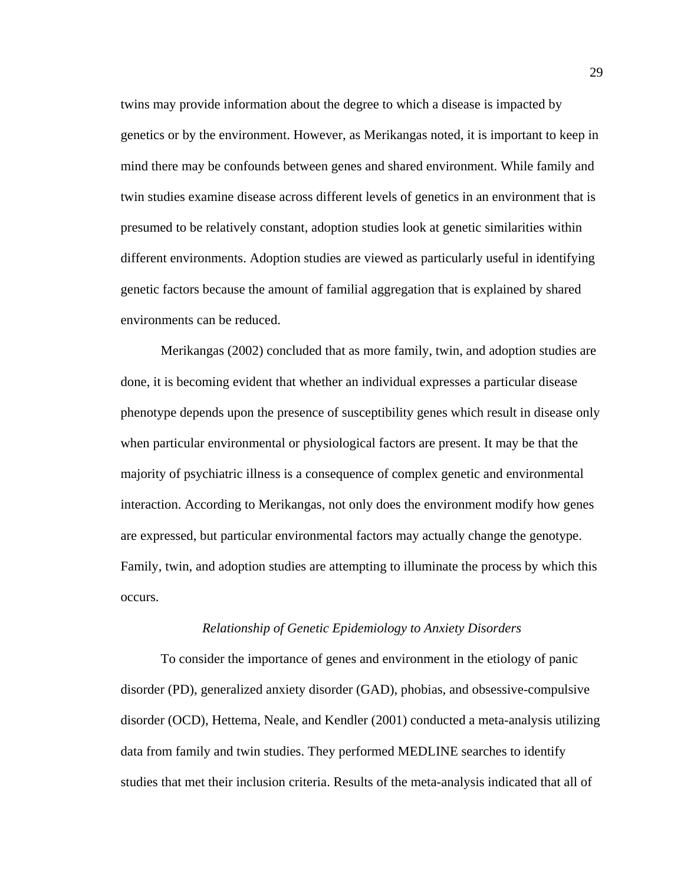twins may provide information about the degree to which a disease is impacted by genetics or by the environment. However, as Merikangas noted, it is important to keep in mind there may be confounds between genes and shared environment. While family and twin studies examine disease across different levels of genetics in an environment that is presumed to be relatively constant, adoption studies look at genetic similarities within different environments. Adoption studies are viewed as particularly useful in identifying genetic factors because the amount of familial aggregation that is explained by shared environments can be reduced.

Merikangas (2002) concluded that as more family, twin, and adoption studies are done, it is becoming evident that whether an individual expresses a particular disease phenotype depends upon the presence of susceptibility genes which result in disease only when particular environmental or physiological factors are present. It may be that the majority of psychiatric illness is a consequence of complex genetic and environmental interaction. According to Merikangas, not only does the environment modify how genes are expressed, but particular environmental factors may actually change the genotype. Family, twin, and adoption studies are attempting to illuminate the process by which this occurs.

### *Relationship of Genetic Epidemiology to Anxiety Disorders*

To consider the importance of genes and environment in the etiology of panic disorder (PD), generalized anxiety disorder (GAD), phobias, and obsessive-compulsive disorder (OCD), Hettema, Neale, and Kendler (2001) conducted a meta-analysis utilizing data from family and twin studies. They performed MEDLINE searches to identify studies that met their inclusion criteria. Results of the meta-analysis indicated that all of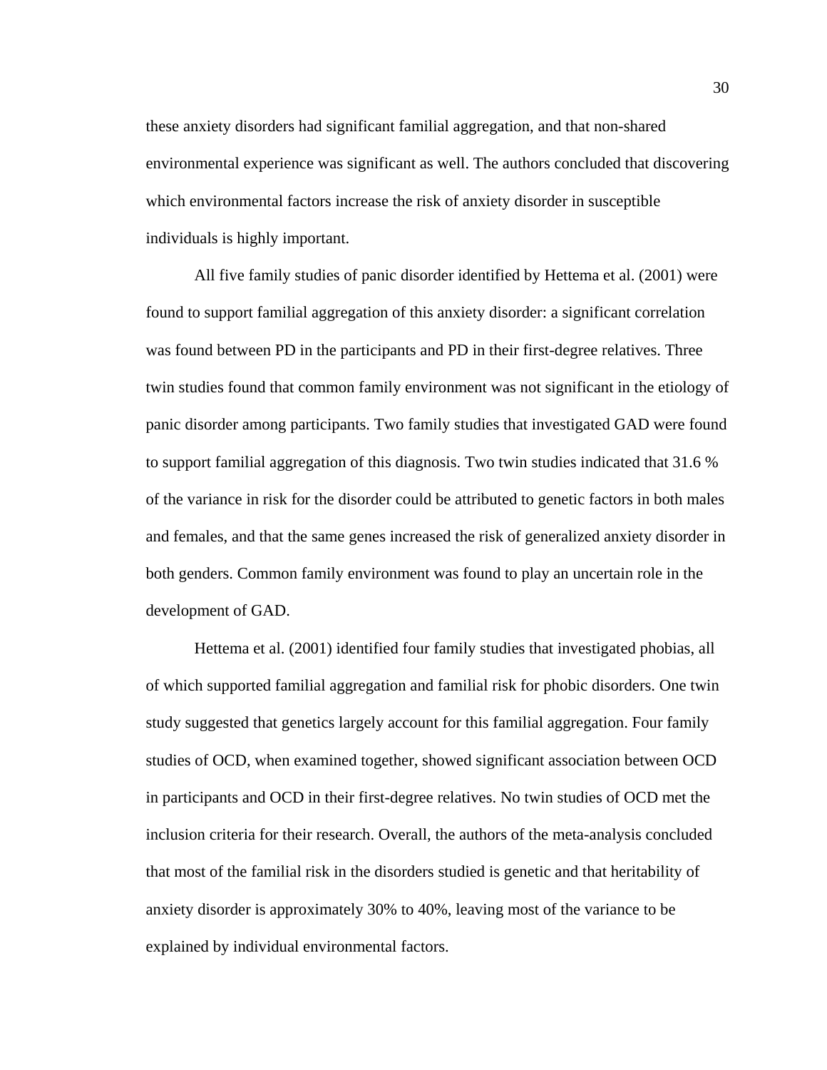these anxiety disorders had significant familial aggregation, and that non-shared environmental experience was significant as well. The authors concluded that discovering which environmental factors increase the risk of anxiety disorder in susceptible individuals is highly important.

All five family studies of panic disorder identified by Hettema et al. (2001) were found to support familial aggregation of this anxiety disorder: a significant correlation was found between PD in the participants and PD in their first-degree relatives. Three twin studies found that common family environment was not significant in the etiology of panic disorder among participants. Two family studies that investigated GAD were found to support familial aggregation of this diagnosis. Two twin studies indicated that 31.6 % of the variance in risk for the disorder could be attributed to genetic factors in both males and females, and that the same genes increased the risk of generalized anxiety disorder in both genders. Common family environment was found to play an uncertain role in the development of GAD.

Hettema et al. (2001) identified four family studies that investigated phobias, all of which supported familial aggregation and familial risk for phobic disorders. One twin study suggested that genetics largely account for this familial aggregation. Four family studies of OCD, when examined together, showed significant association between OCD in participants and OCD in their first-degree relatives. No twin studies of OCD met the inclusion criteria for their research. Overall, the authors of the meta-analysis concluded that most of the familial risk in the disorders studied is genetic and that heritability of anxiety disorder is approximately 30% to 40%, leaving most of the variance to be explained by individual environmental factors.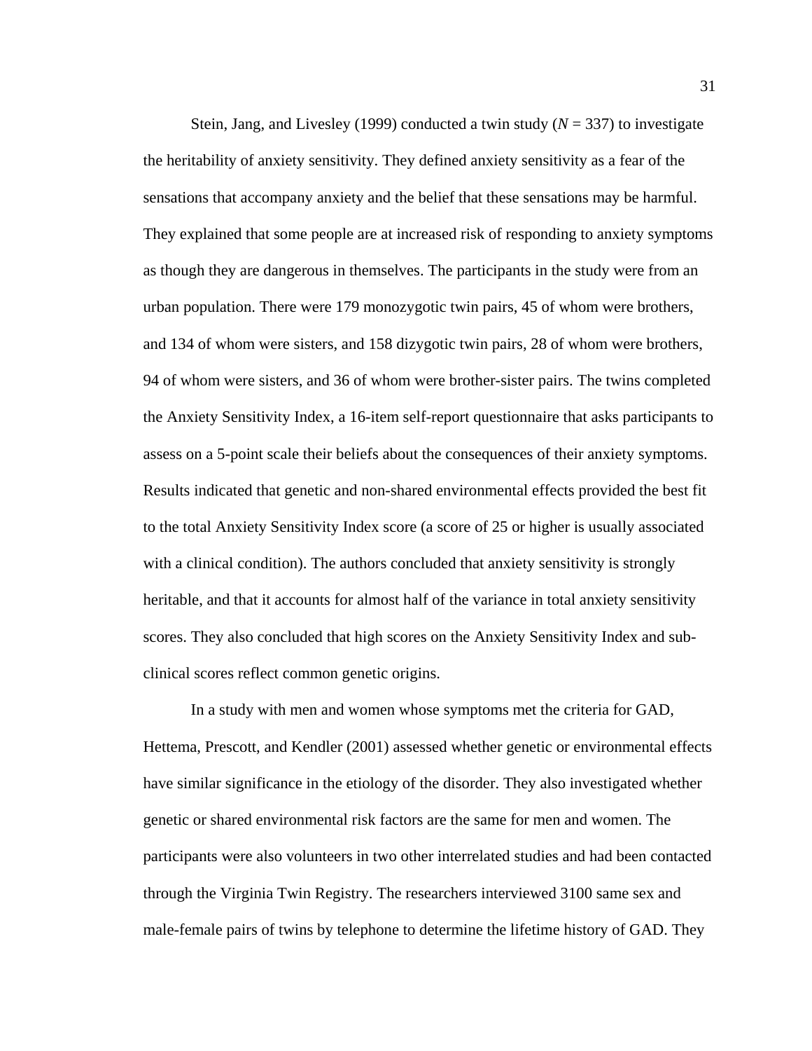Stein, Jang, and Livesley (1999) conducted a twin study (*N* = 337) to investigate the heritability of anxiety sensitivity. They defined anxiety sensitivity as a fear of the sensations that accompany anxiety and the belief that these sensations may be harmful. They explained that some people are at increased risk of responding to anxiety symptoms as though they are dangerous in themselves. The participants in the study were from an urban population. There were 179 monozygotic twin pairs, 45 of whom were brothers, and 134 of whom were sisters, and 158 dizygotic twin pairs, 28 of whom were brothers, 94 of whom were sisters, and 36 of whom were brother-sister pairs. The twins completed the Anxiety Sensitivity Index, a 16-item self-report questionnaire that asks participants to assess on a 5-point scale their beliefs about the consequences of their anxiety symptoms. Results indicated that genetic and non-shared environmental effects provided the best fit to the total Anxiety Sensitivity Index score (a score of 25 or higher is usually associated with a clinical condition). The authors concluded that anxiety sensitivity is strongly heritable, and that it accounts for almost half of the variance in total anxiety sensitivity scores. They also concluded that high scores on the Anxiety Sensitivity Index and sub-clinical scores reflect common genetic origins.

In a study with men and women whose symptoms met the criteria for GAD, Hettema, Prescott, and Kendler (2001) assessed whether genetic or environmental effects have similar significance in the etiology of the disorder. They also investigated whether genetic or shared environmental risk factors are the same for men and women. The participants were also volunteers in two other interrelated studies and had been contacted through the Virginia Twin Registry. The researchers interviewed 3100 same sex and male-female pairs of twins by telephone to determine the lifetime history of GAD. They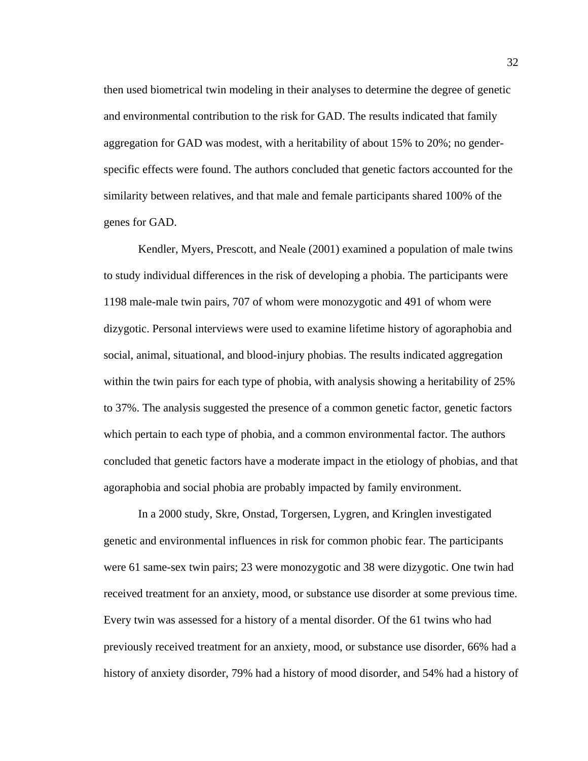then used biometrical twin modeling in their analyses to determine the degree of genetic and environmental contribution to the risk for GAD. The results indicated that family aggregation for GAD was modest, with a heritability of about 15% to 20%; no gender-specific effects were found. The authors concluded that genetic factors accounted for the similarity between relatives, and that male and female participants shared 100% of the genes for GAD.

Kendler, Myers, Prescott, and Neale (2001) examined a population of male twins to study individual differences in the risk of developing a phobia. The participants were 1198 male-male twin pairs, 707 of whom were monozygotic and 491 of whom were dizygotic. Personal interviews were used to examine lifetime history of agoraphobia and social, animal, situational, and blood-injury phobias. The results indicated aggregation within the twin pairs for each type of phobia, with analysis showing a heritability of 25% to 37%. The analysis suggested the presence of a common genetic factor, genetic factors which pertain to each type of phobia, and a common environmental factor. The authors concluded that genetic factors have a moderate impact in the etiology of phobias, and that agoraphobia and social phobia are probably impacted by family environment.

In a 2000 study, Skre, Onstad, Torgersen, Lygren, and Kringlen investigated genetic and environmental influences in risk for common phobic fear. The participants were 61 same-sex twin pairs; 23 were monozygotic and 38 were dizygotic. One twin had received treatment for an anxiety, mood, or substance use disorder at some previous time. Every twin was assessed for a history of a mental disorder. Of the 61 twins who had previously received treatment for an anxiety, mood, or substance use disorder, 66% had a history of anxiety disorder, 79% had a history of mood disorder, and 54% had a history of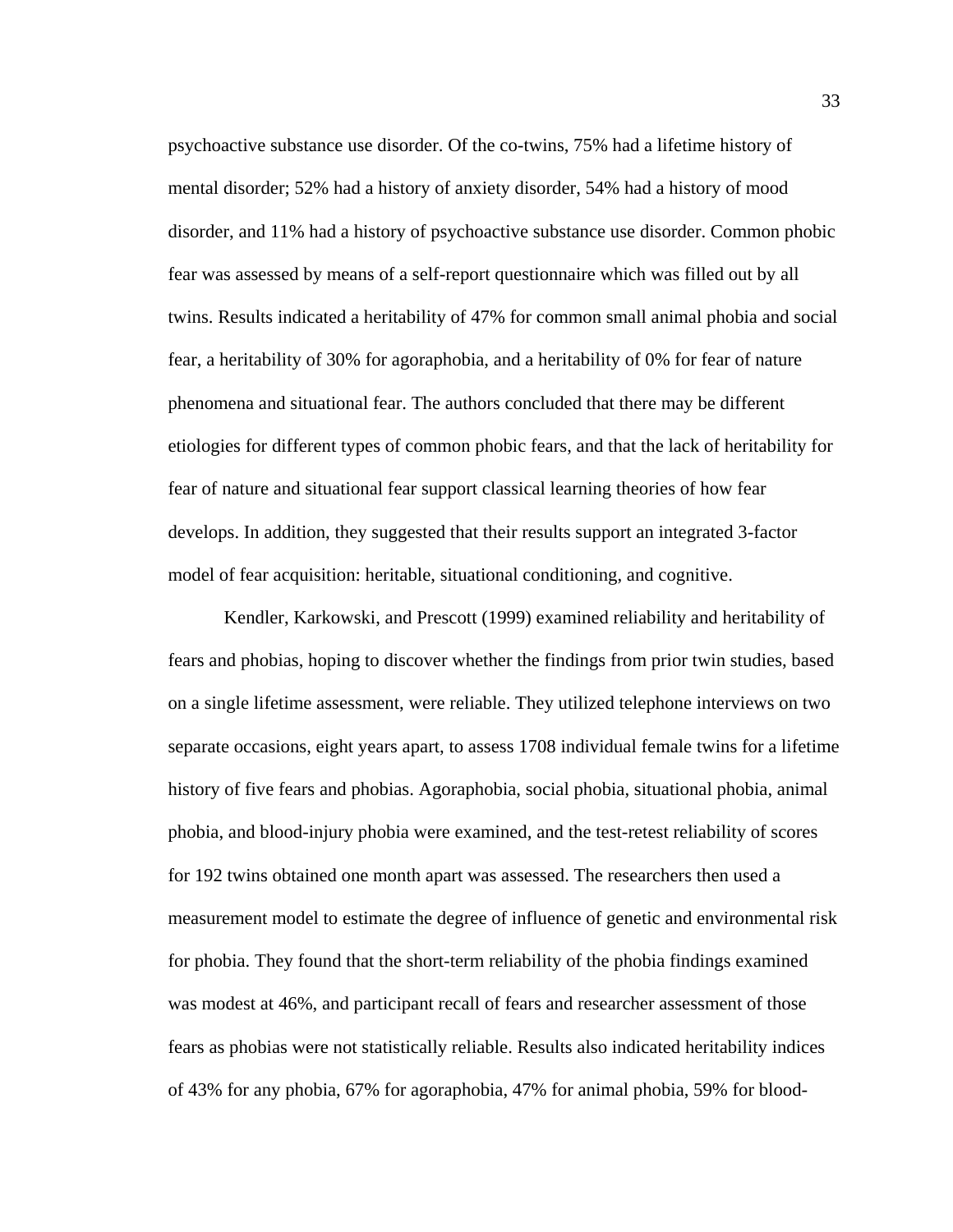psychoactive substance use disorder. Of the co-twins, 75% had a lifetime history of mental disorder; 52% had a history of anxiety disorder, 54% had a history of mood disorder, and 11% had a history of psychoactive substance use disorder. Common phobic fear was assessed by means of a self-report questionnaire which was filled out by all twins. Results indicated a heritability of 47% for common small animal phobia and social fear, a heritability of 30% for agoraphobia, and a heritability of 0% for fear of nature phenomena and situational fear. The authors concluded that there may be different etiologies for different types of common phobic fears, and that the lack of heritability for fear of nature and situational fear support classical learning theories of how fear develops. In addition, they suggested that their results support an integrated 3-factor model of fear acquisition: heritable, situational conditioning, and cognitive.

Kendler, Karkowski, and Prescott (1999) examined reliability and heritability of fears and phobias, hoping to discover whether the findings from prior twin studies, based on a single lifetime assessment, were reliable. They utilized telephone interviews on two separate occasions, eight years apart, to assess 1708 individual female twins for a lifetime history of five fears and phobias. Agoraphobia, social phobia, situational phobia, animal phobia, and blood-injury phobia were examined, and the test-retest reliability of scores for 192 twins obtained one month apart was assessed. The researchers then used a measurement model to estimate the degree of influence of genetic and environmental risk for phobia. They found that the short-term reliability of the phobia findings examined was modest at 46%, and participant recall of fears and researcher assessment of those fears as phobias were not statistically reliable. Results also indicated heritability indices of 43% for any phobia, 67% for agoraphobia, 47% for animal phobia, 59% for blood-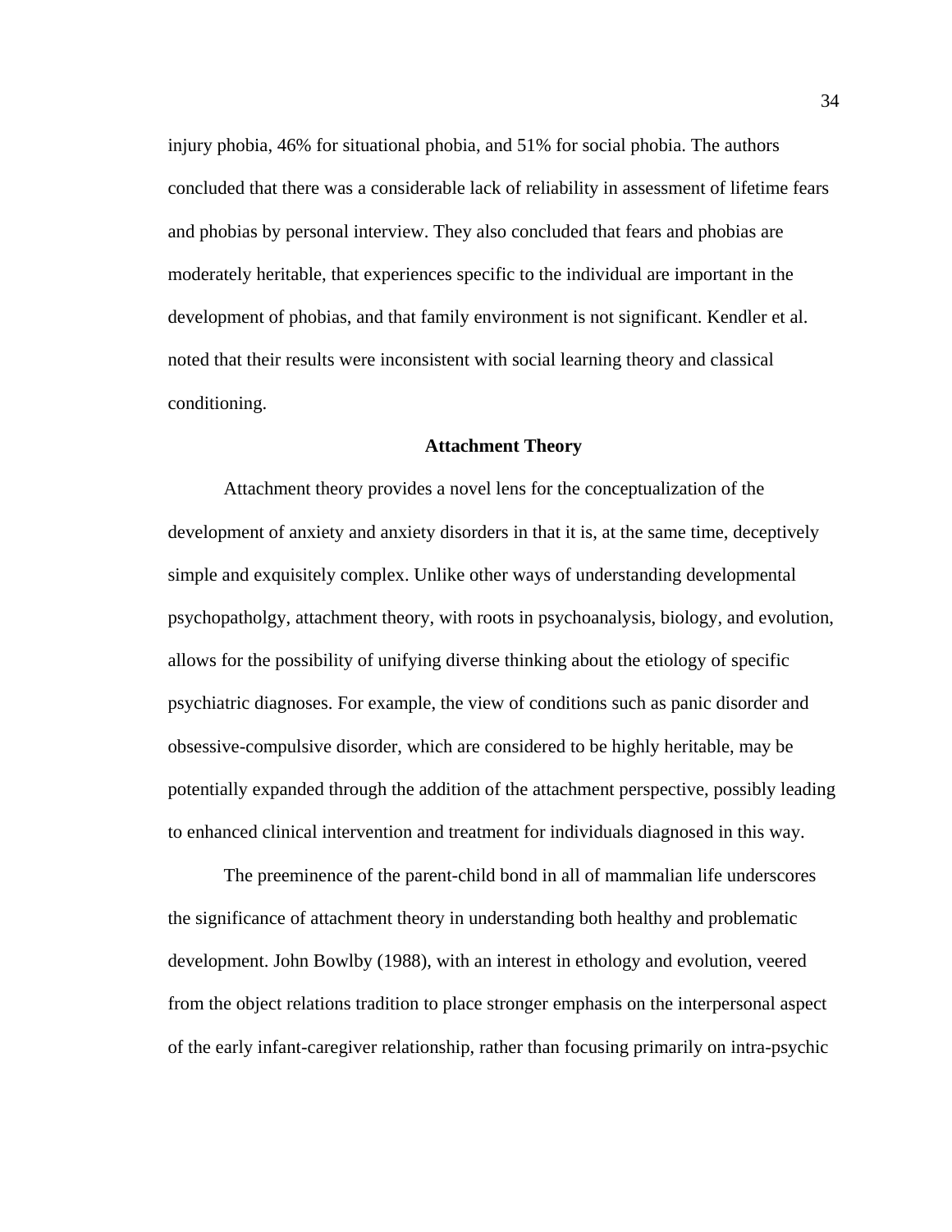injury phobia, 46% for situational phobia, and 51% for social phobia. The authors concluded that there was a considerable lack of reliability in assessment of lifetime fears and phobias by personal interview. They also concluded that fears and phobias are moderately heritable, that experiences specific to the individual are important in the development of phobias, and that family environment is not significant. Kendler et al. noted that their results were inconsistent with social learning theory and classical conditioning.

## Attachment Theory

Attachment theory provides a novel lens for the conceptualization of the development of anxiety and anxiety disorders in that it is, at the same time, deceptively simple and exquisitely complex. Unlike other ways of understanding developmental psychopatholgy, attachment theory, with roots in psychoanalysis, biology, and evolution, allows for the possibility of unifying diverse thinking about the etiology of specific psychiatric diagnoses. For example, the view of conditions such as panic disorder and obsessive-compulsive disorder, which are considered to be highly heritable, may be potentially expanded through the addition of the attachment perspective, possibly leading to enhanced clinical intervention and treatment for individuals diagnosed in this way.

The preeminence of the parent-child bond in all of mammalian life underscores the significance of attachment theory in understanding both healthy and problematic development. John Bowlby (1988), with an interest in ethology and evolution, veered from the object relations tradition to place stronger emphasis on the interpersonal aspect of the early infant-caregiver relationship, rather than focusing primarily on intra-psychic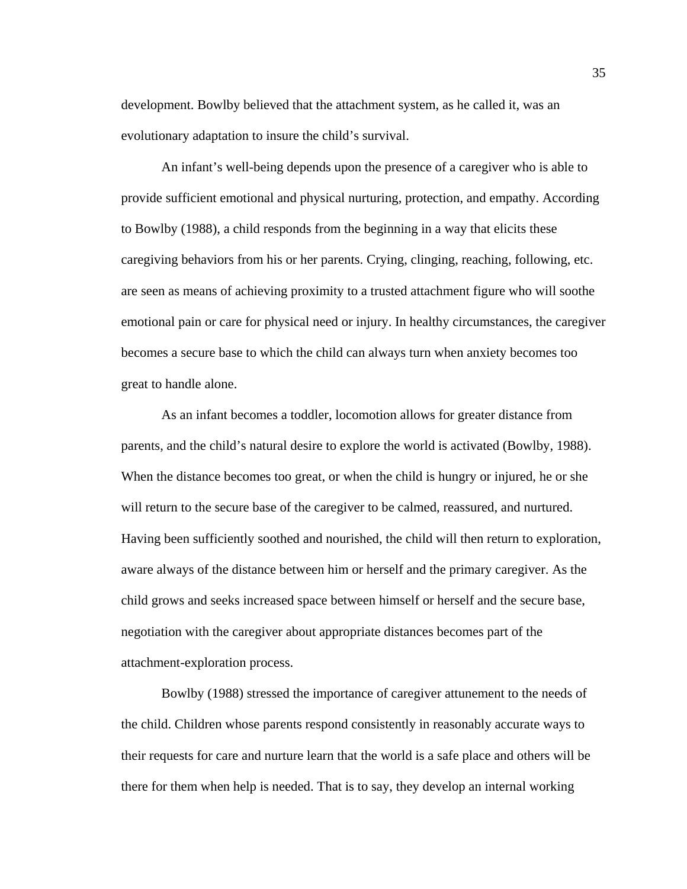development. Bowlby believed that the attachment system, as he called it, was an evolutionary adaptation to insure the child's survival.

An infant's well-being depends upon the presence of a caregiver who is able to provide sufficient emotional and physical nurturing, protection, and empathy. According to Bowlby (1988), a child responds from the beginning in a way that elicits these caregiving behaviors from his or her parents. Crying, clinging, reaching, following, etc. are seen as means of achieving proximity to a trusted attachment figure who will soothe emotional pain or care for physical need or injury. In healthy circumstances, the caregiver becomes a secure base to which the child can always turn when anxiety becomes too great to handle alone.

As an infant becomes a toddler, locomotion allows for greater distance from parents, and the child's natural desire to explore the world is activated (Bowlby, 1988). When the distance becomes too great, or when the child is hungry or injured, he or she will return to the secure base of the caregiver to be calmed, reassured, and nurtured. Having been sufficiently soothed and nourished, the child will then return to exploration, aware always of the distance between him or herself and the primary caregiver. As the child grows and seeks increased space between himself or herself and the secure base, negotiation with the caregiver about appropriate distances becomes part of the attachment-exploration process.

Bowlby (1988) stressed the importance of caregiver attunement to the needs of the child. Children whose parents respond consistently in reasonably accurate ways to their requests for care and nurture learn that the world is a safe place and others will be there for them when help is needed. That is to say, they develop an internal working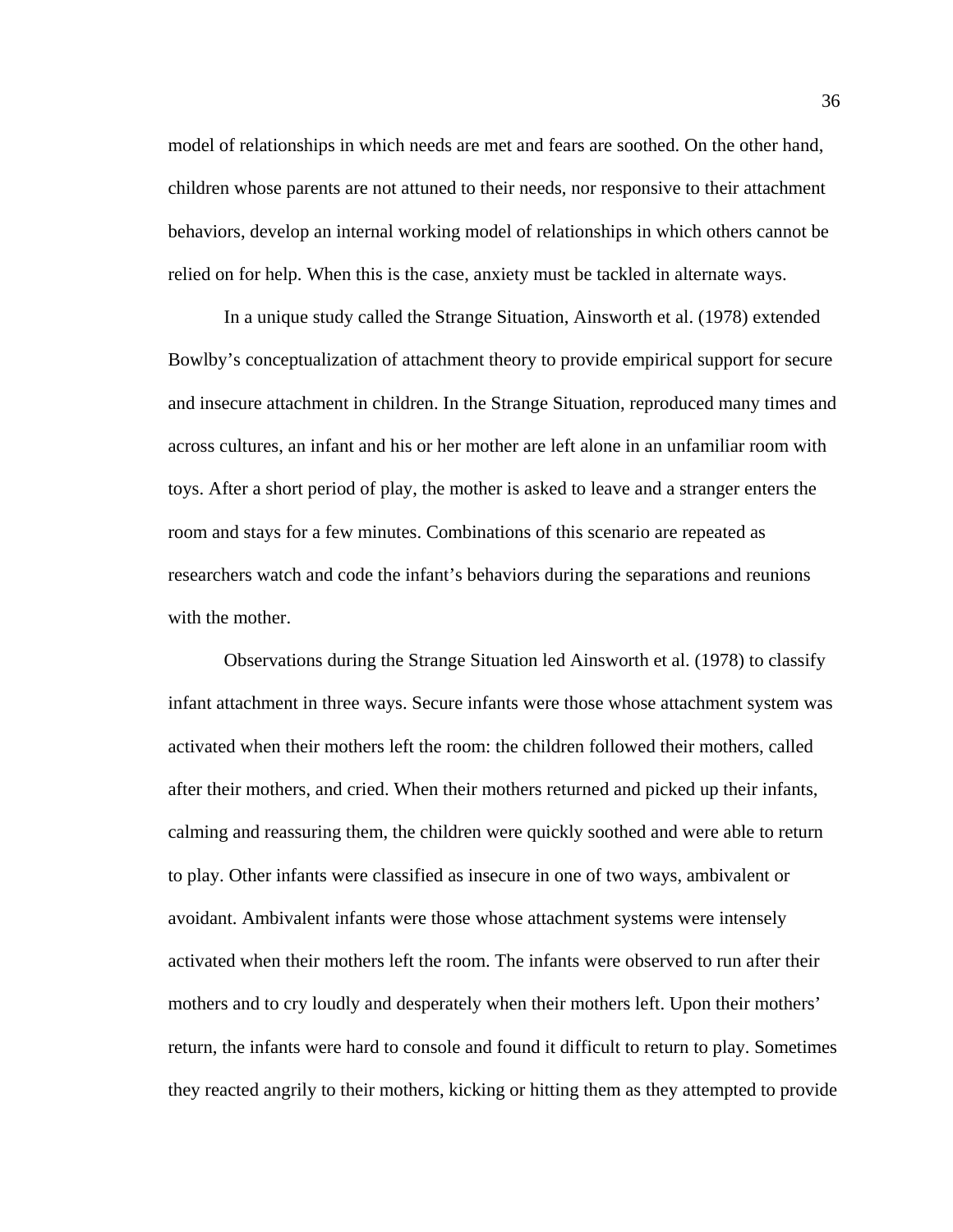model of relationships in which needs are met and fears are soothed. On the other hand, children whose parents are not attuned to their needs, nor responsive to their attachment behaviors, develop an internal working model of relationships in which others cannot be relied on for help. When this is the case, anxiety must be tackled in alternate ways.

In a unique study called the Strange Situation, Ainsworth et al. (1978) extended Bowlby's conceptualization of attachment theory to provide empirical support for secure and insecure attachment in children. In the Strange Situation, reproduced many times and across cultures, an infant and his or her mother are left alone in an unfamiliar room with toys. After a short period of play, the mother is asked to leave and a stranger enters the room and stays for a few minutes. Combinations of this scenario are repeated as researchers watch and code the infant's behaviors during the separations and reunions with the mother.

Observations during the Strange Situation led Ainsworth et al. (1978) to classify infant attachment in three ways. Secure infants were those whose attachment system was activated when their mothers left the room: the children followed their mothers, called after their mothers, and cried. When their mothers returned and picked up their infants, calming and reassuring them, the children were quickly soothed and were able to return to play. Other infants were classified as insecure in one of two ways, ambivalent or avoidant. Ambivalent infants were those whose attachment systems were intensely activated when their mothers left the room. The infants were observed to run after their mothers and to cry loudly and desperately when their mothers left. Upon their mothers' return, the infants were hard to console and found it difficult to return to play. Sometimes they reacted angrily to their mothers, kicking or hitting them as they attempted to provide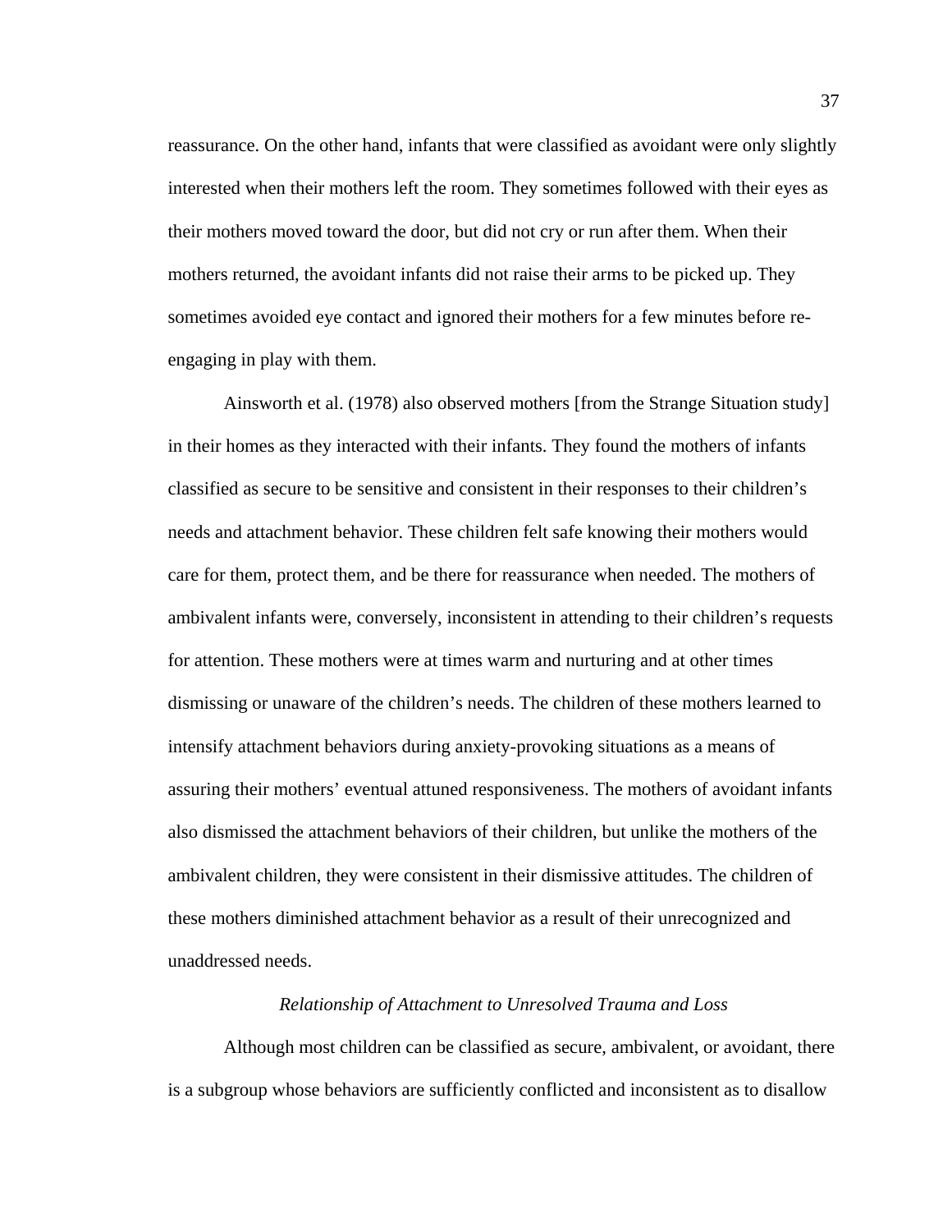reassurance. On the other hand, infants that were classified as avoidant were only slightly interested when their mothers left the room. They sometimes followed with their eyes as their mothers moved toward the door, but did not cry or run after them. When their mothers returned, the avoidant infants did not raise their arms to be picked up. They sometimes avoided eye contact and ignored their mothers for a few minutes before re-engaging in play with them.

Ainsworth et al. (1978) also observed mothers [from the Strange Situation study] in their homes as they interacted with their infants. They found the mothers of infants classified as secure to be sensitive and consistent in their responses to their children's needs and attachment behavior. These children felt safe knowing their mothers would care for them, protect them, and be there for reassurance when needed. The mothers of ambivalent infants were, conversely, inconsistent in attending to their children's requests for attention. These mothers were at times warm and nurturing and at other times dismissing or unaware of the children's needs. The children of these mothers learned to intensify attachment behaviors during anxiety-provoking situations as a means of assuring their mothers' eventual attuned responsiveness. The mothers of avoidant infants also dismissed the attachment behaviors of their children, but unlike the mothers of the ambivalent children, they were consistent in their dismissive attitudes. The children of these mothers diminished attachment behavior as a result of their unrecognized and unaddressed needs.

### *Relationship of Attachment to Unresolved Trauma and Loss*

Although most children can be classified as secure, ambivalent, or avoidant, there is a subgroup whose behaviors are sufficiently conflicted and inconsistent as to disallow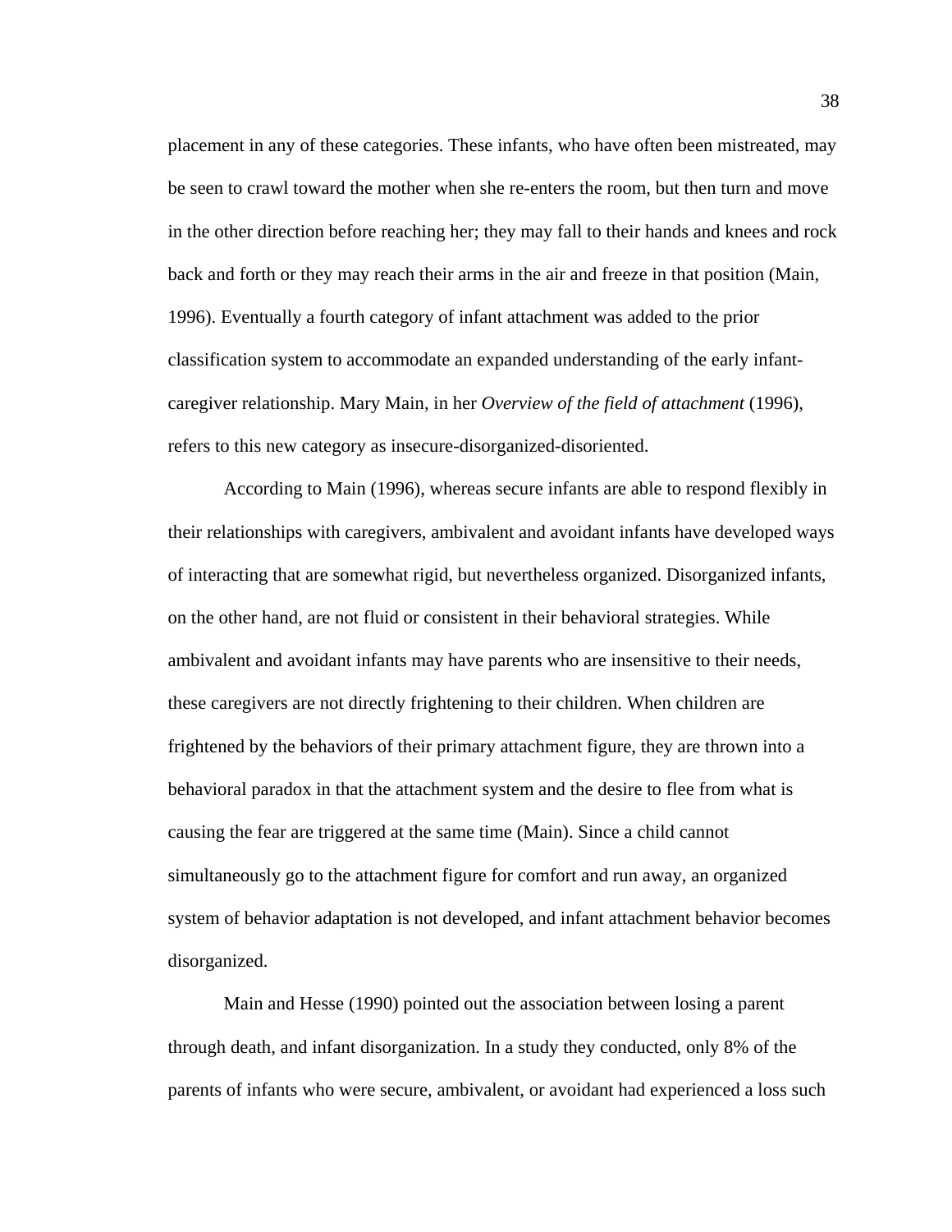placement in any of these categories. These infants, who have often been mistreated, may be seen to crawl toward the mother when she re-enters the room, but then turn and move in the other direction before reaching her; they may fall to their hands and knees and rock back and forth or they may reach their arms in the air and freeze in that position (Main, 1996). Eventually a fourth category of infant attachment was added to the prior classification system to accommodate an expanded understanding of the early infant-caregiver relationship. Mary Main, in her *Overview of the field of attachment* (1996), refers to this new category as insecure-disorganized-disoriented.

According to Main (1996), whereas secure infants are able to respond flexibly in their relationships with caregivers, ambivalent and avoidant infants have developed ways of interacting that are somewhat rigid, but nevertheless organized. Disorganized infants, on the other hand, are not fluid or consistent in their behavioral strategies. While ambivalent and avoidant infants may have parents who are insensitive to their needs, these caregivers are not directly frightening to their children. When children are frightened by the behaviors of their primary attachment figure, they are thrown into a behavioral paradox in that the attachment system and the desire to flee from what is causing the fear are triggered at the same time (Main). Since a child cannot simultaneously go to the attachment figure for comfort and run away, an organized system of behavior adaptation is not developed, and infant attachment behavior becomes disorganized.

Main and Hesse (1990) pointed out the association between losing a parent through death, and infant disorganization. In a study they conducted, only 8% of the parents of infants who were secure, ambivalent, or avoidant had experienced a loss such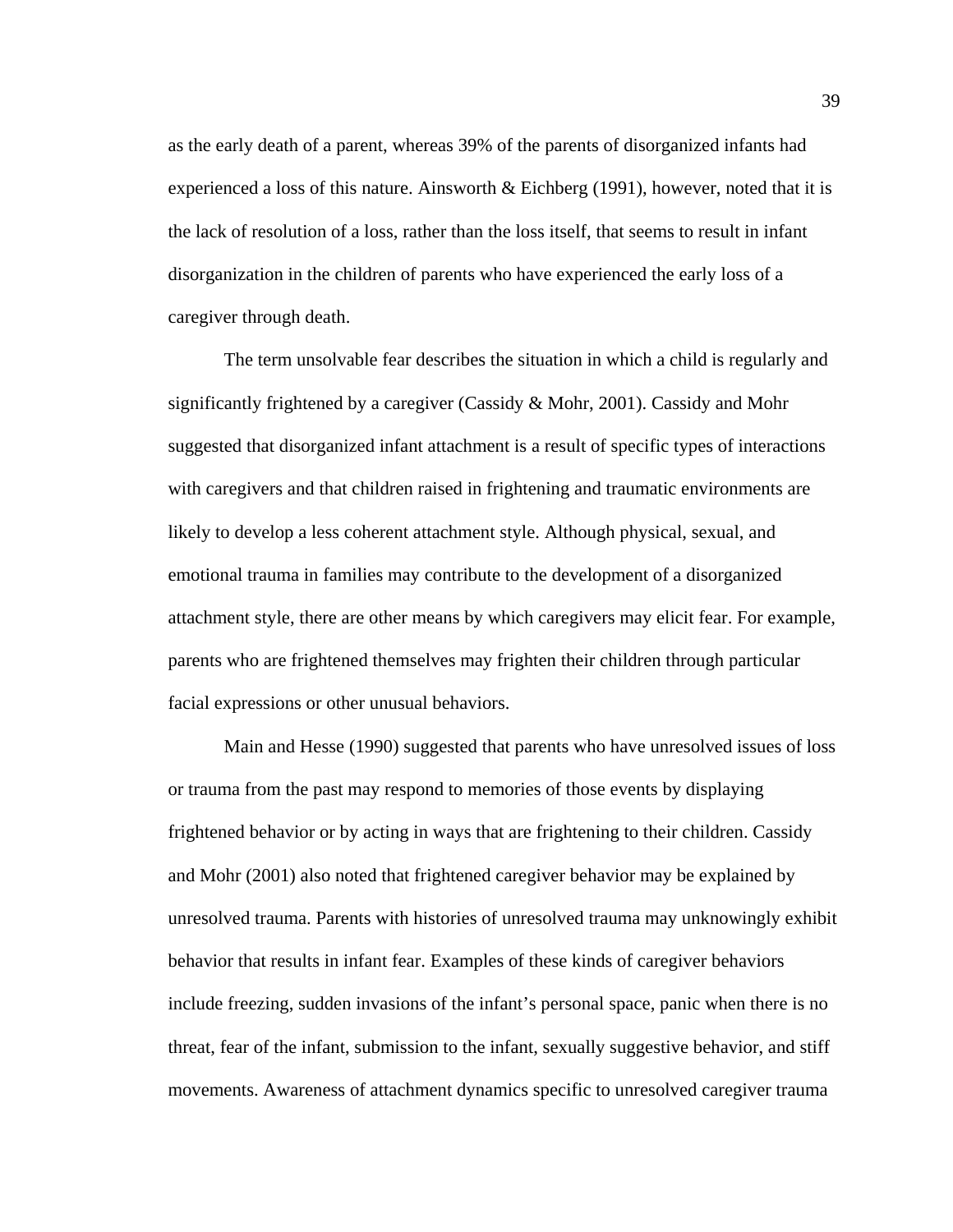as the early death of a parent, whereas 39% of the parents of disorganized infants had experienced a loss of this nature. Ainsworth & Eichberg (1991), however, noted that it is the lack of resolution of a loss, rather than the loss itself, that seems to result in infant disorganization in the children of parents who have experienced the early loss of a caregiver through death.

The term unsolvable fear describes the situation in which a child is regularly and significantly frightened by a caregiver (Cassidy & Mohr, 2001). Cassidy and Mohr suggested that disorganized infant attachment is a result of specific types of interactions with caregivers and that children raised in frightening and traumatic environments are likely to develop a less coherent attachment style. Although physical, sexual, and emotional trauma in families may contribute to the development of a disorganized attachment style, there are other means by which caregivers may elicit fear. For example, parents who are frightened themselves may frighten their children through particular facial expressions or other unusual behaviors.

Main and Hesse (1990) suggested that parents who have unresolved issues of loss or trauma from the past may respond to memories of those events by displaying frightened behavior or by acting in ways that are frightening to their children. Cassidy and Mohr (2001) also noted that frightened caregiver behavior may be explained by unresolved trauma. Parents with histories of unresolved trauma may unknowingly exhibit behavior that results in infant fear. Examples of these kinds of caregiver behaviors include freezing, sudden invasions of the infant's personal space, panic when there is no threat, fear of the infant, submission to the infant, sexually suggestive behavior, and stiff movements. Awareness of attachment dynamics specific to unresolved caregiver trauma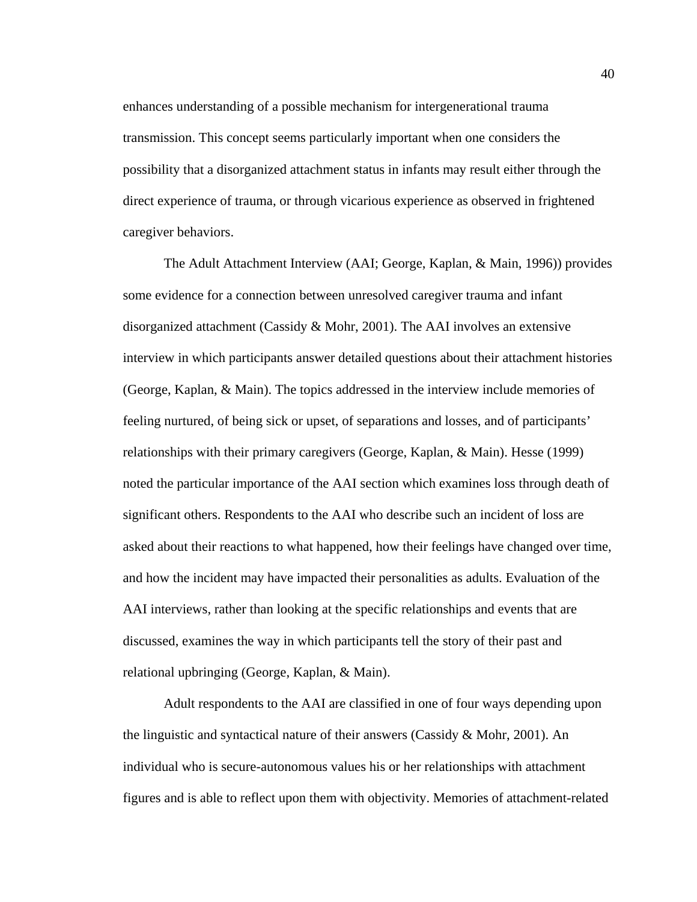enhances understanding of a possible mechanism for intergenerational trauma transmission. This concept seems particularly important when one considers the possibility that a disorganized attachment status in infants may result either through the direct experience of trauma, or through vicarious experience as observed in frightened caregiver behaviors.

The Adult Attachment Interview (AAI; George, Kaplan, & Main, 1996)) provides some evidence for a connection between unresolved caregiver trauma and infant disorganized attachment (Cassidy & Mohr, 2001). The AAI involves an extensive interview in which participants answer detailed questions about their attachment histories (George, Kaplan, & Main). The topics addressed in the interview include memories of feeling nurtured, of being sick or upset, of separations and losses, and of participants' relationships with their primary caregivers (George, Kaplan, & Main). Hesse (1999) noted the particular importance of the AAI section which examines loss through death of significant others. Respondents to the AAI who describe such an incident of loss are asked about their reactions to what happened, how their feelings have changed over time, and how the incident may have impacted their personalities as adults. Evaluation of the AAI interviews, rather than looking at the specific relationships and events that are discussed, examines the way in which participants tell the story of their past and relational upbringing (George, Kaplan, & Main).

Adult respondents to the AAI are classified in one of four ways depending upon the linguistic and syntactical nature of their answers (Cassidy & Mohr, 2001). An individual who is secure-autonomous values his or her relationships with attachment figures and is able to reflect upon them with objectivity. Memories of attachment-related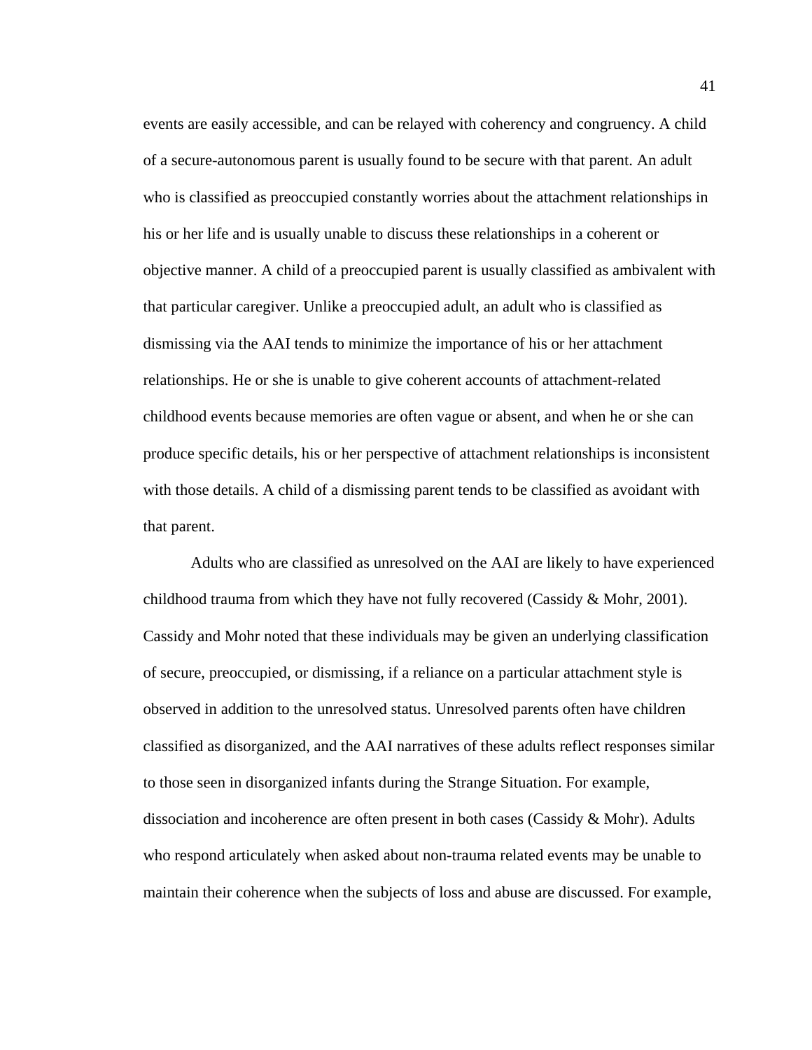events are easily accessible, and can be relayed with coherency and congruency. A child of a secure-autonomous parent is usually found to be secure with that parent. An adult who is classified as preoccupied constantly worries about the attachment relationships in his or her life and is usually unable to discuss these relationships in a coherent or objective manner. A child of a preoccupied parent is usually classified as ambivalent with that particular caregiver. Unlike a preoccupied adult, an adult who is classified as dismissing via the AAI tends to minimize the importance of his or her attachment relationships. He or she is unable to give coherent accounts of attachment-related childhood events because memories are often vague or absent, and when he or she can produce specific details, his or her perspective of attachment relationships is inconsistent with those details. A child of a dismissing parent tends to be classified as avoidant with that parent.

Adults who are classified as unresolved on the AAI are likely to have experienced childhood trauma from which they have not fully recovered (Cassidy & Mohr, 2001). Cassidy and Mohr noted that these individuals may be given an underlying classification of secure, preoccupied, or dismissing, if a reliance on a particular attachment style is observed in addition to the unresolved status. Unresolved parents often have children classified as disorganized, and the AAI narratives of these adults reflect responses similar to those seen in disorganized infants during the Strange Situation. For example, dissociation and incoherence are often present in both cases (Cassidy & Mohr). Adults who respond articulately when asked about non-trauma related events may be unable to maintain their coherence when the subjects of loss and abuse are discussed. For example,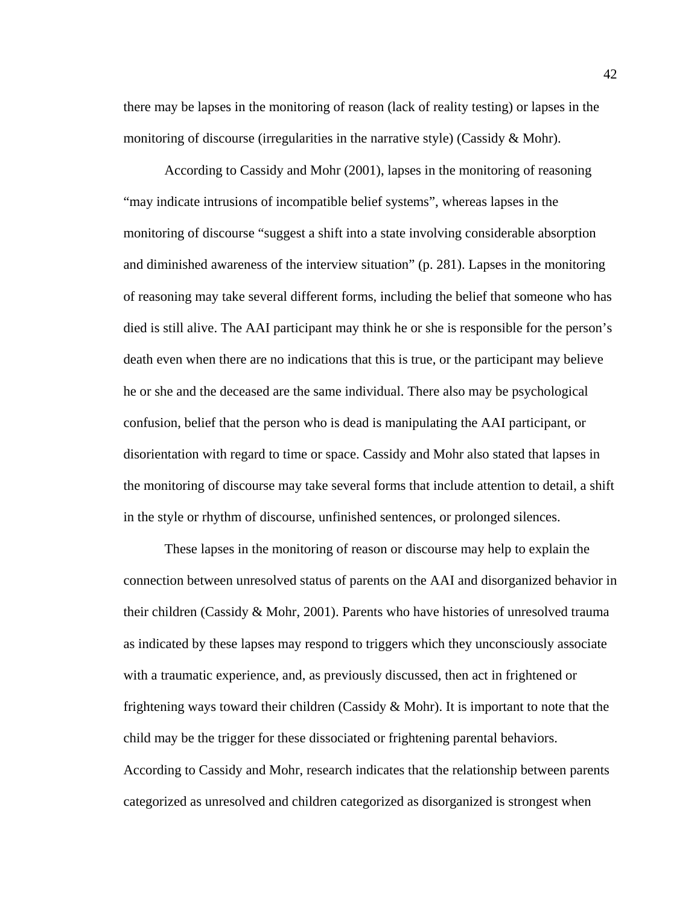there may be lapses in the monitoring of reason (lack of reality testing) or lapses in the monitoring of discourse (irregularities in the narrative style) (Cassidy & Mohr).

According to Cassidy and Mohr (2001), lapses in the monitoring of reasoning "may indicate intrusions of incompatible belief systems", whereas lapses in the monitoring of discourse "suggest a shift into a state involving considerable absorption and diminished awareness of the interview situation" (p. 281). Lapses in the monitoring of reasoning may take several different forms, including the belief that someone who has died is still alive. The AAI participant may think he or she is responsible for the person's death even when there are no indications that this is true, or the participant may believe he or she and the deceased are the same individual. There also may be psychological confusion, belief that the person who is dead is manipulating the AAI participant, or disorientation with regard to time or space. Cassidy and Mohr also stated that lapses in the monitoring of discourse may take several forms that include attention to detail, a shift in the style or rhythm of discourse, unfinished sentences, or prolonged silences.

These lapses in the monitoring of reason or discourse may help to explain the connection between unresolved status of parents on the AAI and disorganized behavior in their children (Cassidy & Mohr, 2001). Parents who have histories of unresolved trauma as indicated by these lapses may respond to triggers which they unconsciously associate with a traumatic experience, and, as previously discussed, then act in frightened or frightening ways toward their children (Cassidy & Mohr). It is important to note that the child may be the trigger for these dissociated or frightening parental behaviors. According to Cassidy and Mohr, research indicates that the relationship between parents categorized as unresolved and children categorized as disorganized is strongest when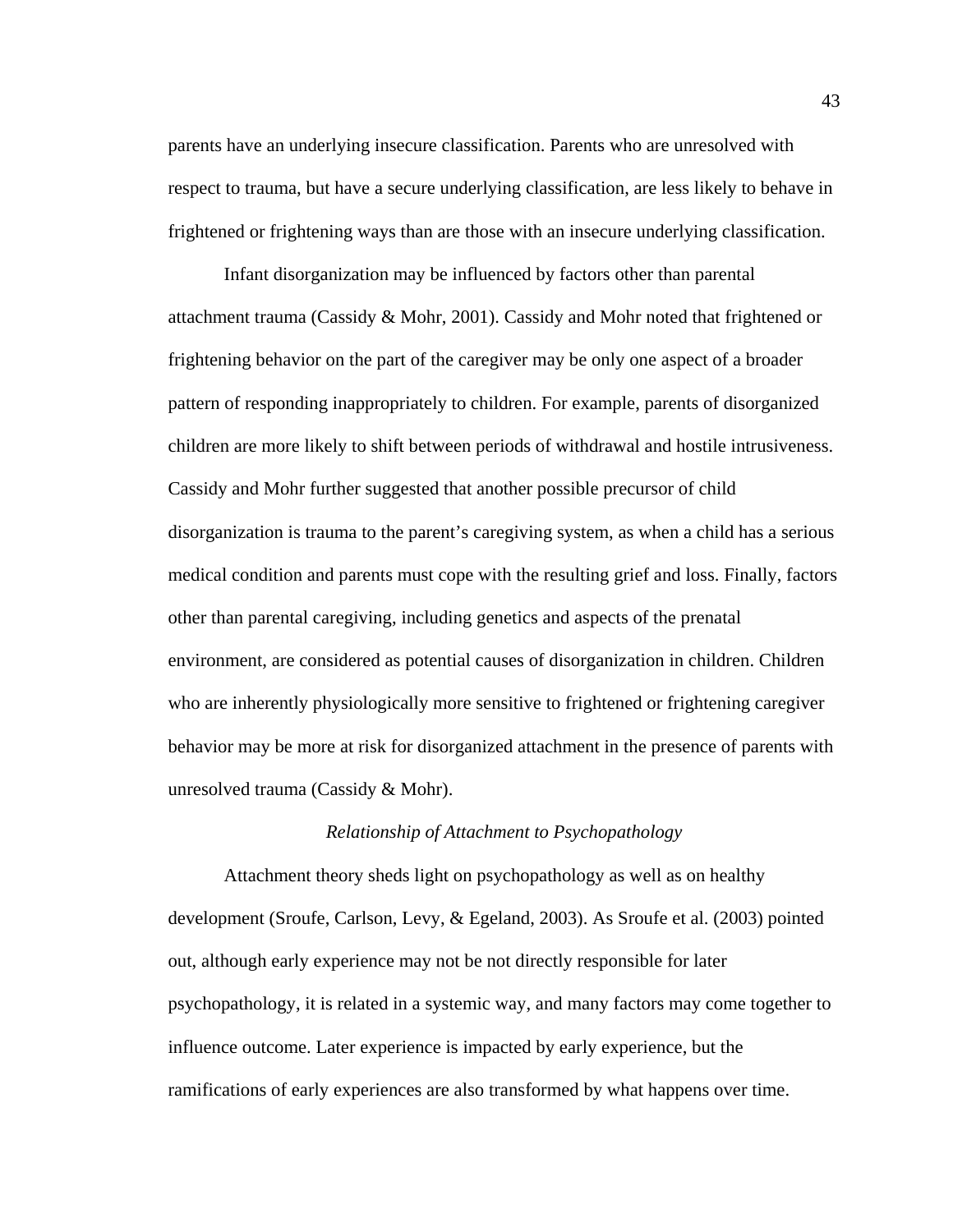parents have an underlying insecure classification. Parents who are unresolved with respect to trauma, but have a secure underlying classification, are less likely to behave in frightened or frightening ways than are those with an insecure underlying classification.

Infant disorganization may be influenced by factors other than parental attachment trauma (Cassidy & Mohr, 2001). Cassidy and Mohr noted that frightened or frightening behavior on the part of the caregiver may be only one aspect of a broader pattern of responding inappropriately to children. For example, parents of disorganized children are more likely to shift between periods of withdrawal and hostile intrusiveness. Cassidy and Mohr further suggested that another possible precursor of child disorganization is trauma to the parent's caregiving system, as when a child has a serious medical condition and parents must cope with the resulting grief and loss. Finally, factors other than parental caregiving, including genetics and aspects of the prenatal environment, are considered as potential causes of disorganization in children. Children who are inherently physiologically more sensitive to frightened or frightening caregiver behavior may be more at risk for disorganized attachment in the presence of parents with unresolved trauma (Cassidy & Mohr).

### *Relationship of Attachment to Psychopathology*

Attachment theory sheds light on psychopathology as well as on healthy development (Sroufe, Carlson, Levy, & Egeland, 2003). As Sroufe et al. (2003) pointed out, although early experience may not be not directly responsible for later psychopathology, it is related in a systemic way, and many factors may come together to influence outcome. Later experience is impacted by early experience, but the ramifications of early experiences are also transformed by what happens over time.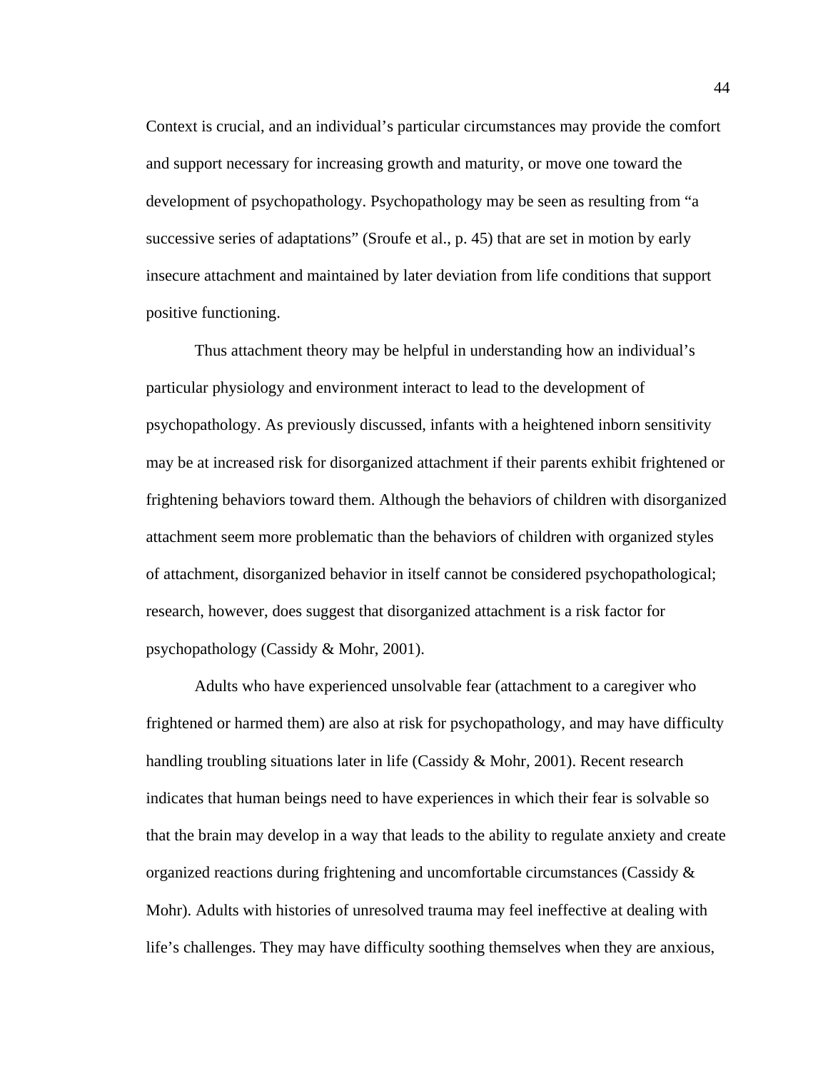Context is crucial, and an individual's particular circumstances may provide the comfort and support necessary for increasing growth and maturity, or move one toward the development of psychopathology. Psychopathology may be seen as resulting from "a successive series of adaptations" (Sroufe et al., p. 45) that are set in motion by early insecure attachment and maintained by later deviation from life conditions that support positive functioning.

Thus attachment theory may be helpful in understanding how an individual's particular physiology and environment interact to lead to the development of psychopathology. As previously discussed, infants with a heightened inborn sensitivity may be at increased risk for disorganized attachment if their parents exhibit frightened or frightening behaviors toward them. Although the behaviors of children with disorganized attachment seem more problematic than the behaviors of children with organized styles of attachment, disorganized behavior in itself cannot be considered psychopathological; research, however, does suggest that disorganized attachment is a risk factor for psychopathology (Cassidy & Mohr, 2001).

Adults who have experienced unsolvable fear (attachment to a caregiver who frightened or harmed them) are also at risk for psychopathology, and may have difficulty handling troubling situations later in life (Cassidy & Mohr, 2001). Recent research indicates that human beings need to have experiences in which their fear is solvable so that the brain may develop in a way that leads to the ability to regulate anxiety and create organized reactions during frightening and uncomfortable circumstances (Cassidy & Mohr). Adults with histories of unresolved trauma may feel ineffective at dealing with life's challenges. They may have difficulty soothing themselves when they are anxious,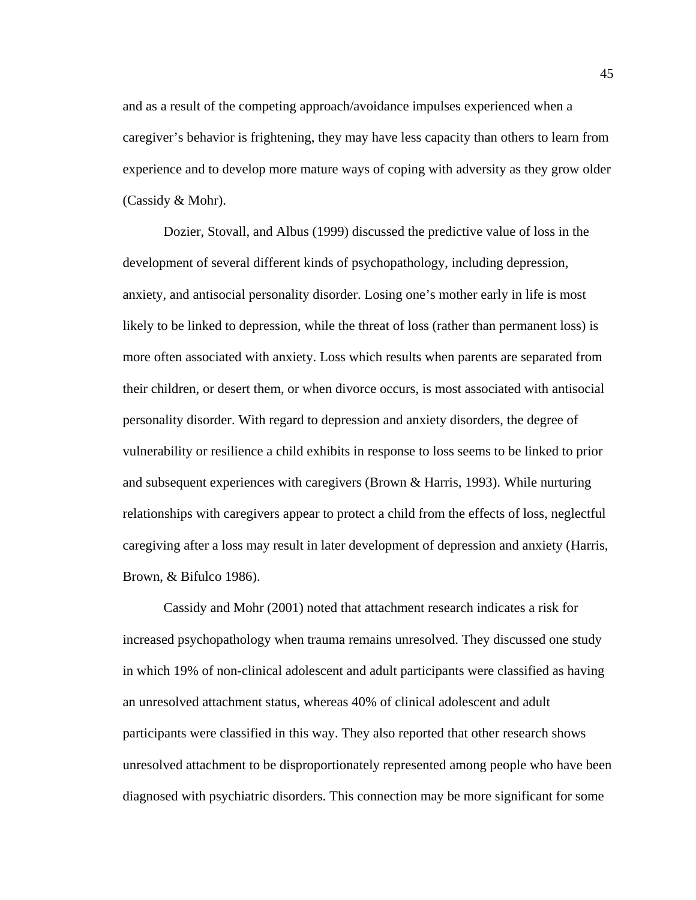and as a result of the competing approach/avoidance impulses experienced when a caregiver's behavior is frightening, they may have less capacity than others to learn from experience and to develop more mature ways of coping with adversity as they grow older (Cassidy & Mohr).

Dozier, Stovall, and Albus (1999) discussed the predictive value of loss in the development of several different kinds of psychopathology, including depression, anxiety, and antisocial personality disorder. Losing one's mother early in life is most likely to be linked to depression, while the threat of loss (rather than permanent loss) is more often associated with anxiety. Loss which results when parents are separated from their children, or desert them, or when divorce occurs, is most associated with antisocial personality disorder. With regard to depression and anxiety disorders, the degree of vulnerability or resilience a child exhibits in response to loss seems to be linked to prior and subsequent experiences with caregivers (Brown & Harris, 1993). While nurturing relationships with caregivers appear to protect a child from the effects of loss, neglectful caregiving after a loss may result in later development of depression and anxiety (Harris, Brown, & Bifulco 1986).

Cassidy and Mohr (2001) noted that attachment research indicates a risk for increased psychopathology when trauma remains unresolved. They discussed one study in which 19% of non-clinical adolescent and adult participants were classified as having an unresolved attachment status, whereas 40% of clinical adolescent and adult participants were classified in this way. They also reported that other research shows unresolved attachment to be disproportionately represented among people who have been diagnosed with psychiatric disorders. This connection may be more significant for some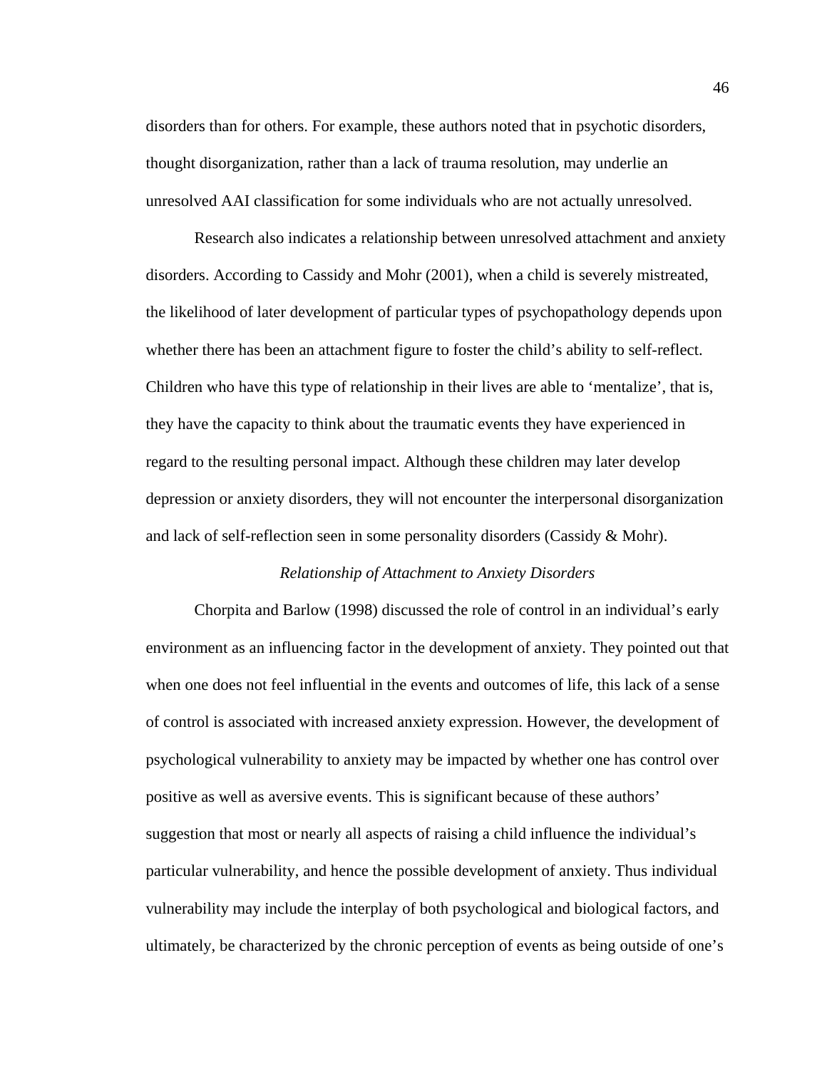disorders than for others. For example, these authors noted that in psychotic disorders, thought disorganization, rather than a lack of trauma resolution, may underlie an unresolved AAI classification for some individuals who are not actually unresolved.

Research also indicates a relationship between unresolved attachment and anxiety disorders. According to Cassidy and Mohr (2001), when a child is severely mistreated, the likelihood of later development of particular types of psychopathology depends upon whether there has been an attachment figure to foster the child's ability to self-reflect. Children who have this type of relationship in their lives are able to 'mentalize', that is, they have the capacity to think about the traumatic events they have experienced in regard to the resulting personal impact. Although these children may later develop depression or anxiety disorders, they will not encounter the interpersonal disorganization and lack of self-reflection seen in some personality disorders (Cassidy & Mohr).

### *Relationship of Attachment to Anxiety Disorders*

Chorpita and Barlow (1998) discussed the role of control in an individual's early environment as an influencing factor in the development of anxiety. They pointed out that when one does not feel influential in the events and outcomes of life, this lack of a sense of control is associated with increased anxiety expression. However, the development of psychological vulnerability to anxiety may be impacted by whether one has control over positive as well as aversive events. This is significant because of these authors' suggestion that most or nearly all aspects of raising a child influence the individual's particular vulnerability, and hence the possible development of anxiety. Thus individual vulnerability may include the interplay of both psychological and biological factors, and ultimately, be characterized by the chronic perception of events as being outside of one's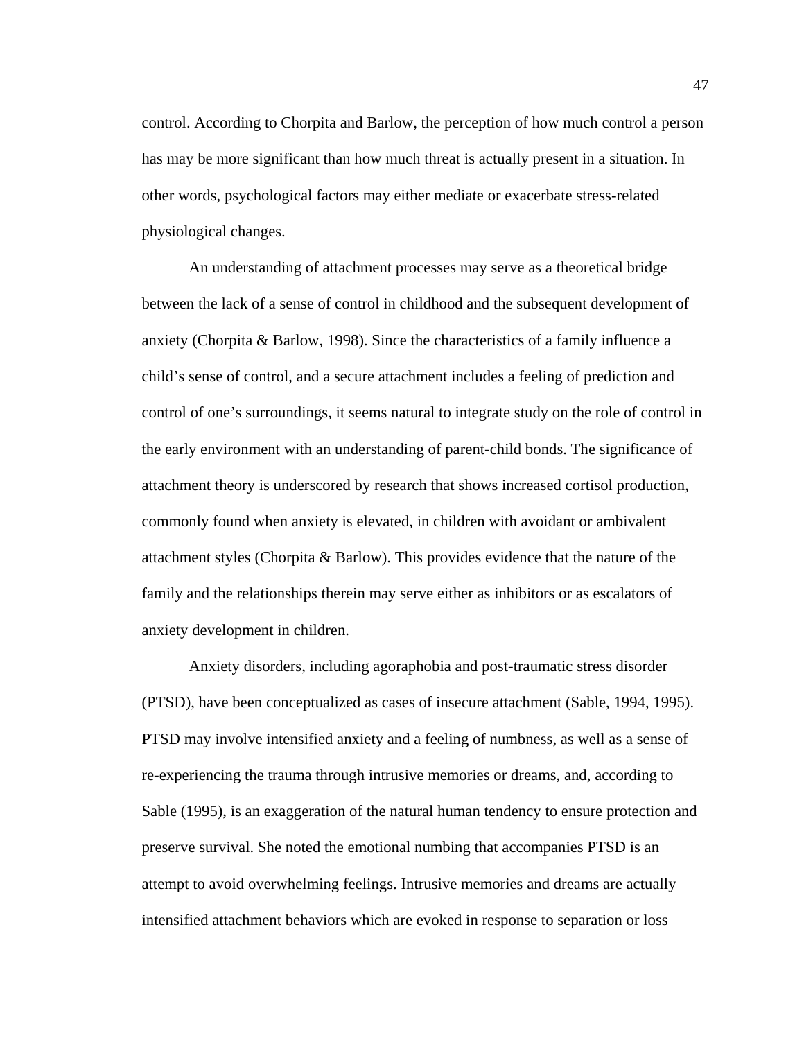control. According to Chorpita and Barlow, the perception of how much control a person has may be more significant than how much threat is actually present in a situation. In other words, psychological factors may either mediate or exacerbate stress-related physiological changes.

An understanding of attachment processes may serve as a theoretical bridge between the lack of a sense of control in childhood and the subsequent development of anxiety (Chorpita & Barlow, 1998). Since the characteristics of a family influence a child's sense of control, and a secure attachment includes a feeling of prediction and control of one's surroundings, it seems natural to integrate study on the role of control in the early environment with an understanding of parent-child bonds. The significance of attachment theory is underscored by research that shows increased cortisol production, commonly found when anxiety is elevated, in children with avoidant or ambivalent attachment styles (Chorpita & Barlow). This provides evidence that the nature of the family and the relationships therein may serve either as inhibitors or as escalators of anxiety development in children.

Anxiety disorders, including agoraphobia and post-traumatic stress disorder (PTSD), have been conceptualized as cases of insecure attachment (Sable, 1994, 1995). PTSD may involve intensified anxiety and a feeling of numbness, as well as a sense of re-experiencing the trauma through intrusive memories or dreams, and, according to Sable (1995), is an exaggeration of the natural human tendency to ensure protection and preserve survival. She noted the emotional numbing that accompanies PTSD is an attempt to avoid overwhelming feelings. Intrusive memories and dreams are actually intensified attachment behaviors which are evoked in response to separation or loss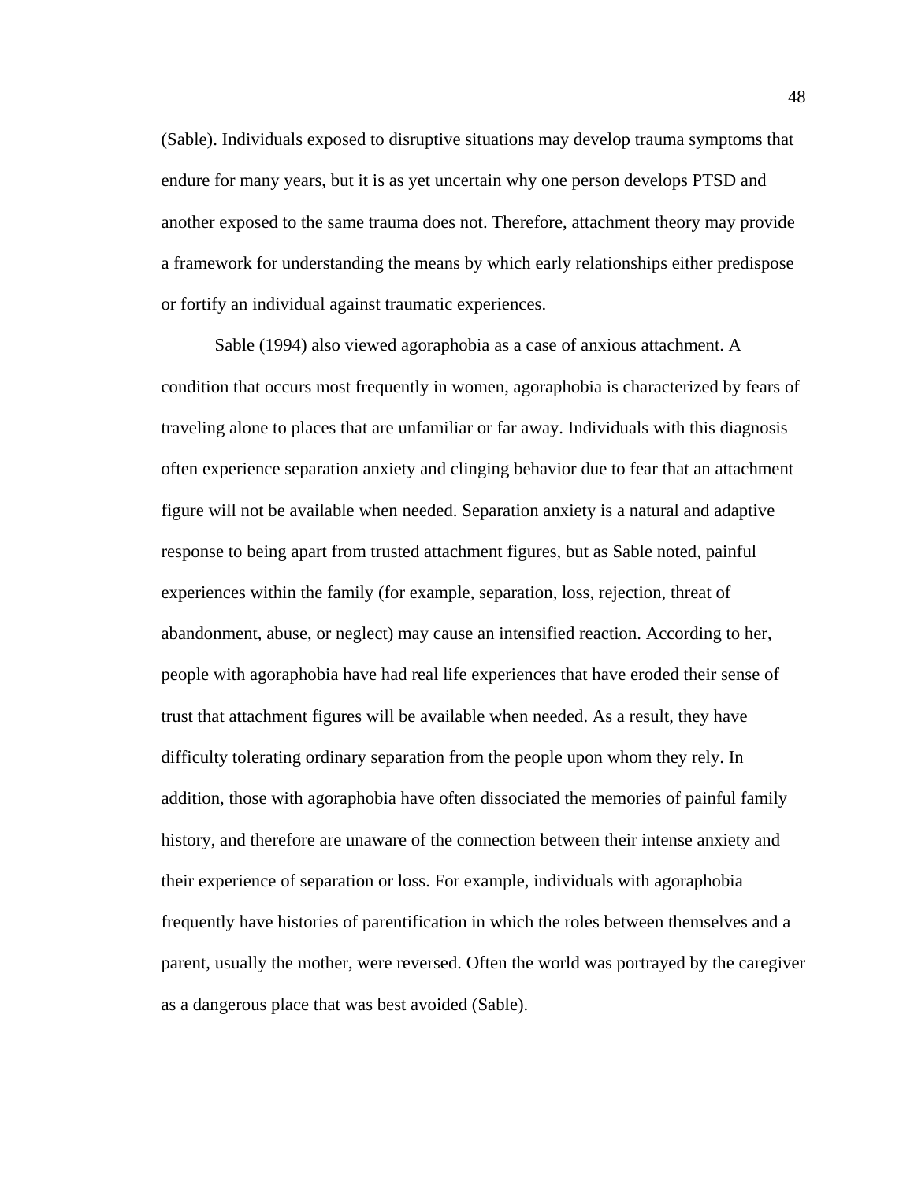(Sable). Individuals exposed to disruptive situations may develop trauma symptoms that endure for many years, but it is as yet uncertain why one person develops PTSD and another exposed to the same trauma does not. Therefore, attachment theory may provide a framework for understanding the means by which early relationships either predispose or fortify an individual against traumatic experiences.

Sable (1994) also viewed agoraphobia as a case of anxious attachment. A condition that occurs most frequently in women, agoraphobia is characterized by fears of traveling alone to places that are unfamiliar or far away. Individuals with this diagnosis often experience separation anxiety and clinging behavior due to fear that an attachment figure will not be available when needed. Separation anxiety is a natural and adaptive response to being apart from trusted attachment figures, but as Sable noted, painful experiences within the family (for example, separation, loss, rejection, threat of abandonment, abuse, or neglect) may cause an intensified reaction. According to her, people with agoraphobia have had real life experiences that have eroded their sense of trust that attachment figures will be available when needed. As a result, they have difficulty tolerating ordinary separation from the people upon whom they rely. In addition, those with agoraphobia have often dissociated the memories of painful family history, and therefore are unaware of the connection between their intense anxiety and their experience of separation or loss. For example, individuals with agoraphobia frequently have histories of parentification in which the roles between themselves and a parent, usually the mother, were reversed. Often the world was portrayed by the caregiver as a dangerous place that was best avoided (Sable).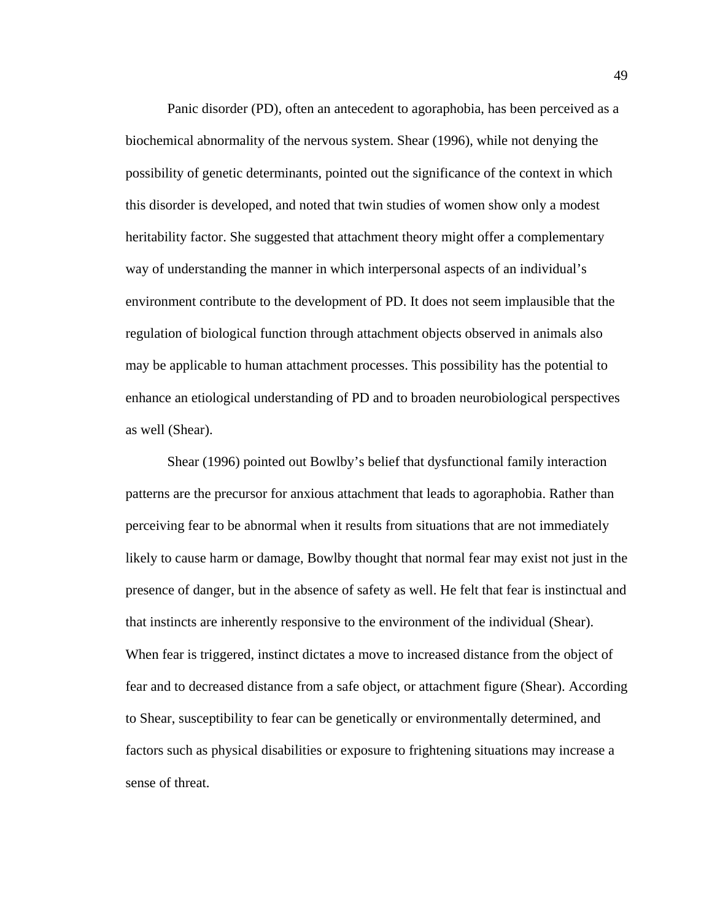Panic disorder (PD), often an antecedent to agoraphobia, has been perceived as a biochemical abnormality of the nervous system. Shear (1996), while not denying the possibility of genetic determinants, pointed out the significance of the context in which this disorder is developed, and noted that twin studies of women show only a modest heritability factor. She suggested that attachment theory might offer a complementary way of understanding the manner in which interpersonal aspects of an individual's environment contribute to the development of PD. It does not seem implausible that the regulation of biological function through attachment objects observed in animals also may be applicable to human attachment processes. This possibility has the potential to enhance an etiological understanding of PD and to broaden neurobiological perspectives as well (Shear).

Shear (1996) pointed out Bowlby's belief that dysfunctional family interaction patterns are the precursor for anxious attachment that leads to agoraphobia. Rather than perceiving fear to be abnormal when it results from situations that are not immediately likely to cause harm or damage, Bowlby thought that normal fear may exist not just in the presence of danger, but in the absence of safety as well. He felt that fear is instinctual and that instincts are inherently responsive to the environment of the individual (Shear). When fear is triggered, instinct dictates a move to increased distance from the object of fear and to decreased distance from a safe object, or attachment figure (Shear). According to Shear, susceptibility to fear can be genetically or environmentally determined, and factors such as physical disabilities or exposure to frightening situations may increase a sense of threat.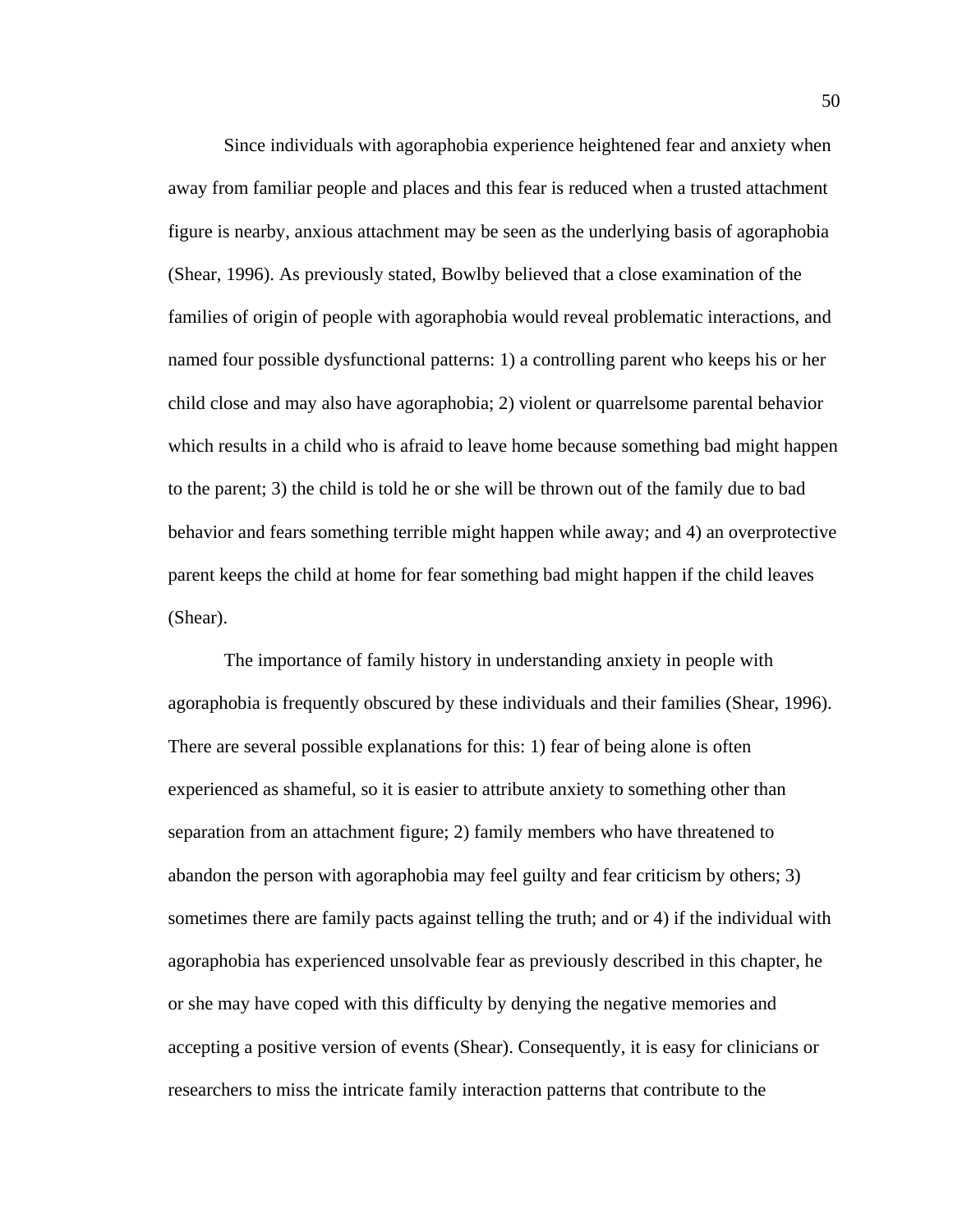Since individuals with agoraphobia experience heightened fear and anxiety when away from familiar people and places and this fear is reduced when a trusted attachment figure is nearby, anxious attachment may be seen as the underlying basis of agoraphobia (Shear, 1996). As previously stated, Bowlby believed that a close examination of the families of origin of people with agoraphobia would reveal problematic interactions, and named four possible dysfunctional patterns: 1) a controlling parent who keeps his or her child close and may also have agoraphobia; 2) violent or quarrelsome parental behavior which results in a child who is afraid to leave home because something bad might happen to the parent; 3) the child is told he or she will be thrown out of the family due to bad behavior and fears something terrible might happen while away; and 4) an overprotective parent keeps the child at home for fear something bad might happen if the child leaves (Shear).

The importance of family history in understanding anxiety in people with agoraphobia is frequently obscured by these individuals and their families (Shear, 1996). There are several possible explanations for this: 1) fear of being alone is often experienced as shameful, so it is easier to attribute anxiety to something other than separation from an attachment figure; 2) family members who have threatened to abandon the person with agoraphobia may feel guilty and fear criticism by others; 3) sometimes there are family pacts against telling the truth; and or 4) if the individual with agoraphobia has experienced unsolvable fear as previously described in this chapter, he or she may have coped with this difficulty by denying the negative memories and accepting a positive version of events (Shear). Consequently, it is easy for clinicians or researchers to miss the intricate family interaction patterns that contribute to the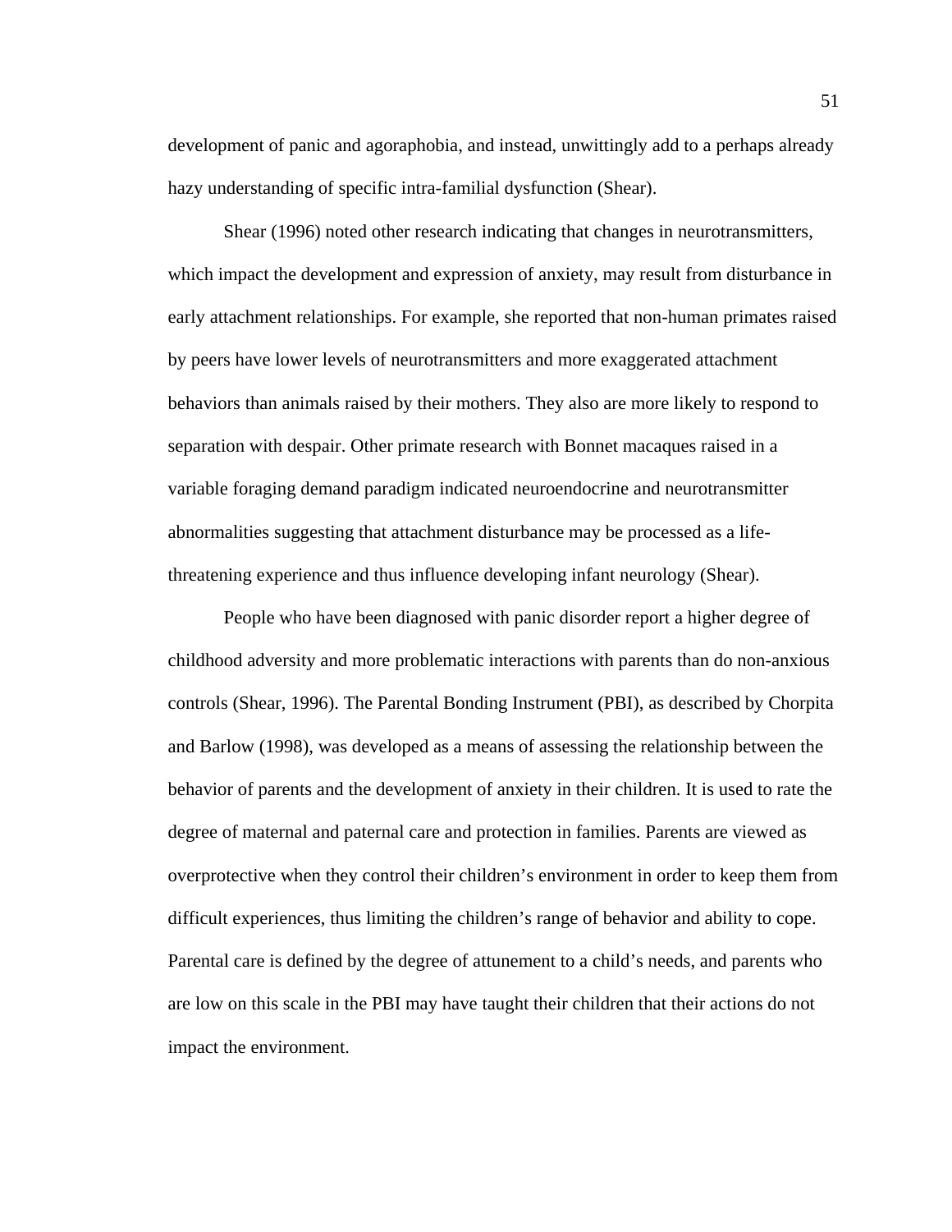development of panic and agoraphobia, and instead, unwittingly add to a perhaps already hazy understanding of specific intra-familial dysfunction (Shear).

Shear (1996) noted other research indicating that changes in neurotransmitters, which impact the development and expression of anxiety, may result from disturbance in early attachment relationships. For example, she reported that non-human primates raised by peers have lower levels of neurotransmitters and more exaggerated attachment behaviors than animals raised by their mothers. They also are more likely to respond to separation with despair. Other primate research with Bonnet macaques raised in a variable foraging demand paradigm indicated neuroendocrine and neurotransmitter abnormalities suggesting that attachment disturbance may be processed as a life-threatening experience and thus influence developing infant neurology (Shear).

People who have been diagnosed with panic disorder report a higher degree of childhood adversity and more problematic interactions with parents than do non-anxious controls (Shear, 1996). The Parental Bonding Instrument (PBI), as described by Chorpita and Barlow (1998), was developed as a means of assessing the relationship between the behavior of parents and the development of anxiety in their children. It is used to rate the degree of maternal and paternal care and protection in families. Parents are viewed as overprotective when they control their children's environment in order to keep them from difficult experiences, thus limiting the children's range of behavior and ability to cope. Parental care is defined by the degree of attunement to a child's needs, and parents who are low on this scale in the PBI may have taught their children that their actions do not impact the environment.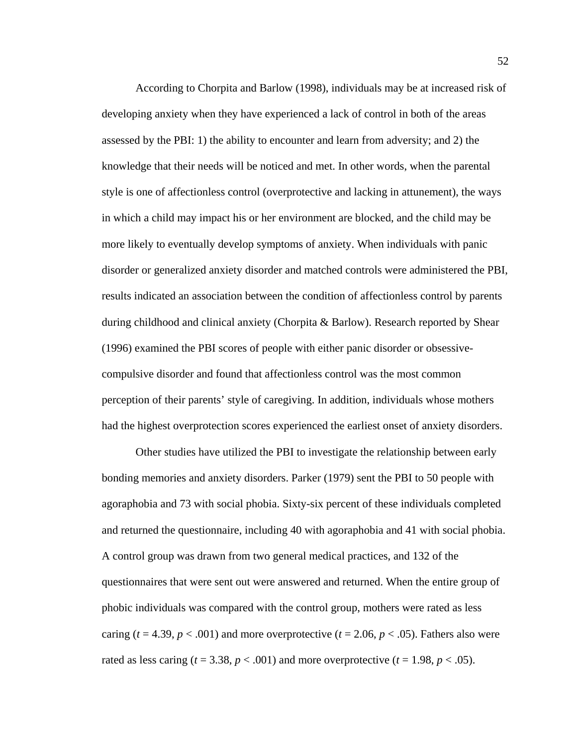According to Chorpita and Barlow (1998), individuals may be at increased risk of developing anxiety when they have experienced a lack of control in both of the areas assessed by the PBI: 1) the ability to encounter and learn from adversity; and 2) the knowledge that their needs will be noticed and met. In other words, when the parental style is one of affectionless control (overprotective and lacking in attunement), the ways in which a child may impact his or her environment are blocked, and the child may be more likely to eventually develop symptoms of anxiety. When individuals with panic disorder or generalized anxiety disorder and matched controls were administered the PBI, results indicated an association between the condition of affectionless control by parents during childhood and clinical anxiety (Chorpita & Barlow). Research reported by Shear (1996) examined the PBI scores of people with either panic disorder or obsessive-compulsive disorder and found that affectionless control was the most common perception of their parents' style of caregiving. In addition, individuals whose mothers had the highest overprotection scores experienced the earliest onset of anxiety disorders.

Other studies have utilized the PBI to investigate the relationship between early bonding memories and anxiety disorders. Parker (1979) sent the PBI to 50 people with agoraphobia and 73 with social phobia. Sixty-six percent of these individuals completed and returned the questionnaire, including 40 with agoraphobia and 41 with social phobia. A control group was drawn from two general medical practices, and 132 of the questionnaires that were sent out were answered and returned. When the entire group of phobic individuals was compared with the control group, mothers were rated as less caring ($t$ = 4.39, $p < .001$) and more overprotective ($t$ = 2.06, $p < .05$). Fathers also were rated as less caring ($t$ = 3.38, $p < .001$) and more overprotective ($t$ = 1.98, $p < .05$).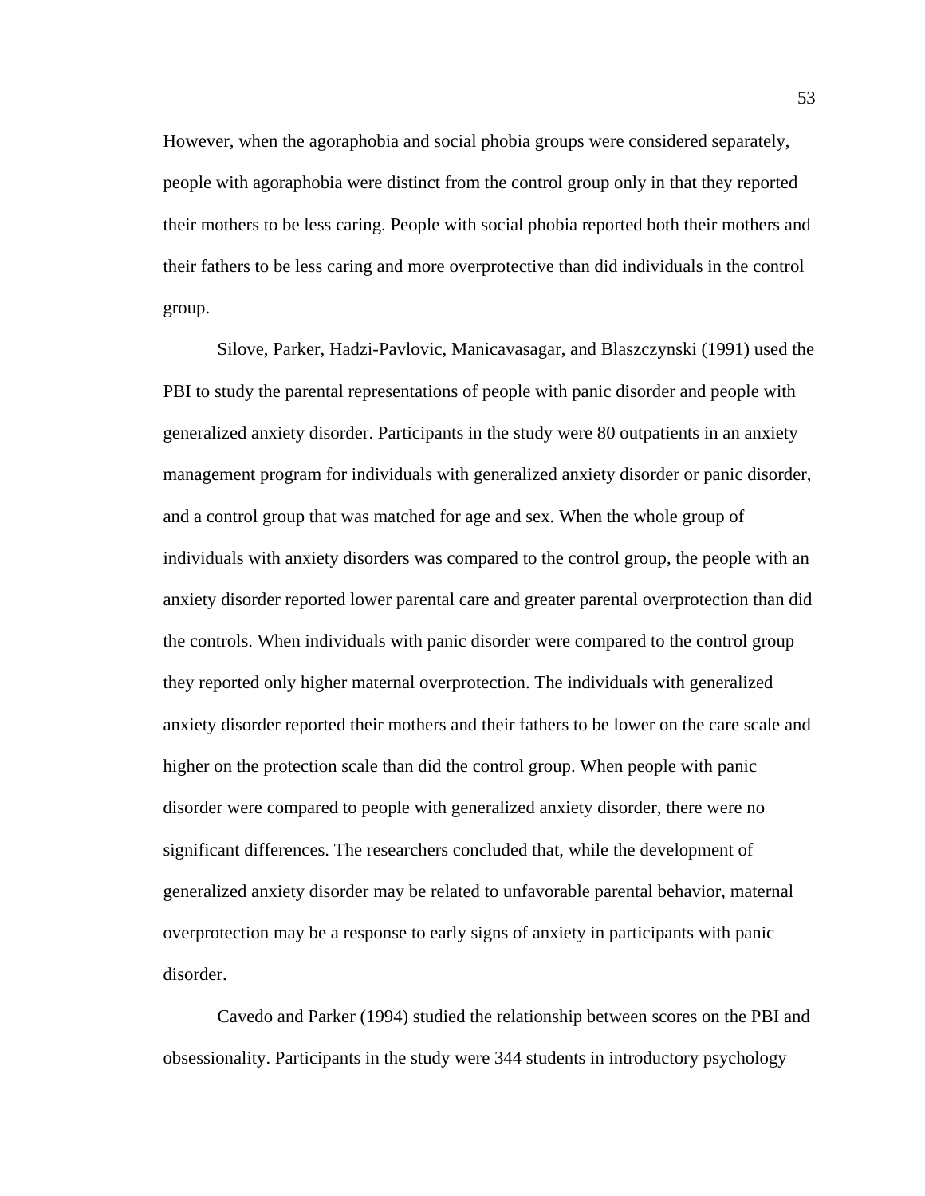However, when the agoraphobia and social phobia groups were considered separately, people with agoraphobia were distinct from the control group only in that they reported their mothers to be less caring. People with social phobia reported both their mothers and their fathers to be less caring and more overprotective than did individuals in the control group.

Silove, Parker, Hadzi-Pavlovic, Manicavasagar, and Blaszczynski (1991) used the PBI to study the parental representations of people with panic disorder and people with generalized anxiety disorder. Participants in the study were 80 outpatients in an anxiety management program for individuals with generalized anxiety disorder or panic disorder, and a control group that was matched for age and sex. When the whole group of individuals with anxiety disorders was compared to the control group, the people with an anxiety disorder reported lower parental care and greater parental overprotection than did the controls. When individuals with panic disorder were compared to the control group they reported only higher maternal overprotection. The individuals with generalized anxiety disorder reported their mothers and their fathers to be lower on the care scale and higher on the protection scale than did the control group. When people with panic disorder were compared to people with generalized anxiety disorder, there were no significant differences. The researchers concluded that, while the development of generalized anxiety disorder may be related to unfavorable parental behavior, maternal overprotection may be a response to early signs of anxiety in participants with panic disorder.

Cavedo and Parker (1994) studied the relationship between scores on the PBI and obsessionality. Participants in the study were 344 students in introductory psychology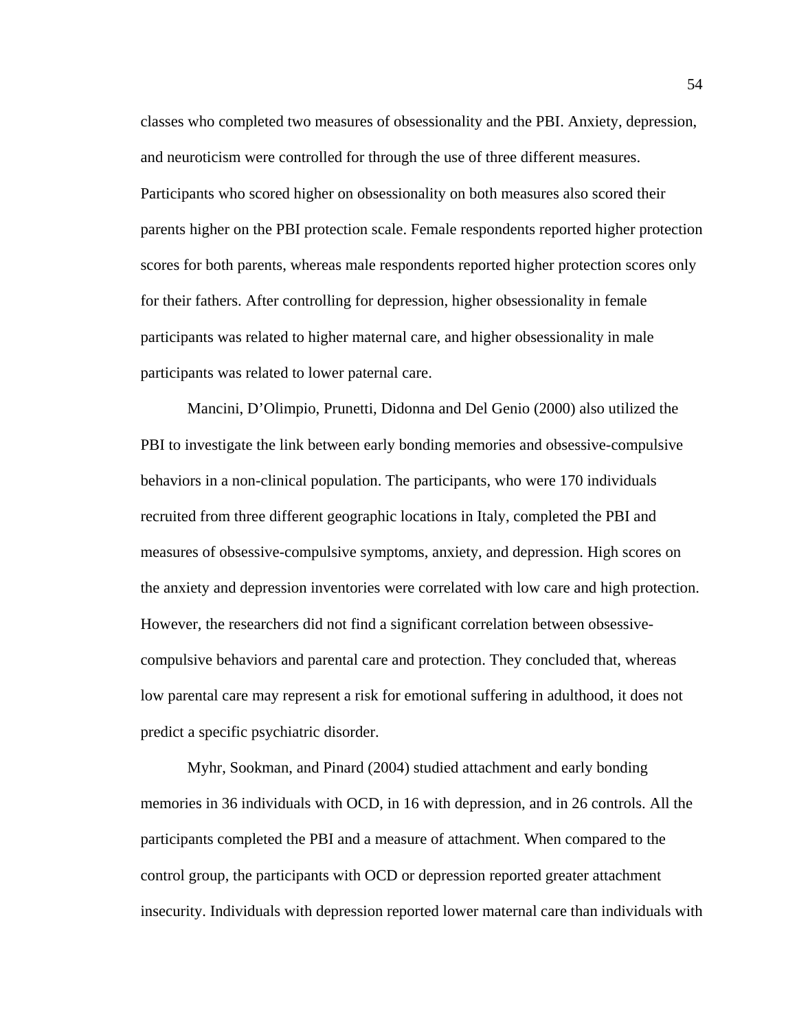classes who completed two measures of obsessionality and the PBI. Anxiety, depression, and neuroticism were controlled for through the use of three different measures. Participants who scored higher on obsessionality on both measures also scored their parents higher on the PBI protection scale. Female respondents reported higher protection scores for both parents, whereas male respondents reported higher protection scores only for their fathers. After controlling for depression, higher obsessionality in female participants was related to higher maternal care, and higher obsessionality in male participants was related to lower paternal care.

Mancini, D'Olimpio, Prunetti, Didonna and Del Genio (2000) also utilized the PBI to investigate the link between early bonding memories and obsessive-compulsive behaviors in a non-clinical population. The participants, who were 170 individuals recruited from three different geographic locations in Italy, completed the PBI and measures of obsessive-compulsive symptoms, anxiety, and depression. High scores on the anxiety and depression inventories were correlated with low care and high protection. However, the researchers did not find a significant correlation between obsessive-compulsive behaviors and parental care and protection. They concluded that, whereas low parental care may represent a risk for emotional suffering in adulthood, it does not predict a specific psychiatric disorder.

Myhr, Sookman, and Pinard (2004) studied attachment and early bonding memories in 36 individuals with OCD, in 16 with depression, and in 26 controls. All the participants completed the PBI and a measure of attachment. When compared to the control group, the participants with OCD or depression reported greater attachment insecurity. Individuals with depression reported lower maternal care than individuals with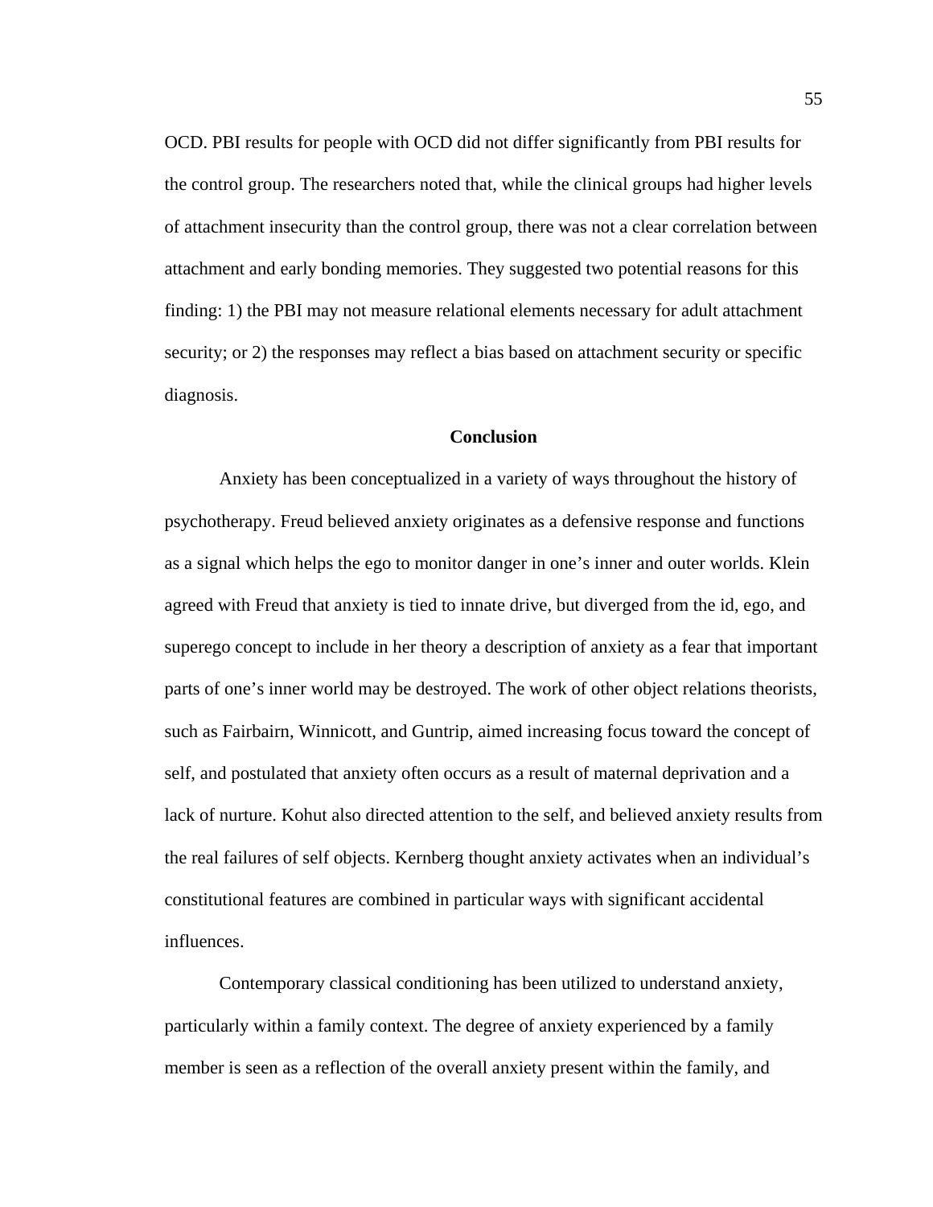OCD. PBI results for people with OCD did not differ significantly from PBI results for the control group. The researchers noted that, while the clinical groups had higher levels of attachment insecurity than the control group, there was not a clear correlation between attachment and early bonding memories. They suggested two potential reasons for this finding: 1) the PBI may not measure relational elements necessary for adult attachment security; or 2) the responses may reflect a bias based on attachment security or specific diagnosis.

## Conclusion

Anxiety has been conceptualized in a variety of ways throughout the history of psychotherapy. Freud believed anxiety originates as a defensive response and functions as a signal which helps the ego to monitor danger in one's inner and outer worlds. Klein agreed with Freud that anxiety is tied to innate drive, but diverged from the id, ego, and superego concept to include in her theory a description of anxiety as a fear that important parts of one's inner world may be destroyed. The work of other object relations theorists, such as Fairbairn, Winnicott, and Guntrip, aimed increasing focus toward the concept of self, and postulated that anxiety often occurs as a result of maternal deprivation and a lack of nurture. Kohut also directed attention to the self, and believed anxiety results from the real failures of self objects. Kernberg thought anxiety activates when an individual's constitutional features are combined in particular ways with significant accidental influences.

Contemporary classical conditioning has been utilized to understand anxiety, particularly within a family context. The degree of anxiety experienced by a family member is seen as a reflection of the overall anxiety present within the family, and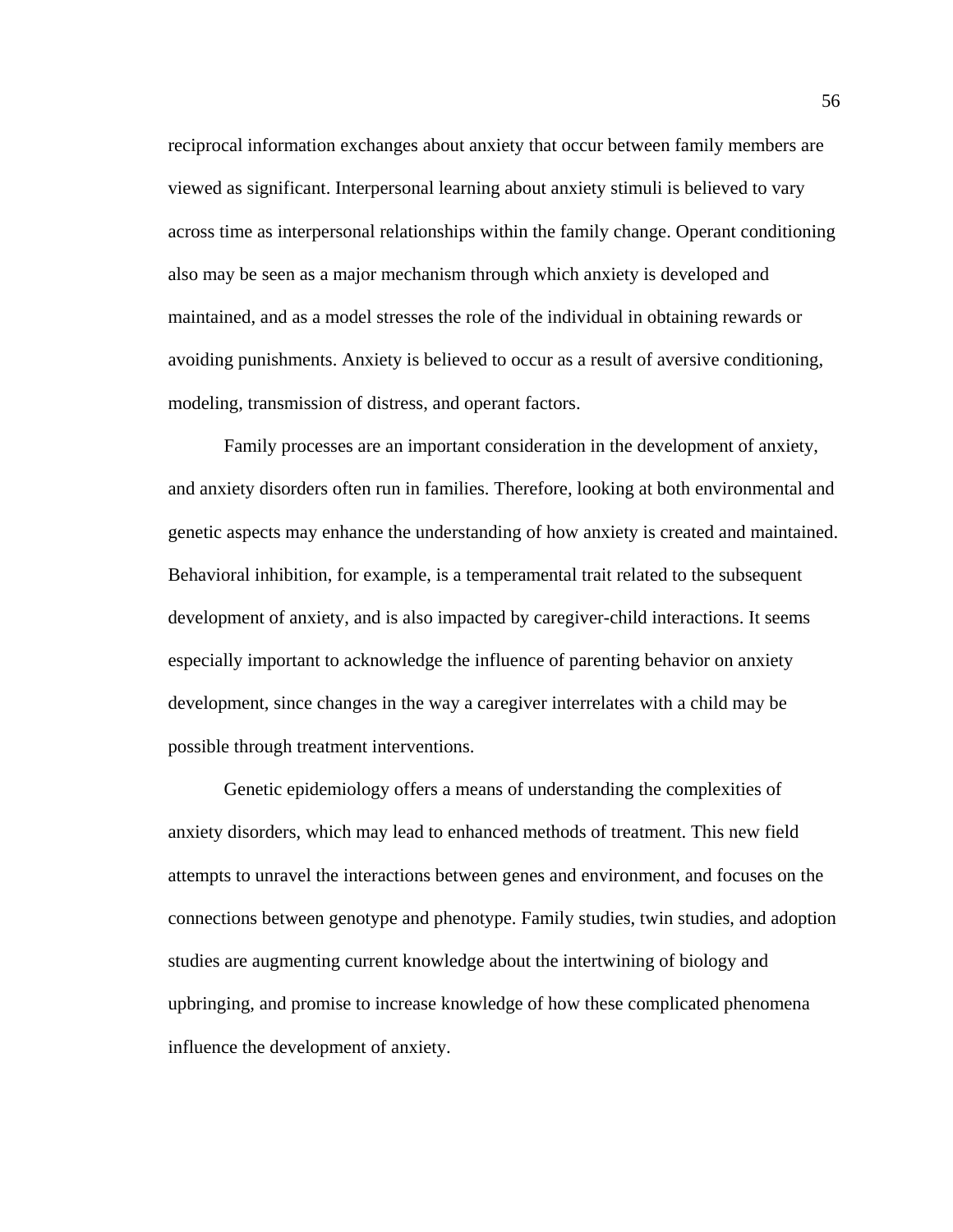reciprocal information exchanges about anxiety that occur between family members are viewed as significant. Interpersonal learning about anxiety stimuli is believed to vary across time as interpersonal relationships within the family change. Operant conditioning also may be seen as a major mechanism through which anxiety is developed and maintained, and as a model stresses the role of the individual in obtaining rewards or avoiding punishments. Anxiety is believed to occur as a result of aversive conditioning, modeling, transmission of distress, and operant factors.

Family processes are an important consideration in the development of anxiety, and anxiety disorders often run in families. Therefore, looking at both environmental and genetic aspects may enhance the understanding of how anxiety is created and maintained. Behavioral inhibition, for example, is a temperamental trait related to the subsequent development of anxiety, and is also impacted by caregiver-child interactions. It seems especially important to acknowledge the influence of parenting behavior on anxiety development, since changes in the way a caregiver interrelates with a child may be possible through treatment interventions.

Genetic epidemiology offers a means of understanding the complexities of anxiety disorders, which may lead to enhanced methods of treatment. This new field attempts to unravel the interactions between genes and environment, and focuses on the connections between genotype and phenotype. Family studies, twin studies, and adoption studies are augmenting current knowledge about the intertwining of biology and upbringing, and promise to increase knowledge of how these complicated phenomena influence the development of anxiety.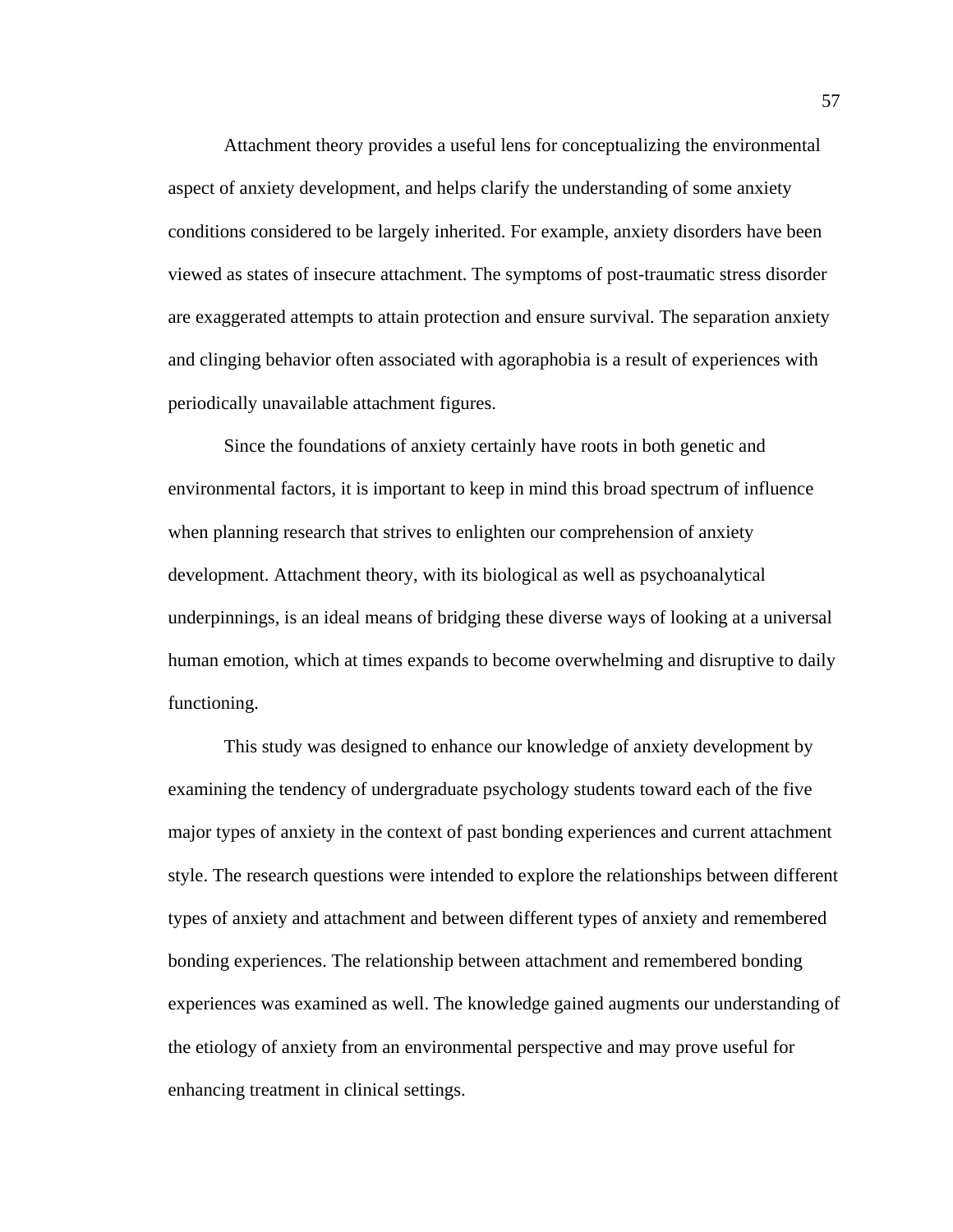Attachment theory provides a useful lens for conceptualizing the environmental aspect of anxiety development, and helps clarify the understanding of some anxiety conditions considered to be largely inherited. For example, anxiety disorders have been viewed as states of insecure attachment. The symptoms of post-traumatic stress disorder are exaggerated attempts to attain protection and ensure survival. The separation anxiety and clinging behavior often associated with agoraphobia is a result of experiences with periodically unavailable attachment figures.

Since the foundations of anxiety certainly have roots in both genetic and environmental factors, it is important to keep in mind this broad spectrum of influence when planning research that strives to enlighten our comprehension of anxiety development. Attachment theory, with its biological as well as psychoanalytical underpinnings, is an ideal means of bridging these diverse ways of looking at a universal human emotion, which at times expands to become overwhelming and disruptive to daily functioning.

This study was designed to enhance our knowledge of anxiety development by examining the tendency of undergraduate psychology students toward each of the five major types of anxiety in the context of past bonding experiences and current attachment style. The research questions were intended to explore the relationships between different types of anxiety and attachment and between different types of anxiety and remembered bonding experiences. The relationship between attachment and remembered bonding experiences was examined as well. The knowledge gained augments our understanding of the etiology of anxiety from an environmental perspective and may prove useful for enhancing treatment in clinical settings.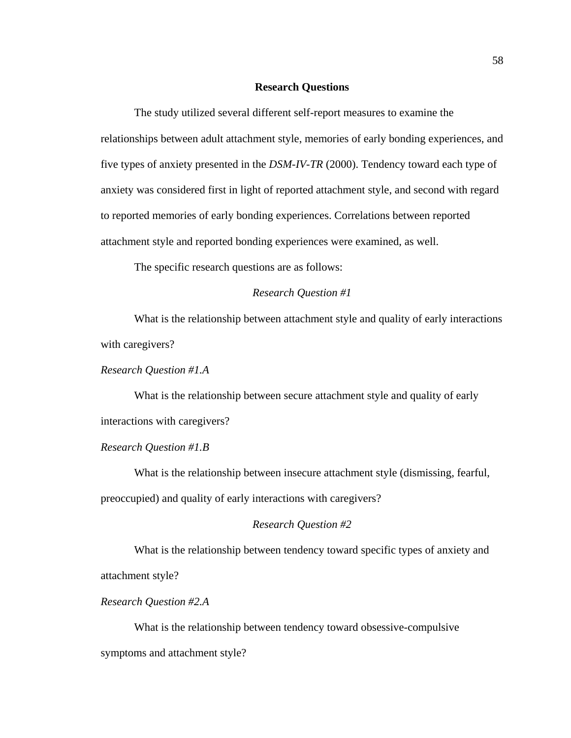## Research Questions

The study utilized several different self-report measures to examine the relationships between adult attachment style, memories of early bonding experiences, and five types of anxiety presented in the *DSM-IV-TR* (2000). Tendency toward each type of anxiety was considered first in light of reported attachment style, and second with regard to reported memories of early bonding experiences. Correlations between reported attachment style and reported bonding experiences were examined, as well.

The specific research questions are as follows:

### *Research Question #1*

What is the relationship between attachment style and quality of early interactions with caregivers?

#### *Research Question #1.A*

What is the relationship between secure attachment style and quality of early interactions with caregivers?

#### *Research Question #1.B*

What is the relationship between insecure attachment style (dismissing, fearful, preoccupied) and quality of early interactions with caregivers?

### *Research Question #2*

What is the relationship between tendency toward specific types of anxiety and attachment style?

#### *Research Question #2.A*

What is the relationship between tendency toward obsessive-compulsive symptoms and attachment style?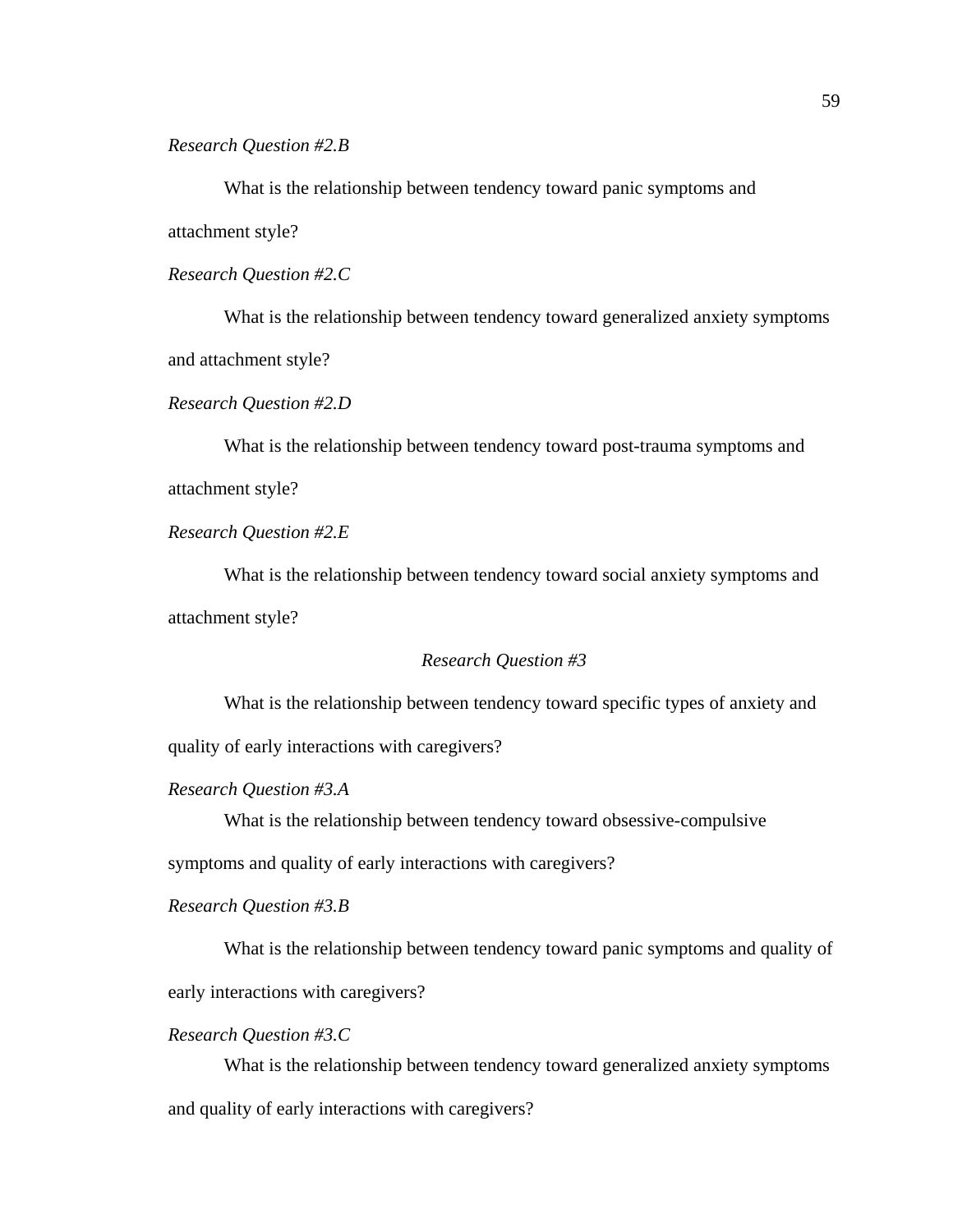*Research Question #2.B*

What is the relationship between tendency toward panic symptoms and attachment style?

*Research Question #2.C*

What is the relationship between tendency toward generalized anxiety symptoms and attachment style?

*Research Question #2.D*

What is the relationship between tendency toward post-trauma symptoms and attachment style?

*Research Question #2.E*

What is the relationship between tendency toward social anxiety symptoms and attachment style?

## *Research Question #3*

What is the relationship between tendency toward specific types of anxiety and quality of early interactions with caregivers?

*Research Question #3.A*

What is the relationship between tendency toward obsessive-compulsive symptoms and quality of early interactions with caregivers?

*Research Question #3.B*

What is the relationship between tendency toward panic symptoms and quality of early interactions with caregivers?

*Research Question #3.C*

What is the relationship between tendency toward generalized anxiety symptoms and quality of early interactions with caregivers?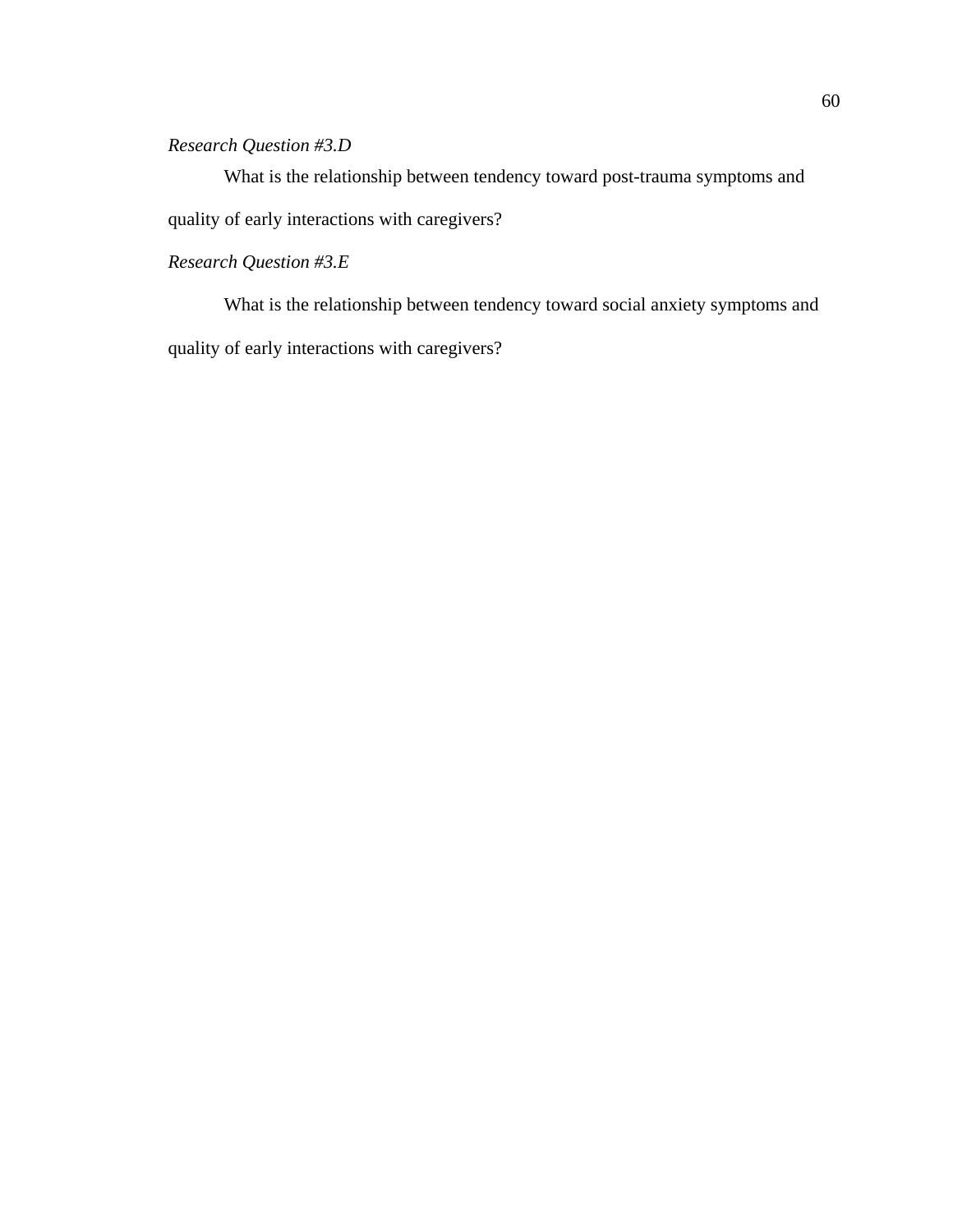*Research Question #3.D*

What is the relationship between tendency toward post-trauma symptoms and quality of early interactions with caregivers?

*Research Question #3.E*

What is the relationship between tendency toward social anxiety symptoms and quality of early interactions with caregivers?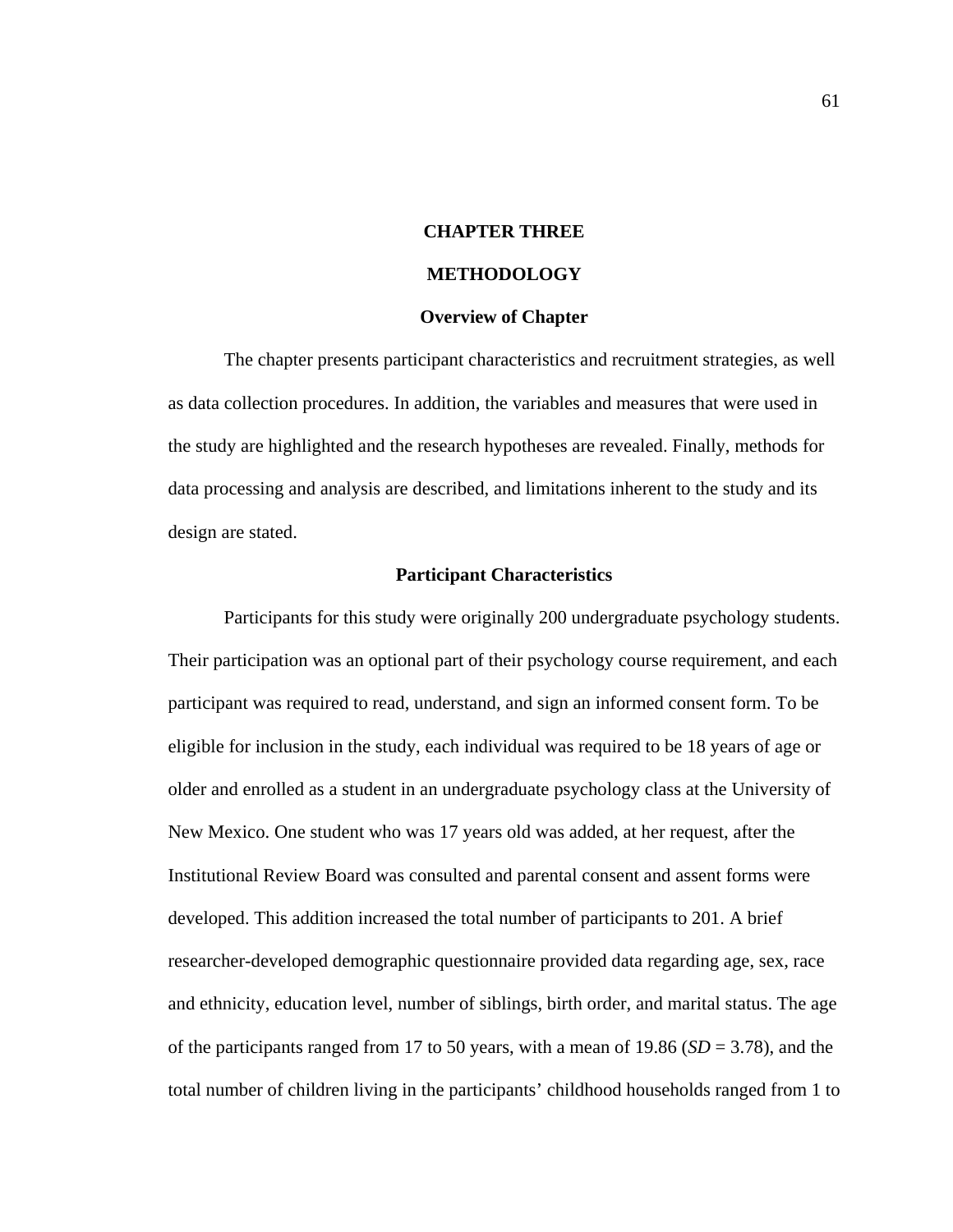# CHAPTER THREE

# METHODOLOGY

## Overview of Chapter

The chapter presents participant characteristics and recruitment strategies, as well as data collection procedures. In addition, the variables and measures that were used in the study are highlighted and the research hypotheses are revealed. Finally, methods for data processing and analysis are described, and limitations inherent to the study and its design are stated.

## Participant Characteristics

Participants for this study were originally 200 undergraduate psychology students. Their participation was an optional part of their psychology course requirement, and each participant was required to read, understand, and sign an informed consent form. To be eligible for inclusion in the study, each individual was required to be 18 years of age or older and enrolled as a student in an undergraduate psychology class at the University of New Mexico. One student who was 17 years old was added, at her request, after the Institutional Review Board was consulted and parental consent and assent forms were developed. This addition increased the total number of participants to 201. A brief researcher-developed demographic questionnaire provided data regarding age, sex, race and ethnicity, education level, number of siblings, birth order, and marital status. The age of the participants ranged from 17 to 50 years, with a mean of 19.86 (*SD* = 3.78), and the total number of children living in the participants' childhood households ranged from 1 to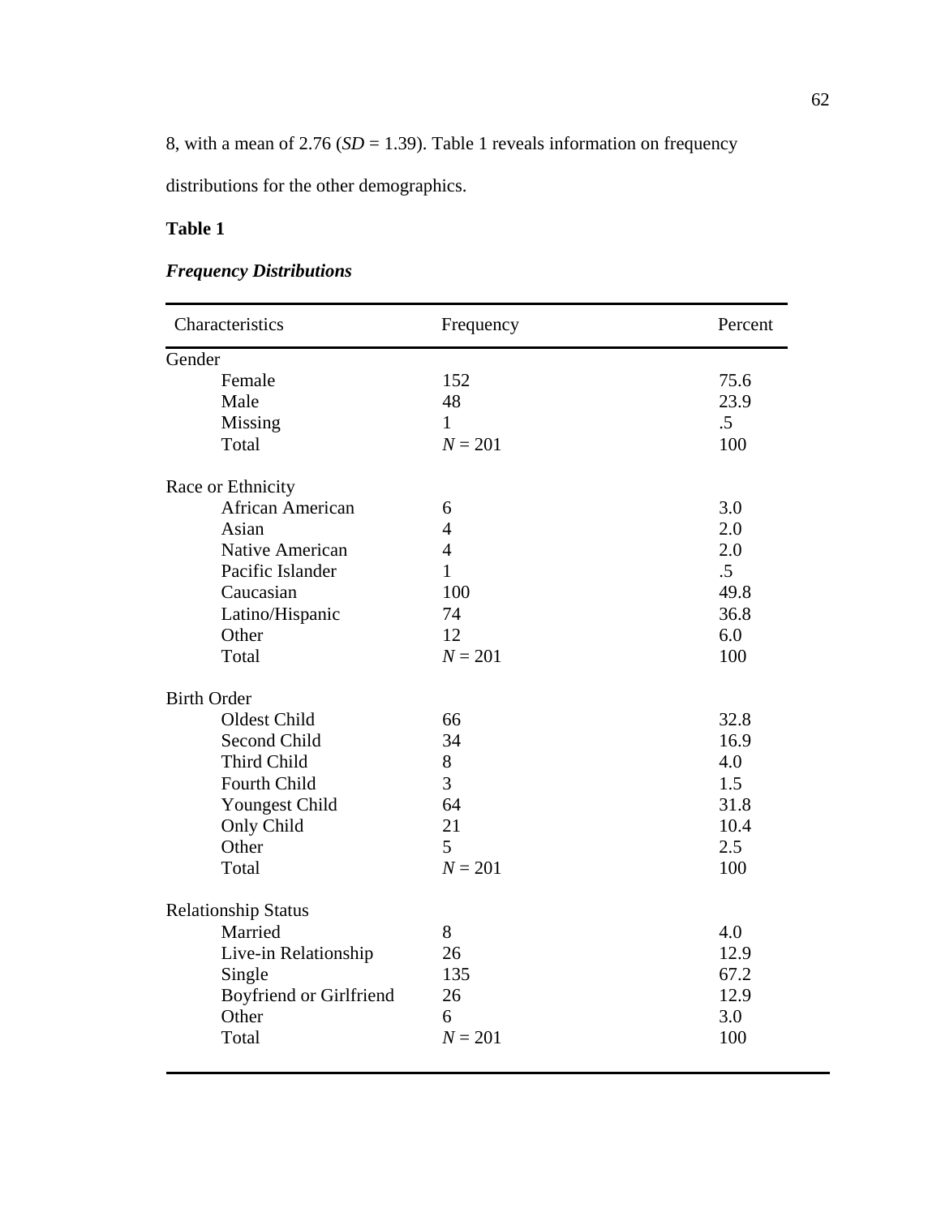8, with a mean of 2.76 ($SD$ = 1.39). Table 1 reveals information on frequency distributions for the other demographics.

**Table 1**

***Frequency Distributions***

| Characteristics | Frequency | Percent |
|---|---|---|
| Gender | | |
| Female | 152 | 75.6 |
| Male | 48 | 23.9 |
| Missing | 1 | .5 |
| Total | $N$ = 201 | 100 |
| Race or Ethnicity | | |
| African American | 6 | 3.0 |
| Asian | 4 | 2.0 |
| Native American | 4 | 2.0 |
| Pacific Islander | 1 | .5 |
| Caucasian | 100 | 49.8 |
| Latino/Hispanic | 74 | 36.8 |
| Other | 12 | 6.0 |
| Total | $N$ = 201 | 100 |
| Birth Order | | |
| Oldest Child | 66 | 32.8 |
| Second Child | 34 | 16.9 |
| Third Child | 8 | 4.0 |
| Fourth Child | 3 | 1.5 |
| Youngest Child | 64 | 31.8 |
| Only Child | 21 | 10.4 |
| Other | 5 | 2.5 |
| Total | $N$ = 201 | 100 |
| Relationship Status | | |
| Married | 8 | 4.0 |
| Live-in Relationship | 26 | 12.9 |
| Single | 135 | 67.2 |
| Boyfriend or Girlfriend | 26 | 12.9 |
| Other | 6 | 3.0 |
| Total | $N$ = 201 | 100 |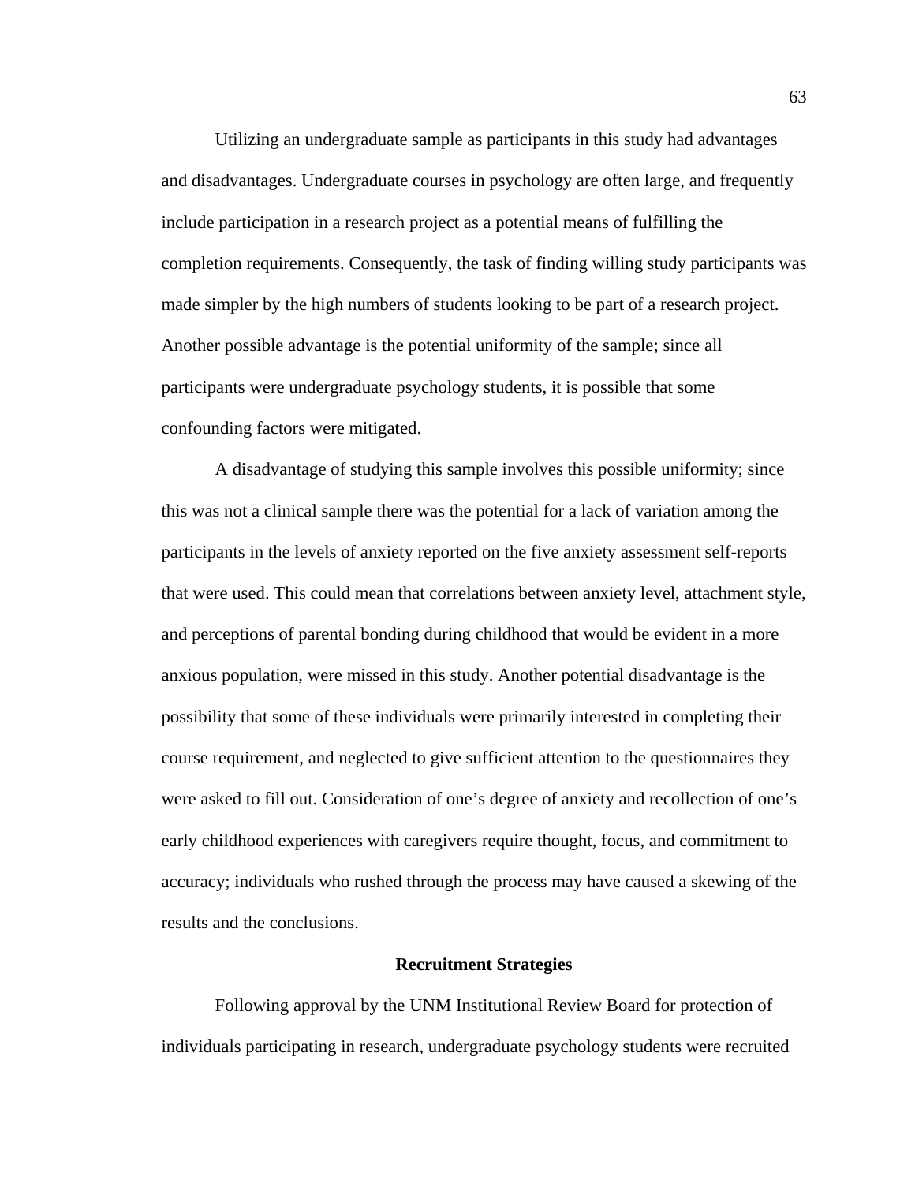Utilizing an undergraduate sample as participants in this study had advantages and disadvantages. Undergraduate courses in psychology are often large, and frequently include participation in a research project as a potential means of fulfilling the completion requirements. Consequently, the task of finding willing study participants was made simpler by the high numbers of students looking to be part of a research project. Another possible advantage is the potential uniformity of the sample; since all participants were undergraduate psychology students, it is possible that some confounding factors were mitigated.

A disadvantage of studying this sample involves this possible uniformity; since this was not a clinical sample there was the potential for a lack of variation among the participants in the levels of anxiety reported on the five anxiety assessment self-reports that were used. This could mean that correlations between anxiety level, attachment style, and perceptions of parental bonding during childhood that would be evident in a more anxious population, were missed in this study. Another potential disadvantage is the possibility that some of these individuals were primarily interested in completing their course requirement, and neglected to give sufficient attention to the questionnaires they were asked to fill out. Consideration of one's degree of anxiety and recollection of one's early childhood experiences with caregivers require thought, focus, and commitment to accuracy; individuals who rushed through the process may have caused a skewing of the results and the conclusions.

## Recruitment Strategies

Following approval by the UNM Institutional Review Board for protection of individuals participating in research, undergraduate psychology students were recruited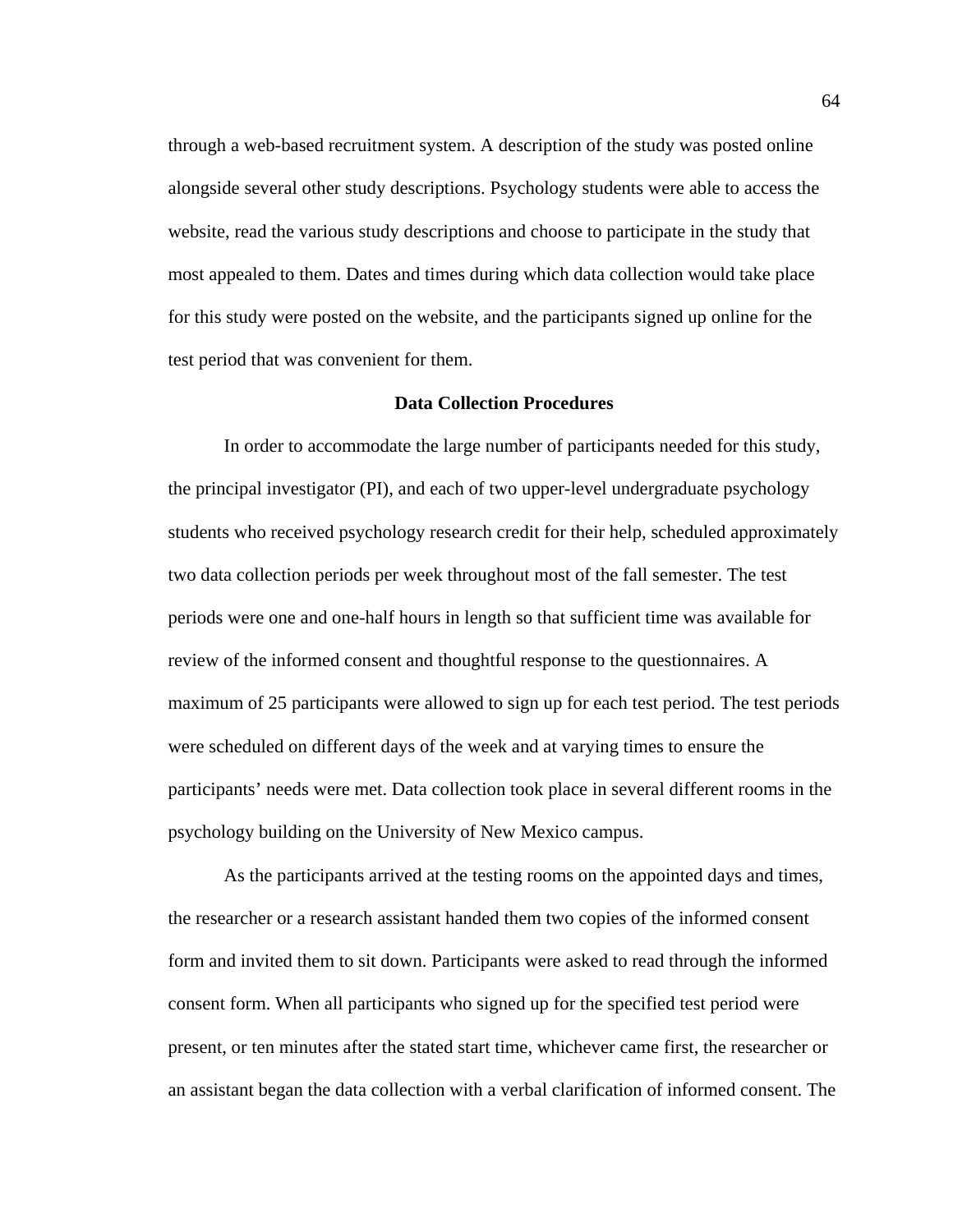through a web-based recruitment system. A description of the study was posted online alongside several other study descriptions. Psychology students were able to access the website, read the various study descriptions and choose to participate in the study that most appealed to them. Dates and times during which data collection would take place for this study were posted on the website, and the participants signed up online for the test period that was convenient for them.

## Data Collection Procedures

In order to accommodate the large number of participants needed for this study, the principal investigator (PI), and each of two upper-level undergraduate psychology students who received psychology research credit for their help, scheduled approximately two data collection periods per week throughout most of the fall semester. The test periods were one and one-half hours in length so that sufficient time was available for review of the informed consent and thoughtful response to the questionnaires. A maximum of 25 participants were allowed to sign up for each test period. The test periods were scheduled on different days of the week and at varying times to ensure the participants' needs were met. Data collection took place in several different rooms in the psychology building on the University of New Mexico campus.

As the participants arrived at the testing rooms on the appointed days and times, the researcher or a research assistant handed them two copies of the informed consent form and invited them to sit down. Participants were asked to read through the informed consent form. When all participants who signed up for the specified test period were present, or ten minutes after the stated start time, whichever came first, the researcher or an assistant began the data collection with a verbal clarification of informed consent. The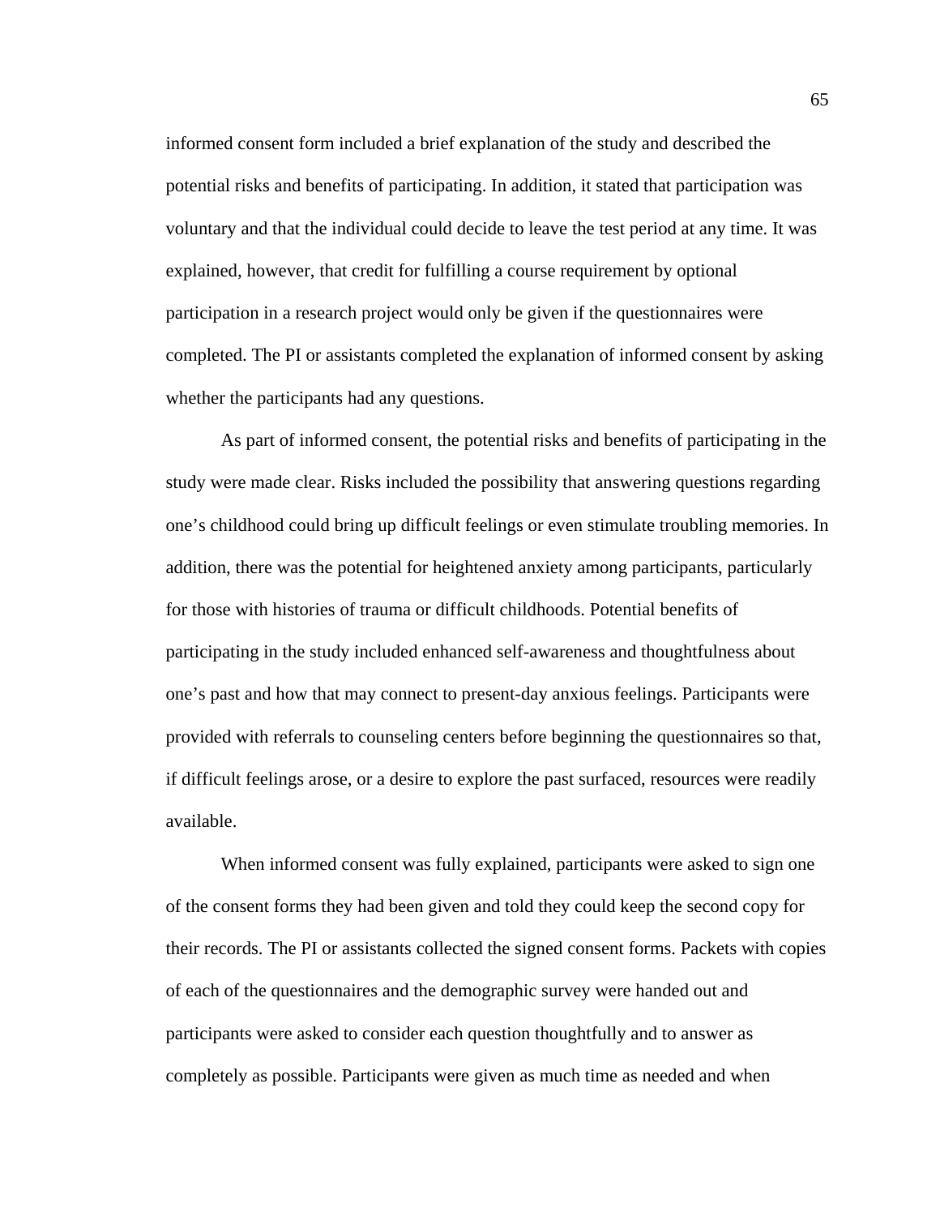informed consent form included a brief explanation of the study and described the potential risks and benefits of participating. In addition, it stated that participation was voluntary and that the individual could decide to leave the test period at any time. It was explained, however, that credit for fulfilling a course requirement by optional participation in a research project would only be given if the questionnaires were completed. The PI or assistants completed the explanation of informed consent by asking whether the participants had any questions.

As part of informed consent, the potential risks and benefits of participating in the study were made clear. Risks included the possibility that answering questions regarding one's childhood could bring up difficult feelings or even stimulate troubling memories. In addition, there was the potential for heightened anxiety among participants, particularly for those with histories of trauma or difficult childhoods. Potential benefits of participating in the study included enhanced self-awareness and thoughtfulness about one's past and how that may connect to present-day anxious feelings. Participants were provided with referrals to counseling centers before beginning the questionnaires so that, if difficult feelings arose, or a desire to explore the past surfaced, resources were readily available.

When informed consent was fully explained, participants were asked to sign one of the consent forms they had been given and told they could keep the second copy for their records. The PI or assistants collected the signed consent forms. Packets with copies of each of the questionnaires and the demographic survey were handed out and participants were asked to consider each question thoughtfully and to answer as completely as possible. Participants were given as much time as needed and when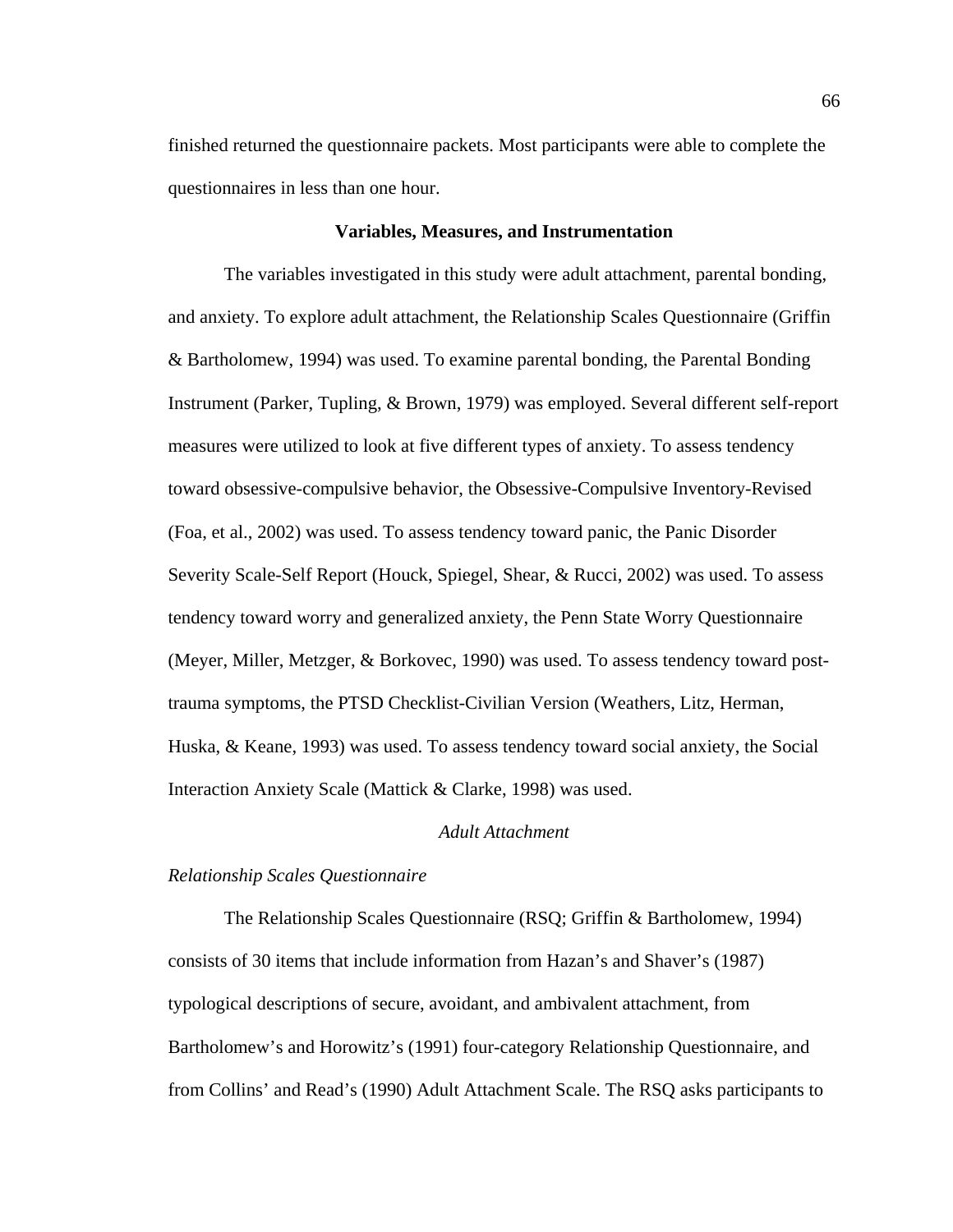finished returned the questionnaire packets. Most participants were able to complete the questionnaires in less than one hour.

## Variables, Measures, and Instrumentation

The variables investigated in this study were adult attachment, parental bonding, and anxiety. To explore adult attachment, the Relationship Scales Questionnaire (Griffin & Bartholomew, 1994) was used. To examine parental bonding, the Parental Bonding Instrument (Parker, Tupling, & Brown, 1979) was employed. Several different self-report measures were utilized to look at five different types of anxiety. To assess tendency toward obsessive-compulsive behavior, the Obsessive-Compulsive Inventory-Revised (Foa, et al., 2002) was used. To assess tendency toward panic, the Panic Disorder Severity Scale-Self Report (Houck, Spiegel, Shear, & Rucci, 2002) was used. To assess tendency toward worry and generalized anxiety, the Penn State Worry Questionnaire (Meyer, Miller, Metzger, & Borkovec, 1990) was used. To assess tendency toward post-trauma symptoms, the PTSD Checklist-Civilian Version (Weathers, Litz, Herman, Huska, & Keane, 1993) was used. To assess tendency toward social anxiety, the Social Interaction Anxiety Scale (Mattick & Clarke, 1998) was used.

### *Adult Attachment*

#### *Relationship Scales Questionnaire*

The Relationship Scales Questionnaire (RSQ; Griffin & Bartholomew, 1994) consists of 30 items that include information from Hazan's and Shaver's (1987) typological descriptions of secure, avoidant, and ambivalent attachment, from Bartholomew's and Horowitz's (1991) four-category Relationship Questionnaire, and from Collins' and Read's (1990) Adult Attachment Scale. The RSQ asks participants to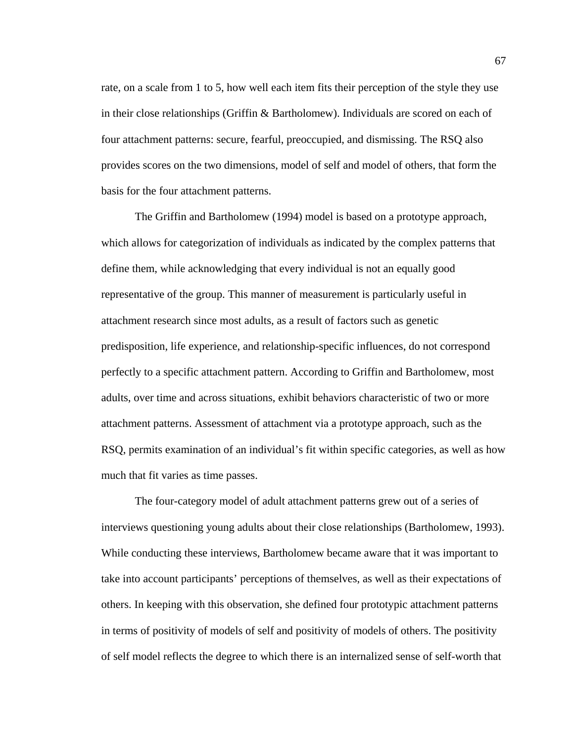rate, on a scale from 1 to 5, how well each item fits their perception of the style they use in their close relationships (Griffin & Bartholomew). Individuals are scored on each of four attachment patterns: secure, fearful, preoccupied, and dismissing. The RSQ also provides scores on the two dimensions, model of self and model of others, that form the basis for the four attachment patterns.

The Griffin and Bartholomew (1994) model is based on a prototype approach, which allows for categorization of individuals as indicated by the complex patterns that define them, while acknowledging that every individual is not an equally good representative of the group. This manner of measurement is particularly useful in attachment research since most adults, as a result of factors such as genetic predisposition, life experience, and relationship-specific influences, do not correspond perfectly to a specific attachment pattern. According to Griffin and Bartholomew, most adults, over time and across situations, exhibit behaviors characteristic of two or more attachment patterns. Assessment of attachment via a prototype approach, such as the RSQ, permits examination of an individual's fit within specific categories, as well as how much that fit varies as time passes.

The four-category model of adult attachment patterns grew out of a series of interviews questioning young adults about their close relationships (Bartholomew, 1993). While conducting these interviews, Bartholomew became aware that it was important to take into account participants' perceptions of themselves, as well as their expectations of others. In keeping with this observation, she defined four prototypic attachment patterns in terms of positivity of models of self and positivity of models of others. The positivity of self model reflects the degree to which there is an internalized sense of self-worth that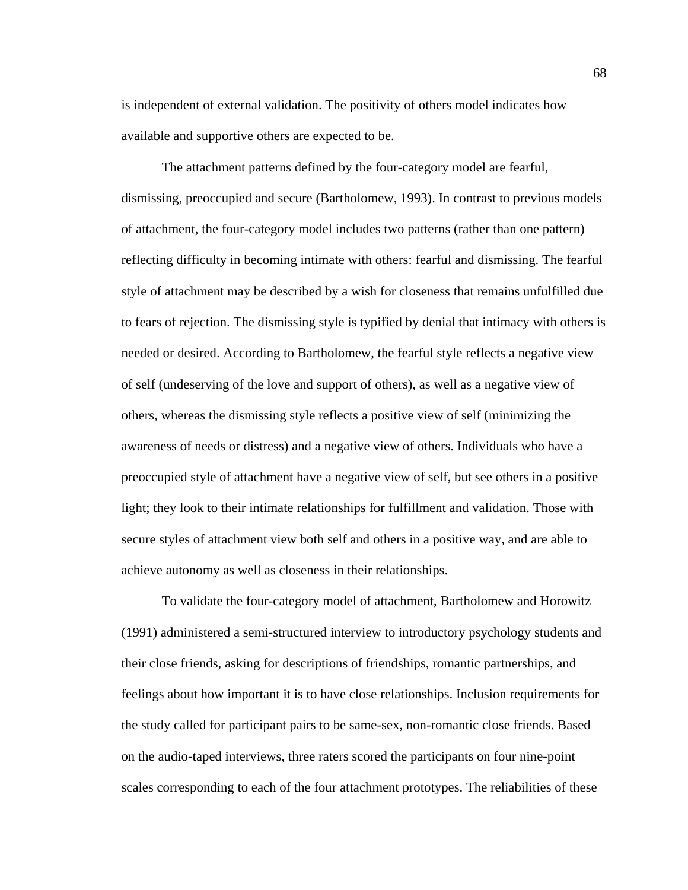is independent of external validation. The positivity of others model indicates how available and supportive others are expected to be.

The attachment patterns defined by the four-category model are fearful, dismissing, preoccupied and secure (Bartholomew, 1993). In contrast to previous models of attachment, the four-category model includes two patterns (rather than one pattern) reflecting difficulty in becoming intimate with others: fearful and dismissing. The fearful style of attachment may be described by a wish for closeness that remains unfulfilled due to fears of rejection. The dismissing style is typified by denial that intimacy with others is needed or desired. According to Bartholomew, the fearful style reflects a negative view of self (undeserving of the love and support of others), as well as a negative view of others, whereas the dismissing style reflects a positive view of self (minimizing the awareness of needs or distress) and a negative view of others. Individuals who have a preoccupied style of attachment have a negative view of self, but see others in a positive light; they look to their intimate relationships for fulfillment and validation. Those with secure styles of attachment view both self and others in a positive way, and are able to achieve autonomy as well as closeness in their relationships.

To validate the four-category model of attachment, Bartholomew and Horowitz (1991) administered a semi-structured interview to introductory psychology students and their close friends, asking for descriptions of friendships, romantic partnerships, and feelings about how important it is to have close relationships. Inclusion requirements for the study called for participant pairs to be same-sex, non-romantic close friends. Based on the audio-taped interviews, three raters scored the participants on four nine-point scales corresponding to each of the four attachment prototypes. The reliabilities of these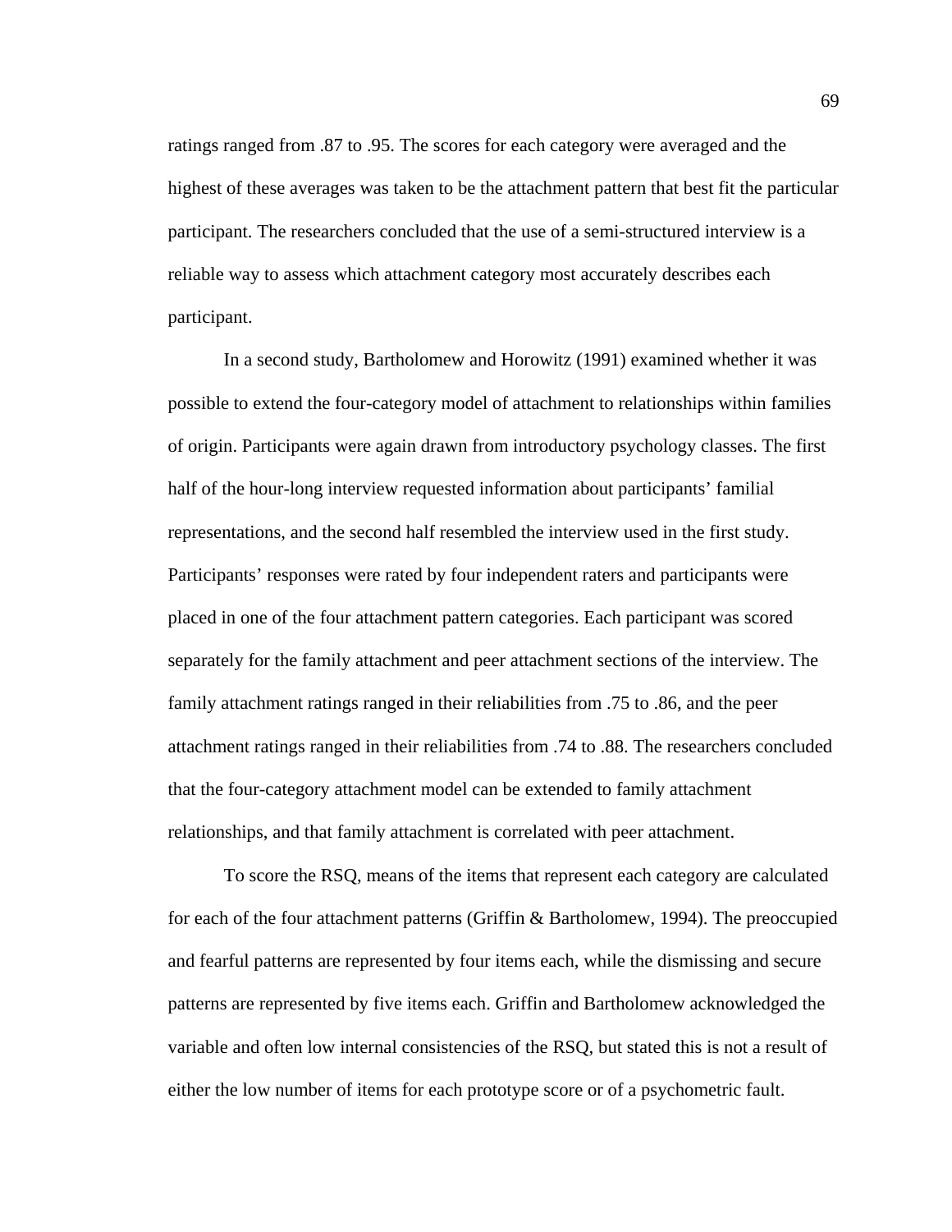ratings ranged from .87 to .95. The scores for each category were averaged and the highest of these averages was taken to be the attachment pattern that best fit the particular participant. The researchers concluded that the use of a semi-structured interview is a reliable way to assess which attachment category most accurately describes each participant.

In a second study, Bartholomew and Horowitz (1991) examined whether it was possible to extend the four-category model of attachment to relationships within families of origin. Participants were again drawn from introductory psychology classes. The first half of the hour-long interview requested information about participants' familial representations, and the second half resembled the interview used in the first study. Participants' responses were rated by four independent raters and participants were placed in one of the four attachment pattern categories. Each participant was scored separately for the family attachment and peer attachment sections of the interview. The family attachment ratings ranged in their reliabilities from .75 to .86, and the peer attachment ratings ranged in their reliabilities from .74 to .88. The researchers concluded that the four-category attachment model can be extended to family attachment relationships, and that family attachment is correlated with peer attachment.

To score the RSQ, means of the items that represent each category are calculated for each of the four attachment patterns (Griffin & Bartholomew, 1994). The preoccupied and fearful patterns are represented by four items each, while the dismissing and secure patterns are represented by five items each. Griffin and Bartholomew acknowledged the variable and often low internal consistencies of the RSQ, but stated this is not a result of either the low number of items for each prototype score or of a psychometric fault.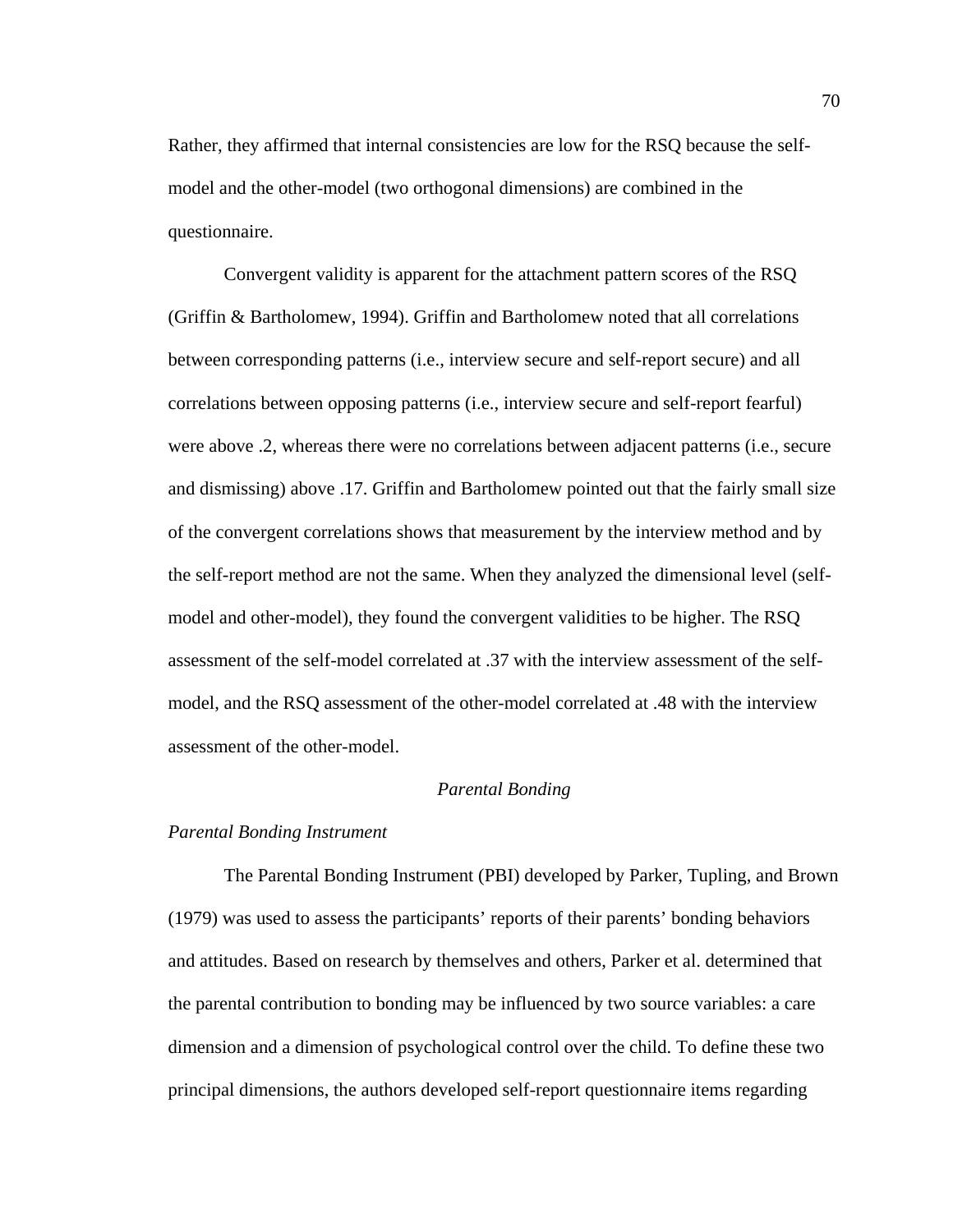Rather, they affirmed that internal consistencies are low for the RSQ because the self-model and the other-model (two orthogonal dimensions) are combined in the questionnaire.

Convergent validity is apparent for the attachment pattern scores of the RSQ (Griffin & Bartholomew, 1994). Griffin and Bartholomew noted that all correlations between corresponding patterns (i.e., interview secure and self-report secure) and all correlations between opposing patterns (i.e., interview secure and self-report fearful) were above .2, whereas there were no correlations between adjacent patterns (i.e., secure and dismissing) above .17. Griffin and Bartholomew pointed out that the fairly small size of the convergent correlations shows that measurement by the interview method and by the self-report method are not the same. When they analyzed the dimensional level (self-model and other-model), they found the convergent validities to be higher. The RSQ assessment of the self-model correlated at .37 with the interview assessment of the self-model, and the RSQ assessment of the other-model correlated at .48 with the interview assessment of the other-model.

## *Parental Bonding*

### *Parental Bonding Instrument*

The Parental Bonding Instrument (PBI) developed by Parker, Tupling, and Brown (1979) was used to assess the participants' reports of their parents' bonding behaviors and attitudes. Based on research by themselves and others, Parker et al. determined that the parental contribution to bonding may be influenced by two source variables: a care dimension and a dimension of psychological control over the child. To define these two principal dimensions, the authors developed self-report questionnaire items regarding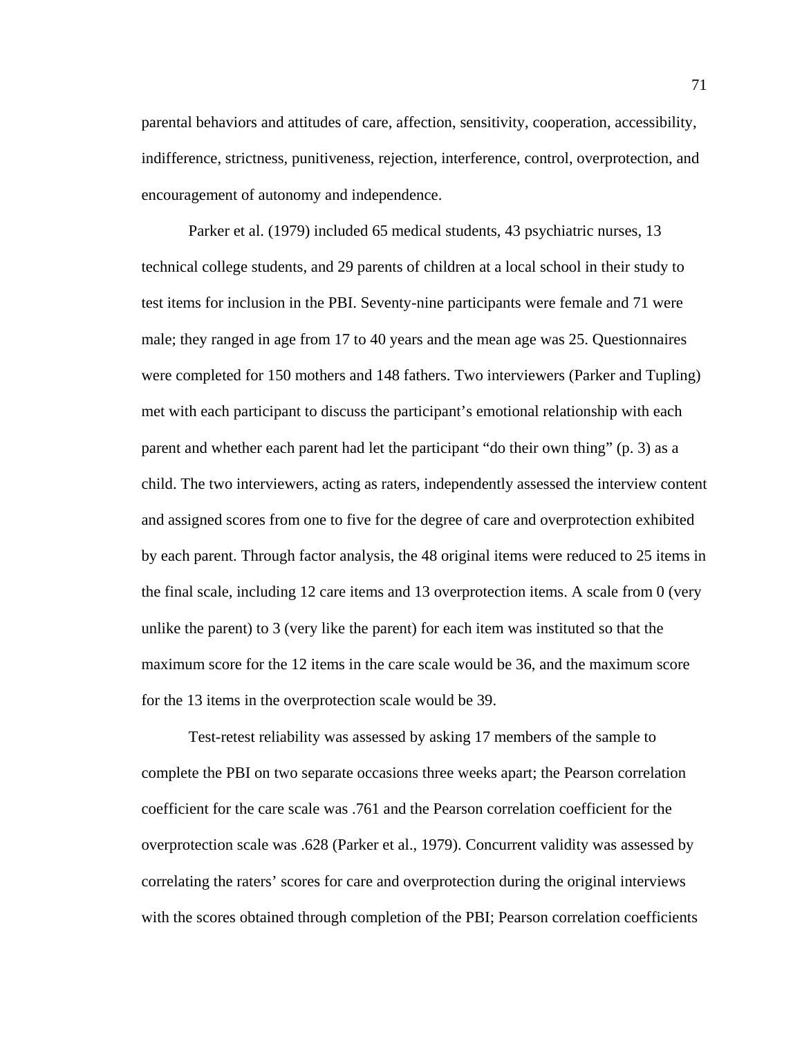parental behaviors and attitudes of care, affection, sensitivity, cooperation, accessibility, indifference, strictness, punitiveness, rejection, interference, control, overprotection, and encouragement of autonomy and independence.

Parker et al. (1979) included 65 medical students, 43 psychiatric nurses, 13 technical college students, and 29 parents of children at a local school in their study to test items for inclusion in the PBI. Seventy-nine participants were female and 71 were male; they ranged in age from 17 to 40 years and the mean age was 25. Questionnaires were completed for 150 mothers and 148 fathers. Two interviewers (Parker and Tupling) met with each participant to discuss the participant's emotional relationship with each parent and whether each parent had let the participant "do their own thing" (p. 3) as a child. The two interviewers, acting as raters, independently assessed the interview content and assigned scores from one to five for the degree of care and overprotection exhibited by each parent. Through factor analysis, the 48 original items were reduced to 25 items in the final scale, including 12 care items and 13 overprotection items. A scale from 0 (very unlike the parent) to 3 (very like the parent) for each item was instituted so that the maximum score for the 12 items in the care scale would be 36, and the maximum score for the 13 items in the overprotection scale would be 39.

Test-retest reliability was assessed by asking 17 members of the sample to complete the PBI on two separate occasions three weeks apart; the Pearson correlation coefficient for the care scale was .761 and the Pearson correlation coefficient for the overprotection scale was .628 (Parker et al., 1979). Concurrent validity was assessed by correlating the raters' scores for care and overprotection during the original interviews with the scores obtained through completion of the PBI; Pearson correlation coefficients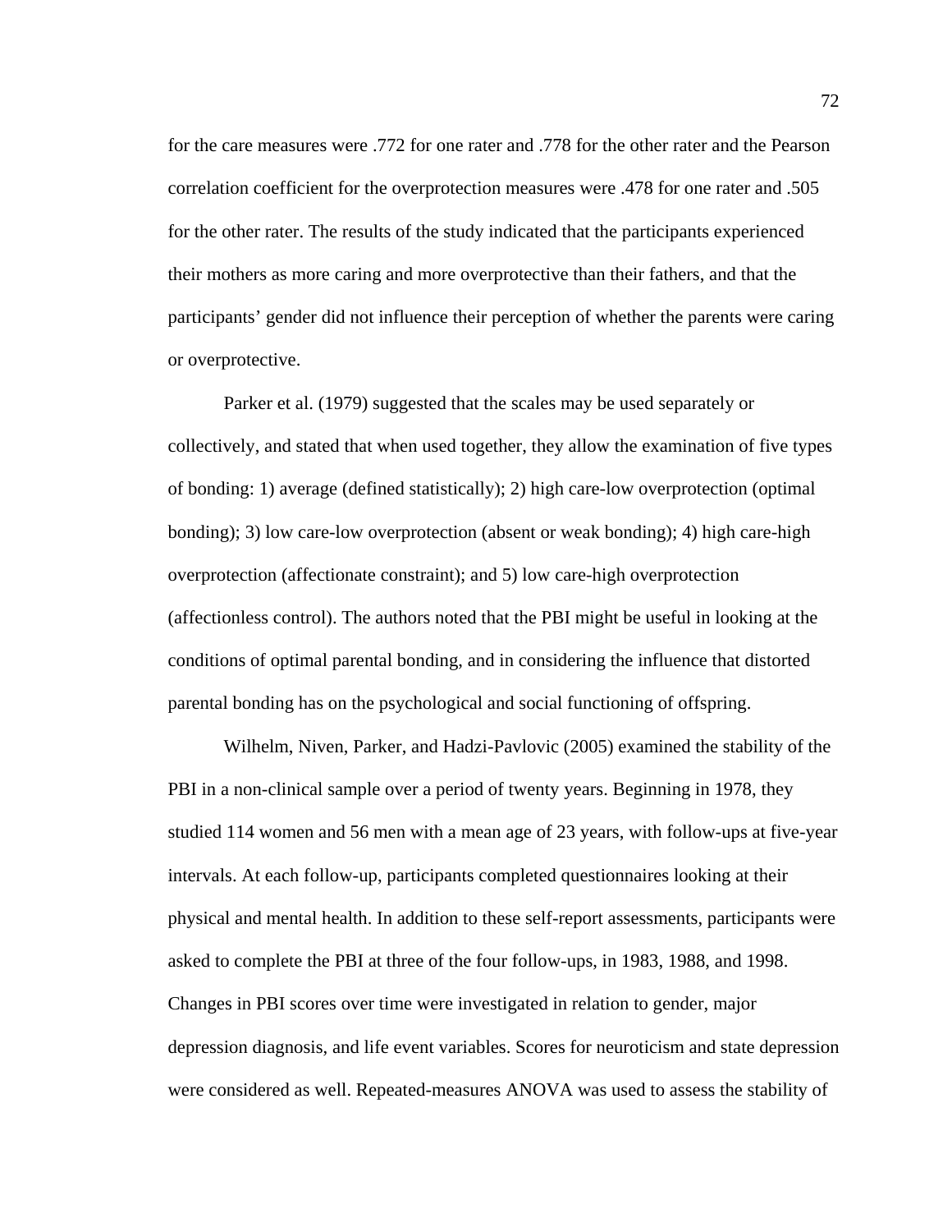for the care measures were .772 for one rater and .778 for the other rater and the Pearson correlation coefficient for the overprotection measures were .478 for one rater and .505 for the other rater. The results of the study indicated that the participants experienced their mothers as more caring and more overprotective than their fathers, and that the participants' gender did not influence their perception of whether the parents were caring or overprotective.

Parker et al. (1979) suggested that the scales may be used separately or collectively, and stated that when used together, they allow the examination of five types of bonding: 1) average (defined statistically); 2) high care-low overprotection (optimal bonding); 3) low care-low overprotection (absent or weak bonding); 4) high care-high overprotection (affectionate constraint); and 5) low care-high overprotection (affectionless control). The authors noted that the PBI might be useful in looking at the conditions of optimal parental bonding, and in considering the influence that distorted parental bonding has on the psychological and social functioning of offspring.

Wilhelm, Niven, Parker, and Hadzi-Pavlovic (2005) examined the stability of the PBI in a non-clinical sample over a period of twenty years. Beginning in 1978, they studied 114 women and 56 men with a mean age of 23 years, with follow-ups at five-year intervals. At each follow-up, participants completed questionnaires looking at their physical and mental health. In addition to these self-report assessments, participants were asked to complete the PBI at three of the four follow-ups, in 1983, 1988, and 1998. Changes in PBI scores over time were investigated in relation to gender, major depression diagnosis, and life event variables. Scores for neuroticism and state depression were considered as well. Repeated-measures ANOVA was used to assess the stability of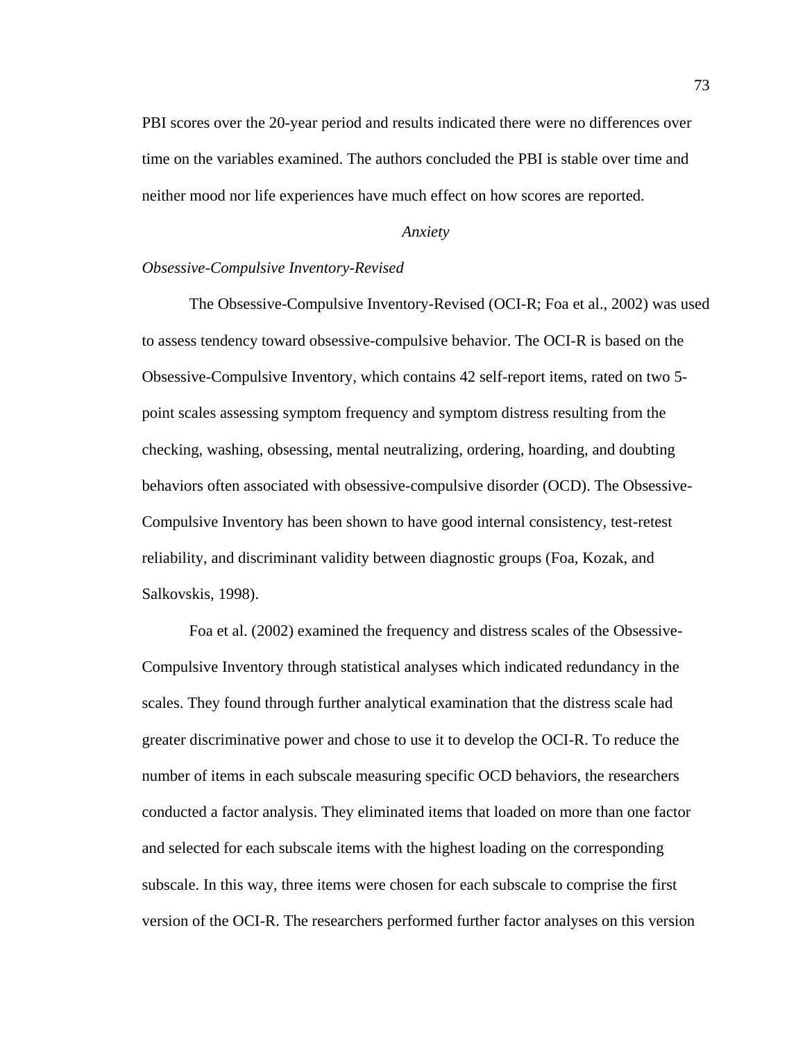PBI scores over the 20-year period and results indicated there were no differences over time on the variables examined. The authors concluded the PBI is stable over time and neither mood nor life experiences have much effect on how scores are reported.

## *Anxiety*

### *Obsessive-Compulsive Inventory-Revised*

The Obsessive-Compulsive Inventory-Revised (OCI-R; Foa et al., 2002) was used to assess tendency toward obsessive-compulsive behavior. The OCI-R is based on the Obsessive-Compulsive Inventory, which contains 42 self-report items, rated on two 5-point scales assessing symptom frequency and symptom distress resulting from the checking, washing, obsessing, mental neutralizing, ordering, hoarding, and doubting behaviors often associated with obsessive-compulsive disorder (OCD). The Obsessive-Compulsive Inventory has been shown to have good internal consistency, test-retest reliability, and discriminant validity between diagnostic groups (Foa, Kozak, and Salkovskis, 1998).

Foa et al. (2002) examined the frequency and distress scales of the Obsessive-Compulsive Inventory through statistical analyses which indicated redundancy in the scales. They found through further analytical examination that the distress scale had greater discriminative power and chose to use it to develop the OCI-R. To reduce the number of items in each subscale measuring specific OCD behaviors, the researchers conducted a factor analysis. They eliminated items that loaded on more than one factor and selected for each subscale items with the highest loading on the corresponding subscale. In this way, three items were chosen for each subscale to comprise the first version of the OCI-R. The researchers performed further factor analyses on this version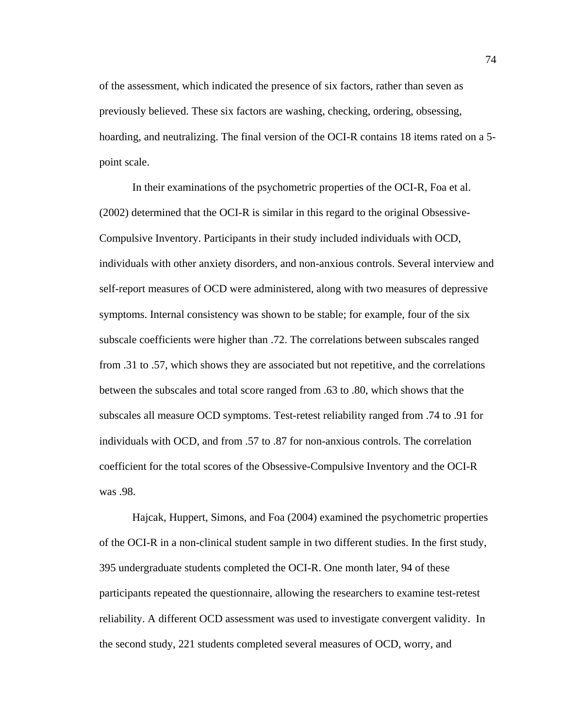of the assessment, which indicated the presence of six factors, rather than seven as previously believed. These six factors are washing, checking, ordering, obsessing, hoarding, and neutralizing. The final version of the OCI-R contains 18 items rated on a 5-point scale.

In their examinations of the psychometric properties of the OCI-R, Foa et al. (2002) determined that the OCI-R is similar in this regard to the original Obsessive-Compulsive Inventory. Participants in their study included individuals with OCD, individuals with other anxiety disorders, and non-anxious controls. Several interview and self-report measures of OCD were administered, along with two measures of depressive symptoms. Internal consistency was shown to be stable; for example, four of the six subscale coefficients were higher than .72. The correlations between subscales ranged from .31 to .57, which shows they are associated but not repetitive, and the correlations between the subscales and total score ranged from .63 to .80, which shows that the subscales all measure OCD symptoms. Test-retest reliability ranged from .74 to .91 for individuals with OCD, and from .57 to .87 for non-anxious controls. The correlation coefficient for the total scores of the Obsessive-Compulsive Inventory and the OCI-R was .98.

Hajcak, Huppert, Simons, and Foa (2004) examined the psychometric properties of the OCI-R in a non-clinical student sample in two different studies. In the first study, 395 undergraduate students completed the OCI-R. One month later, 94 of these participants repeated the questionnaire, allowing the researchers to examine test-retest reliability. A different OCD assessment was used to investigate convergent validity. In the second study, 221 students completed several measures of OCD, worry, and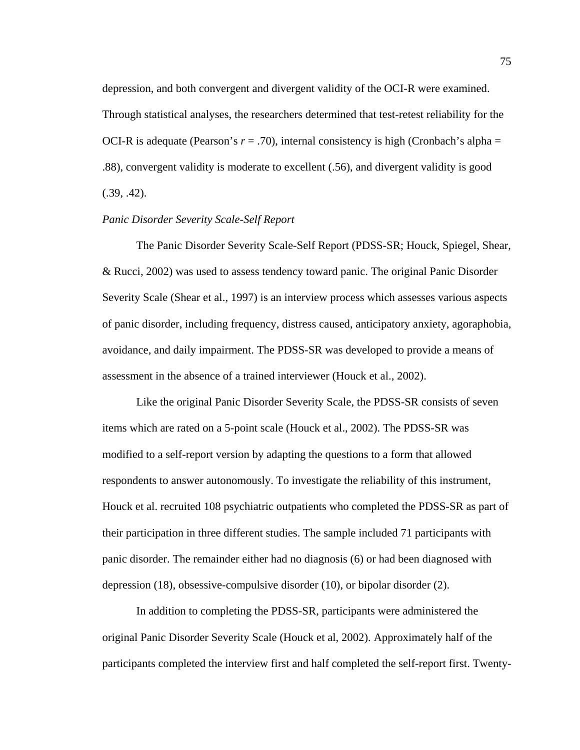depression, and both convergent and divergent validity of the OCI-R were examined. Through statistical analyses, the researchers determined that test-retest reliability for the OCI-R is adequate (Pearson's $r = .70$), internal consistency is high (Cronbach's alpha = .88), convergent validity is moderate to excellent (.56), and divergent validity is good (.39, .42).

*Panic Disorder Severity Scale-Self Report*

The Panic Disorder Severity Scale-Self Report (PDSS-SR; Houck, Spiegel, Shear, & Rucci, 2002) was used to assess tendency toward panic. The original Panic Disorder Severity Scale (Shear et al., 1997) is an interview process which assesses various aspects of panic disorder, including frequency, distress caused, anticipatory anxiety, agoraphobia, avoidance, and daily impairment. The PDSS-SR was developed to provide a means of assessment in the absence of a trained interviewer (Houck et al., 2002).

Like the original Panic Disorder Severity Scale, the PDSS-SR consists of seven items which are rated on a 5-point scale (Houck et al., 2002). The PDSS-SR was modified to a self-report version by adapting the questions to a form that allowed respondents to answer autonomously. To investigate the reliability of this instrument, Houck et al. recruited 108 psychiatric outpatients who completed the PDSS-SR as part of their participation in three different studies. The sample included 71 participants with panic disorder. The remainder either had no diagnosis (6) or had been diagnosed with depression (18), obsessive-compulsive disorder (10), or bipolar disorder (2).

In addition to completing the PDSS-SR, participants were administered the original Panic Disorder Severity Scale (Houck et al, 2002). Approximately half of the participants completed the interview first and half completed the self-report first. Twenty-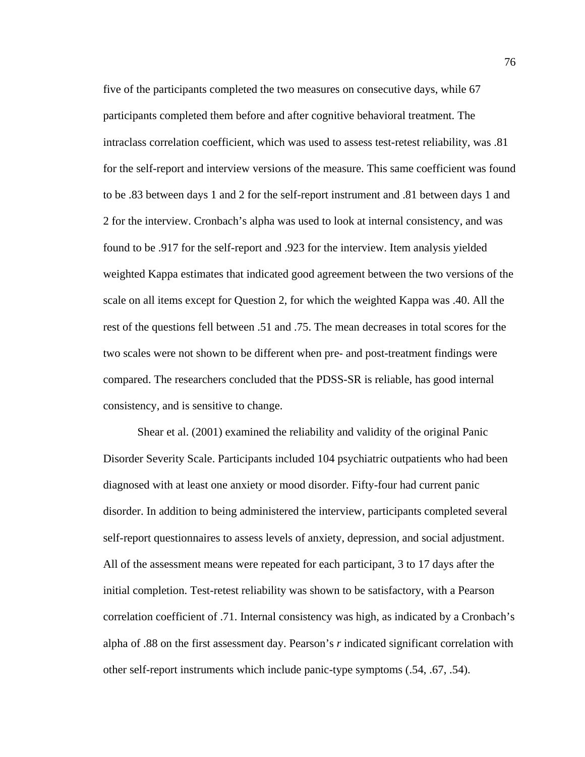five of the participants completed the two measures on consecutive days, while 67 participants completed them before and after cognitive behavioral treatment. The intraclass correlation coefficient, which was used to assess test-retest reliability, was .81 for the self-report and interview versions of the measure. This same coefficient was found to be .83 between days 1 and 2 for the self-report instrument and .81 between days 1 and 2 for the interview. Cronbach's alpha was used to look at internal consistency, and was found to be .917 for the self-report and .923 for the interview. Item analysis yielded weighted Kappa estimates that indicated good agreement between the two versions of the scale on all items except for Question 2, for which the weighted Kappa was .40. All the rest of the questions fell between .51 and .75. The mean decreases in total scores for the two scales were not shown to be different when pre- and post-treatment findings were compared. The researchers concluded that the PDSS-SR is reliable, has good internal consistency, and is sensitive to change.

Shear et al. (2001) examined the reliability and validity of the original Panic Disorder Severity Scale. Participants included 104 psychiatric outpatients who had been diagnosed with at least one anxiety or mood disorder. Fifty-four had current panic disorder. In addition to being administered the interview, participants completed several self-report questionnaires to assess levels of anxiety, depression, and social adjustment. All of the assessment means were repeated for each participant, 3 to 17 days after the initial completion. Test-retest reliability was shown to be satisfactory, with a Pearson correlation coefficient of .71. Internal consistency was high, as indicated by a Cronbach's alpha of .88 on the first assessment day. Pearson's *r* indicated significant correlation with other self-report instruments which include panic-type symptoms (.54, .67, .54).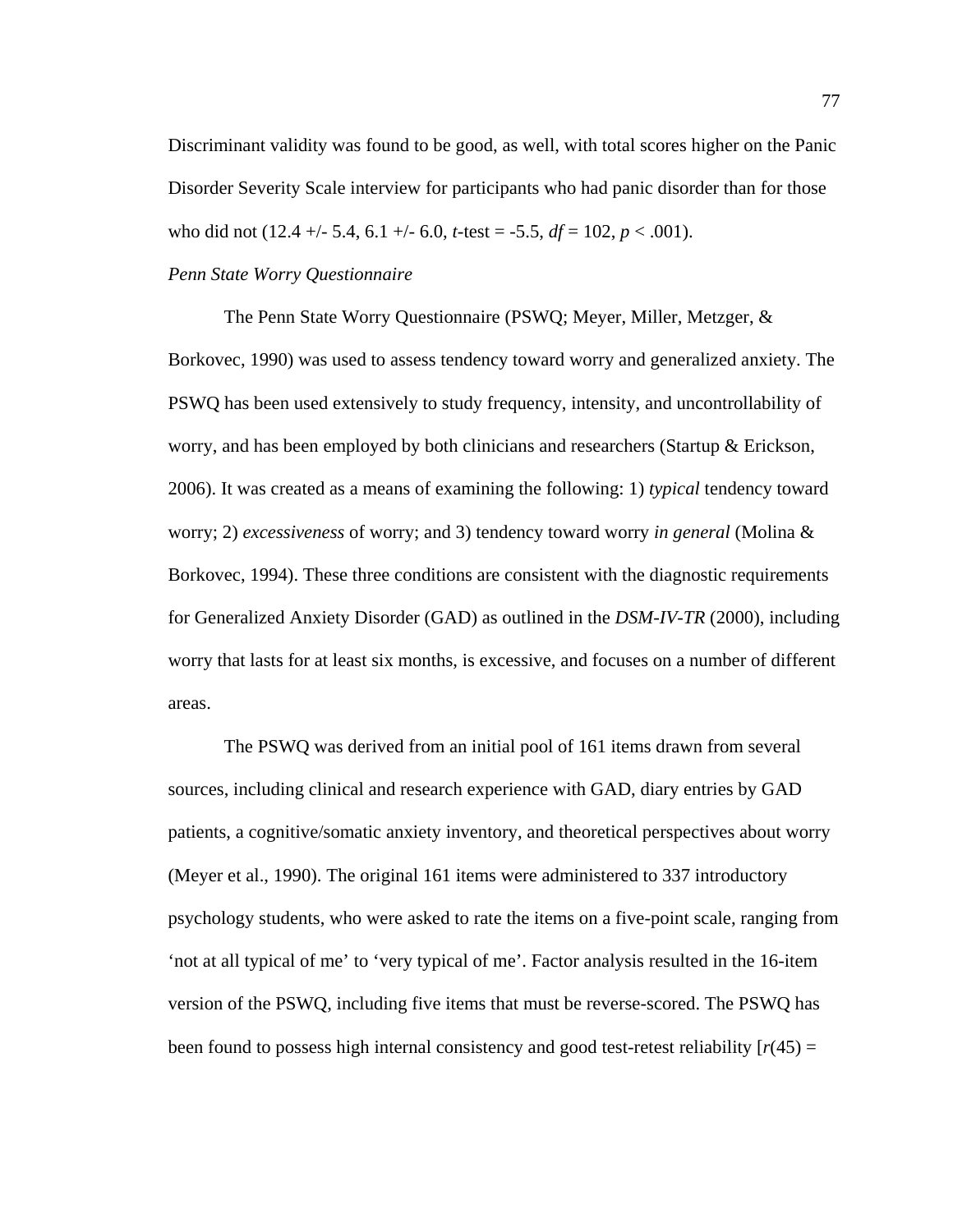Discriminant validity was found to be good, as well, with total scores higher on the Panic Disorder Severity Scale interview for participants who had panic disorder than for those who did not (12.4 +/- 5.4, 6.1 +/- 6.0, *t*-test = -5.5, *df* = 102, $p < .001$).

*Penn State Worry Questionnaire*

The Penn State Worry Questionnaire (PSWQ; Meyer, Miller, Metzger, & Borkovec, 1990) was used to assess tendency toward worry and generalized anxiety. The PSWQ has been used extensively to study frequency, intensity, and uncontrollability of worry, and has been employed by both clinicians and researchers (Startup & Erickson, 2006). It was created as a means of examining the following: 1) *typical* tendency toward worry; 2) *excessiveness* of worry; and 3) tendency toward worry *in general* (Molina & Borkovec, 1994). These three conditions are consistent with the diagnostic requirements for Generalized Anxiety Disorder (GAD) as outlined in the *DSM-IV-TR* (2000), including worry that lasts for at least six months, is excessive, and focuses on a number of different areas.

The PSWQ was derived from an initial pool of 161 items drawn from several sources, including clinical and research experience with GAD, diary entries by GAD patients, a cognitive/somatic anxiety inventory, and theoretical perspectives about worry (Meyer et al., 1990). The original 161 items were administered to 337 introductory psychology students, who were asked to rate the items on a five-point scale, ranging from ‘not at all typical of me’ to ‘very typical of me’. Factor analysis resulted in the 16-item version of the PSWQ, including five items that must be reverse-scored. The PSWQ has been found to possess high internal consistency and good test-retest reliability [$r(45)$ =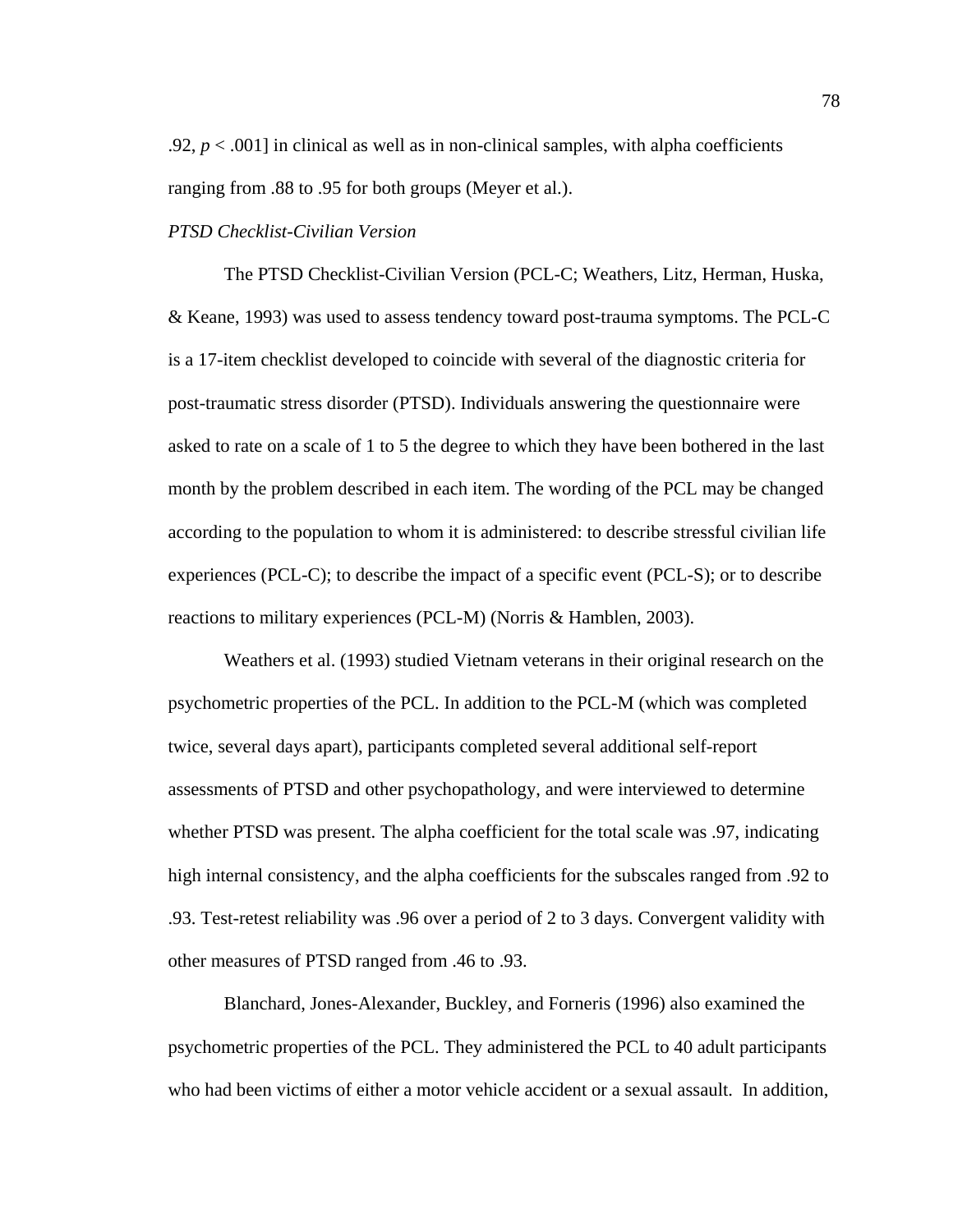.92, $p < .001$] in clinical as well as in non-clinical samples, with alpha coefficients ranging from .88 to .95 for both groups (Meyer et al.).

*PTSD Checklist-Civilian Version*

The PTSD Checklist-Civilian Version (PCL-C; Weathers, Litz, Herman, Huska, & Keane, 1993) was used to assess tendency toward post-trauma symptoms. The PCL-C is a 17-item checklist developed to coincide with several of the diagnostic criteria for post-traumatic stress disorder (PTSD). Individuals answering the questionnaire were asked to rate on a scale of 1 to 5 the degree to which they have been bothered in the last month by the problem described in each item. The wording of the PCL may be changed according to the population to whom it is administered: to describe stressful civilian life experiences (PCL-C); to describe the impact of a specific event (PCL-S); or to describe reactions to military experiences (PCL-M) (Norris & Hamblen, 2003).

Weathers et al. (1993) studied Vietnam veterans in their original research on the psychometric properties of the PCL. In addition to the PCL-M (which was completed twice, several days apart), participants completed several additional self-report assessments of PTSD and other psychopathology, and were interviewed to determine whether PTSD was present. The alpha coefficient for the total scale was .97, indicating high internal consistency, and the alpha coefficients for the subscales ranged from .92 to .93. Test-retest reliability was .96 over a period of 2 to 3 days. Convergent validity with other measures of PTSD ranged from .46 to .93.

Blanchard, Jones-Alexander, Buckley, and Forneris (1996) also examined the psychometric properties of the PCL. They administered the PCL to 40 adult participants who had been victims of either a motor vehicle accident or a sexual assault. In addition,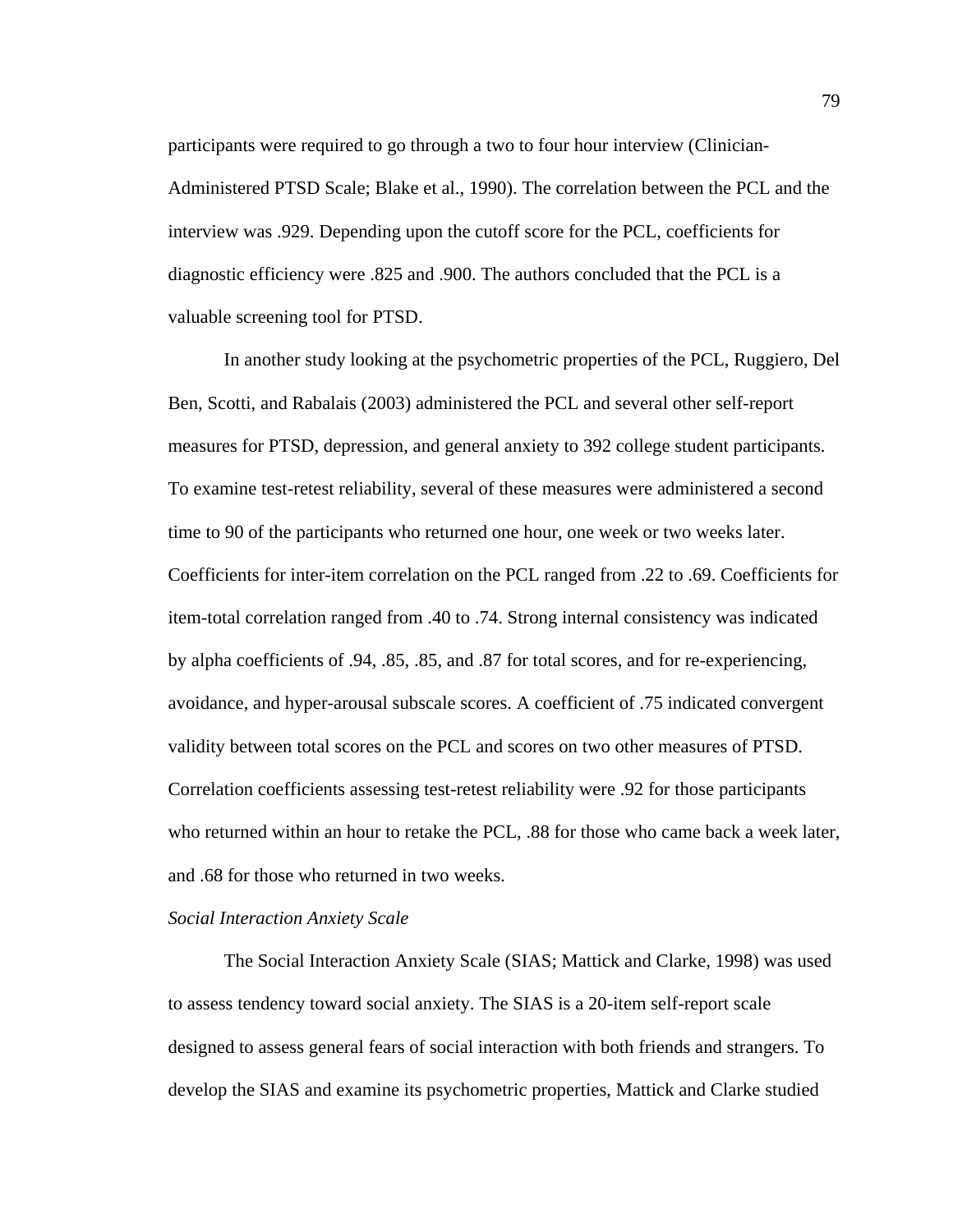participants were required to go through a two to four hour interview (Clinician-Administered PTSD Scale; Blake et al., 1990). The correlation between the PCL and the interview was .929. Depending upon the cutoff score for the PCL, coefficients for diagnostic efficiency were .825 and .900. The authors concluded that the PCL is a valuable screening tool for PTSD.

In another study looking at the psychometric properties of the PCL, Ruggiero, Del Ben, Scotti, and Rabalais (2003) administered the PCL and several other self-report measures for PTSD, depression, and general anxiety to 392 college student participants. To examine test-retest reliability, several of these measures were administered a second time to 90 of the participants who returned one hour, one week or two weeks later. Coefficients for inter-item correlation on the PCL ranged from .22 to .69. Coefficients for item-total correlation ranged from .40 to .74. Strong internal consistency was indicated by alpha coefficients of .94, .85, .85, and .87 for total scores, and for re-experiencing, avoidance, and hyper-arousal subscale scores. A coefficient of .75 indicated convergent validity between total scores on the PCL and scores on two other measures of PTSD. Correlation coefficients assessing test-retest reliability were .92 for those participants who returned within an hour to retake the PCL, .88 for those who came back a week later, and .68 for those who returned in two weeks.

*Social Interaction Anxiety Scale*

The Social Interaction Anxiety Scale (SIAS; Mattick and Clarke, 1998) was used to assess tendency toward social anxiety. The SIAS is a 20-item self-report scale designed to assess general fears of social interaction with both friends and strangers. To develop the SIAS and examine its psychometric properties, Mattick and Clarke studied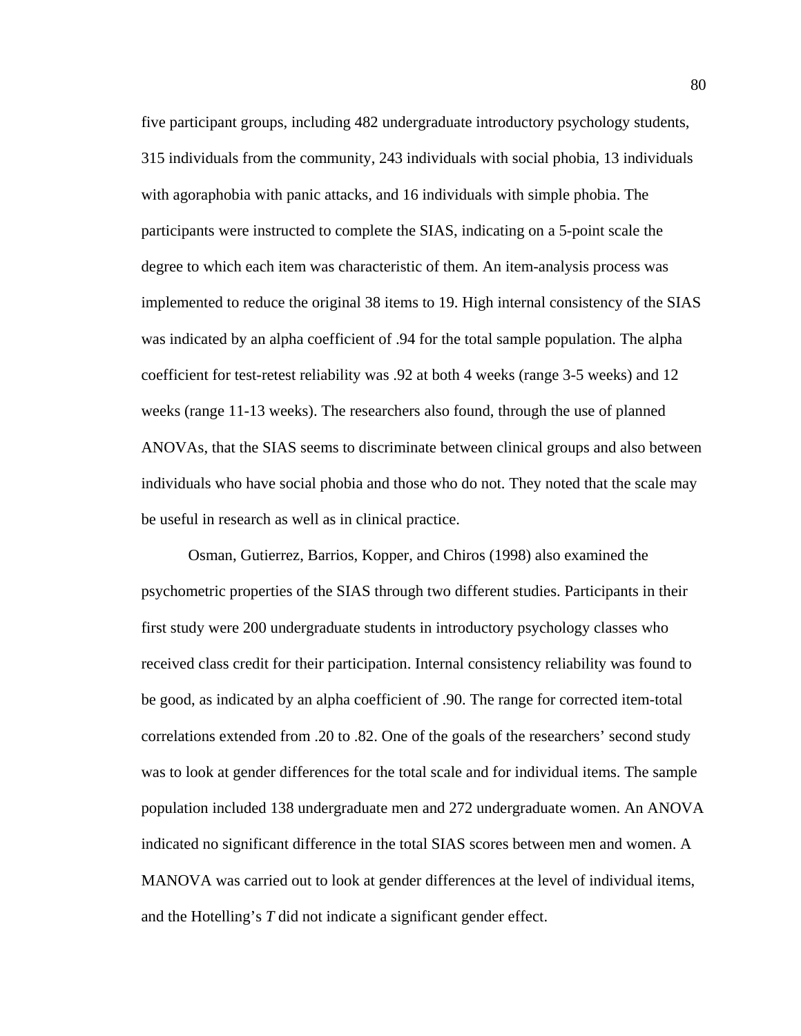five participant groups, including 482 undergraduate introductory psychology students, 315 individuals from the community, 243 individuals with social phobia, 13 individuals with agoraphobia with panic attacks, and 16 individuals with simple phobia. The participants were instructed to complete the SIAS, indicating on a 5-point scale the degree to which each item was characteristic of them. An item-analysis process was implemented to reduce the original 38 items to 19. High internal consistency of the SIAS was indicated by an alpha coefficient of .94 for the total sample population. The alpha coefficient for test-retest reliability was .92 at both 4 weeks (range 3-5 weeks) and 12 weeks (range 11-13 weeks). The researchers also found, through the use of planned ANOVAs, that the SIAS seems to discriminate between clinical groups and also between individuals who have social phobia and those who do not. They noted that the scale may be useful in research as well as in clinical practice.

Osman, Gutierrez, Barrios, Kopper, and Chiros (1998) also examined the psychometric properties of the SIAS through two different studies. Participants in their first study were 200 undergraduate students in introductory psychology classes who received class credit for their participation. Internal consistency reliability was found to be good, as indicated by an alpha coefficient of .90. The range for corrected item-total correlations extended from .20 to .82. One of the goals of the researchers' second study was to look at gender differences for the total scale and for individual items. The sample population included 138 undergraduate men and 272 undergraduate women. An ANOVA indicated no significant difference in the total SIAS scores between men and women. A MANOVA was carried out to look at gender differences at the level of individual items, and the Hotelling's $T$ did not indicate a significant gender effect.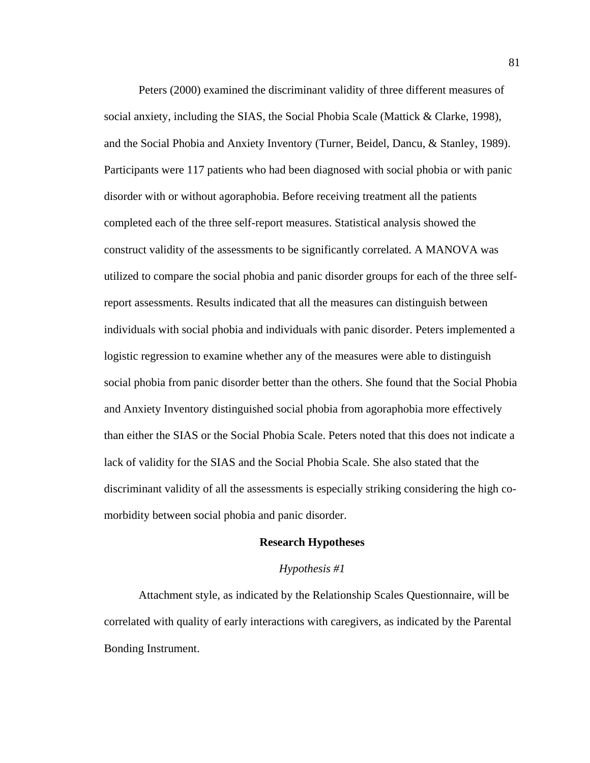Peters (2000) examined the discriminant validity of three different measures of social anxiety, including the SIAS, the Social Phobia Scale (Mattick & Clarke, 1998), and the Social Phobia and Anxiety Inventory (Turner, Beidel, Dancu, & Stanley, 1989). Participants were 117 patients who had been diagnosed with social phobia or with panic disorder with or without agoraphobia. Before receiving treatment all the patients completed each of the three self-report measures. Statistical analysis showed the construct validity of the assessments to be significantly correlated. A MANOVA was utilized to compare the social phobia and panic disorder groups for each of the three self-report assessments. Results indicated that all the measures can distinguish between individuals with social phobia and individuals with panic disorder. Peters implemented a logistic regression to examine whether any of the measures were able to distinguish social phobia from panic disorder better than the others. She found that the Social Phobia and Anxiety Inventory distinguished social phobia from agoraphobia more effectively than either the SIAS or the Social Phobia Scale. Peters noted that this does not indicate a lack of validity for the SIAS and the Social Phobia Scale. She also stated that the discriminant validity of all the assessments is especially striking considering the high co-morbidity between social phobia and panic disorder.

## Research Hypotheses

### *Hypothesis #1*

Attachment style, as indicated by the Relationship Scales Questionnaire, will be correlated with quality of early interactions with caregivers, as indicated by the Parental Bonding Instrument.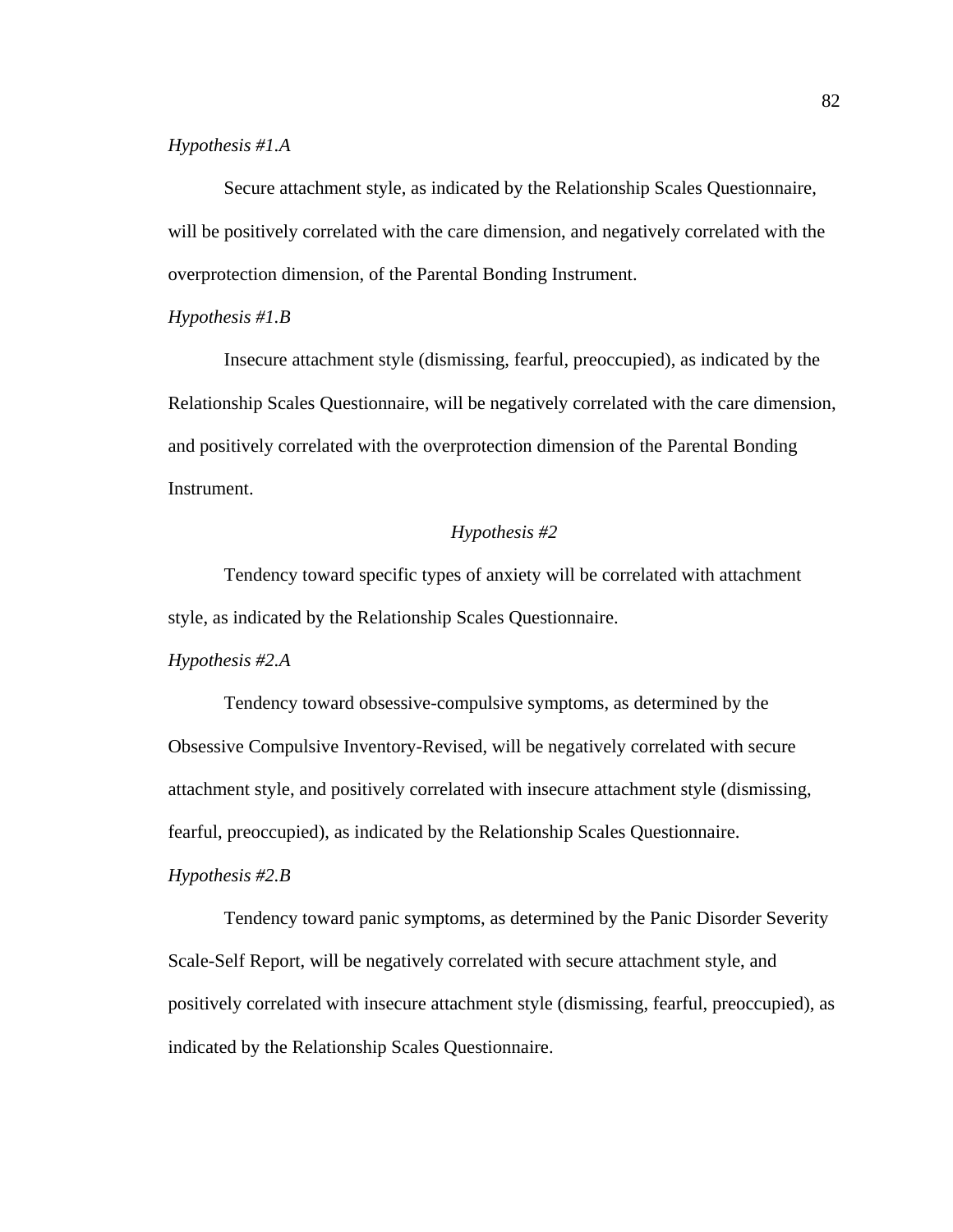*Hypothesis #1.A*

Secure attachment style, as indicated by the Relationship Scales Questionnaire, will be positively correlated with the care dimension, and negatively correlated with the overprotection dimension, of the Parental Bonding Instrument.

*Hypothesis #1.B*

Insecure attachment style (dismissing, fearful, preoccupied), as indicated by the Relationship Scales Questionnaire, will be negatively correlated with the care dimension, and positively correlated with the overprotection dimension of the Parental Bonding Instrument.

### *Hypothesis #2*

Tendency toward specific types of anxiety will be correlated with attachment style, as indicated by the Relationship Scales Questionnaire.

*Hypothesis #2.A*

Tendency toward obsessive-compulsive symptoms, as determined by the Obsessive Compulsive Inventory-Revised, will be negatively correlated with secure attachment style, and positively correlated with insecure attachment style (dismissing, fearful, preoccupied), as indicated by the Relationship Scales Questionnaire.

*Hypothesis #2.B*

Tendency toward panic symptoms, as determined by the Panic Disorder Severity Scale-Self Report, will be negatively correlated with secure attachment style, and positively correlated with insecure attachment style (dismissing, fearful, preoccupied), as indicated by the Relationship Scales Questionnaire.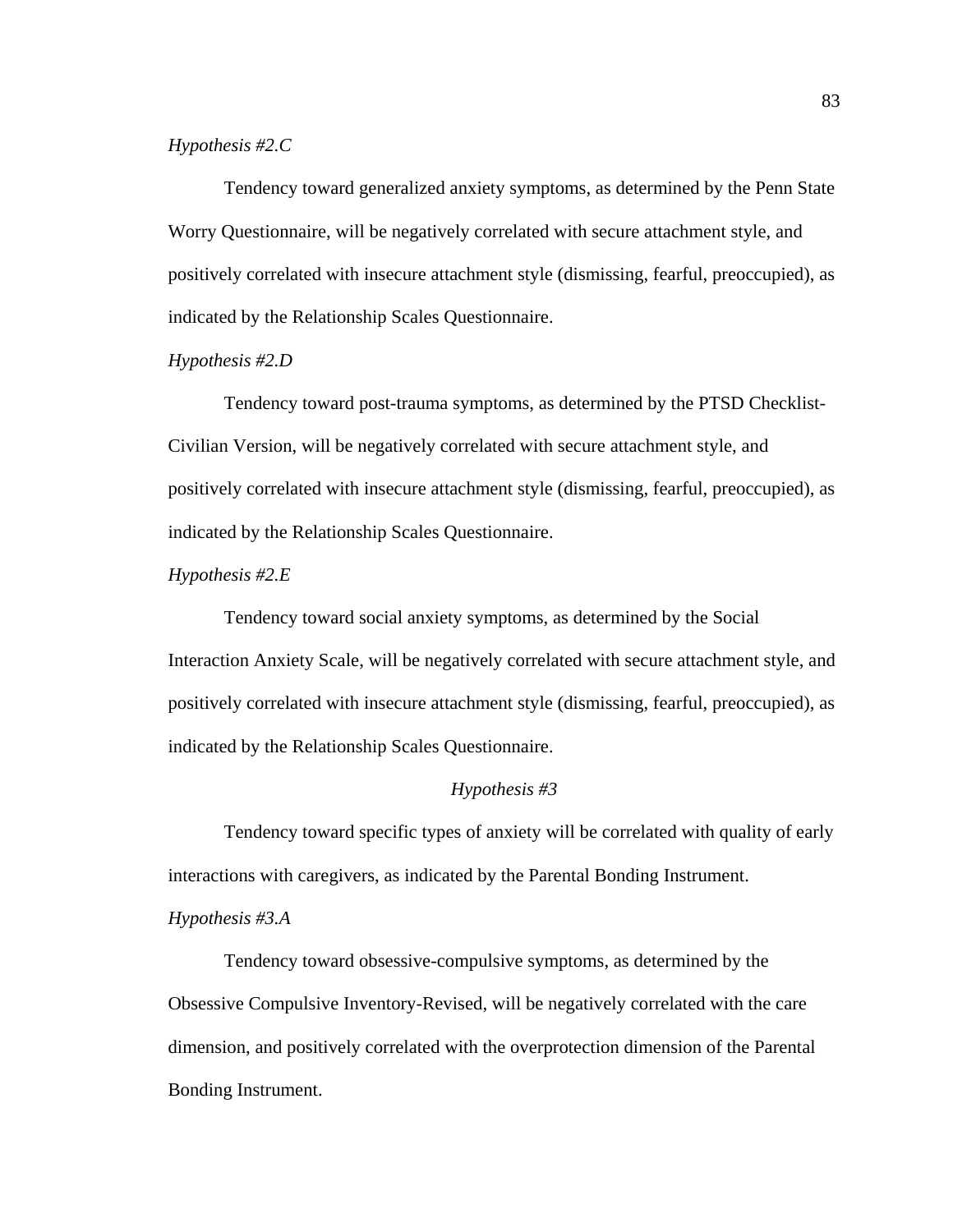*Hypothesis #2.C*

Tendency toward generalized anxiety symptoms, as determined by the Penn State Worry Questionnaire, will be negatively correlated with secure attachment style, and positively correlated with insecure attachment style (dismissing, fearful, preoccupied), as indicated by the Relationship Scales Questionnaire.

*Hypothesis #2.D*

Tendency toward post-trauma symptoms, as determined by the PTSD Checklist-Civilian Version, will be negatively correlated with secure attachment style, and positively correlated with insecure attachment style (dismissing, fearful, preoccupied), as indicated by the Relationship Scales Questionnaire.

*Hypothesis #2.E*

Tendency toward social anxiety symptoms, as determined by the Social Interaction Anxiety Scale, will be negatively correlated with secure attachment style, and positively correlated with insecure attachment style (dismissing, fearful, preoccupied), as indicated by the Relationship Scales Questionnaire.

*Hypothesis #3*

Tendency toward specific types of anxiety will be correlated with quality of early interactions with caregivers, as indicated by the Parental Bonding Instrument.

*Hypothesis #3.A*

Tendency toward obsessive-compulsive symptoms, as determined by the Obsessive Compulsive Inventory-Revised, will be negatively correlated with the care dimension, and positively correlated with the overprotection dimension of the Parental Bonding Instrument.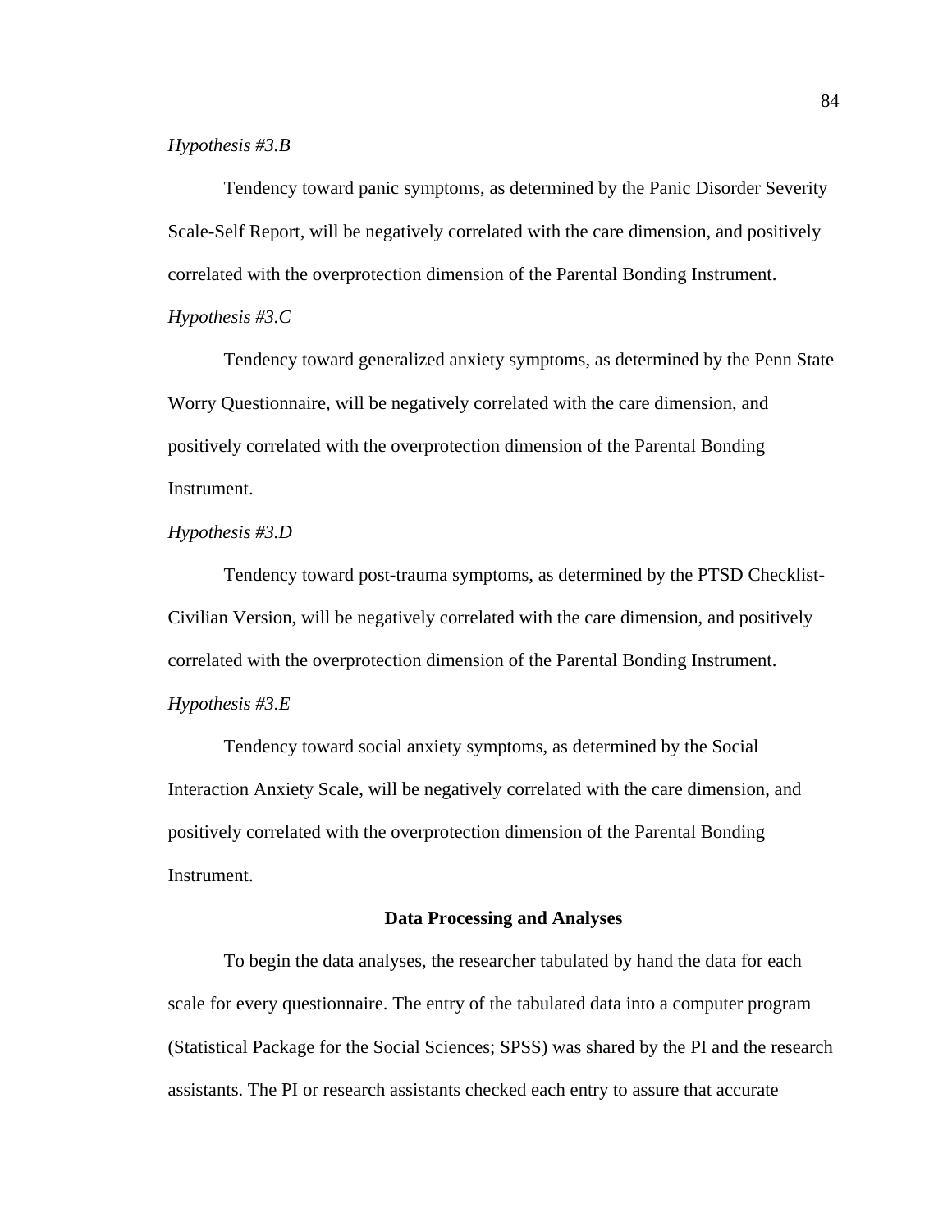*Hypothesis #3.B*

Tendency toward panic symptoms, as determined by the Panic Disorder Severity Scale-Self Report, will be negatively correlated with the care dimension, and positively correlated with the overprotection dimension of the Parental Bonding Instrument.

*Hypothesis #3.C*

Tendency toward generalized anxiety symptoms, as determined by the Penn State Worry Questionnaire, will be negatively correlated with the care dimension, and positively correlated with the overprotection dimension of the Parental Bonding Instrument.

*Hypothesis #3.D*

Tendency toward post-trauma symptoms, as determined by the PTSD Checklist-Civilian Version, will be negatively correlated with the care dimension, and positively correlated with the overprotection dimension of the Parental Bonding Instrument.

*Hypothesis #3.E*

Tendency toward social anxiety symptoms, as determined by the Social Interaction Anxiety Scale, will be negatively correlated with the care dimension, and positively correlated with the overprotection dimension of the Parental Bonding Instrument.

## Data Processing and Analyses

To begin the data analyses, the researcher tabulated by hand the data for each scale for every questionnaire. The entry of the tabulated data into a computer program (Statistical Package for the Social Sciences; SPSS) was shared by the PI and the research assistants. The PI or research assistants checked each entry to assure that accurate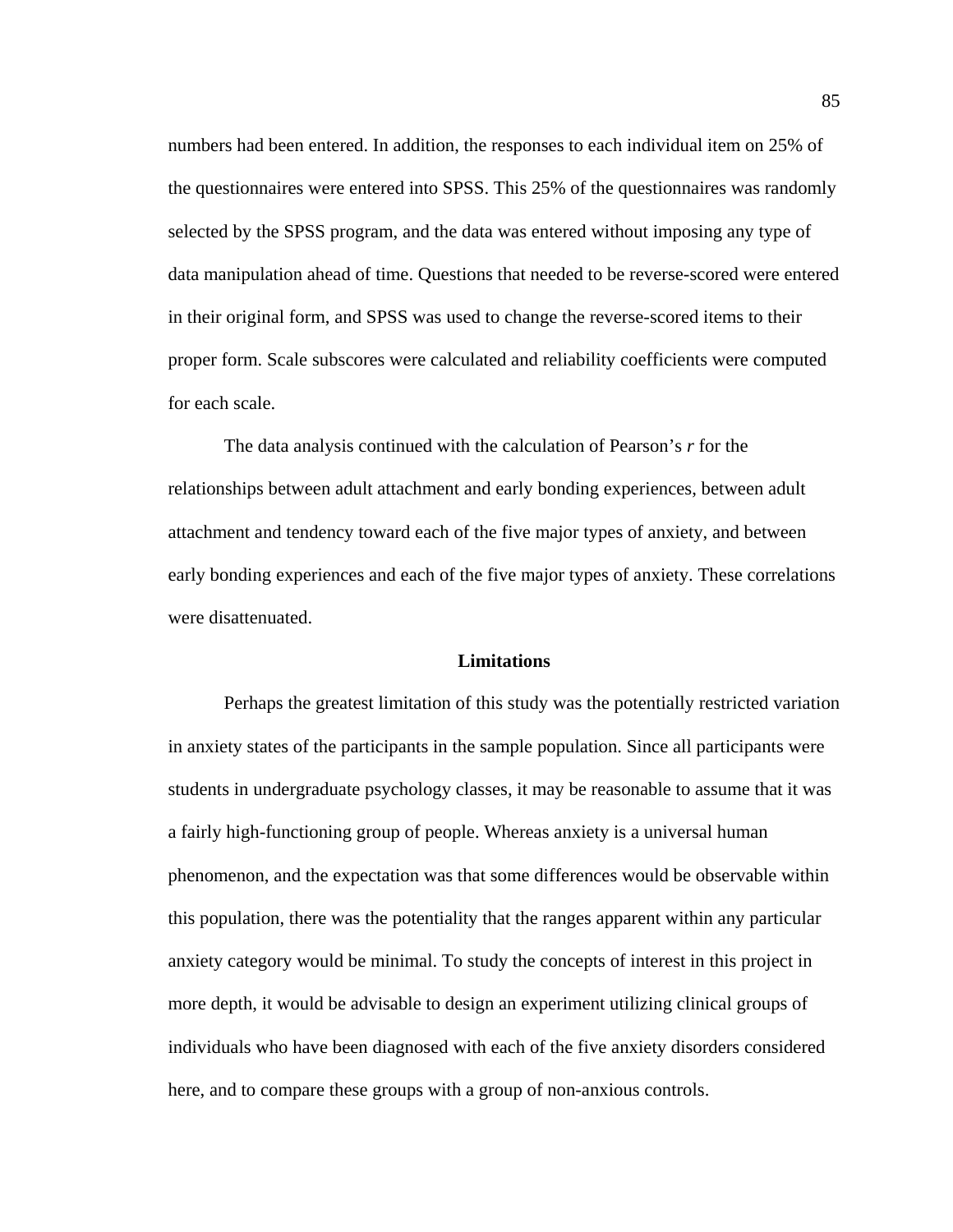numbers had been entered. In addition, the responses to each individual item on 25% of the questionnaires were entered into SPSS. This 25% of the questionnaires was randomly selected by the SPSS program, and the data was entered without imposing any type of data manipulation ahead of time. Questions that needed to be reverse-scored were entered in their original form, and SPSS was used to change the reverse-scored items to their proper form. Scale subscores were calculated and reliability coefficients were computed for each scale.

The data analysis continued with the calculation of Pearson's *r* for the relationships between adult attachment and early bonding experiences, between adult attachment and tendency toward each of the five major types of anxiety, and between early bonding experiences and each of the five major types of anxiety. These correlations were disattenuated.

## Limitations

Perhaps the greatest limitation of this study was the potentially restricted variation in anxiety states of the participants in the sample population. Since all participants were students in undergraduate psychology classes, it may be reasonable to assume that it was a fairly high-functioning group of people. Whereas anxiety is a universal human phenomenon, and the expectation was that some differences would be observable within this population, there was the potentiality that the ranges apparent within any particular anxiety category would be minimal. To study the concepts of interest in this project in more depth, it would be advisable to design an experiment utilizing clinical groups of individuals who have been diagnosed with each of the five anxiety disorders considered here, and to compare these groups with a group of non-anxious controls.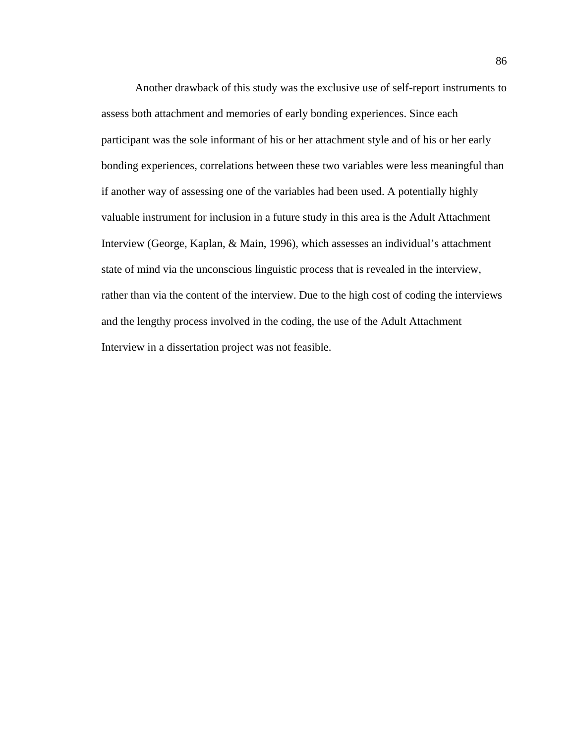Another drawback of this study was the exclusive use of self-report instruments to assess both attachment and memories of early bonding experiences. Since each participant was the sole informant of his or her attachment style and of his or her early bonding experiences, correlations between these two variables were less meaningful than if another way of assessing one of the variables had been used. A potentially highly valuable instrument for inclusion in a future study in this area is the Adult Attachment Interview (George, Kaplan, & Main, 1996), which assesses an individual's attachment state of mind via the unconscious linguistic process that is revealed in the interview, rather than via the content of the interview. Due to the high cost of coding the interviews and the lengthy process involved in the coding, the use of the Adult Attachment Interview in a dissertation project was not feasible.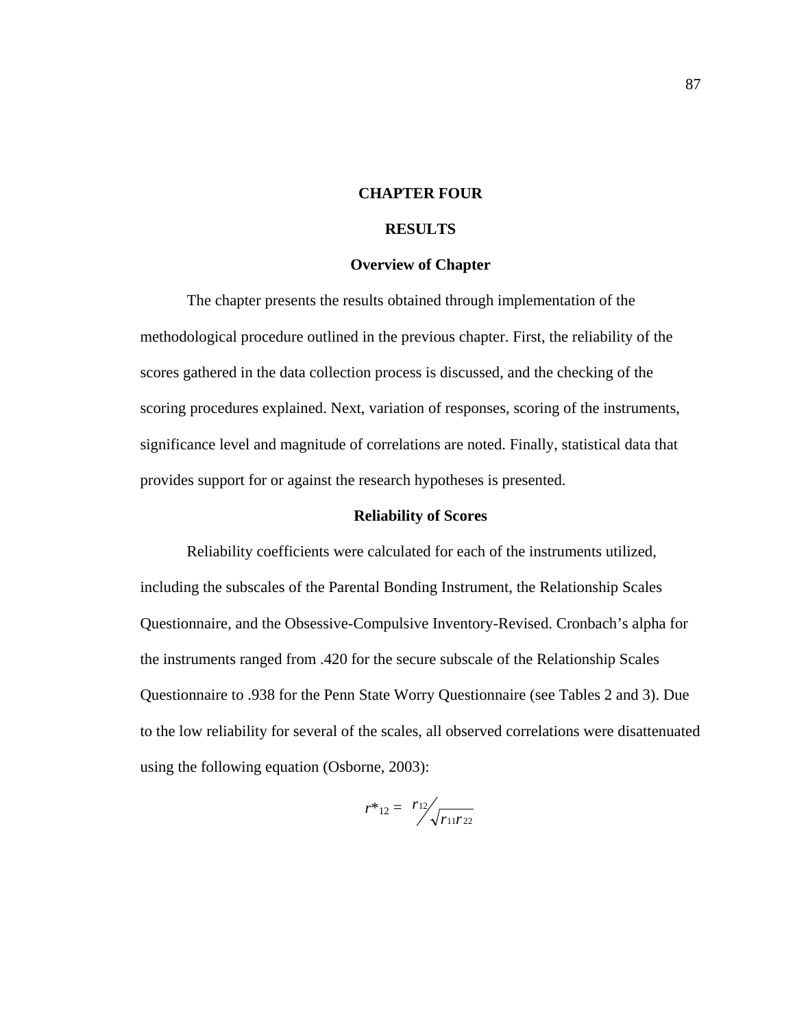# CHAPTER FOUR

# RESULTS

## Overview of Chapter

The chapter presents the results obtained through implementation of the methodological procedure outlined in the previous chapter. First, the reliability of the scores gathered in the data collection process is discussed, and the checking of the scoring procedures explained. Next, variation of responses, scoring of the instruments, significance level and magnitude of correlations are noted. Finally, statistical data that provides support for or against the research hypotheses is presented.

## Reliability of Scores

Reliability coefficients were calculated for each of the instruments utilized, including the subscales of the Parental Bonding Instrument, the Relationship Scales Questionnaire, and the Obsessive-Compulsive Inventory-Revised. Cronbach's alpha for the instruments ranged from .420 for the secure subscale of the Relationship Scales Questionnaire to .938 for the Penn State Worry Questionnaire (see Tables 2 and 3). Due to the low reliability for several of the scales, all observed correlations were disattenuated using the following equation (Osborne, 2003):

$$r^*_{12} = r_{12} / \sqrt{r_{11} r_{22}}$$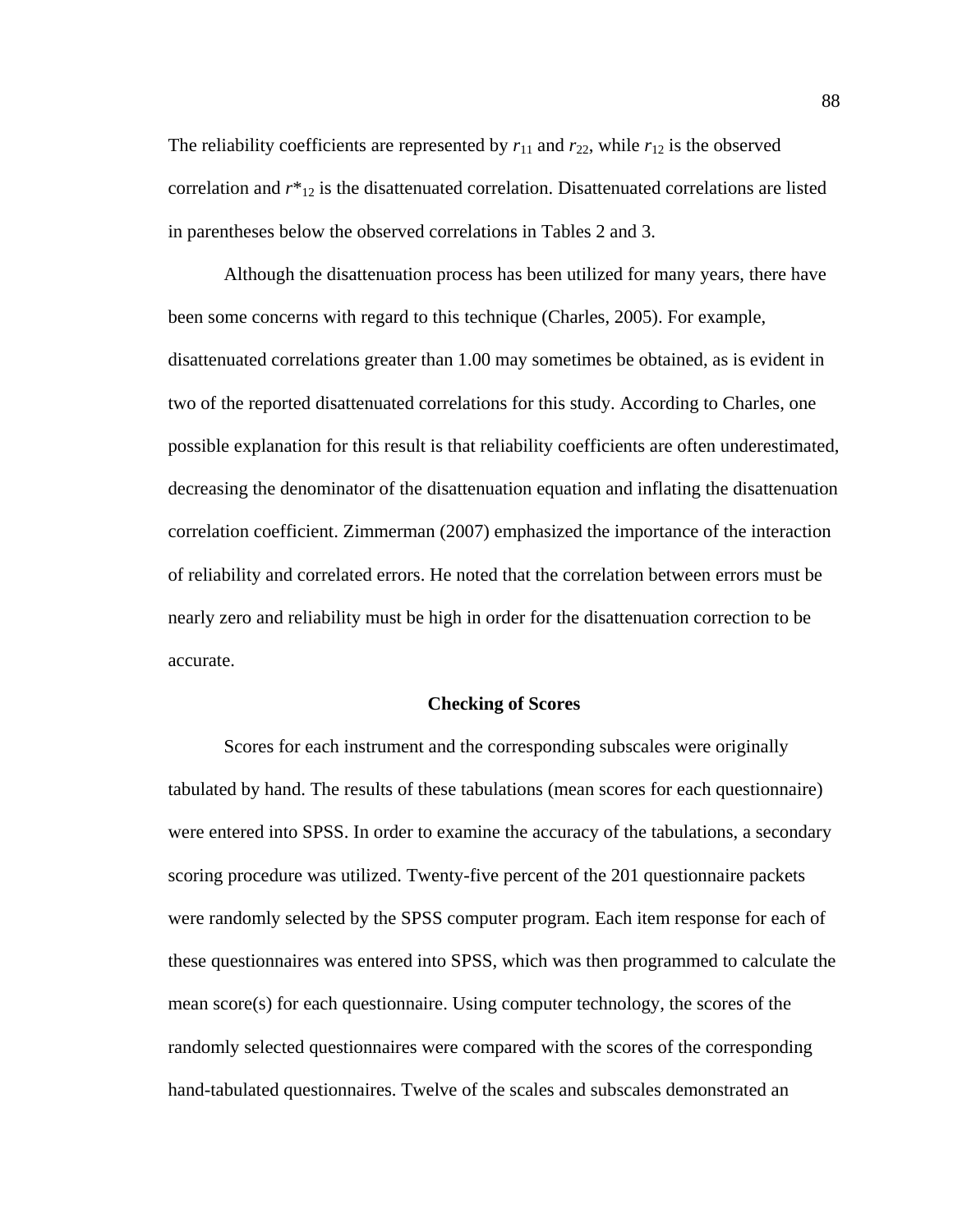The reliability coefficients are represented by $r_{11}$ and $r_{22}$, while $r_{12}$ is the observed correlation and $r^*_{12}$ is the disattenuated correlation. Disattenuated correlations are listed in parentheses below the observed correlations in Tables 2 and 3.

Although the disattenuation process has been utilized for many years, there have been some concerns with regard to this technique (Charles, 2005). For example, disattenuated correlations greater than 1.00 may sometimes be obtained, as is evident in two of the reported disattenuated correlations for this study. According to Charles, one possible explanation for this result is that reliability coefficients are often underestimated, decreasing the denominator of the disattenuation equation and inflating the disattenuation correlation coefficient. Zimmerman (2007) emphasized the importance of the interaction of reliability and correlated errors. He noted that the correlation between errors must be nearly zero and reliability must be high in order for the disattenuation correction to be accurate.

## Checking of Scores

Scores for each instrument and the corresponding subscales were originally tabulated by hand. The results of these tabulations (mean scores for each questionnaire) were entered into SPSS. In order to examine the accuracy of the tabulations, a secondary scoring procedure was utilized. Twenty-five percent of the 201 questionnaire packets were randomly selected by the SPSS computer program. Each item response for each of these questionnaires was entered into SPSS, which was then programmed to calculate the mean score(s) for each questionnaire. Using computer technology, the scores of the randomly selected questionnaires were compared with the scores of the corresponding hand-tabulated questionnaires. Twelve of the scales and subscales demonstrated an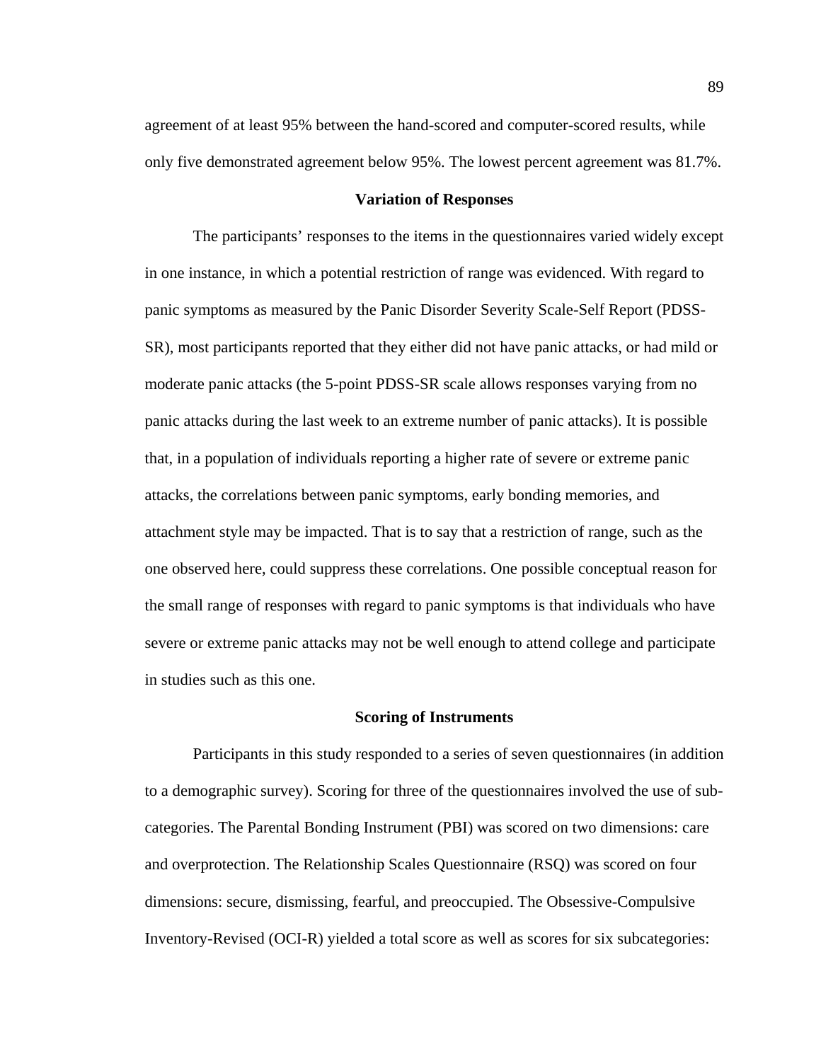agreement of at least 95% between the hand-scored and computer-scored results, while only five demonstrated agreement below 95%. The lowest percent agreement was 81.7%.

## Variation of Responses

The participants' responses to the items in the questionnaires varied widely except in one instance, in which a potential restriction of range was evidenced. With regard to panic symptoms as measured by the Panic Disorder Severity Scale-Self Report (PDSS-SR), most participants reported that they either did not have panic attacks, or had mild or moderate panic attacks (the 5-point PDSS-SR scale allows responses varying from no panic attacks during the last week to an extreme number of panic attacks). It is possible that, in a population of individuals reporting a higher rate of severe or extreme panic attacks, the correlations between panic symptoms, early bonding memories, and attachment style may be impacted. That is to say that a restriction of range, such as the one observed here, could suppress these correlations. One possible conceptual reason for the small range of responses with regard to panic symptoms is that individuals who have severe or extreme panic attacks may not be well enough to attend college and participate in studies such as this one.

## Scoring of Instruments

Participants in this study responded to a series of seven questionnaires (in addition to a demographic survey). Scoring for three of the questionnaires involved the use of sub-categories. The Parental Bonding Instrument (PBI) was scored on two dimensions: care and overprotection. The Relationship Scales Questionnaire (RSQ) was scored on four dimensions: secure, dismissing, fearful, and preoccupied. The Obsessive-Compulsive Inventory-Revised (OCI-R) yielded a total score as well as scores for six subcategories: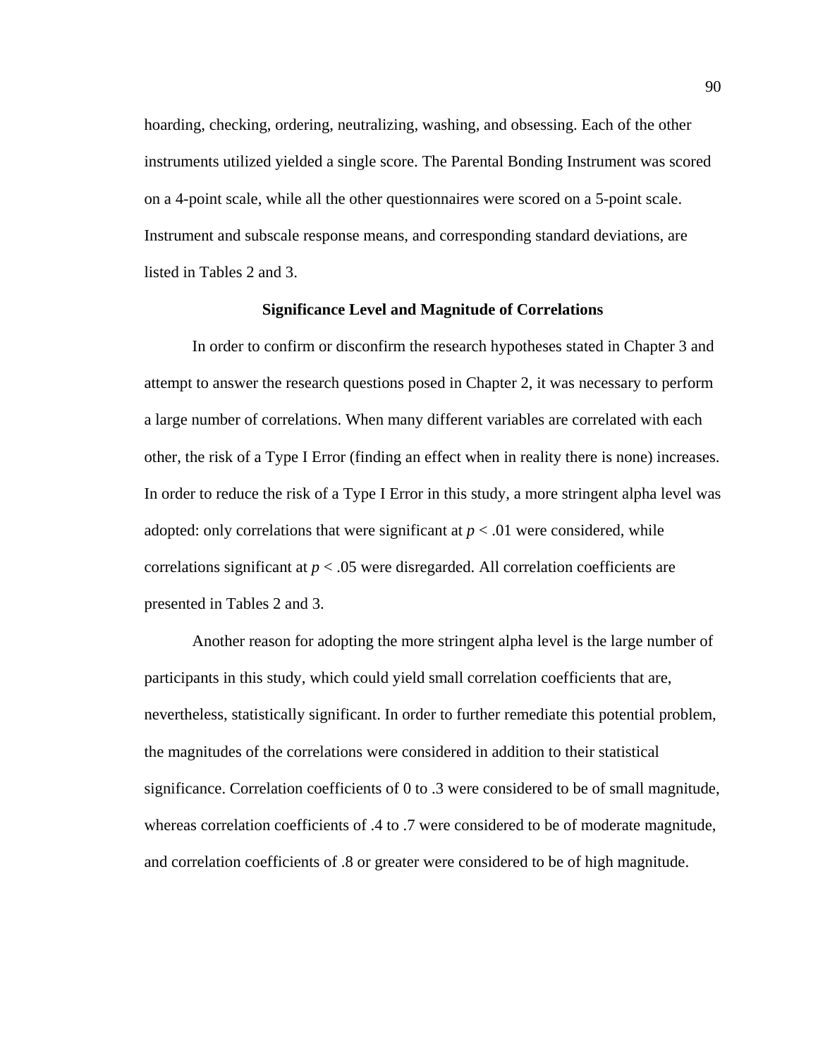hoarding, checking, ordering, neutralizing, washing, and obsessing. Each of the other instruments utilized yielded a single score. The Parental Bonding Instrument was scored on a 4-point scale, while all the other questionnaires were scored on a 5-point scale. Instrument and subscale response means, and corresponding standard deviations, are listed in Tables 2 and 3.

## Significance Level and Magnitude of Correlations

In order to confirm or disconfirm the research hypotheses stated in Chapter 3 and attempt to answer the research questions posed in Chapter 2, it was necessary to perform a large number of correlations. When many different variables are correlated with each other, the risk of a Type I Error (finding an effect when in reality there is none) increases. In order to reduce the risk of a Type I Error in this study, a more stringent alpha level was adopted: only correlations that were significant at $p < .01$ were considered, while correlations significant at $p < .05$ were disregarded. All correlation coefficients are presented in Tables 2 and 3.

Another reason for adopting the more stringent alpha level is the large number of participants in this study, which could yield small correlation coefficients that are, nevertheless, statistically significant. In order to further remediate this potential problem, the magnitudes of the correlations were considered in addition to their statistical significance. Correlation coefficients of 0 to .3 were considered to be of small magnitude, whereas correlation coefficients of .4 to .7 were considered to be of moderate magnitude, and correlation coefficients of .8 or greater were considered to be of high magnitude.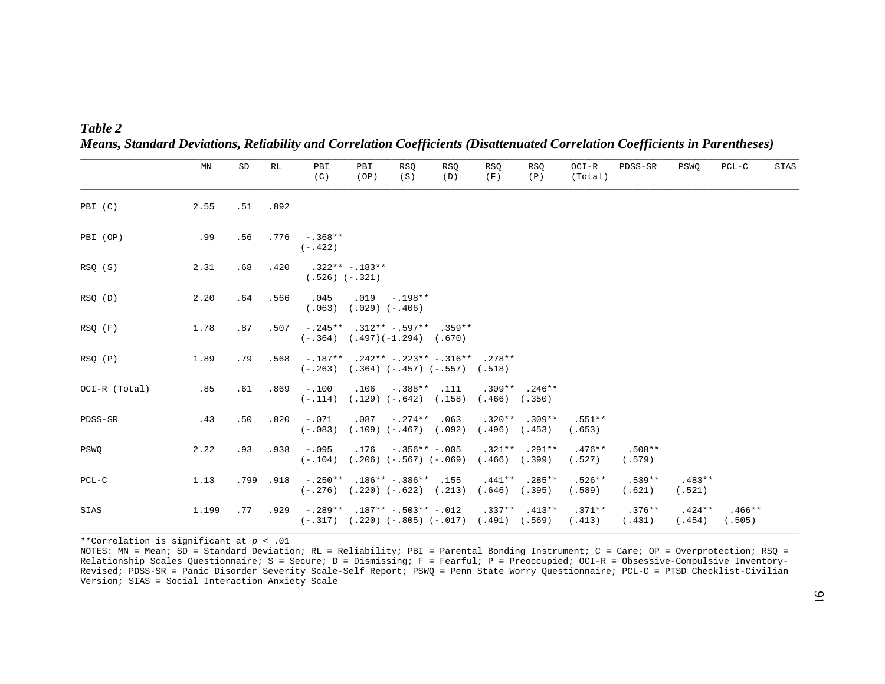*Table 2*
***Means, Standard Deviations, Reliability and Correlation Coefficients (Disattenuated Correlation Coefficients in Parentheses)***

| | MN | SD | RL | PBI (C) | PBI (OP) | RSQ (S) | RSQ (D) | RSQ (F) | RSQ (P) | OCI-R (Total) | PDSS-SR | PSWQ | PCL-C | SIAS |
|---|---|---|---|---|---|---|---|---|---|---|---|---|---|---|
| PBI (C) | 2.55 | .51 | .892 | | | | | | | | | | | |
| PBI (OP) | .99 | .56 | .776 | -.368** (-.422) | | | | | | | | | | |
| RSQ (S) | 2.31 | .68 | .420 | .322** (.526) | -.183** (-.321) | | | | | | | | | |
| RSQ (D) | 2.20 | .64 | .566 | .045 (.063) | .019 (.029) | -.198** (-.406) | | | | | | | | |
| RSQ (F) | 1.78 | .87 | .507 | -.245** (-.364) | .312** (.497) | -.597** (-1.294) | .359** (.670) | | | | | | | |
| RSQ (P) | 1.89 | .79 | .568 | -.187** (-.263) | .242** (.364) | -.223** (-.457) | -.316** (-.557) | .278** (.518) | | | | | | |
| OCI-R (Total) | .85 | .61 | .869 | -.100 (-.114) | .106 (.129) | -.388** (-.642) | .111 (.158) | .309** (.466) | .246** (.350) | | | | | |
| PDSS-SR | .43 | .50 | .820 | -.071 (-.083) | .087 (.109) | -.274** (-.467) | .063 (.092) | .320** (.496) | .309** (.453) | .551** (.653) | | | | |
| PSWQ | 2.22 | .93 | .938 | -.095 (-.104) | .176 (.206) | -.356** (-.567) | -.005 (-.069) | .321** (.466) | .291** (.399) | .476** (.527) | .508** (.579) | | | |
| PCL-C | 1.13 | .799 | .918 | -.250** (-.276) | .186** (.220) | -.386** (-.622) | .155 (.213) | .441** (.646) | .285** (.395) | .526** (.589) | .539** (.621) | .483** (.521) | | |
| SIAS | 1.199 | .77 | .929 | -.289** (-.317) | .187** (.220) | -.503** (-.805) | -.012 (-.017) | .337** (.491) | .413** (.569) | .371** (.413) | .376** (.431) | .424** (.454) | .466** (.505) | |

**Correlation is significant at $p < .01$

NOTES: MN = Mean; SD = Standard Deviation; RL = Reliability; PBI = Parental Bonding Instrument; C = Care; OP = Overprotection; RSQ = Relationship Scales Questionnaire; S = Secure; D = Dismissing; F = Fearful; P = Preoccupied; OCI-R = Obsessive-Compulsive Inventory-Revised; PDSS-SR = Panic Disorder Severity Scale-Self Report; PSWQ = Penn State Worry Questionnaire; PCL-C = PTSD Checklist-Civilian Version; SIAS = Social Interaction Anxiety Scale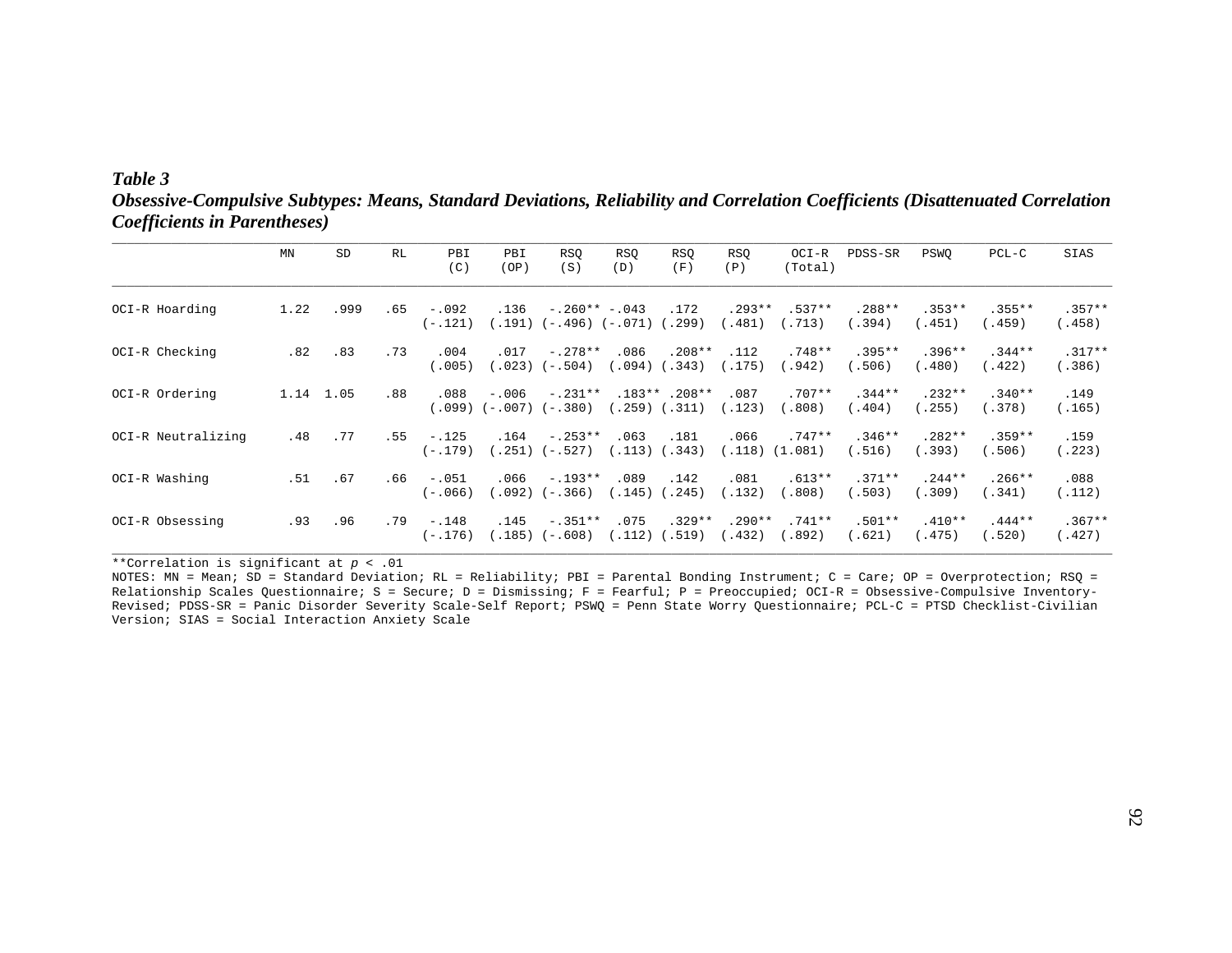***Table 3***
***Obsessive-Compulsive Subtypes: Means, Standard Deviations, Reliability and Correlation Coefficients (Disattenuated Correlation Coefficients in Parentheses)***

| | MN | SD | RL | PBI (C) | PBI (OP) | RSQ (S) | RSQ (D) | RSQ (F) | RSQ (P) | OCI-R (Total) | PDSS-SR | PSWQ | PCL-C | SIAS |
|---|---|---|---|---|---|---|---|---|---|---|---|---|---|---|
| OCI-R Hoarding | 1.22 | .999 | .65 | -.092 (-.121) | .136 (.191) | -.260** (-.496) | -.043 (-.071) | .172 (.299) | .293** (.481) | .537** (.713) | .288** (.394) | .353** (.451) | .355** (.459) | .357** (.458) |
| OCI-R Checking | .82 | .83 | .73 | .004 (.005) | .017 (.023) | -.278** (-.504) | .086 (.094) | .208** (.343) | .112 (.175) | .748** (.942) | .395** (.506) | .396** (.480) | .344** (.422) | .317** (.386) |
| OCI-R Ordering | 1.14 | 1.05 | .88 | .088 (.099) | -.006 (-.007) | -.231** (-.380) | .183** (.259) | .208** (.311) | .087 (.123) | .707** (.808) | .344** (.404) | .232** (.255) | .340** (.378) | .149 (.165) |
| OCI-R Neutralizing | .48 | .77 | .55 | -.125 (-.179) | .164 (.251) | -.253** (-.527) | .063 (.113) | .181 (.343) | .066 (.118) | .747** (1.081) | .346** (.516) | .282** (.393) | .359** (.506) | .159 (.223) |
| OCI-R Washing | .51 | .67 | .66 | -.051 (-.066) | .066 (.092) | -.193** (-.366) | .089 (.145) | .142 (.245) | .081 (.132) | .613** (.808) | .371** (.503) | .244** (.309) | .266** (.341) | .088 (.112) |
| OCI-R Obsessing | .93 | .96 | .79 | -.148 (-.176) | .145 (.185) | -.351** (-.608) | .075 (.112) | .329** (.519) | .290** (.432) | .741** (.892) | .501** (.621) | .410** (.475) | .444** (.520) | .367** (.427) |

**Correlation is significant at $p < .01$

NOTES: MN = Mean; SD = Standard Deviation; RL = Reliability; PBI = Parental Bonding Instrument; C = Care; OP = Overprotection; RSQ = Relationship Scales Questionnaire; S = Secure; D = Dismissing; F = Fearful; P = Preoccupied; OCI-R = Obsessive-Compulsive Inventory-Revised; PDSS-SR = Panic Disorder Severity Scale-Self Report; PSWQ = Penn State Worry Questionnaire; PCL-C = PTSD Checklist-Civilian Version; SIAS = Social Interaction Anxiety Scale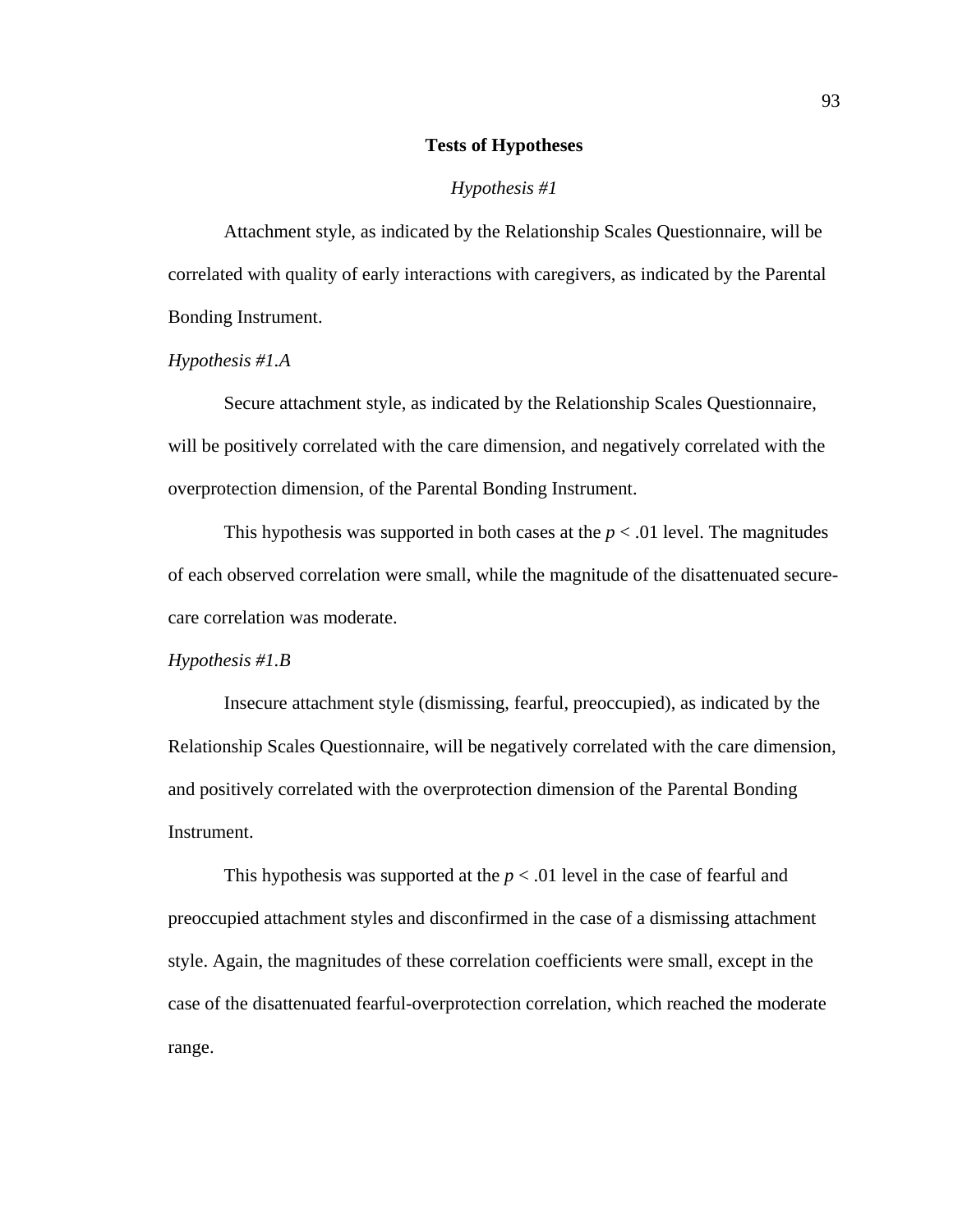## Tests of Hypotheses

### *Hypothesis #1*

Attachment style, as indicated by the Relationship Scales Questionnaire, will be correlated with quality of early interactions with caregivers, as indicated by the Parental Bonding Instrument.

#### *Hypothesis #1.A*

Secure attachment style, as indicated by the Relationship Scales Questionnaire, will be positively correlated with the care dimension, and negatively correlated with the overprotection dimension, of the Parental Bonding Instrument.

This hypothesis was supported in both cases at the $p < .01$ level. The magnitudes of each observed correlation were small, while the magnitude of the disattenuated secure-care correlation was moderate.

#### *Hypothesis #1.B*

Insecure attachment style (dismissing, fearful, preoccupied), as indicated by the Relationship Scales Questionnaire, will be negatively correlated with the care dimension, and positively correlated with the overprotection dimension of the Parental Bonding Instrument.

This hypothesis was supported at the $p < .01$ level in the case of fearful and preoccupied attachment styles and disconfirmed in the case of a dismissing attachment style. Again, the magnitudes of these correlation coefficients were small, except in the case of the disattenuated fearful-overprotection correlation, which reached the moderate range.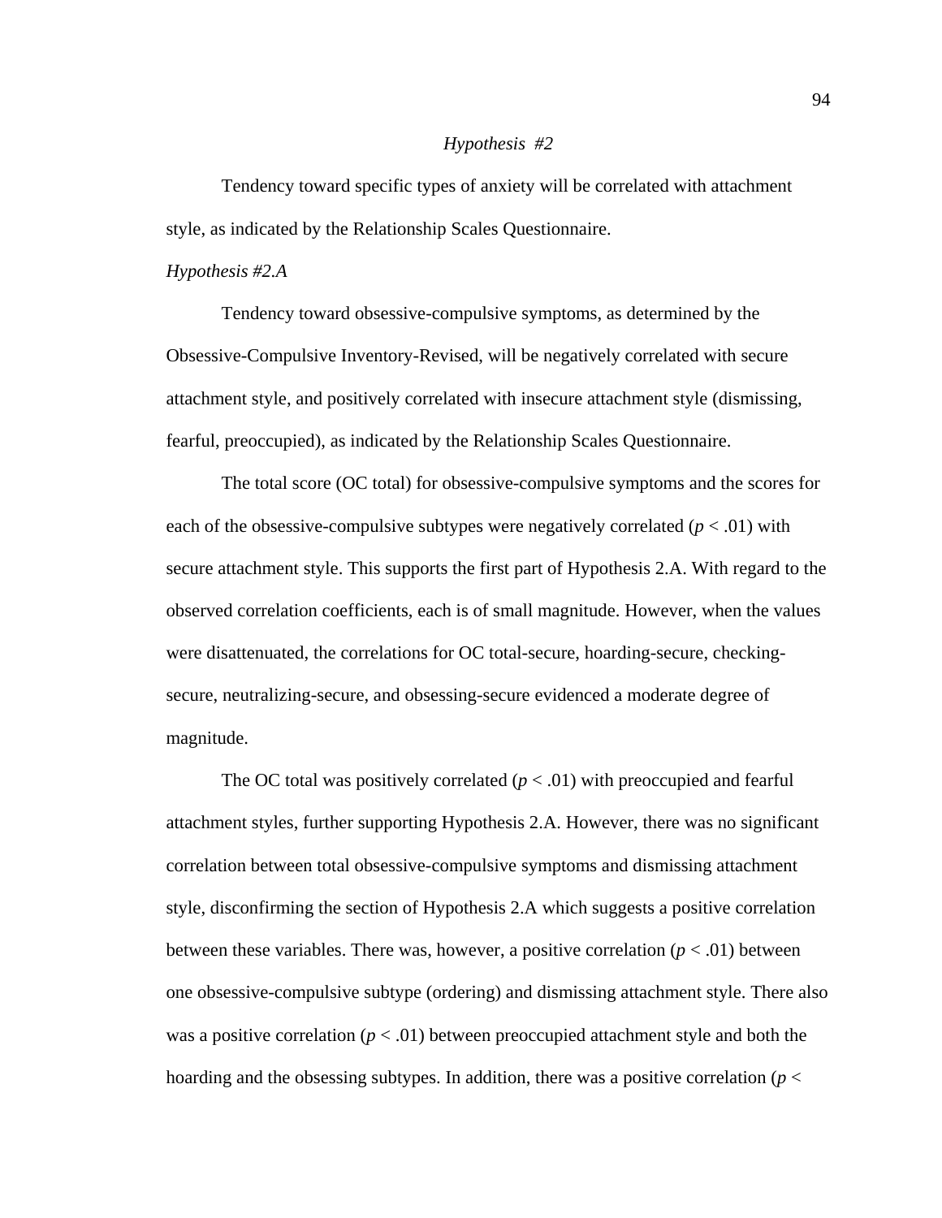*Hypothesis #2*

Tendency toward specific types of anxiety will be correlated with attachment style, as indicated by the Relationship Scales Questionnaire.

*Hypothesis #2.A*

Tendency toward obsessive-compulsive symptoms, as determined by the Obsessive-Compulsive Inventory-Revised, will be negatively correlated with secure attachment style, and positively correlated with insecure attachment style (dismissing, fearful, preoccupied), as indicated by the Relationship Scales Questionnaire.

The total score (OC total) for obsessive-compulsive symptoms and the scores for each of the obsessive-compulsive subtypes were negatively correlated ($p < .01$) with secure attachment style. This supports the first part of Hypothesis 2.A. With regard to the observed correlation coefficients, each is of small magnitude. However, when the values were disattenuated, the correlations for OC total-secure, hoarding-secure, checking-secure, neutralizing-secure, and obsessing-secure evidenced a moderate degree of magnitude.

The OC total was positively correlated ($p < .01$) with preoccupied and fearful attachment styles, further supporting Hypothesis 2.A. However, there was no significant correlation between total obsessive-compulsive symptoms and dismissing attachment style, disconfirming the section of Hypothesis 2.A which suggests a positive correlation between these variables. There was, however, a positive correlation ($p < .01$) between one obsessive-compulsive subtype (ordering) and dismissing attachment style. There also was a positive correlation ($p < .01$) between preoccupied attachment style and both the hoarding and the obsessing subtypes. In addition, there was a positive correlation ($p <$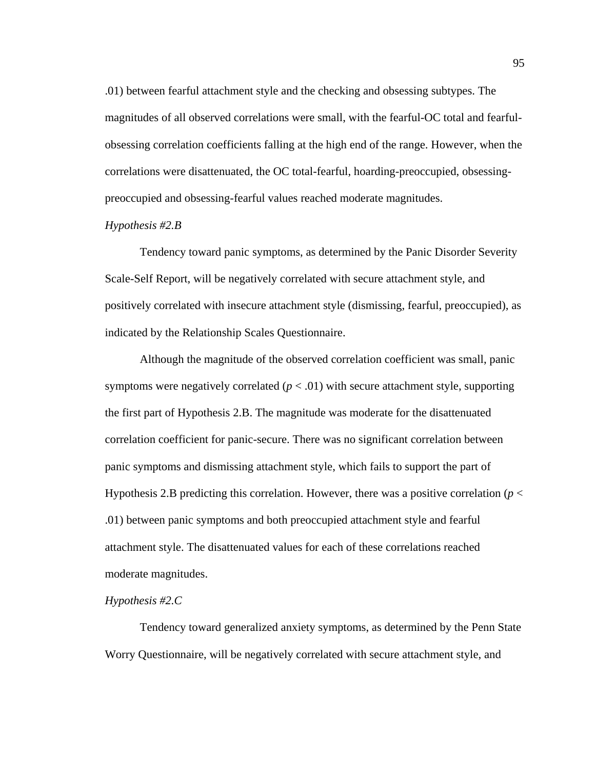.01) between fearful attachment style and the checking and obsessing subtypes. The magnitudes of all observed correlations were small, with the fearful-OC total and fearful-obsessing correlation coefficients falling at the high end of the range. However, when the correlations were disattenuated, the OC total-fearful, hoarding-preoccupied, obsessing-preoccupied and obsessing-fearful values reached moderate magnitudes.

*Hypothesis #2.B*

Tendency toward panic symptoms, as determined by the Panic Disorder Severity Scale-Self Report, will be negatively correlated with secure attachment style, and positively correlated with insecure attachment style (dismissing, fearful, preoccupied), as indicated by the Relationship Scales Questionnaire.

Although the magnitude of the observed correlation coefficient was small, panic symptoms were negatively correlated ($p < .01$) with secure attachment style, supporting the first part of Hypothesis 2.B. The magnitude was moderate for the disattenuated correlation coefficient for panic-secure. There was no significant correlation between panic symptoms and dismissing attachment style, which fails to support the part of Hypothesis 2.B predicting this correlation. However, there was a positive correlation ($p < .01$) between panic symptoms and both preoccupied attachment style and fearful attachment style. The disattenuated values for each of these correlations reached moderate magnitudes.

*Hypothesis #2.C*

Tendency toward generalized anxiety symptoms, as determined by the Penn State Worry Questionnaire, will be negatively correlated with secure attachment style, and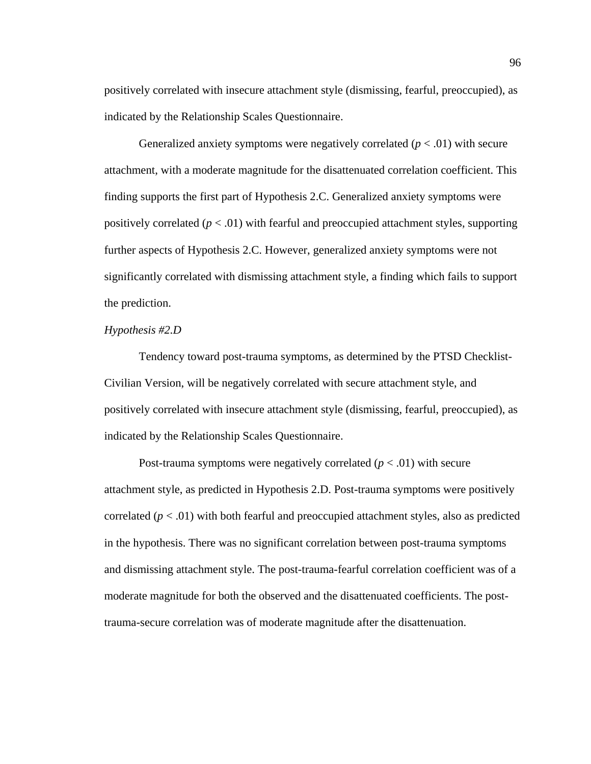positively correlated with insecure attachment style (dismissing, fearful, preoccupied), as indicated by the Relationship Scales Questionnaire.

Generalized anxiety symptoms were negatively correlated ($p < .01$) with secure attachment, with a moderate magnitude for the disattenuated correlation coefficient. This finding supports the first part of Hypothesis 2.C. Generalized anxiety symptoms were positively correlated ($p < .01$) with fearful and preoccupied attachment styles, supporting further aspects of Hypothesis 2.C. However, generalized anxiety symptoms were not significantly correlated with dismissing attachment style, a finding which fails to support the prediction.

*Hypothesis #2.D*

Tendency toward post-trauma symptoms, as determined by the PTSD Checklist-Civilian Version, will be negatively correlated with secure attachment style, and positively correlated with insecure attachment style (dismissing, fearful, preoccupied), as indicated by the Relationship Scales Questionnaire.

Post-trauma symptoms were negatively correlated ($p < .01$) with secure attachment style, as predicted in Hypothesis 2.D. Post-trauma symptoms were positively correlated ($p < .01$) with both fearful and preoccupied attachment styles, also as predicted in the hypothesis. There was no significant correlation between post-trauma symptoms and dismissing attachment style. The post-trauma-fearful correlation coefficient was of a moderate magnitude for both the observed and the disattenuated coefficients. The post-trauma-secure correlation was of moderate magnitude after the disattenuation.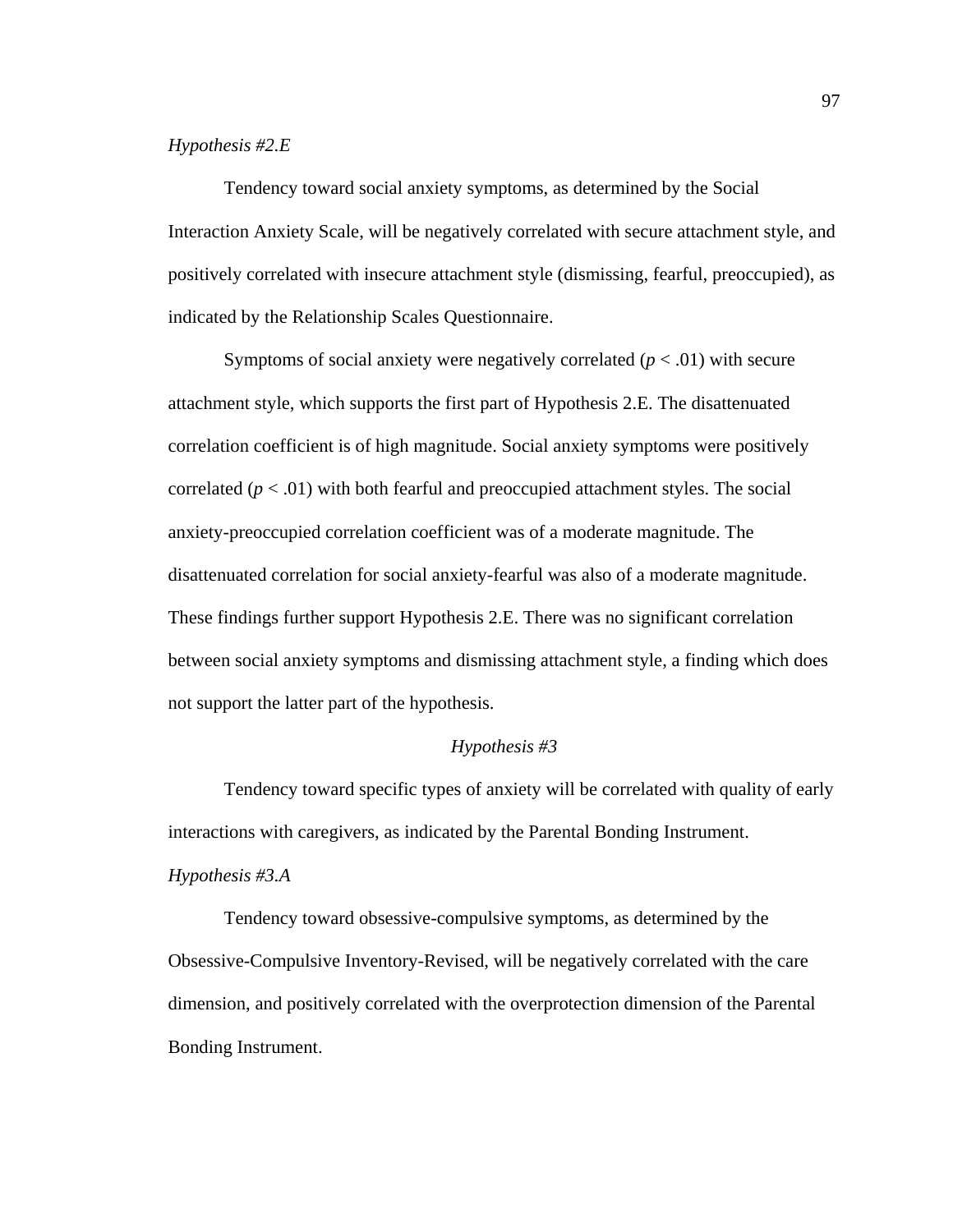*Hypothesis #2.E*

Tendency toward social anxiety symptoms, as determined by the Social Interaction Anxiety Scale, will be negatively correlated with secure attachment style, and positively correlated with insecure attachment style (dismissing, fearful, preoccupied), as indicated by the Relationship Scales Questionnaire.

Symptoms of social anxiety were negatively correlated ($p < .01$) with secure attachment style, which supports the first part of Hypothesis 2.E. The disattenuated correlation coefficient is of high magnitude. Social anxiety symptoms were positively correlated ($p < .01$) with both fearful and preoccupied attachment styles. The social anxiety-preoccupied correlation coefficient was of a moderate magnitude. The disattenuated correlation for social anxiety-fearful was also of a moderate magnitude. These findings further support Hypothesis 2.E. There was no significant correlation between social anxiety symptoms and dismissing attachment style, a finding which does not support the latter part of the hypothesis.

## *Hypothesis #3*

Tendency toward specific types of anxiety will be correlated with quality of early interactions with caregivers, as indicated by the Parental Bonding Instrument.

*Hypothesis #3.A*

Tendency toward obsessive-compulsive symptoms, as determined by the Obsessive-Compulsive Inventory-Revised, will be negatively correlated with the care dimension, and positively correlated with the overprotection dimension of the Parental Bonding Instrument.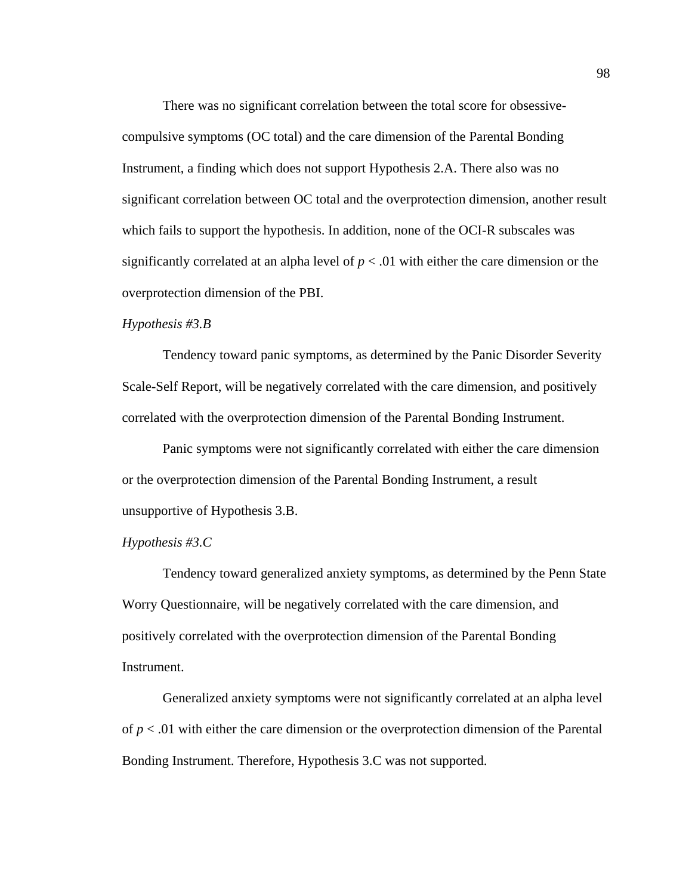There was no significant correlation between the total score for obsessive-compulsive symptoms (OC total) and the care dimension of the Parental Bonding Instrument, a finding which does not support Hypothesis 2.A. There also was no significant correlation between OC total and the overprotection dimension, another result which fails to support the hypothesis. In addition, none of the OCI-R subscales was significantly correlated at an alpha level of $p < .01$ with either the care dimension or the overprotection dimension of the PBI.

*Hypothesis #3.B*

Tendency toward panic symptoms, as determined by the Panic Disorder Severity Scale-Self Report, will be negatively correlated with the care dimension, and positively correlated with the overprotection dimension of the Parental Bonding Instrument.

Panic symptoms were not significantly correlated with either the care dimension or the overprotection dimension of the Parental Bonding Instrument, a result unsupportive of Hypothesis 3.B.

*Hypothesis #3.C*

Tendency toward generalized anxiety symptoms, as determined by the Penn State Worry Questionnaire, will be negatively correlated with the care dimension, and positively correlated with the overprotection dimension of the Parental Bonding Instrument.

Generalized anxiety symptoms were not significantly correlated at an alpha level of $p < .01$ with either the care dimension or the overprotection dimension of the Parental Bonding Instrument. Therefore, Hypothesis 3.C was not supported.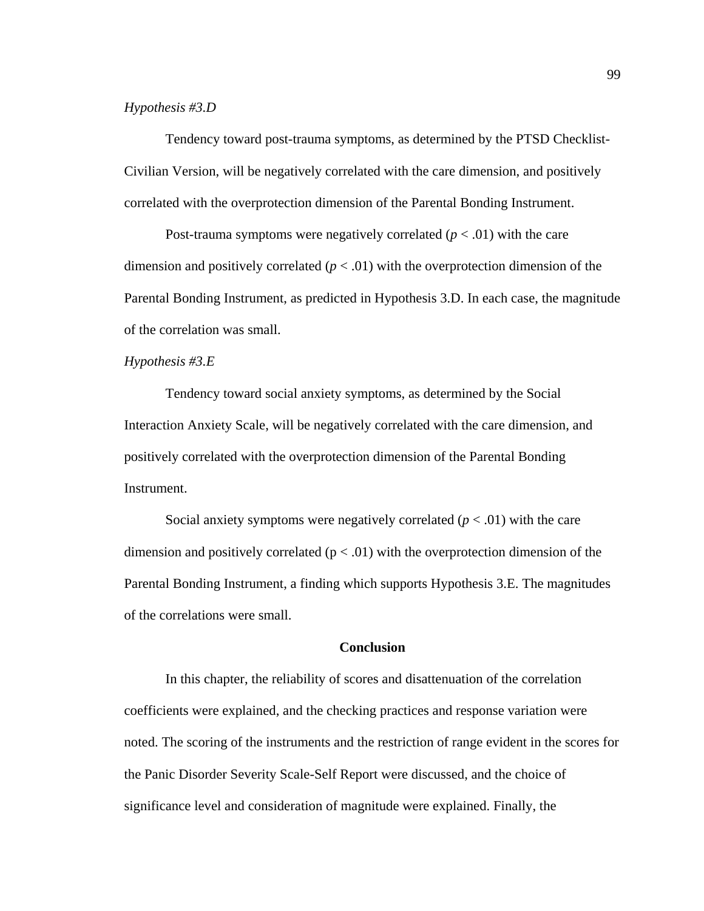*Hypothesis #3.D*

Tendency toward post-trauma symptoms, as determined by the PTSD Checklist-Civilian Version, will be negatively correlated with the care dimension, and positively correlated with the overprotection dimension of the Parental Bonding Instrument.

Post-trauma symptoms were negatively correlated ($p < .01$) with the care dimension and positively correlated ($p < .01$) with the overprotection dimension of the Parental Bonding Instrument, as predicted in Hypothesis 3.D. In each case, the magnitude of the correlation was small.

*Hypothesis #3.E*

Tendency toward social anxiety symptoms, as determined by the Social Interaction Anxiety Scale, will be negatively correlated with the care dimension, and positively correlated with the overprotection dimension of the Parental Bonding Instrument.

Social anxiety symptoms were negatively correlated ($p < .01$) with the care dimension and positively correlated ($p < .01$) with the overprotection dimension of the Parental Bonding Instrument, a finding which supports Hypothesis 3.E. The magnitudes of the correlations were small.

## Conclusion

In this chapter, the reliability of scores and disattenuation of the correlation coefficients were explained, and the checking practices and response variation were noted. The scoring of the instruments and the restriction of range evident in the scores for the Panic Disorder Severity Scale-Self Report were discussed, and the choice of significance level and consideration of magnitude were explained. Finally, the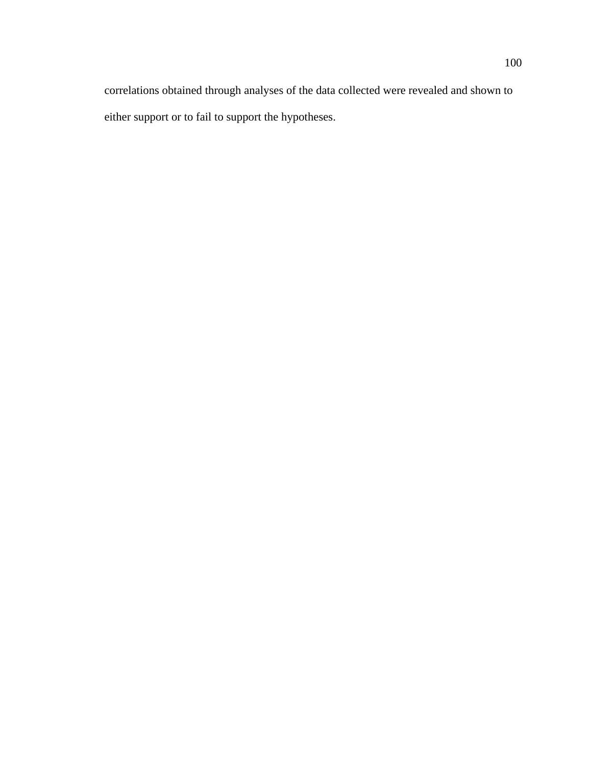correlations obtained through analyses of the data collected were revealed and shown to either support or to fail to support the hypotheses.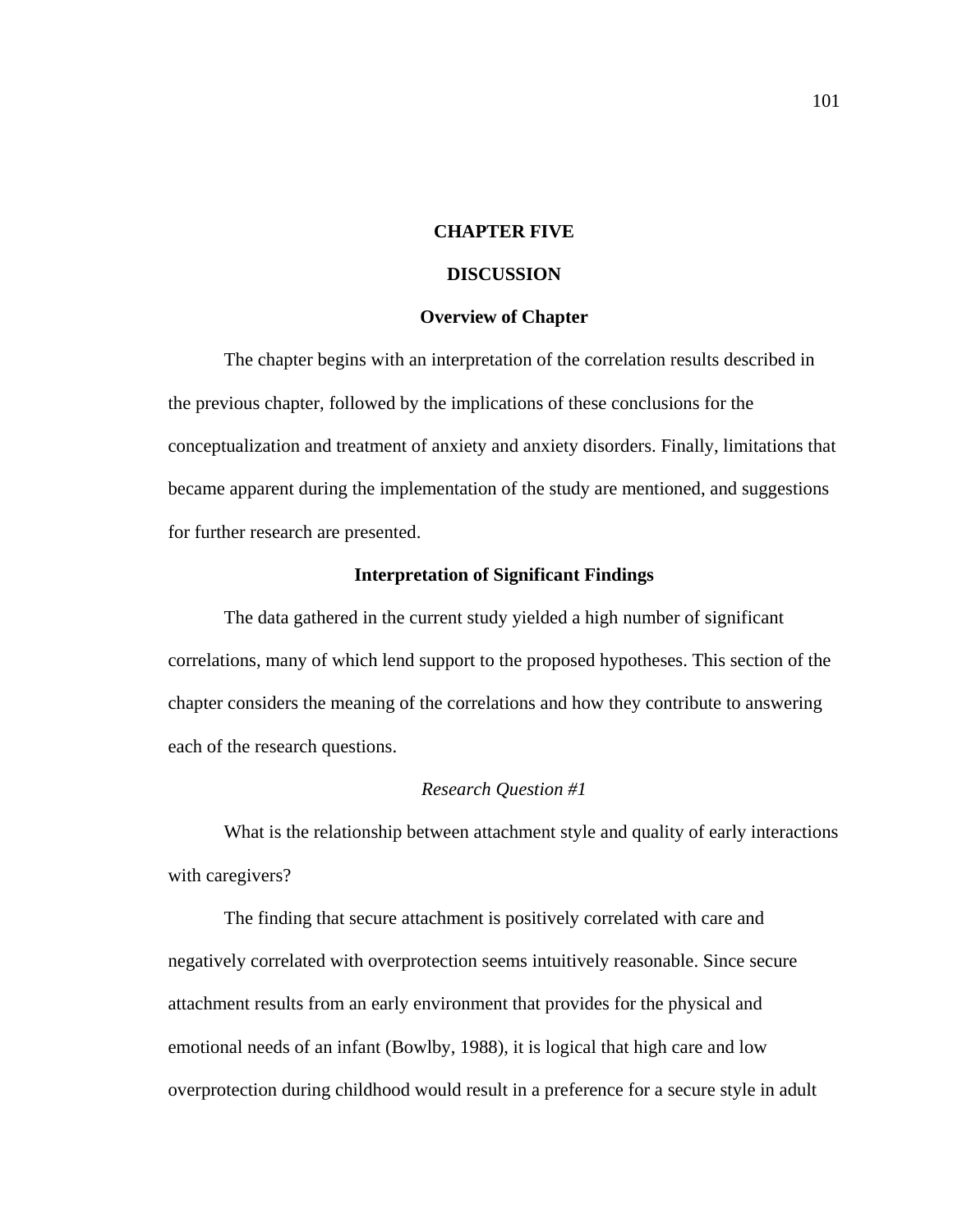# CHAPTER FIVE

# DISCUSSION

## Overview of Chapter

The chapter begins with an interpretation of the correlation results described in the previous chapter, followed by the implications of these conclusions for the conceptualization and treatment of anxiety and anxiety disorders. Finally, limitations that became apparent during the implementation of the study are mentioned, and suggestions for further research are presented.

## Interpretation of Significant Findings

The data gathered in the current study yielded a high number of significant correlations, many of which lend support to the proposed hypotheses. This section of the chapter considers the meaning of the correlations and how they contribute to answering each of the research questions.

### *Research Question #1*

What is the relationship between attachment style and quality of early interactions with caregivers?

The finding that secure attachment is positively correlated with care and negatively correlated with overprotection seems intuitively reasonable. Since secure attachment results from an early environment that provides for the physical and emotional needs of an infant (Bowlby, 1988), it is logical that high care and low overprotection during childhood would result in a preference for a secure style in adult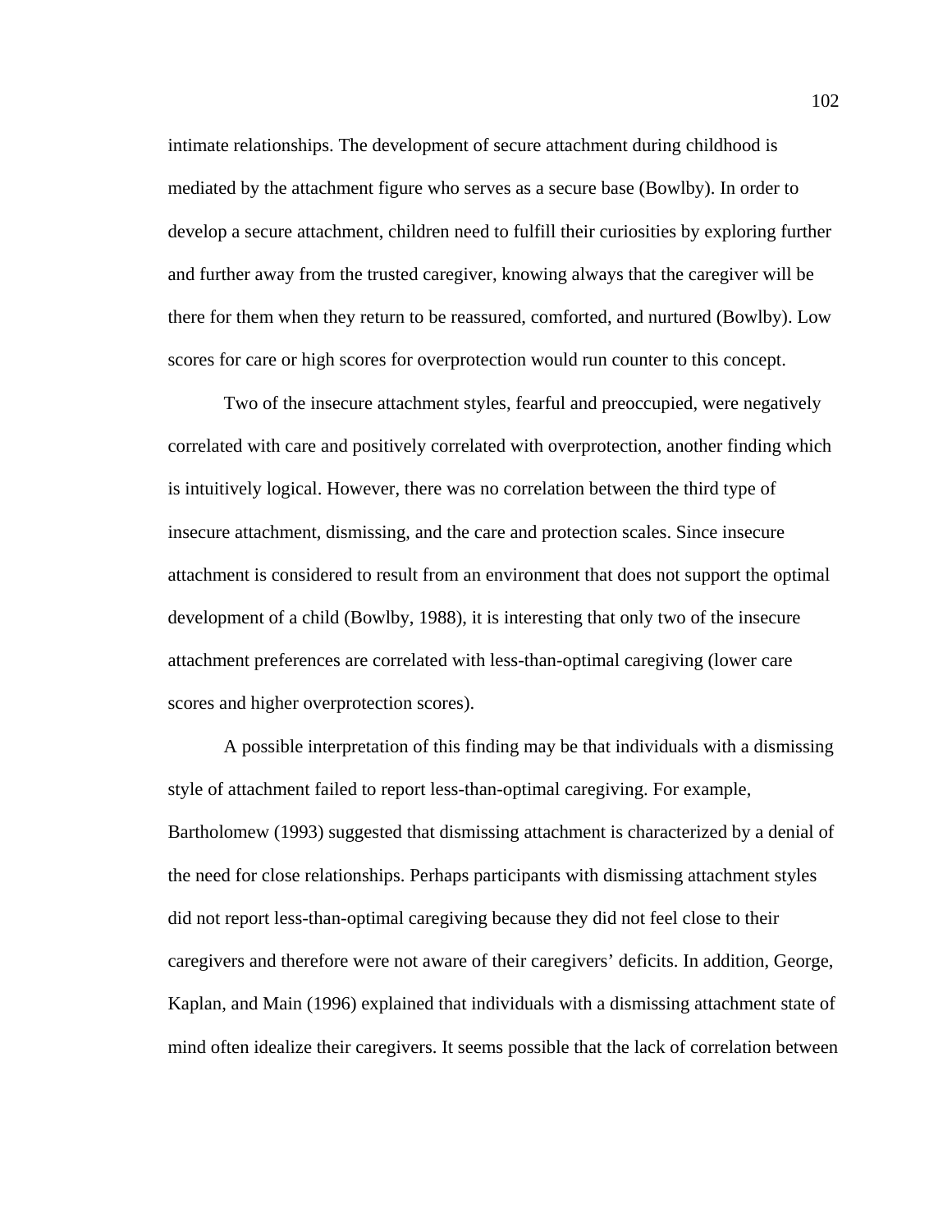intimate relationships. The development of secure attachment during childhood is mediated by the attachment figure who serves as a secure base (Bowlby). In order to develop a secure attachment, children need to fulfill their curiosities by exploring further and further away from the trusted caregiver, knowing always that the caregiver will be there for them when they return to be reassured, comforted, and nurtured (Bowlby). Low scores for care or high scores for overprotection would run counter to this concept.

Two of the insecure attachment styles, fearful and preoccupied, were negatively correlated with care and positively correlated with overprotection, another finding which is intuitively logical. However, there was no correlation between the third type of insecure attachment, dismissing, and the care and protection scales. Since insecure attachment is considered to result from an environment that does not support the optimal development of a child (Bowlby, 1988), it is interesting that only two of the insecure attachment preferences are correlated with less-than-optimal caregiving (lower care scores and higher overprotection scores).

A possible interpretation of this finding may be that individuals with a dismissing style of attachment failed to report less-than-optimal caregiving. For example, Bartholomew (1993) suggested that dismissing attachment is characterized by a denial of the need for close relationships. Perhaps participants with dismissing attachment styles did not report less-than-optimal caregiving because they did not feel close to their caregivers and therefore were not aware of their caregivers' deficits. In addition, George, Kaplan, and Main (1996) explained that individuals with a dismissing attachment state of mind often idealize their caregivers. It seems possible that the lack of correlation between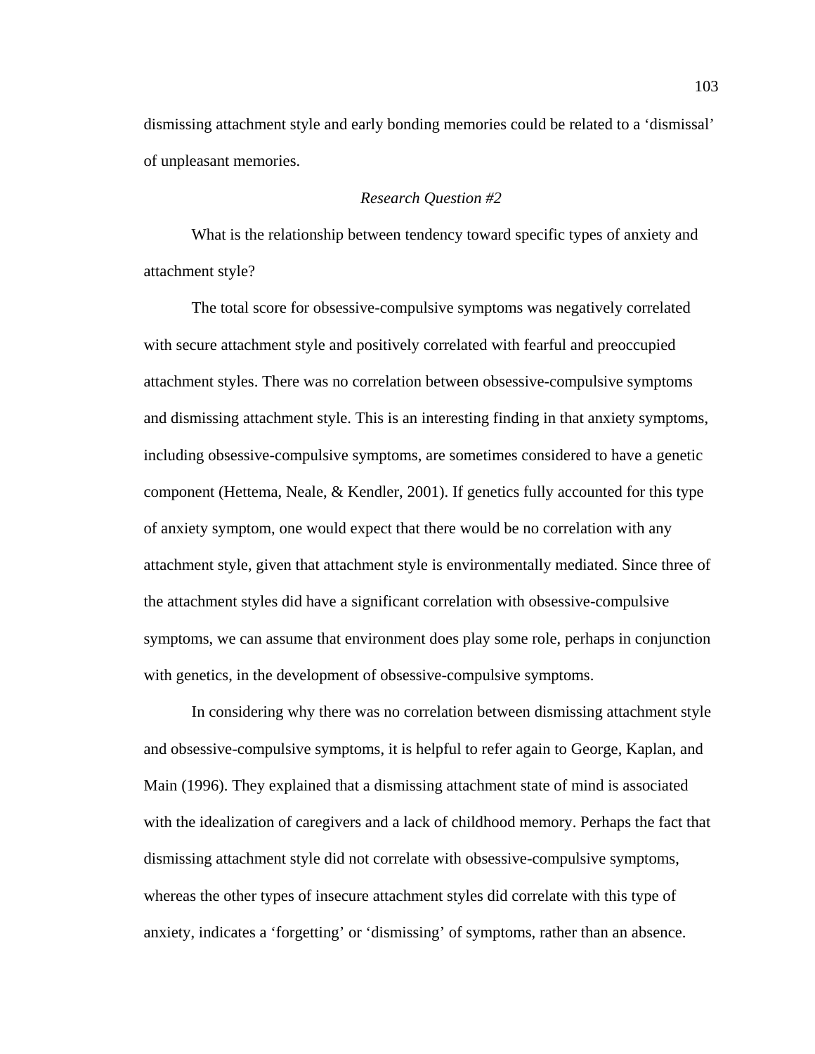dismissing attachment style and early bonding memories could be related to a 'dismissal' of unpleasant memories.

### *Research Question #2*

What is the relationship between tendency toward specific types of anxiety and attachment style?

The total score for obsessive-compulsive symptoms was negatively correlated with secure attachment style and positively correlated with fearful and preoccupied attachment styles. There was no correlation between obsessive-compulsive symptoms and dismissing attachment style. This is an interesting finding in that anxiety symptoms, including obsessive-compulsive symptoms, are sometimes considered to have a genetic component (Hettema, Neale, & Kendler, 2001). If genetics fully accounted for this type of anxiety symptom, one would expect that there would be no correlation with any attachment style, given that attachment style is environmentally mediated. Since three of the attachment styles did have a significant correlation with obsessive-compulsive symptoms, we can assume that environment does play some role, perhaps in conjunction with genetics, in the development of obsessive-compulsive symptoms.

In considering why there was no correlation between dismissing attachment style and obsessive-compulsive symptoms, it is helpful to refer again to George, Kaplan, and Main (1996). They explained that a dismissing attachment state of mind is associated with the idealization of caregivers and a lack of childhood memory. Perhaps the fact that dismissing attachment style did not correlate with obsessive-compulsive symptoms, whereas the other types of insecure attachment styles did correlate with this type of anxiety, indicates a 'forgetting' or 'dismissing' of symptoms, rather than an absence.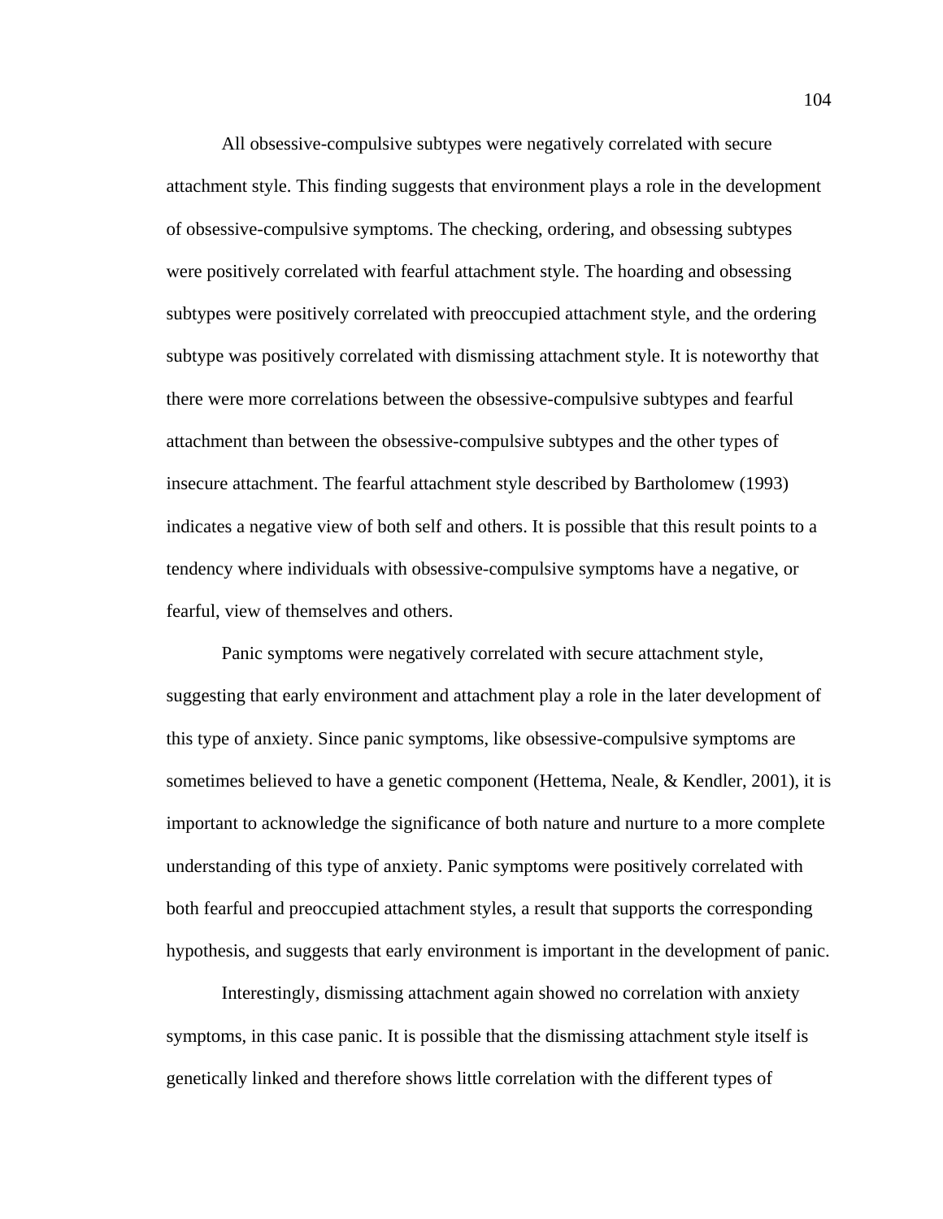All obsessive-compulsive subtypes were negatively correlated with secure attachment style. This finding suggests that environment plays a role in the development of obsessive-compulsive symptoms. The checking, ordering, and obsessing subtypes were positively correlated with fearful attachment style. The hoarding and obsessing subtypes were positively correlated with preoccupied attachment style, and the ordering subtype was positively correlated with dismissing attachment style. It is noteworthy that there were more correlations between the obsessive-compulsive subtypes and fearful attachment than between the obsessive-compulsive subtypes and the other types of insecure attachment. The fearful attachment style described by Bartholomew (1993) indicates a negative view of both self and others. It is possible that this result points to a tendency where individuals with obsessive-compulsive symptoms have a negative, or fearful, view of themselves and others.

Panic symptoms were negatively correlated with secure attachment style, suggesting that early environment and attachment play a role in the later development of this type of anxiety. Since panic symptoms, like obsessive-compulsive symptoms are sometimes believed to have a genetic component (Hettema, Neale, & Kendler, 2001), it is important to acknowledge the significance of both nature and nurture to a more complete understanding of this type of anxiety. Panic symptoms were positively correlated with both fearful and preoccupied attachment styles, a result that supports the corresponding hypothesis, and suggests that early environment is important in the development of panic.

Interestingly, dismissing attachment again showed no correlation with anxiety symptoms, in this case panic. It is possible that the dismissing attachment style itself is genetically linked and therefore shows little correlation with the different types of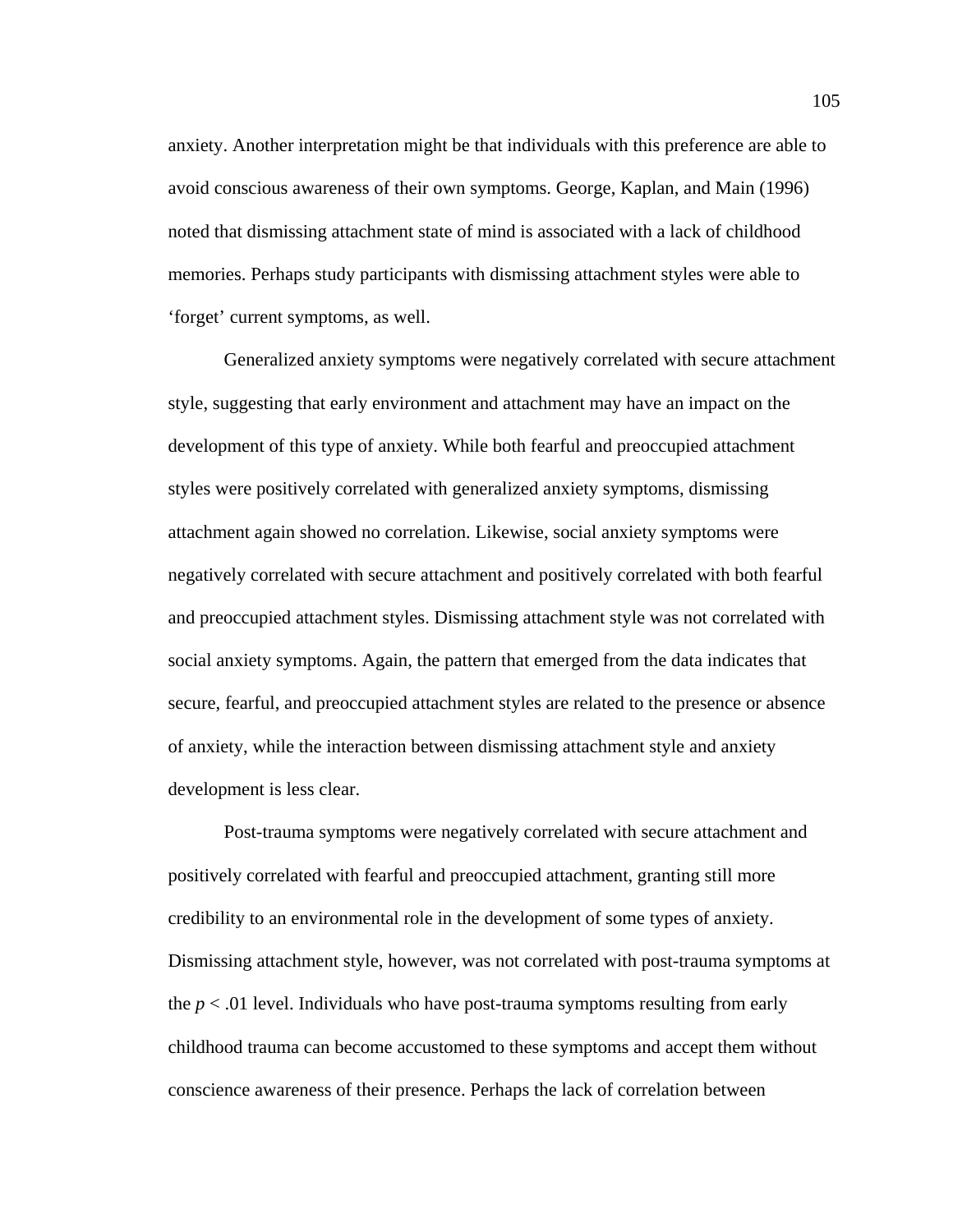anxiety. Another interpretation might be that individuals with this preference are able to avoid conscious awareness of their own symptoms. George, Kaplan, and Main (1996) noted that dismissing attachment state of mind is associated with a lack of childhood memories. Perhaps study participants with dismissing attachment styles were able to ‘forget’ current symptoms, as well.

Generalized anxiety symptoms were negatively correlated with secure attachment style, suggesting that early environment and attachment may have an impact on the development of this type of anxiety. While both fearful and preoccupied attachment styles were positively correlated with generalized anxiety symptoms, dismissing attachment again showed no correlation. Likewise, social anxiety symptoms were negatively correlated with secure attachment and positively correlated with both fearful and preoccupied attachment styles. Dismissing attachment style was not correlated with social anxiety symptoms. Again, the pattern that emerged from the data indicates that secure, fearful, and preoccupied attachment styles are related to the presence or absence of anxiety, while the interaction between dismissing attachment style and anxiety development is less clear.

Post-trauma symptoms were negatively correlated with secure attachment and positively correlated with fearful and preoccupied attachment, granting still more credibility to an environmental role in the development of some types of anxiety. Dismissing attachment style, however, was not correlated with post-trauma symptoms at the $p < .01$ level. Individuals who have post-trauma symptoms resulting from early childhood trauma can become accustomed to these symptoms and accept them without conscience awareness of their presence. Perhaps the lack of correlation between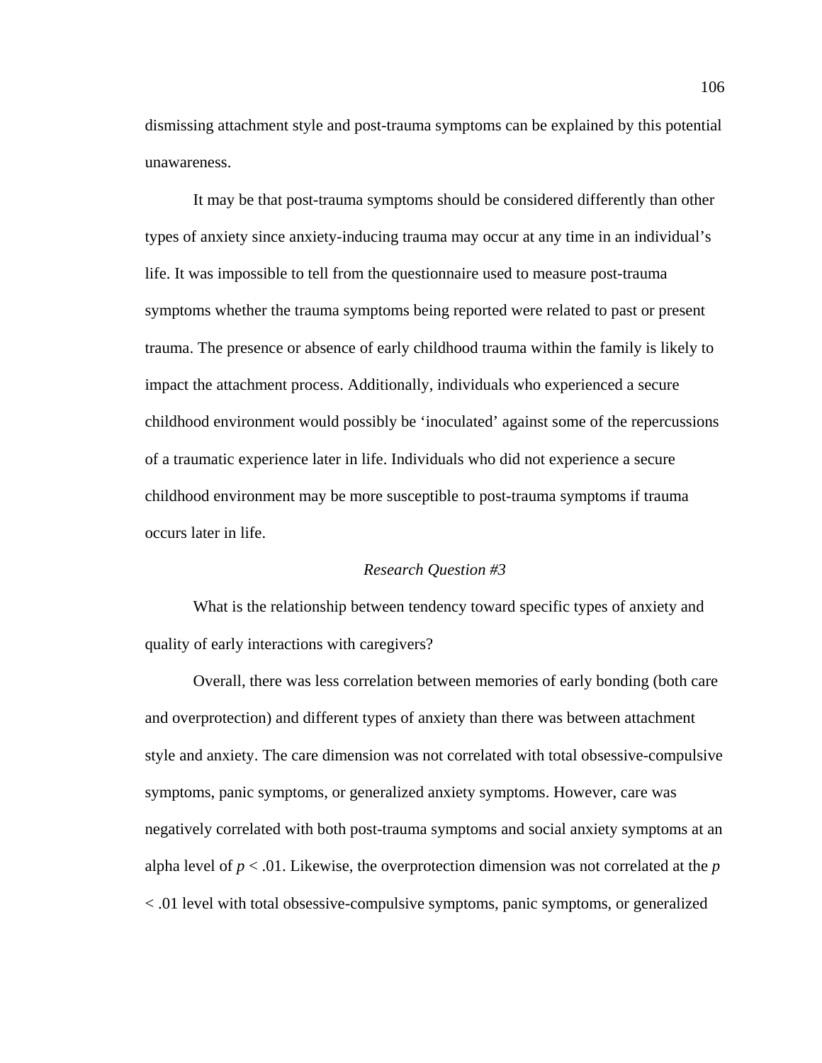dismissing attachment style and post-trauma symptoms can be explained by this potential unawareness.

It may be that post-trauma symptoms should be considered differently than other types of anxiety since anxiety-inducing trauma may occur at any time in an individual's life. It was impossible to tell from the questionnaire used to measure post-trauma symptoms whether the trauma symptoms being reported were related to past or present trauma. The presence or absence of early childhood trauma within the family is likely to impact the attachment process. Additionally, individuals who experienced a secure childhood environment would possibly be 'inoculated' against some of the repercussions of a traumatic experience later in life. Individuals who did not experience a secure childhood environment may be more susceptible to post-trauma symptoms if trauma occurs later in life.

### *Research Question #3*

What is the relationship between tendency toward specific types of anxiety and quality of early interactions with caregivers?

Overall, there was less correlation between memories of early bonding (both care and overprotection) and different types of anxiety than there was between attachment style and anxiety. The care dimension was not correlated with total obsessive-compulsive symptoms, panic symptoms, or generalized anxiety symptoms. However, care was negatively correlated with both post-trauma symptoms and social anxiety symptoms at an alpha level of $p < .01$. Likewise, the overprotection dimension was not correlated at the $p < .01$ level with total obsessive-compulsive symptoms, panic symptoms, or generalized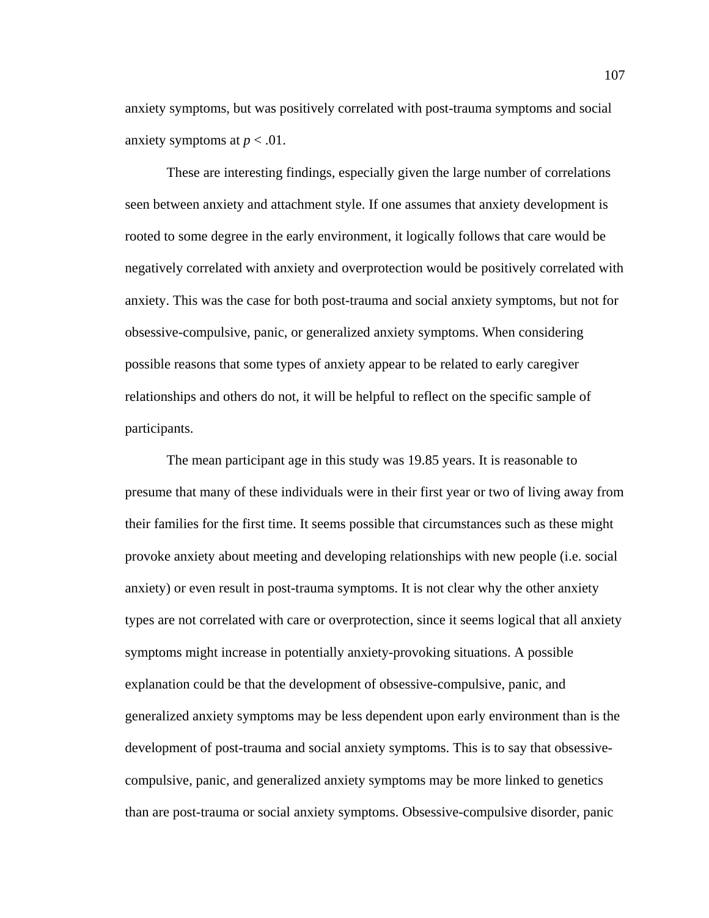anxiety symptoms, but was positively correlated with post-trauma symptoms and social anxiety symptoms at $p < .01$.

These are interesting findings, especially given the large number of correlations seen between anxiety and attachment style. If one assumes that anxiety development is rooted to some degree in the early environment, it logically follows that care would be negatively correlated with anxiety and overprotection would be positively correlated with anxiety. This was the case for both post-trauma and social anxiety symptoms, but not for obsessive-compulsive, panic, or generalized anxiety symptoms. When considering possible reasons that some types of anxiety appear to be related to early caregiver relationships and others do not, it will be helpful to reflect on the specific sample of participants.

The mean participant age in this study was 19.85 years. It is reasonable to presume that many of these individuals were in their first year or two of living away from their families for the first time. It seems possible that circumstances such as these might provoke anxiety about meeting and developing relationships with new people (i.e. social anxiety) or even result in post-trauma symptoms. It is not clear why the other anxiety types are not correlated with care or overprotection, since it seems logical that all anxiety symptoms might increase in potentially anxiety-provoking situations. A possible explanation could be that the development of obsessive-compulsive, panic, and generalized anxiety symptoms may be less dependent upon early environment than is the development of post-trauma and social anxiety symptoms. This is to say that obsessive-compulsive, panic, and generalized anxiety symptoms may be more linked to genetics than are post-trauma or social anxiety symptoms. Obsessive-compulsive disorder, panic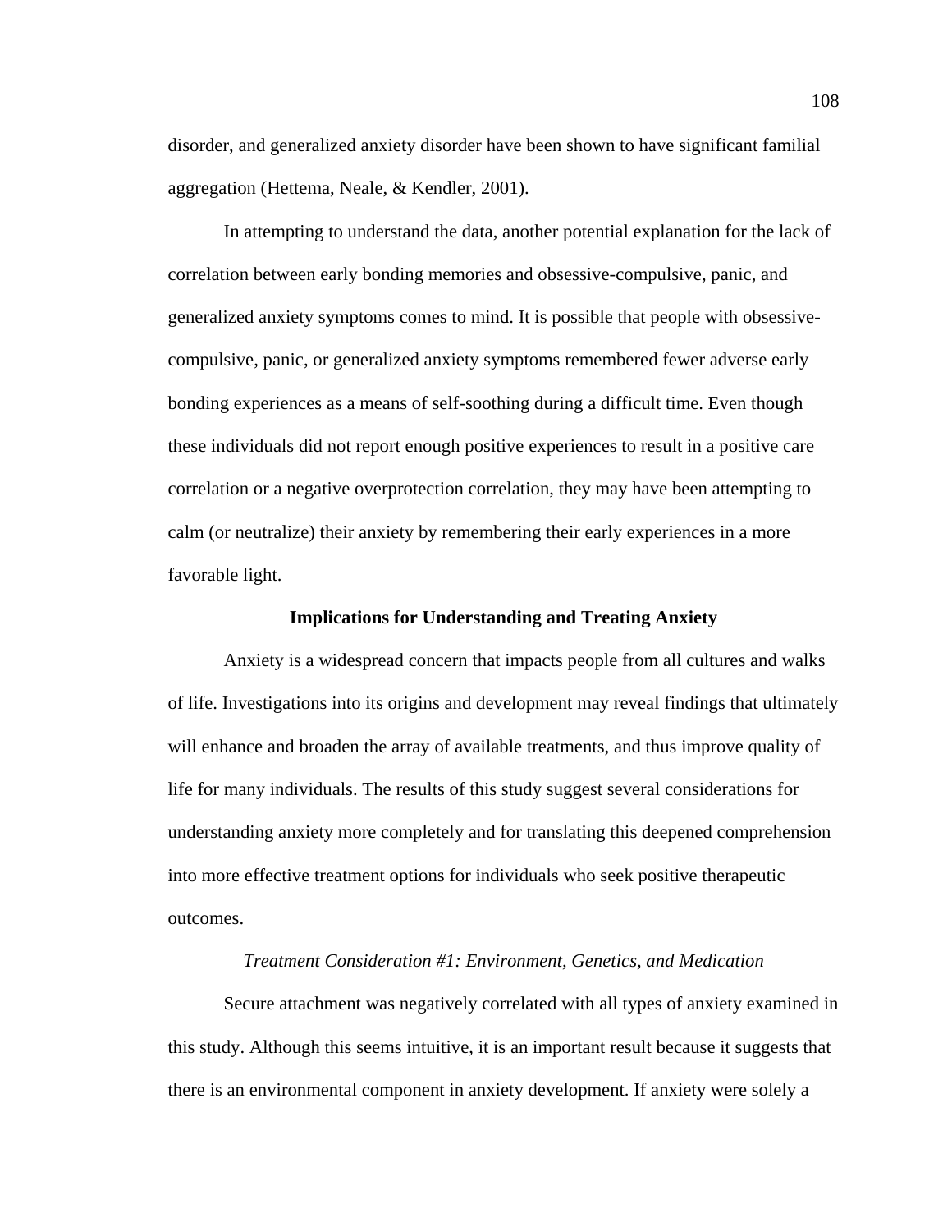disorder, and generalized anxiety disorder have been shown to have significant familial aggregation (Hettema, Neale, & Kendler, 2001).

In attempting to understand the data, another potential explanation for the lack of correlation between early bonding memories and obsessive-compulsive, panic, and generalized anxiety symptoms comes to mind. It is possible that people with obsessive-compulsive, panic, or generalized anxiety symptoms remembered fewer adverse early bonding experiences as a means of self-soothing during a difficult time. Even though these individuals did not report enough positive experiences to result in a positive care correlation or a negative overprotection correlation, they may have been attempting to calm (or neutralize) their anxiety by remembering their early experiences in a more favorable light.

## Implications for Understanding and Treating Anxiety

Anxiety is a widespread concern that impacts people from all cultures and walks of life. Investigations into its origins and development may reveal findings that ultimately will enhance and broaden the array of available treatments, and thus improve quality of life for many individuals. The results of this study suggest several considerations for understanding anxiety more completely and for translating this deepened comprehension into more effective treatment options for individuals who seek positive therapeutic outcomes.

### *Treatment Consideration #1: Environment, Genetics, and Medication*

Secure attachment was negatively correlated with all types of anxiety examined in this study. Although this seems intuitive, it is an important result because it suggests that there is an environmental component in anxiety development. If anxiety were solely a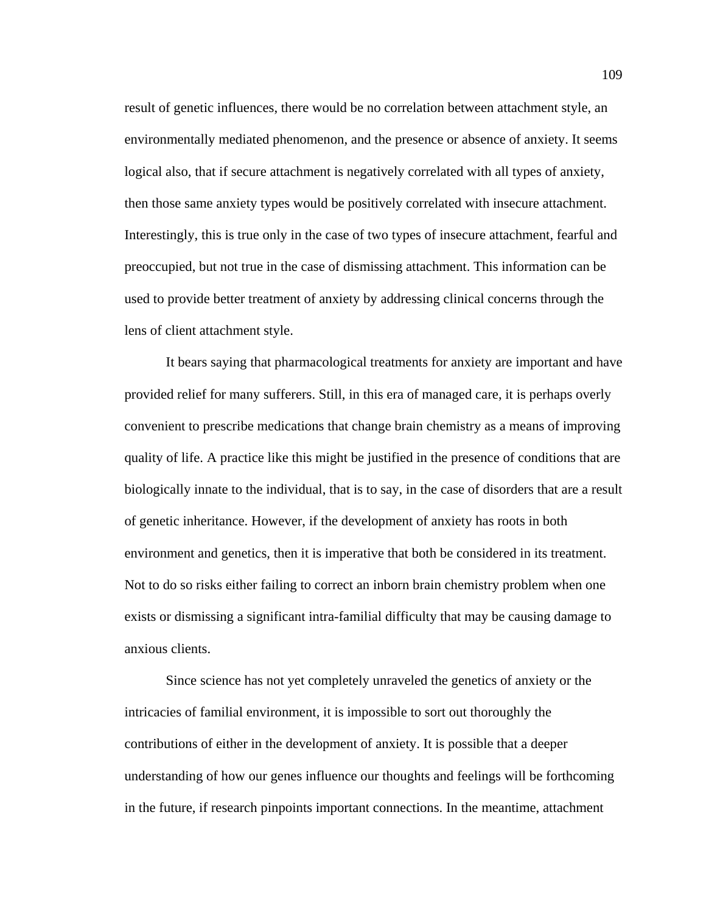result of genetic influences, there would be no correlation between attachment style, an environmentally mediated phenomenon, and the presence or absence of anxiety. It seems logical also, that if secure attachment is negatively correlated with all types of anxiety, then those same anxiety types would be positively correlated with insecure attachment. Interestingly, this is true only in the case of two types of insecure attachment, fearful and preoccupied, but not true in the case of dismissing attachment. This information can be used to provide better treatment of anxiety by addressing clinical concerns through the lens of client attachment style.

It bears saying that pharmacological treatments for anxiety are important and have provided relief for many sufferers. Still, in this era of managed care, it is perhaps overly convenient to prescribe medications that change brain chemistry as a means of improving quality of life. A practice like this might be justified in the presence of conditions that are biologically innate to the individual, that is to say, in the case of disorders that are a result of genetic inheritance. However, if the development of anxiety has roots in both environment and genetics, then it is imperative that both be considered in its treatment. Not to do so risks either failing to correct an inborn brain chemistry problem when one exists or dismissing a significant intra-familial difficulty that may be causing damage to anxious clients.

Since science has not yet completely unraveled the genetics of anxiety or the intricacies of familial environment, it is impossible to sort out thoroughly the contributions of either in the development of anxiety. It is possible that a deeper understanding of how our genes influence our thoughts and feelings will be forthcoming in the future, if research pinpoints important connections. In the meantime, attachment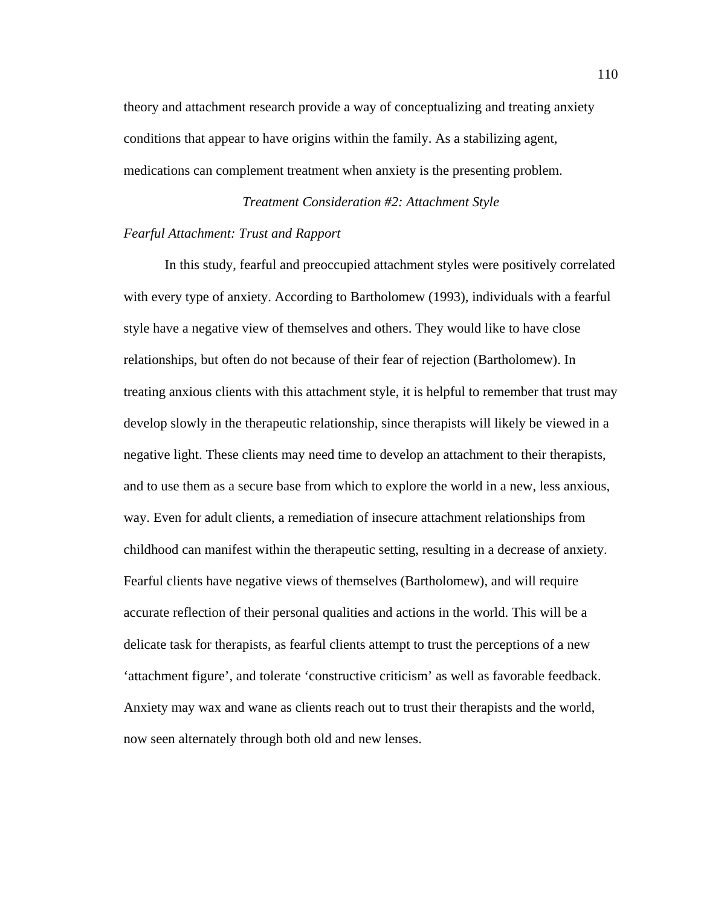theory and attachment research provide a way of conceptualizing and treating anxiety conditions that appear to have origins within the family. As a stabilizing agent, medications can complement treatment when anxiety is the presenting problem.

## *Treatment Consideration #2: Attachment Style*

### *Fearful Attachment: Trust and Rapport*

In this study, fearful and preoccupied attachment styles were positively correlated with every type of anxiety. According to Bartholomew (1993), individuals with a fearful style have a negative view of themselves and others. They would like to have close relationships, but often do not because of their fear of rejection (Bartholomew). In treating anxious clients with this attachment style, it is helpful to remember that trust may develop slowly in the therapeutic relationship, since therapists will likely be viewed in a negative light. These clients may need time to develop an attachment to their therapists, and to use them as a secure base from which to explore the world in a new, less anxious, way. Even for adult clients, a remediation of insecure attachment relationships from childhood can manifest within the therapeutic setting, resulting in a decrease of anxiety. Fearful clients have negative views of themselves (Bartholomew), and will require accurate reflection of their personal qualities and actions in the world. This will be a delicate task for therapists, as fearful clients attempt to trust the perceptions of a new 'attachment figure', and tolerate 'constructive criticism' as well as favorable feedback. Anxiety may wax and wane as clients reach out to trust their therapists and the world, now seen alternately through both old and new lenses.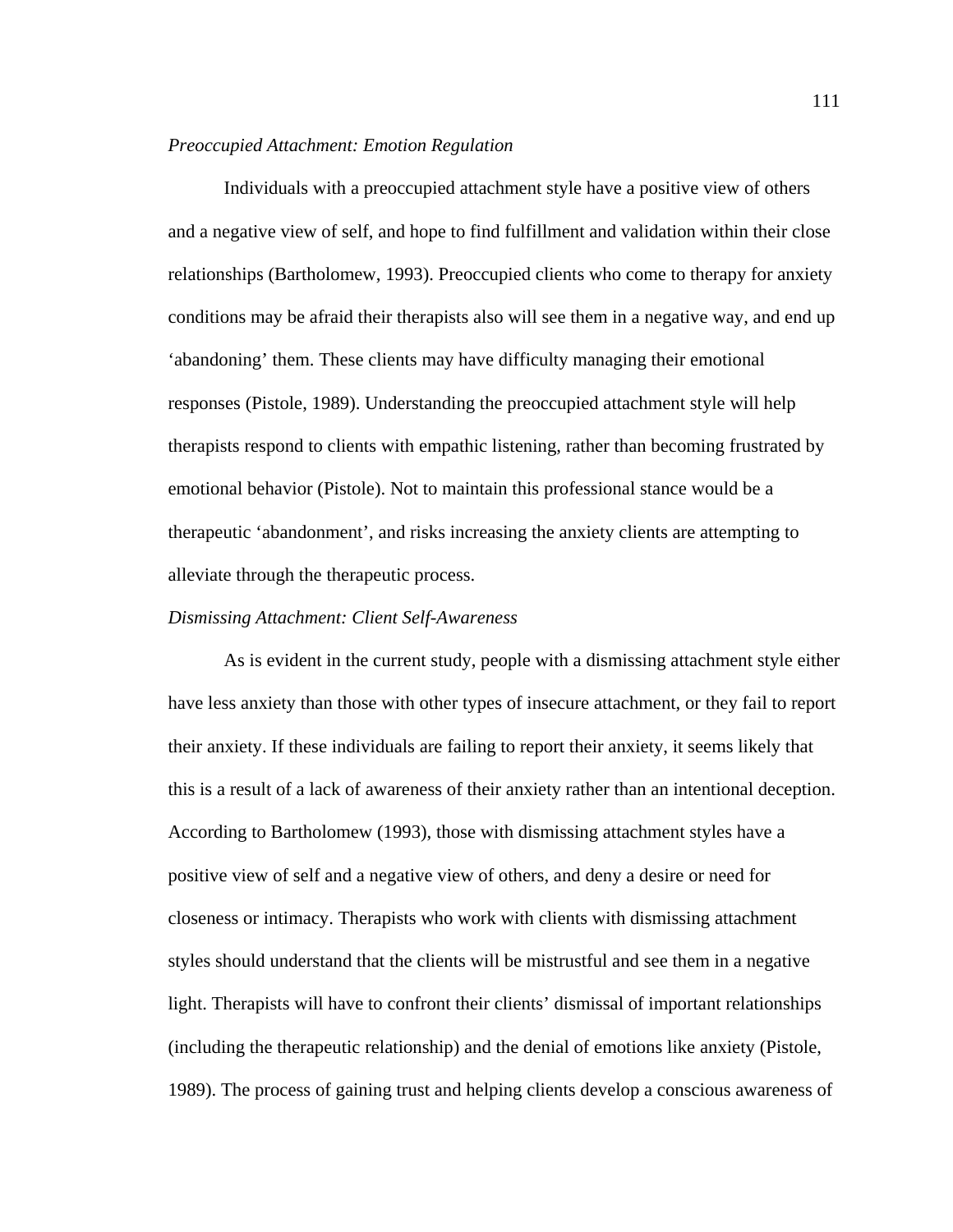*Preoccupied Attachment: Emotion Regulation*

Individuals with a preoccupied attachment style have a positive view of others and a negative view of self, and hope to find fulfillment and validation within their close relationships (Bartholomew, 1993). Preoccupied clients who come to therapy for anxiety conditions may be afraid their therapists also will see them in a negative way, and end up 'abandoning' them. These clients may have difficulty managing their emotional responses (Pistole, 1989). Understanding the preoccupied attachment style will help therapists respond to clients with empathic listening, rather than becoming frustrated by emotional behavior (Pistole). Not to maintain this professional stance would be a therapeutic 'abandonment', and risks increasing the anxiety clients are attempting to alleviate through the therapeutic process.

*Dismissing Attachment: Client Self-Awareness*

As is evident in the current study, people with a dismissing attachment style either have less anxiety than those with other types of insecure attachment, or they fail to report their anxiety. If these individuals are failing to report their anxiety, it seems likely that this is a result of a lack of awareness of their anxiety rather than an intentional deception. According to Bartholomew (1993), those with dismissing attachment styles have a positive view of self and a negative view of others, and deny a desire or need for closeness or intimacy. Therapists who work with clients with dismissing attachment styles should understand that the clients will be mistrustful and see them in a negative light. Therapists will have to confront their clients' dismissal of important relationships (including the therapeutic relationship) and the denial of emotions like anxiety (Pistole, 1989). The process of gaining trust and helping clients develop a conscious awareness of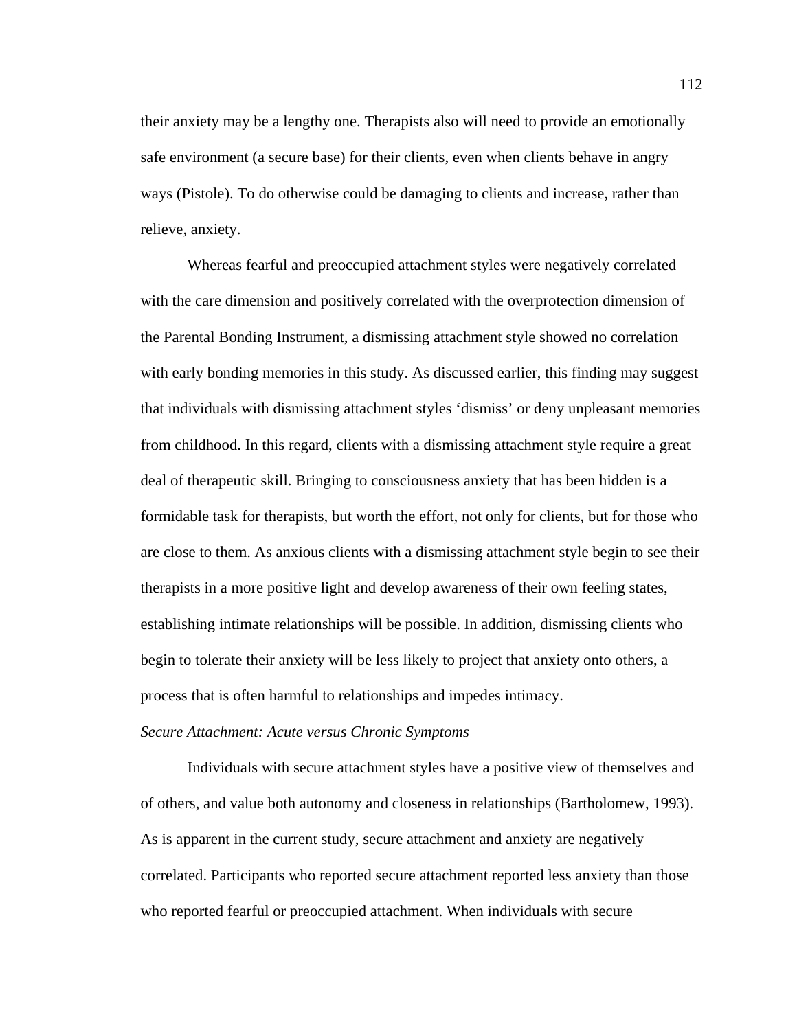their anxiety may be a lengthy one. Therapists also will need to provide an emotionally safe environment (a secure base) for their clients, even when clients behave in angry ways (Pistole). To do otherwise could be damaging to clients and increase, rather than relieve, anxiety.

Whereas fearful and preoccupied attachment styles were negatively correlated with the care dimension and positively correlated with the overprotection dimension of the Parental Bonding Instrument, a dismissing attachment style showed no correlation with early bonding memories in this study. As discussed earlier, this finding may suggest that individuals with dismissing attachment styles 'dismiss' or deny unpleasant memories from childhood. In this regard, clients with a dismissing attachment style require a great deal of therapeutic skill. Bringing to consciousness anxiety that has been hidden is a formidable task for therapists, but worth the effort, not only for clients, but for those who are close to them. As anxious clients with a dismissing attachment style begin to see their therapists in a more positive light and develop awareness of their own feeling states, establishing intimate relationships will be possible. In addition, dismissing clients who begin to tolerate their anxiety will be less likely to project that anxiety onto others, a process that is often harmful to relationships and impedes intimacy.

### *Secure Attachment: Acute versus Chronic Symptoms*

Individuals with secure attachment styles have a positive view of themselves and of others, and value both autonomy and closeness in relationships (Bartholomew, 1993). As is apparent in the current study, secure attachment and anxiety are negatively correlated. Participants who reported secure attachment reported less anxiety than those who reported fearful or preoccupied attachment. When individuals with secure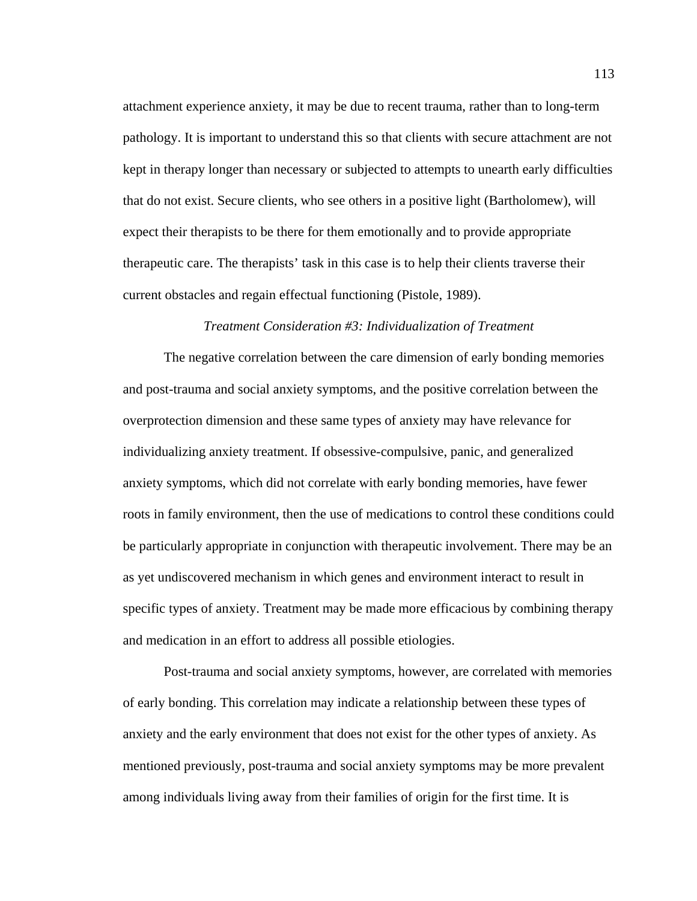attachment experience anxiety, it may be due to recent trauma, rather than to long-term pathology. It is important to understand this so that clients with secure attachment are not kept in therapy longer than necessary or subjected to attempts to unearth early difficulties that do not exist. Secure clients, who see others in a positive light (Bartholomew), will expect their therapists to be there for them emotionally and to provide appropriate therapeutic care. The therapists' task in this case is to help their clients traverse their current obstacles and regain effectual functioning (Pistole, 1989).

### *Treatment Consideration #3: Individualization of Treatment*

The negative correlation between the care dimension of early bonding memories and post-trauma and social anxiety symptoms, and the positive correlation between the overprotection dimension and these same types of anxiety may have relevance for individualizing anxiety treatment. If obsessive-compulsive, panic, and generalized anxiety symptoms, which did not correlate with early bonding memories, have fewer roots in family environment, then the use of medications to control these conditions could be particularly appropriate in conjunction with therapeutic involvement. There may be an as yet undiscovered mechanism in which genes and environment interact to result in specific types of anxiety. Treatment may be made more efficacious by combining therapy and medication in an effort to address all possible etiologies.

Post-trauma and social anxiety symptoms, however, are correlated with memories of early bonding. This correlation may indicate a relationship between these types of anxiety and the early environment that does not exist for the other types of anxiety. As mentioned previously, post-trauma and social anxiety symptoms may be more prevalent among individuals living away from their families of origin for the first time. It is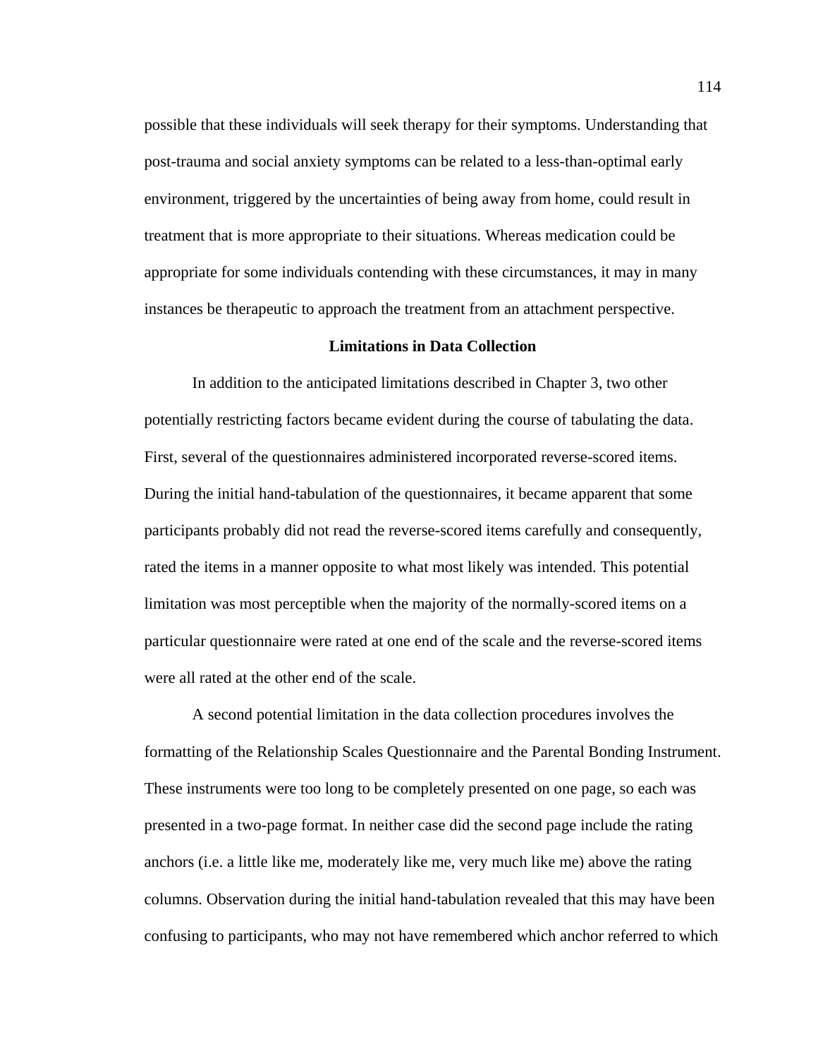possible that these individuals will seek therapy for their symptoms. Understanding that post-trauma and social anxiety symptoms can be related to a less-than-optimal early environment, triggered by the uncertainties of being away from home, could result in treatment that is more appropriate to their situations. Whereas medication could be appropriate for some individuals contending with these circumstances, it may in many instances be therapeutic to approach the treatment from an attachment perspective.

## Limitations in Data Collection

In addition to the anticipated limitations described in Chapter 3, two other potentially restricting factors became evident during the course of tabulating the data. First, several of the questionnaires administered incorporated reverse-scored items. During the initial hand-tabulation of the questionnaires, it became apparent that some participants probably did not read the reverse-scored items carefully and consequently, rated the items in a manner opposite to what most likely was intended. This potential limitation was most perceptible when the majority of the normally-scored items on a particular questionnaire were rated at one end of the scale and the reverse-scored items were all rated at the other end of the scale.

A second potential limitation in the data collection procedures involves the formatting of the Relationship Scales Questionnaire and the Parental Bonding Instrument. These instruments were too long to be completely presented on one page, so each was presented in a two-page format. In neither case did the second page include the rating anchors (i.e. a little like me, moderately like me, very much like me) above the rating columns. Observation during the initial hand-tabulation revealed that this may have been confusing to participants, who may not have remembered which anchor referred to which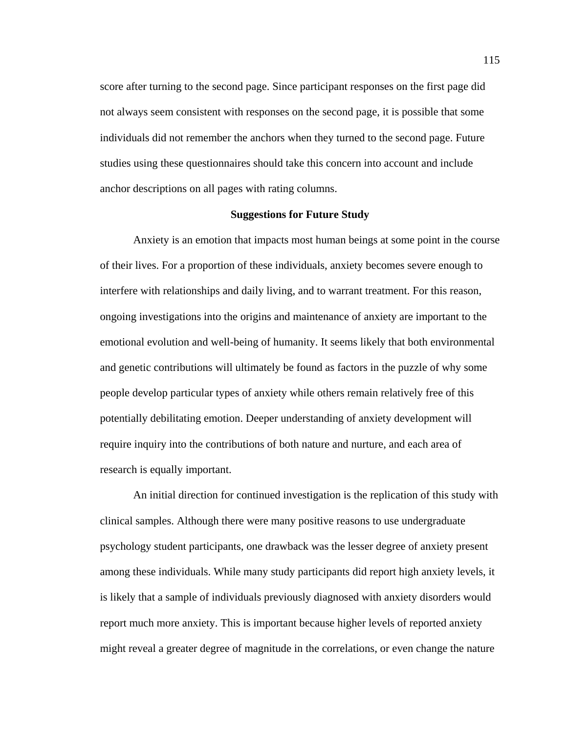score after turning to the second page. Since participant responses on the first page did not always seem consistent with responses on the second page, it is possible that some individuals did not remember the anchors when they turned to the second page. Future studies using these questionnaires should take this concern into account and include anchor descriptions on all pages with rating columns.

## Suggestions for Future Study

Anxiety is an emotion that impacts most human beings at some point in the course of their lives. For a proportion of these individuals, anxiety becomes severe enough to interfere with relationships and daily living, and to warrant treatment. For this reason, ongoing investigations into the origins and maintenance of anxiety are important to the emotional evolution and well-being of humanity. It seems likely that both environmental and genetic contributions will ultimately be found as factors in the puzzle of why some people develop particular types of anxiety while others remain relatively free of this potentially debilitating emotion. Deeper understanding of anxiety development will require inquiry into the contributions of both nature and nurture, and each area of research is equally important.

An initial direction for continued investigation is the replication of this study with clinical samples. Although there were many positive reasons to use undergraduate psychology student participants, one drawback was the lesser degree of anxiety present among these individuals. While many study participants did report high anxiety levels, it is likely that a sample of individuals previously diagnosed with anxiety disorders would report much more anxiety. This is important because higher levels of reported anxiety might reveal a greater degree of magnitude in the correlations, or even change the nature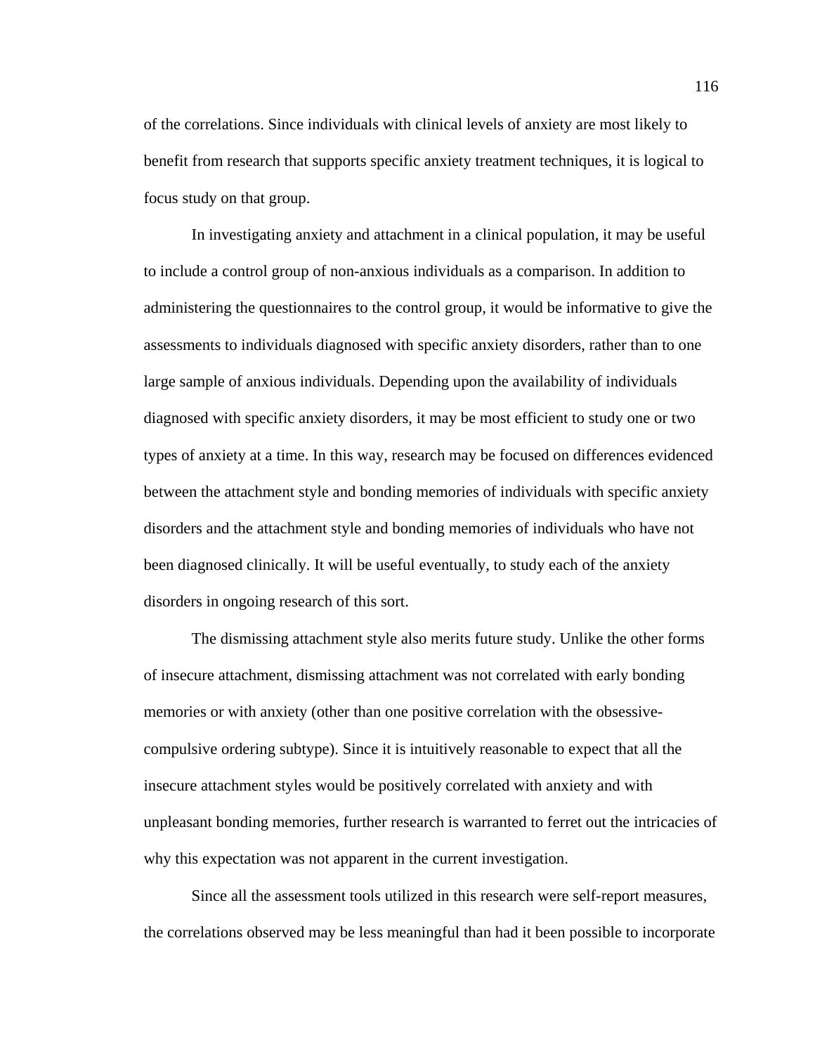of the correlations. Since individuals with clinical levels of anxiety are most likely to benefit from research that supports specific anxiety treatment techniques, it is logical to focus study on that group.

In investigating anxiety and attachment in a clinical population, it may be useful to include a control group of non-anxious individuals as a comparison. In addition to administering the questionnaires to the control group, it would be informative to give the assessments to individuals diagnosed with specific anxiety disorders, rather than to one large sample of anxious individuals. Depending upon the availability of individuals diagnosed with specific anxiety disorders, it may be most efficient to study one or two types of anxiety at a time. In this way, research may be focused on differences evidenced between the attachment style and bonding memories of individuals with specific anxiety disorders and the attachment style and bonding memories of individuals who have not been diagnosed clinically. It will be useful eventually, to study each of the anxiety disorders in ongoing research of this sort.

The dismissing attachment style also merits future study. Unlike the other forms of insecure attachment, dismissing attachment was not correlated with early bonding memories or with anxiety (other than one positive correlation with the obsessive-compulsive ordering subtype). Since it is intuitively reasonable to expect that all the insecure attachment styles would be positively correlated with anxiety and with unpleasant bonding memories, further research is warranted to ferret out the intricacies of why this expectation was not apparent in the current investigation.

Since all the assessment tools utilized in this research were self-report measures, the correlations observed may be less meaningful than had it been possible to incorporate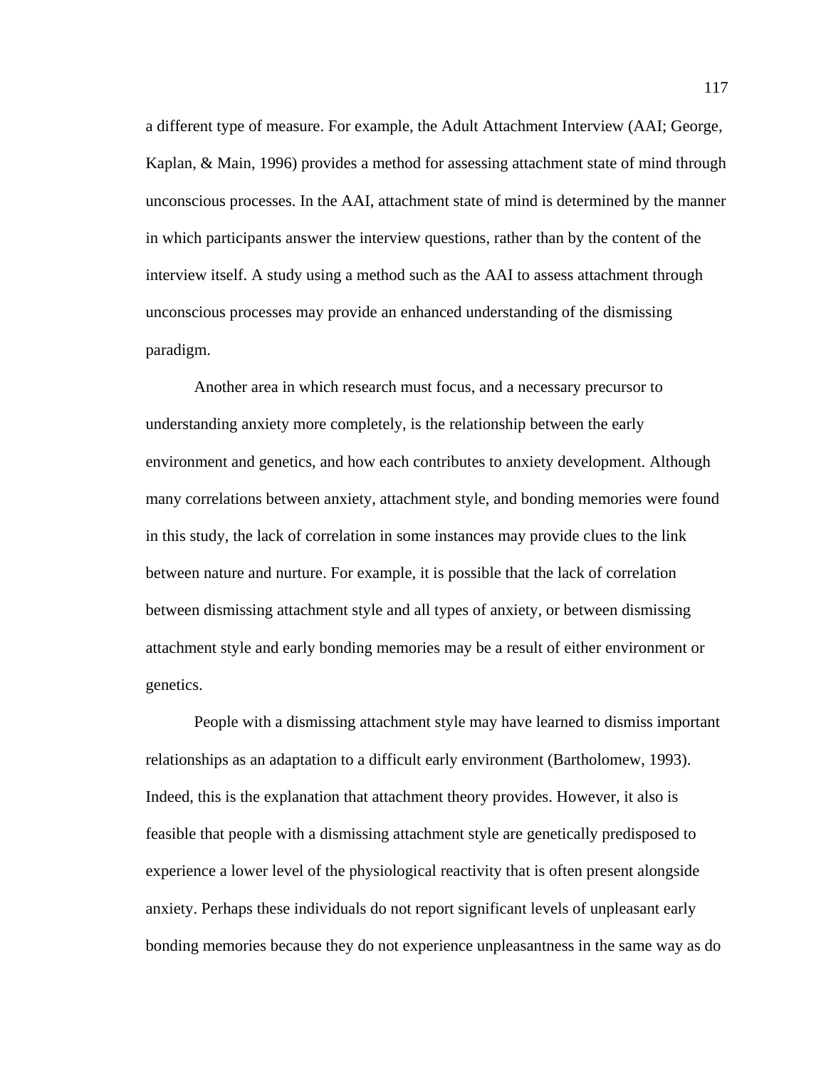a different type of measure. For example, the Adult Attachment Interview (AAI; George, Kaplan, & Main, 1996) provides a method for assessing attachment state of mind through unconscious processes. In the AAI, attachment state of mind is determined by the manner in which participants answer the interview questions, rather than by the content of the interview itself. A study using a method such as the AAI to assess attachment through unconscious processes may provide an enhanced understanding of the dismissing paradigm.

Another area in which research must focus, and a necessary precursor to understanding anxiety more completely, is the relationship between the early environment and genetics, and how each contributes to anxiety development. Although many correlations between anxiety, attachment style, and bonding memories were found in this study, the lack of correlation in some instances may provide clues to the link between nature and nurture. For example, it is possible that the lack of correlation between dismissing attachment style and all types of anxiety, or between dismissing attachment style and early bonding memories may be a result of either environment or genetics.

People with a dismissing attachment style may have learned to dismiss important relationships as an adaptation to a difficult early environment (Bartholomew, 1993). Indeed, this is the explanation that attachment theory provides. However, it also is feasible that people with a dismissing attachment style are genetically predisposed to experience a lower level of the physiological reactivity that is often present alongside anxiety. Perhaps these individuals do not report significant levels of unpleasant early bonding memories because they do not experience unpleasantness in the same way as do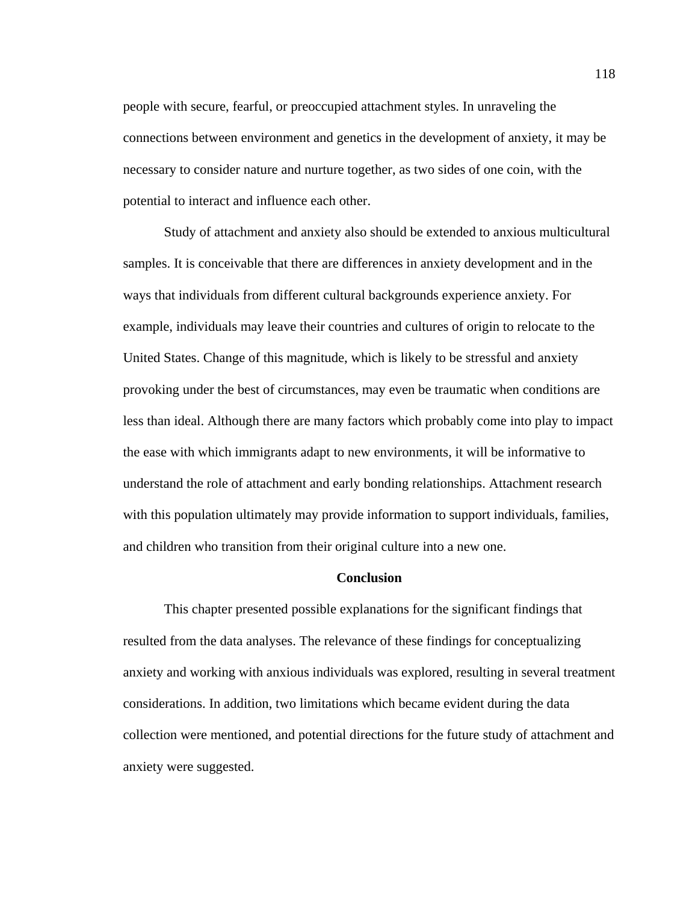people with secure, fearful, or preoccupied attachment styles. In unraveling the connections between environment and genetics in the development of anxiety, it may be necessary to consider nature and nurture together, as two sides of one coin, with the potential to interact and influence each other.

Study of attachment and anxiety also should be extended to anxious multicultural samples. It is conceivable that there are differences in anxiety development and in the ways that individuals from different cultural backgrounds experience anxiety. For example, individuals may leave their countries and cultures of origin to relocate to the United States. Change of this magnitude, which is likely to be stressful and anxiety provoking under the best of circumstances, may even be traumatic when conditions are less than ideal. Although there are many factors which probably come into play to impact the ease with which immigrants adapt to new environments, it will be informative to understand the role of attachment and early bonding relationships. Attachment research with this population ultimately may provide information to support individuals, families, and children who transition from their original culture into a new one.

## Conclusion

This chapter presented possible explanations for the significant findings that resulted from the data analyses. The relevance of these findings for conceptualizing anxiety and working with anxious individuals was explored, resulting in several treatment considerations. In addition, two limitations which became evident during the data collection were mentioned, and potential directions for the future study of attachment and anxiety were suggested.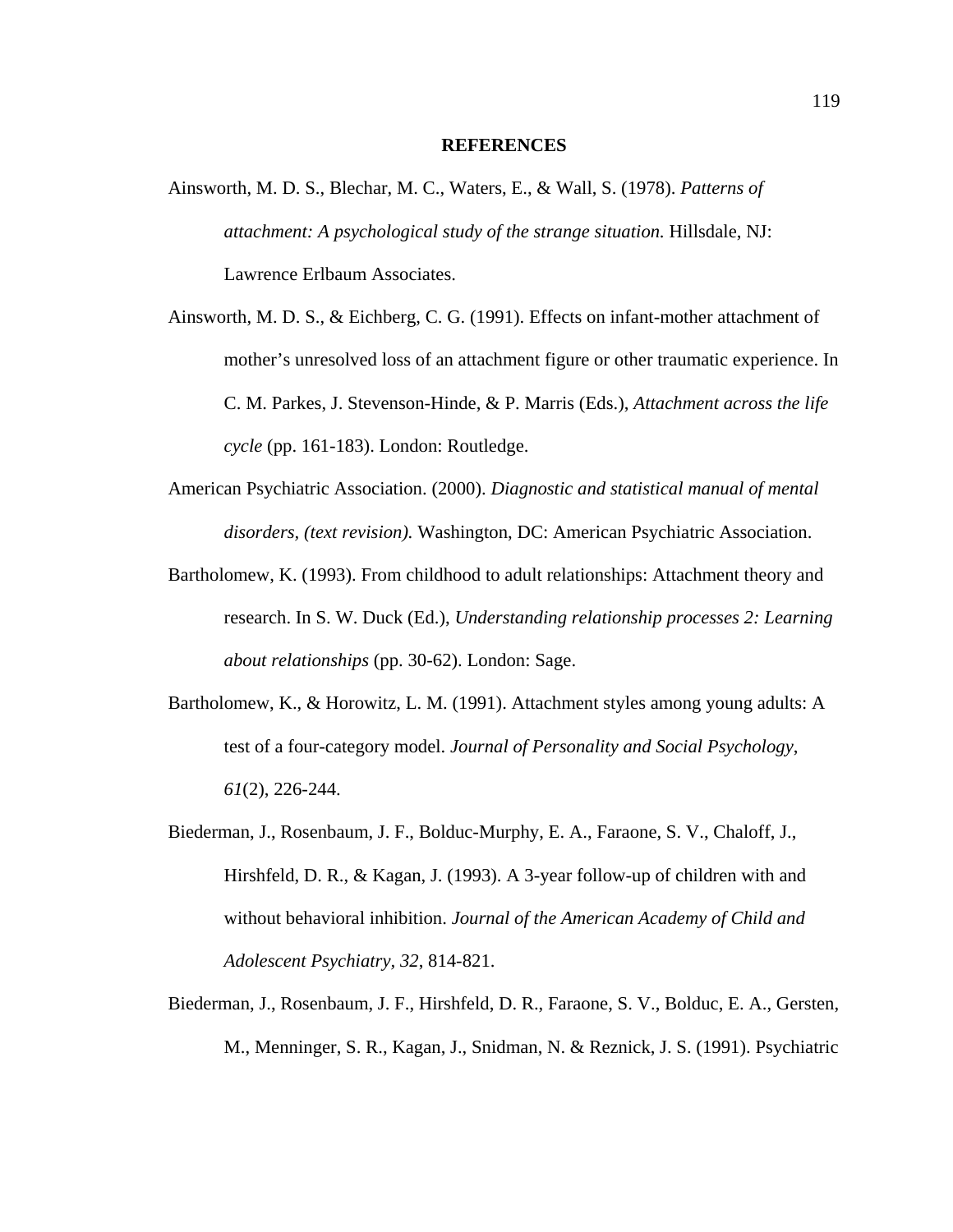# REFERENCES

Ainsworth, M. D. S., Blechar, M. C., Waters, E., & Wall, S. (1978). *Patterns of attachment: A psychological study of the strange situation.* Hillsdale, NJ: Lawrence Erlbaum Associates.

Ainsworth, M. D. S., & Eichberg, C. G. (1991). Effects on infant-mother attachment of mother's unresolved loss of an attachment figure or other traumatic experience. In C. M. Parkes, J. Stevenson-Hinde, & P. Marris (Eds.), *Attachment across the life cycle* (pp. 161-183). London: Routledge.

American Psychiatric Association. (2000). *Diagnostic and statistical manual of mental disorders, (text revision).* Washington, DC: American Psychiatric Association.

Bartholomew, K. (1993). From childhood to adult relationships: Attachment theory and research. In S. W. Duck (Ed.), *Understanding relationship processes 2: Learning about relationships* (pp. 30-62). London: Sage.

Bartholomew, K., & Horowitz, L. M. (1991). Attachment styles among young adults: A test of a four-category model. *Journal of Personality and Social Psychology, 61*(2), 226-244.

Biederman, J., Rosenbaum, J. F., Bolduc-Murphy, E. A., Faraone, S. V., Chaloff, J., Hirshfeld, D. R., & Kagan, J. (1993). A 3-year follow-up of children with and without behavioral inhibition. *Journal of the American Academy of Child and Adolescent Psychiatry, 32*, 814-821.

Biederman, J., Rosenbaum, J. F., Hirshfeld, D. R., Faraone, S. V., Bolduc, E. A., Gersten, M., Menninger, S. R., Kagan, J., Snidman, N. & Reznick, J. S. (1991). Psychiatric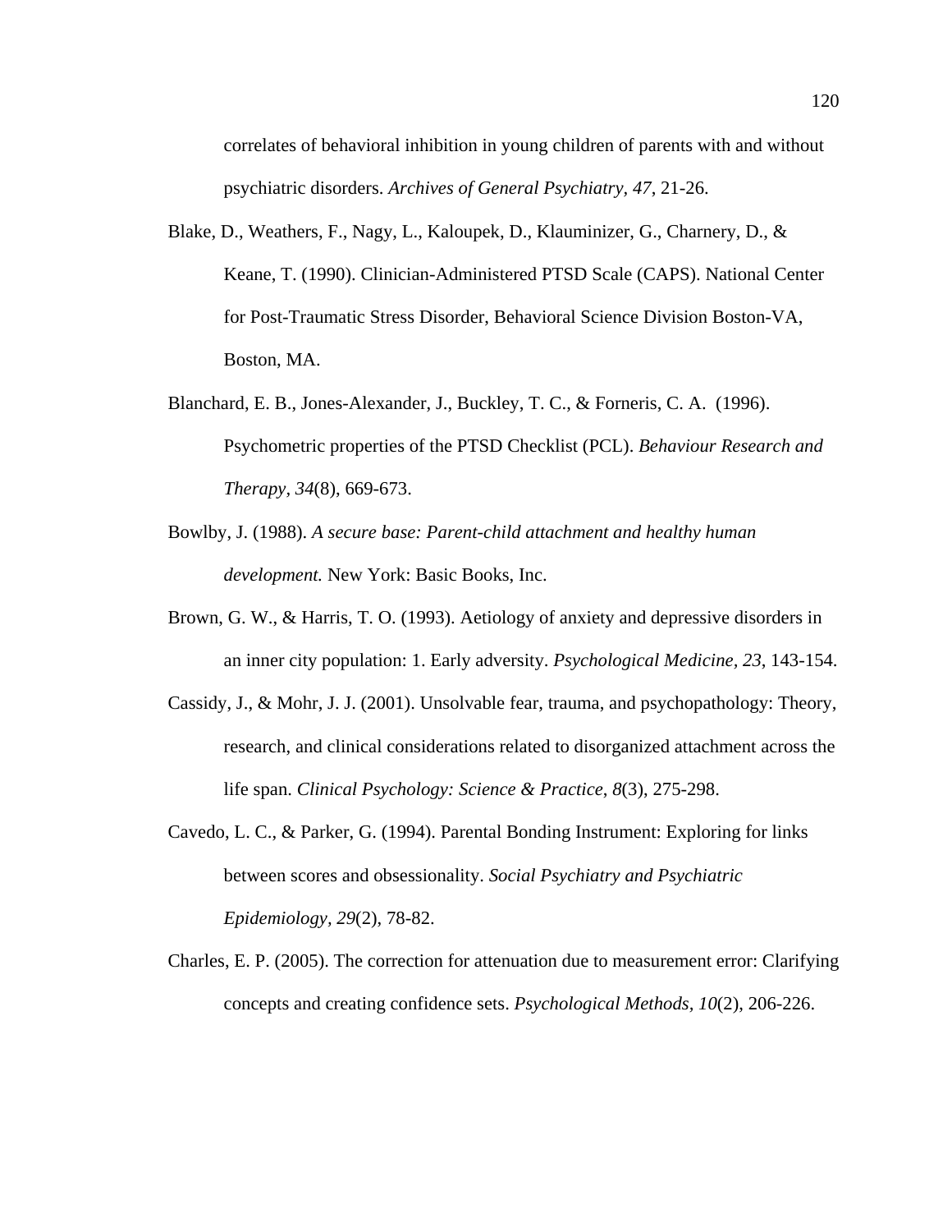correlates of behavioral inhibition in young children of parents with and without psychiatric disorders. *Archives of General Psychiatry, 47*, 21-26.

Blake, D., Weathers, F., Nagy, L., Kaloupek, D., Klauminizer, G., Charnery, D., & Keane, T. (1990). Clinician-Administered PTSD Scale (CAPS). National Center for Post-Traumatic Stress Disorder, Behavioral Science Division Boston-VA, Boston, MA.

Blanchard, E. B., Jones-Alexander, J., Buckley, T. C., & Forneris, C. A. (1996). Psychometric properties of the PTSD Checklist (PCL). *Behaviour Research and Therapy, 34*(8), 669-673.

Bowlby, J. (1988). *A secure base: Parent-child attachment and healthy human development.* New York: Basic Books, Inc.

Brown, G. W., & Harris, T. O. (1993). Aetiology of anxiety and depressive disorders in an inner city population: 1. Early adversity. *Psychological Medicine, 23*, 143-154.

Cassidy, J., & Mohr, J. J. (2001). Unsolvable fear, trauma, and psychopathology: Theory, research, and clinical considerations related to disorganized attachment across the life span. *Clinical Psychology: Science & Practice, 8*(3), 275-298.

Cavedo, L. C., & Parker, G. (1994). Parental Bonding Instrument: Exploring for links between scores and obsessionality. *Social Psychiatry and Psychiatric Epidemiology, 29*(2), 78-82.

Charles, E. P. (2005). The correction for attenuation due to measurement error: Clarifying concepts and creating confidence sets. *Psychological Methods, 10*(2), 206-226.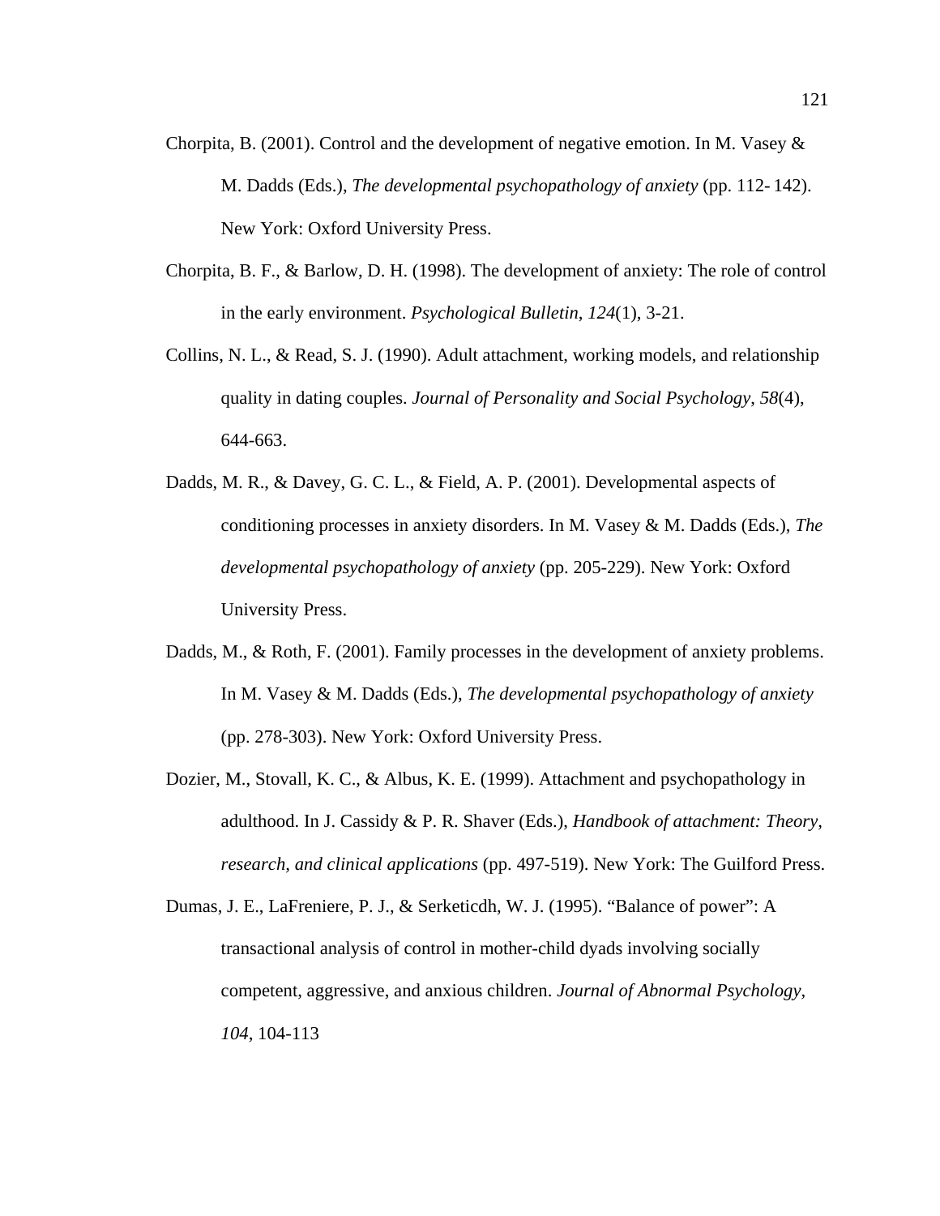Chorpita, B. (2001). Control and the development of negative emotion. In M. Vasey & M. Dadds (Eds.), *The developmental psychopathology of anxiety* (pp. 112- 142). New York: Oxford University Press.

Chorpita, B. F., & Barlow, D. H. (1998). The development of anxiety: The role of control in the early environment. *Psychological Bulletin*, *124*(1), 3-21.

Collins, N. L., & Read, S. J. (1990). Adult attachment, working models, and relationship quality in dating couples. *Journal of Personality and Social Psychology*, *58*(4), 644-663.

Dadds, M. R., & Davey, G. C. L., & Field, A. P. (2001). Developmental aspects of conditioning processes in anxiety disorders. In M. Vasey & M. Dadds (Eds.), *The developmental psychopathology of anxiety* (pp. 205-229). New York: Oxford University Press.

Dadds, M., & Roth, F. (2001). Family processes in the development of anxiety problems. In M. Vasey & M. Dadds (Eds.), *The developmental psychopathology of anxiety* (pp. 278-303). New York: Oxford University Press.

Dozier, M., Stovall, K. C., & Albus, K. E. (1999). Attachment and psychopathology in adulthood. In J. Cassidy & P. R. Shaver (Eds.), *Handbook of attachment: Theory, research, and clinical applications* (pp. 497-519). New York: The Guilford Press.

Dumas, J. E., LaFreniere, P. J., & Serketicdh, W. J. (1995). "Balance of power": A transactional analysis of control in mother-child dyads involving socially competent, aggressive, and anxious children. *Journal of Abnormal Psychology, 104*, 104-113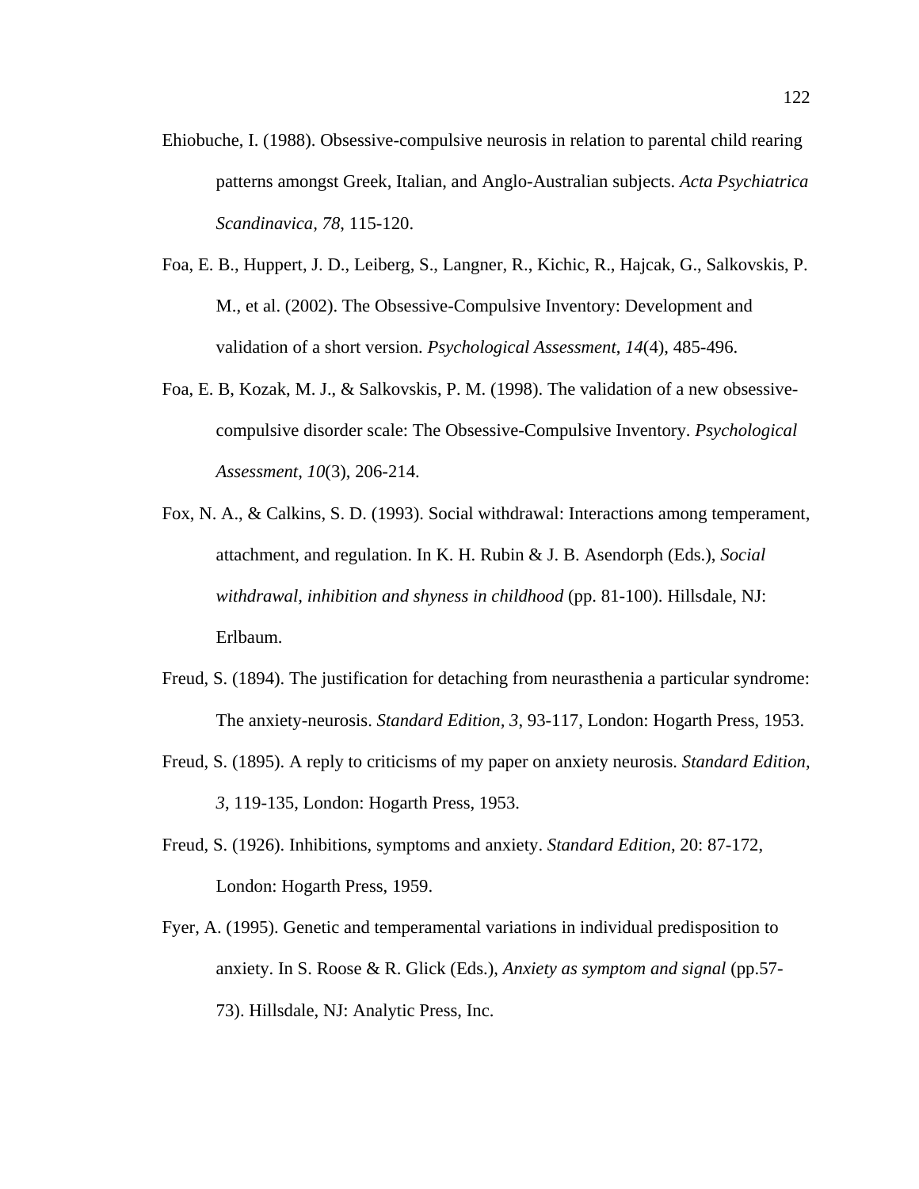Ehiobuche, I. (1988). Obsessive-compulsive neurosis in relation to parental child rearing patterns amongst Greek, Italian, and Anglo-Australian subjects. *Acta Psychiatrica Scandinavica, 78*, 115-120.

Foa, E. B., Huppert, J. D., Leiberg, S., Langner, R., Kichic, R., Hajcak, G., Salkovskis, P. M., et al. (2002). The Obsessive-Compulsive Inventory: Development and validation of a short version. *Psychological Assessment, 14*(4), 485-496.

Foa, E. B, Kozak, M. J., & Salkovskis, P. M. (1998). The validation of a new obsessive-compulsive disorder scale: The Obsessive-Compulsive Inventory. *Psychological Assessment, 10*(3), 206-214.

Fox, N. A., & Calkins, S. D. (1993). Social withdrawal: Interactions among temperament, attachment, and regulation. In K. H. Rubin & J. B. Asendorph (Eds.), *Social withdrawal, inhibition and shyness in childhood* (pp. 81-100). Hillsdale, NJ: Erlbaum.

Freud, S. (1894). The justification for detaching from neurasthenia a particular syndrome: The anxiety-neurosis. *Standard Edition, 3*, 93-117, London: Hogarth Press, 1953.

Freud, S. (1895). A reply to criticisms of my paper on anxiety neurosis. *Standard Edition, 3*, 119-135, London: Hogarth Press, 1953.

Freud, S. (1926). Inhibitions, symptoms and anxiety. *Standard Edition*, 20: 87-172, London: Hogarth Press, 1959.

Fyer, A. (1995). Genetic and temperamental variations in individual predisposition to anxiety. In S. Roose & R. Glick (Eds.), *Anxiety as symptom and signal* (pp.57-73). Hillsdale, NJ: Analytic Press, Inc.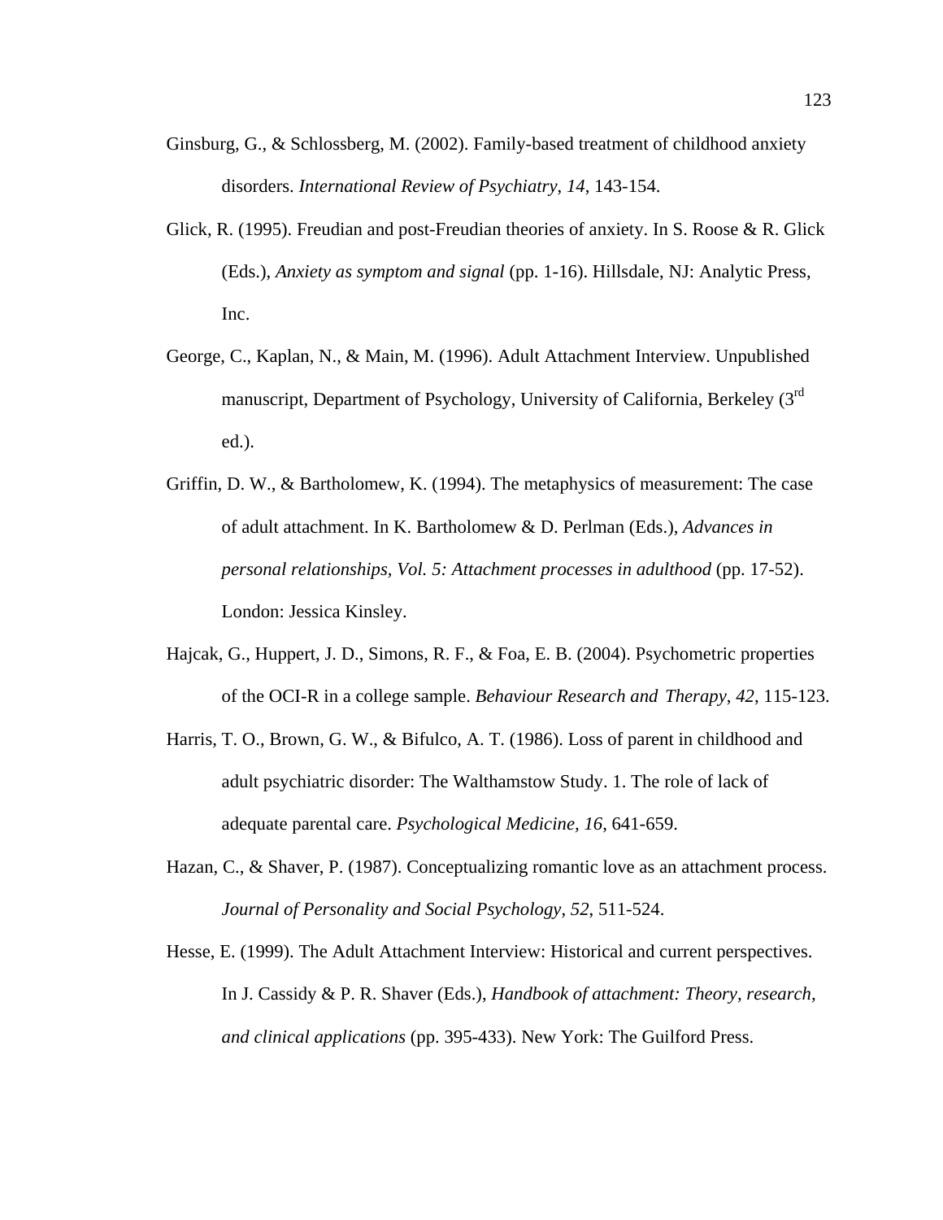Ginsburg, G., & Schlossberg, M. (2002). Family-based treatment of childhood anxiety disorders. *International Review of Psychiatry*, *14*, 143-154.

Glick, R. (1995). Freudian and post-Freudian theories of anxiety. In S. Roose & R. Glick (Eds.), *Anxiety as symptom and signal* (pp. 1-16). Hillsdale, NJ: Analytic Press, Inc.

George, C., Kaplan, N., & Main, M. (1996). Adult Attachment Interview. Unpublished manuscript, Department of Psychology, University of California, Berkeley (3rd ed.).

Griffin, D. W., & Bartholomew, K. (1994). The metaphysics of measurement: The case of adult attachment. In K. Bartholomew & D. Perlman (Eds.), *Advances in personal relationships, Vol. 5: Attachment processes in adulthood* (pp. 17-52). London: Jessica Kinsley.

Hajcak, G., Huppert, J. D., Simons, R. F., & Foa, E. B. (2004). Psychometric properties of the OCI-R in a college sample. *Behaviour Research and Therapy*, *42*, 115-123.

Harris, T. O., Brown, G. W., & Bifulco, A. T. (1986). Loss of parent in childhood and adult psychiatric disorder: The Walthamstow Study. 1. The role of lack of adequate parental care. *Psychological Medicine, 16*, 641-659.

Hazan, C., & Shaver, P. (1987). Conceptualizing romantic love as an attachment process. *Journal of Personality and Social Psychology*, *52*, 511-524.

Hesse, E. (1999). The Adult Attachment Interview: Historical and current perspectives. In J. Cassidy & P. R. Shaver (Eds.), *Handbook of attachment: Theory, research, and clinical applications* (pp. 395-433). New York: The Guilford Press.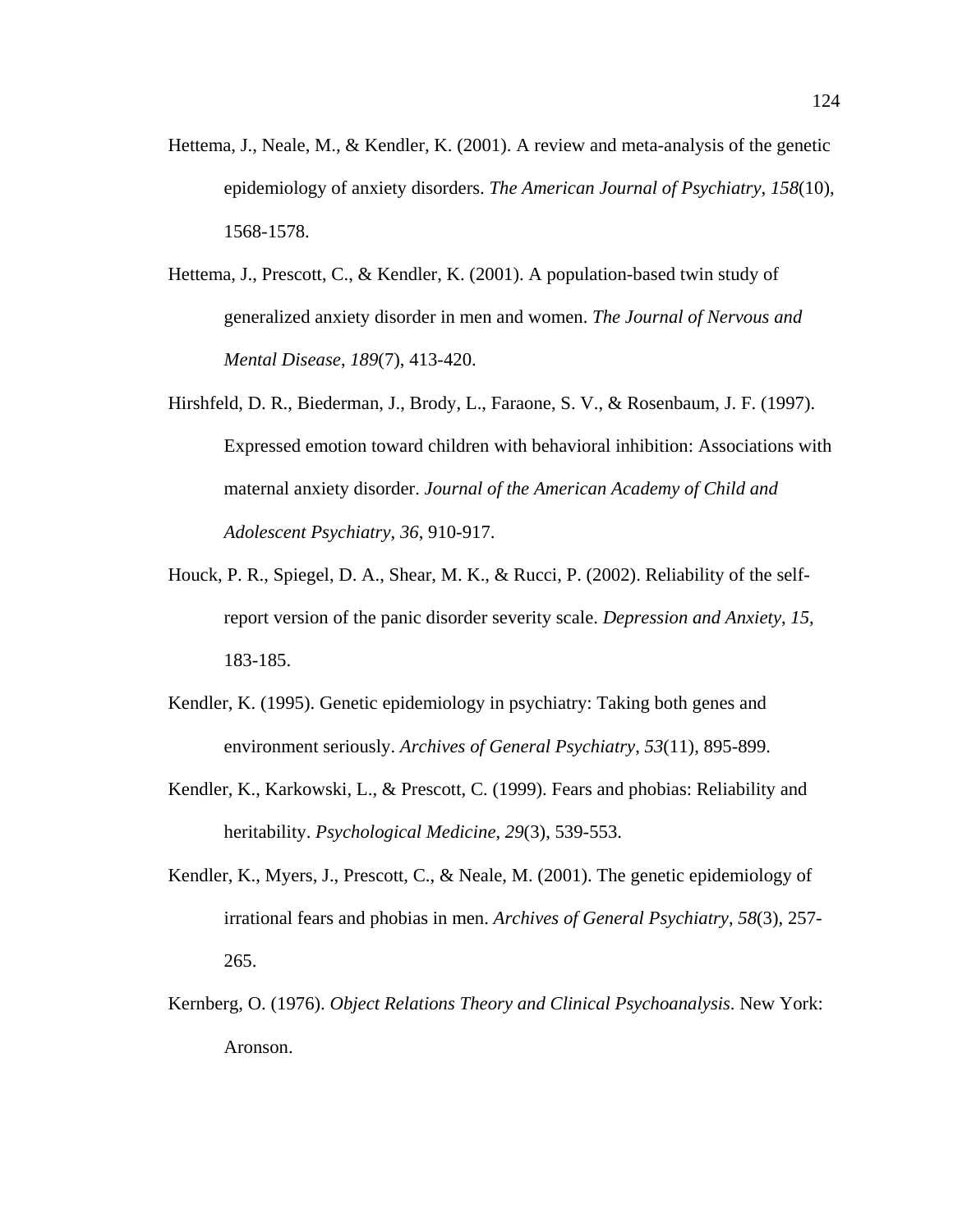Hettema, J., Neale, M., & Kendler, K. (2001). A review and meta-analysis of the genetic epidemiology of anxiety disorders. *The American Journal of Psychiatry*, *158*(10), 1568-1578.

Hettema, J., Prescott, C., & Kendler, K. (2001). A population-based twin study of generalized anxiety disorder in men and women. *The Journal of Nervous and Mental Disease*, *189*(7), 413-420.

Hirshfeld, D. R., Biederman, J., Brody, L., Faraone, S. V., & Rosenbaum, J. F. (1997). Expressed emotion toward children with behavioral inhibition: Associations with maternal anxiety disorder. *Journal of the American Academy of Child and Adolescent Psychiatry*, *36*, 910-917.

Houck, P. R., Spiegel, D. A., Shear, M. K., & Rucci, P. (2002). Reliability of the self-report version of the panic disorder severity scale. *Depression and Anxiety*, *15*, 183-185.

Kendler, K. (1995). Genetic epidemiology in psychiatry: Taking both genes and environment seriously. *Archives of General Psychiatry*, *53*(11), 895-899.

Kendler, K., Karkowski, L., & Prescott, C. (1999). Fears and phobias: Reliability and heritability. *Psychological Medicine*, *29*(3), 539-553.

Kendler, K., Myers, J., Prescott, C., & Neale, M. (2001). The genetic epidemiology of irrational fears and phobias in men. *Archives of General Psychiatry*, *58*(3), 257-265.

Kernberg, O. (1976). *Object Relations Theory and Clinical Psychoanalysis*. New York: Aronson.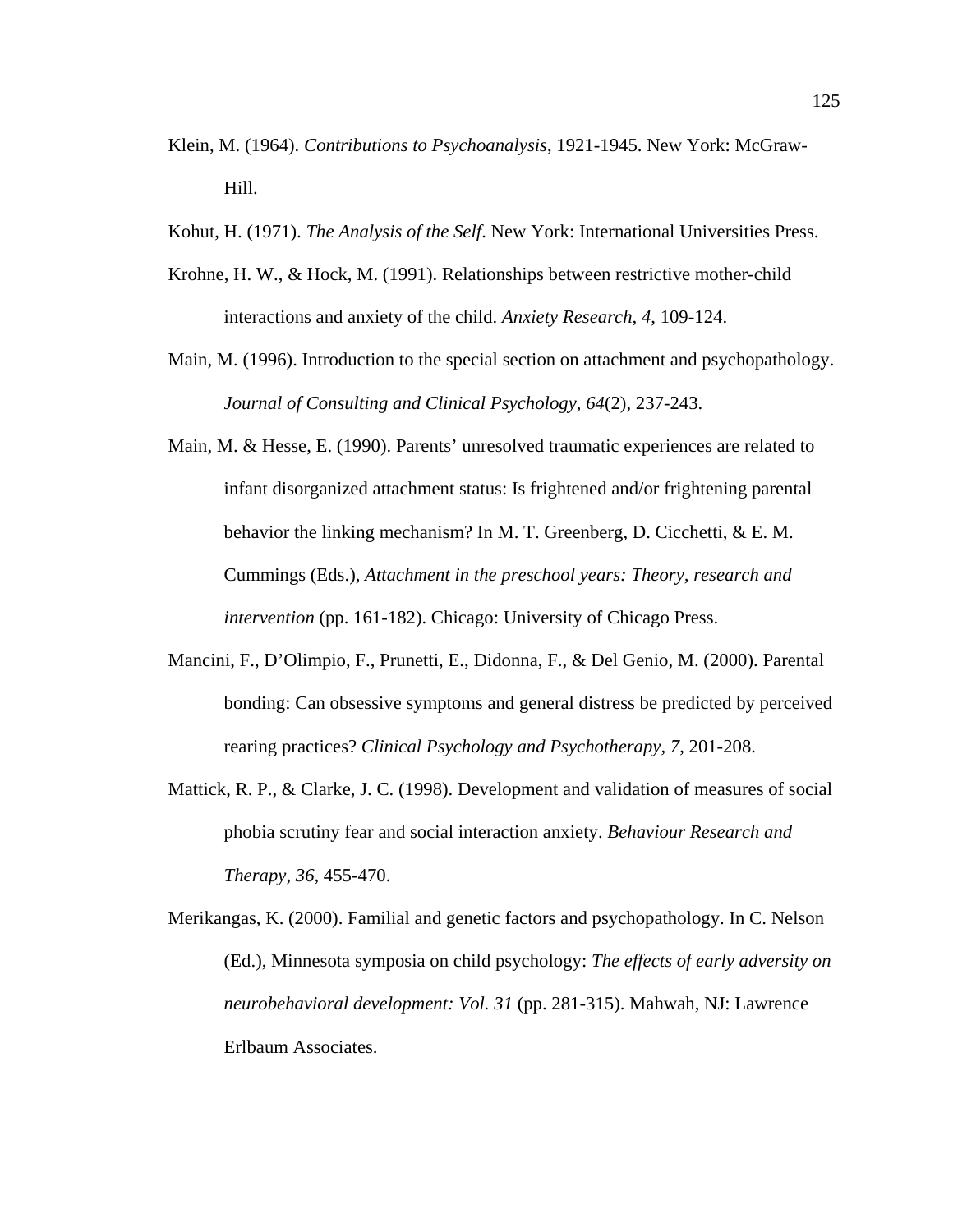Klein, M. (1964). *Contributions to Psychoanalysis*, 1921-1945. New York: McGraw-Hill.

Kohut, H. (1971). *The Analysis of the Self*. New York: International Universities Press.

Krohne, H. W., & Hock, M. (1991). Relationships between restrictive mother-child interactions and anxiety of the child. *Anxiety Research*, *4*, 109-124.

Main, M. (1996). Introduction to the special section on attachment and psychopathology. *Journal of Consulting and Clinical Psychology*, *64*(2), 237-243.

Main, M. & Hesse, E. (1990). Parents' unresolved traumatic experiences are related to infant disorganized attachment status: Is frightened and/or frightening parental behavior the linking mechanism? In M. T. Greenberg, D. Cicchetti, & E. M. Cummings (Eds.), *Attachment in the preschool years: Theory, research and intervention* (pp. 161-182). Chicago: University of Chicago Press.

Mancini, F., D'Olimpio, F., Prunetti, E., Didonna, F., & Del Genio, M. (2000). Parental bonding: Can obsessive symptoms and general distress be predicted by perceived rearing practices? *Clinical Psychology and Psychotherapy*, *7*, 201-208.

Mattick, R. P., & Clarke, J. C. (1998). Development and validation of measures of social phobia scrutiny fear and social interaction anxiety. *Behaviour Research and Therapy*, *36*, 455-470.

Merikangas, K. (2000). Familial and genetic factors and psychopathology. In C. Nelson (Ed.), Minnesota symposia on child psychology: *The effects of early adversity on neurobehavioral development: Vol. 31* (pp. 281-315). Mahwah, NJ: Lawrence Erlbaum Associates.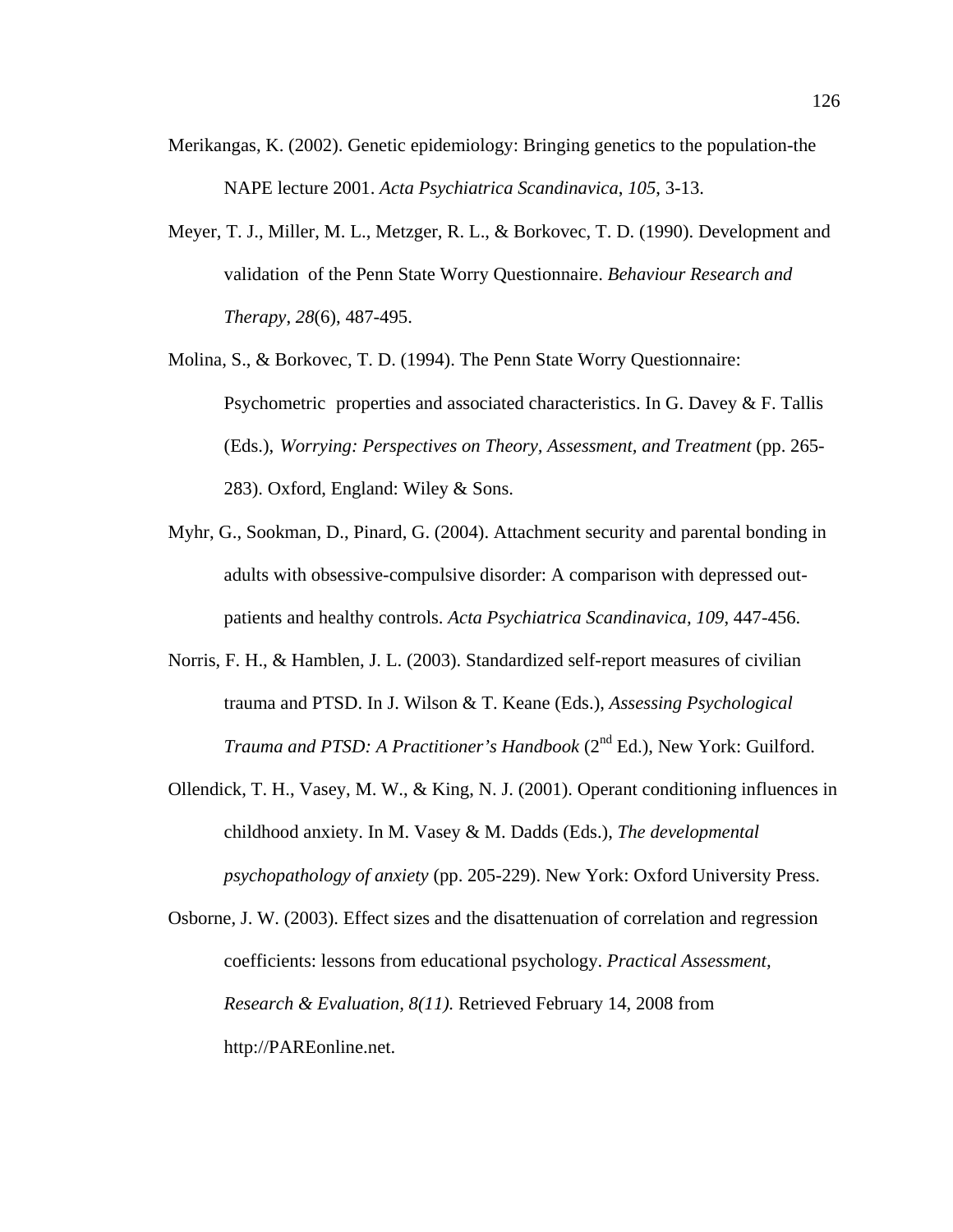Merikangas, K. (2002). Genetic epidemiology: Bringing genetics to the population-the NAPE lecture 2001. *Acta Psychiatrica Scandinavica*, *105*, 3-13.

Meyer, T. J., Miller, M. L., Metzger, R. L., & Borkovec, T. D. (1990). Development and validation of the Penn State Worry Questionnaire. *Behaviour Research and Therapy*, *28*(6), 487-495.

Molina, S., & Borkovec, T. D. (1994). The Penn State Worry Questionnaire: Psychometric properties and associated characteristics. In G. Davey & F. Tallis (Eds.), *Worrying: Perspectives on Theory, Assessment, and Treatment* (pp. 265-283). Oxford, England: Wiley & Sons.

Myhr, G., Sookman, D., Pinard, G. (2004). Attachment security and parental bonding in adults with obsessive-compulsive disorder: A comparison with depressed out-patients and healthy controls. *Acta Psychiatrica Scandinavica, 109*, 447-456.

Norris, F. H., & Hamblen, J. L. (2003). Standardized self-report measures of civilian trauma and PTSD. In J. Wilson & T. Keane (Eds.), *Assessing Psychological Trauma and PTSD: A Practitioner's Handbook* (2nd Ed.), New York: Guilford.

Ollendick, T. H., Vasey, M. W., & King, N. J. (2001). Operant conditioning influences in childhood anxiety. In M. Vasey & M. Dadds (Eds.), *The developmental psychopathology of anxiety* (pp. 205-229). New York: Oxford University Press.

Osborne, J. W. (2003). Effect sizes and the disattenuation of correlation and regression coefficients: lessons from educational psychology. *Practical Assessment, Research & Evaluation, 8(11).* Retrieved February 14, 2008 from http://PAREonline.net.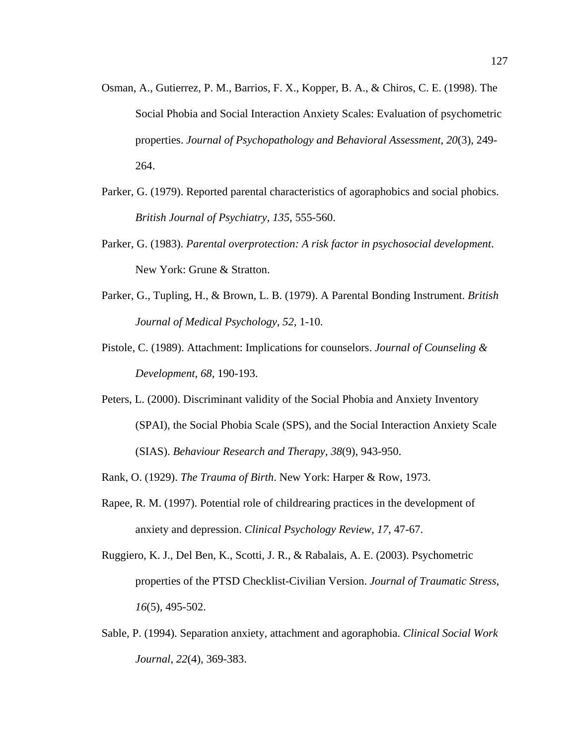Osman, A., Gutierrez, P. M., Barrios, F. X., Kopper, B. A., & Chiros, C. E. (1998). The Social Phobia and Social Interaction Anxiety Scales: Evaluation of psychometric properties. *Journal of Psychopathology and Behavioral Assessment*, *20*(3), 249-264.

Parker, G. (1979). Reported parental characteristics of agoraphobics and social phobics. *British Journal of Psychiatry*, *135*, 555-560.

Parker, G. (1983). *Parental overprotection: A risk factor in psychosocial development*. New York: Grune & Stratton.

Parker, G., Tupling, H., & Brown, L. B. (1979). A Parental Bonding Instrument. *British Journal of Medical Psychology*, *52*, 1-10.

Pistole, C. (1989). Attachment: Implications for counselors. *Journal of Counseling & Development*, *68*, 190-193.

Peters, L. (2000). Discriminant validity of the Social Phobia and Anxiety Inventory (SPAI), the Social Phobia Scale (SPS), and the Social Interaction Anxiety Scale (SIAS). *Behaviour Research and Therapy*, *38*(9), 943-950.

Rank, O. (1929). *The Trauma of Birth*. New York: Harper & Row, 1973.

Rapee, R. M. (1997). Potential role of childrearing practices in the development of anxiety and depression. *Clinical Psychology Review*, *17*, 47-67.

Ruggiero, K. J., Del Ben, K., Scotti, J. R., & Rabalais, A. E. (2003). Psychometric properties of the PTSD Checklist-Civilian Version. *Journal of Traumatic Stress*, *16*(5), 495-502.

Sable, P. (1994). Separation anxiety, attachment and agoraphobia. *Clinical Social Work Journal*, *22*(4), 369-383.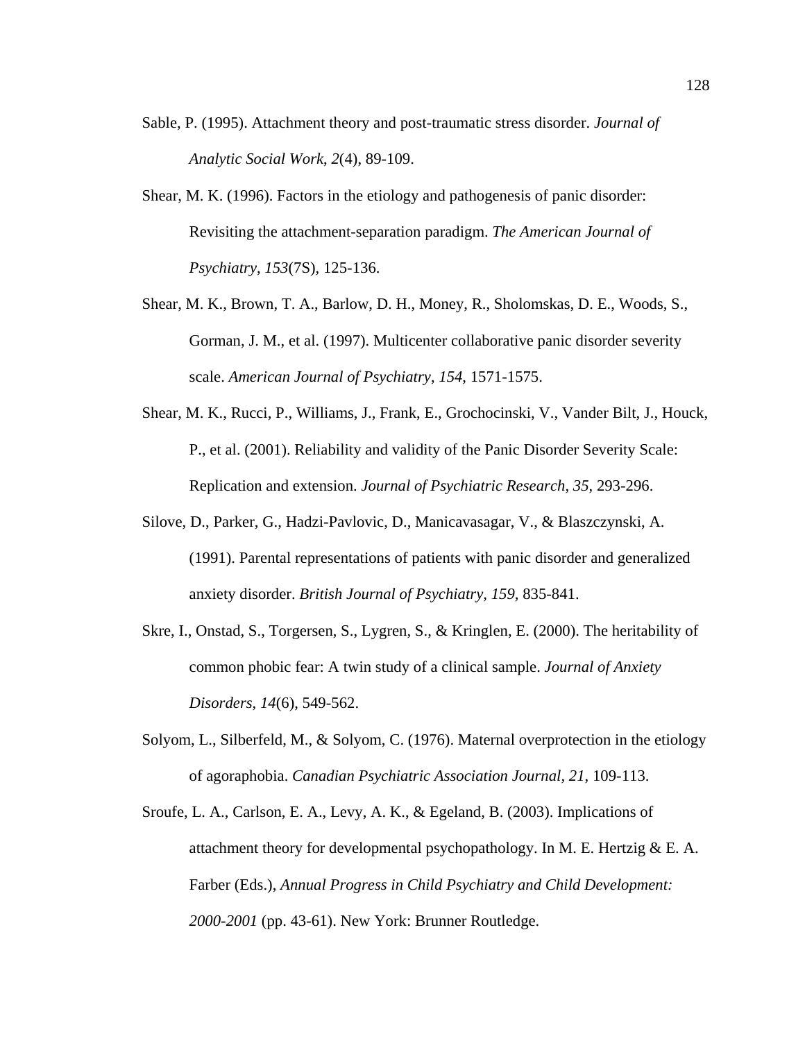Sable, P. (1995). Attachment theory and post-traumatic stress disorder. *Journal of Analytic Social Work*, *2*(4), 89-109.

Shear, M. K. (1996). Factors in the etiology and pathogenesis of panic disorder: Revisiting the attachment-separation paradigm. *The American Journal of Psychiatry*, *153*(7S), 125-136.

Shear, M. K., Brown, T. A., Barlow, D. H., Money, R., Sholomskas, D. E., Woods, S., Gorman, J. M., et al. (1997). Multicenter collaborative panic disorder severity scale. *American Journal of Psychiatry*, *154*, 1571-1575.

Shear, M. K., Rucci, P., Williams, J., Frank, E., Grochocinski, V., Vander Bilt, J., Houck, P., et al. (2001). Reliability and validity of the Panic Disorder Severity Scale: Replication and extension. *Journal of Psychiatric Research*, *35*, 293-296.

Silove, D., Parker, G., Hadzi-Pavlovic, D., Manicavasagar, V., & Blaszczynski, A. (1991). Parental representations of patients with panic disorder and generalized anxiety disorder. *British Journal of Psychiatry*, *159*, 835-841.

Skre, I., Onstad, S., Torgersen, S., Lygren, S., & Kringlen, E. (2000). The heritability of common phobic fear: A twin study of a clinical sample. *Journal of Anxiety Disorders*, *14*(6), 549-562.

Solyom, L., Silberfeld, M., & Solyom, C. (1976). Maternal overprotection in the etiology of agoraphobia. *Canadian Psychiatric Association Journal*, *21*, 109-113.

Sroufe, L. A., Carlson, E. A., Levy, A. K., & Egeland, B. (2003). Implications of attachment theory for developmental psychopathology. In M. E. Hertzig & E. A. Farber (Eds.), *Annual Progress in Child Psychiatry and Child Development: 2000-2001* (pp. 43-61). New York: Brunner Routledge.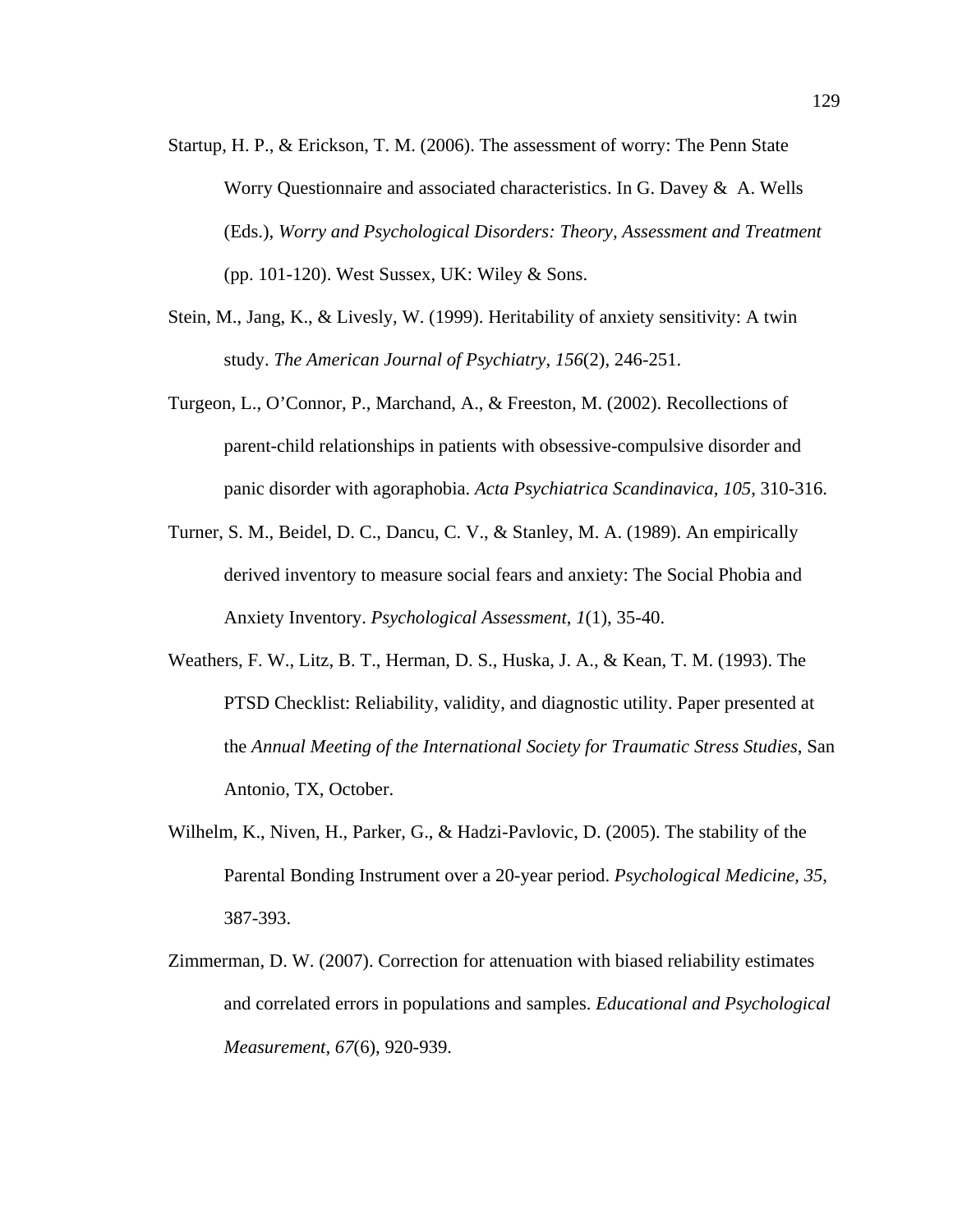Startup, H. P., & Erickson, T. M. (2006). The assessment of worry: The Penn State Worry Questionnaire and associated characteristics. In G. Davey & A. Wells (Eds.), *Worry and Psychological Disorders: Theory, Assessment and Treatment* (pp. 101-120). West Sussex, UK: Wiley & Sons.

Stein, M., Jang, K., & Livesly, W. (1999). Heritability of anxiety sensitivity: A twin study. *The American Journal of Psychiatry*, *156*(2), 246-251.

Turgeon, L., O'Connor, P., Marchand, A., & Freeston, M. (2002). Recollections of parent-child relationships in patients with obsessive-compulsive disorder and panic disorder with agoraphobia. *Acta Psychiatrica Scandinavica*, *105*, 310-316.

Turner, S. M., Beidel, D. C., Dancu, C. V., & Stanley, M. A. (1989). An empirically derived inventory to measure social fears and anxiety: The Social Phobia and Anxiety Inventory. *Psychological Assessment*, *1*(1), 35-40.

Weathers, F. W., Litz, B. T., Herman, D. S., Huska, J. A., & Kean, T. M. (1993). The PTSD Checklist: Reliability, validity, and diagnostic utility. Paper presented at the *Annual Meeting of the International Society for Traumatic Stress Studies*, San Antonio, TX, October.

Wilhelm, K., Niven, H., Parker, G., & Hadzi-Pavlovic, D. (2005). The stability of the Parental Bonding Instrument over a 20-year period. *Psychological Medicine*, *35*, 387-393.

Zimmerman, D. W. (2007). Correction for attenuation with biased reliability estimates and correlated errors in populations and samples. *Educational and Psychological Measurement, 67*(6), 920-939.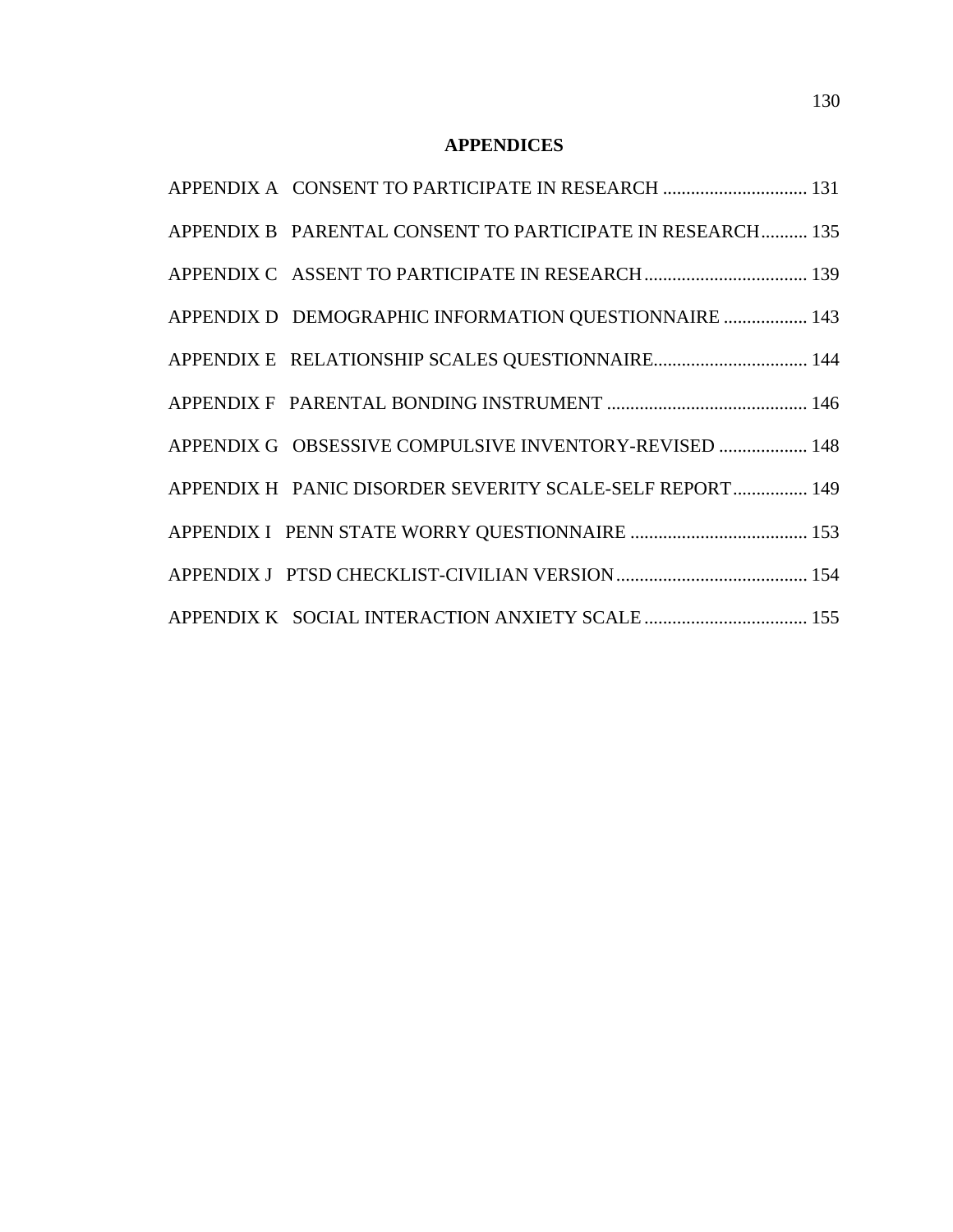# APPENDICES

APPENDIX A CONSENT TO PARTICIPATE IN RESEARCH ............................... 131

APPENDIX B PARENTAL CONSENT TO PARTICIPATE IN RESEARCH.......... 135

APPENDIX C ASSENT TO PARTICIPATE IN RESEARCH................................... 139

APPENDIX D DEMOGRAPHIC INFORMATION QUESTIONNAIRE .................. 143

APPENDIX E RELATIONSHIP SCALES QUESTIONNAIRE................................. 144

APPENDIX F PARENTAL BONDING INSTRUMENT ........................................... 146

APPENDIX G OBSESSIVE COMPULSIVE INVENTORY-REVISED ................... 148

APPENDIX H PANIC DISORDER SEVERITY SCALE-SELF REPORT................ 149

APPENDIX I PENN STATE WORRY QUESTIONNAIRE ...................................... 153

APPENDIX J PTSD CHECKLIST-CIVILIAN VERSION.......................................... 154

APPENDIX K SOCIAL INTERACTION ANXIETY SCALE................................... 155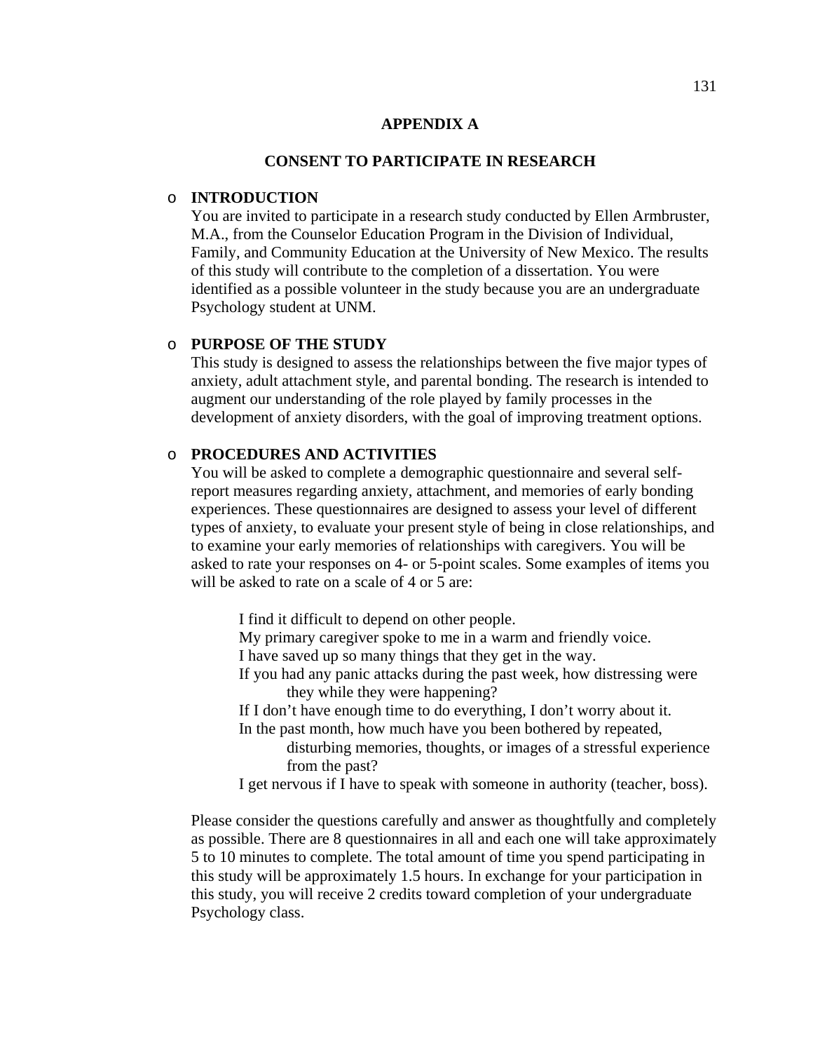# APPENDIX A

## CONSENT TO PARTICIPATE IN RESEARCH

- **INTRODUCTION**

  You are invited to participate in a research study conducted by Ellen Armbruster, M.A., from the Counselor Education Program in the Division of Individual, Family, and Community Education at the University of New Mexico. The results of this study will contribute to the completion of a dissertation. You were identified as a possible volunteer in the study because you are an undergraduate Psychology student at UNM.

- **PURPOSE OF THE STUDY**

  This study is designed to assess the relationships between the five major types of anxiety, adult attachment style, and parental bonding. The research is intended to augment our understanding of the role played by family processes in the development of anxiety disorders, with the goal of improving treatment options.

- **PROCEDURES AND ACTIVITIES**

  You will be asked to complete a demographic questionnaire and several self-report measures regarding anxiety, attachment, and memories of early bonding experiences. These questionnaires are designed to assess your level of different types of anxiety, to evaluate your present style of being in close relationships, and to examine your early memories of relationships with caregivers. You will be asked to rate your responses on 4- or 5-point scales. Some examples of items you will be asked to rate on a scale of 4 or 5 are:

  > I find it difficult to depend on other people.
  > My primary caregiver spoke to me in a warm and friendly voice.
  > I have saved up so many things that they get in the way.
  > If you had any panic attacks during the past week, how distressing were they while they were happening?
  > If I don't have enough time to do everything, I don't worry about it.
  > In the past month, how much have you been bothered by repeated, disturbing memories, thoughts, or images of a stressful experience from the past?
  > I get nervous if I have to speak with someone in authority (teacher, boss).

  Please consider the questions carefully and answer as thoughtfully and completely as possible. There are 8 questionnaires in all and each one will take approximately 5 to 10 minutes to complete. The total amount of time you spend participating in this study will be approximately 1.5 hours. In exchange for your participation in this study, you will receive 2 credits toward completion of your undergraduate Psychology class.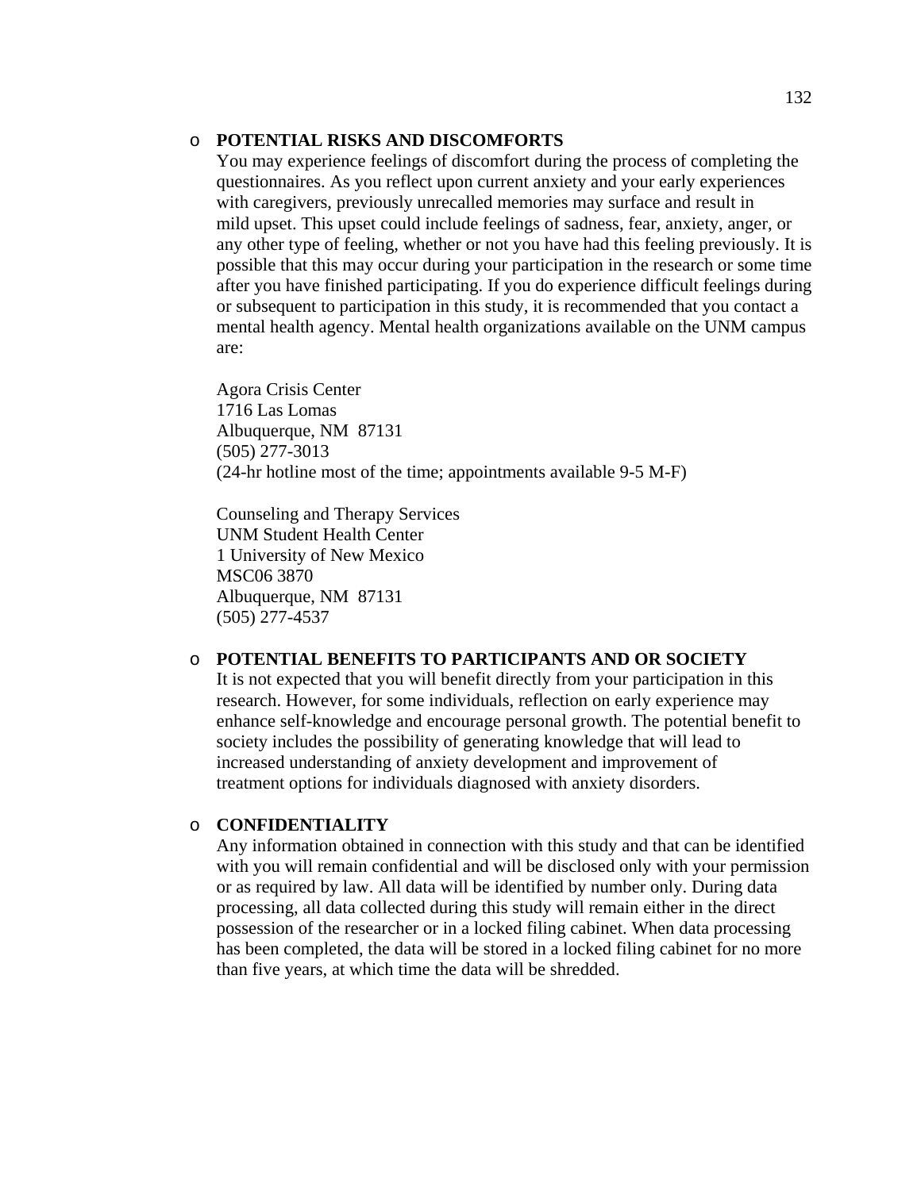- **POTENTIAL RISKS AND DISCOMFORTS**
  You may experience feelings of discomfort during the process of completing the questionnaires. As you reflect upon current anxiety and your early experiences with caregivers, previously unrecalled memories may surface and result in mild upset. This upset could include feelings of sadness, fear, anxiety, anger, or any other type of feeling, whether or not you have had this feeling previously. It is possible that this may occur during your participation in the research or some time after you have finished participating. If you do experience difficult feelings during or subsequent to participation in this study, it is recommended that you contact a mental health agency. Mental health organizations available on the UNM campus are:

  Agora Crisis Center
  1716 Las Lomas
  Albuquerque, NM 87131
  (505) 277-3013
  (24-hr hotline most of the time; appointments available 9-5 M-F)

  Counseling and Therapy Services
  UNM Student Health Center
  1 University of New Mexico
  MSC06 3870
  Albuquerque, NM 87131
  (505) 277-4537

- **POTENTIAL BENEFITS TO PARTICIPANTS AND OR SOCIETY**
  It is not expected that you will benefit directly from your participation in this research. However, for some individuals, reflection on early experience may enhance self-knowledge and encourage personal growth. The potential benefit to society includes the possibility of generating knowledge that will lead to increased understanding of anxiety development and improvement of treatment options for individuals diagnosed with anxiety disorders.

- **CONFIDENTIALITY**
  Any information obtained in connection with this study and that can be identified with you will remain confidential and will be disclosed only with your permission or as required by law. All data will be identified by number only. During data processing, all data collected during this study will remain either in the direct possession of the researcher or in a locked filing cabinet. When data processing has been completed, the data will be stored in a locked filing cabinet for no more than five years, at which time the data will be shredded.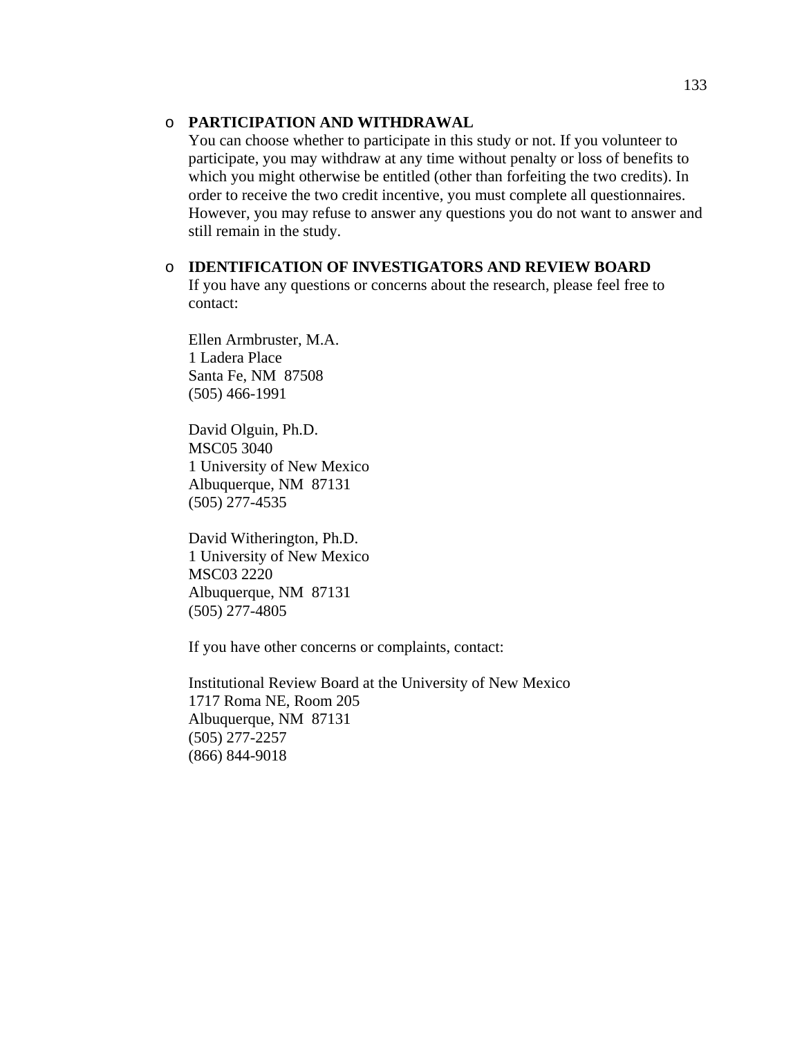- **PARTICIPATION AND WITHDRAWAL**

  You can choose whether to participate in this study or not. If you volunteer to participate, you may withdraw at any time without penalty or loss of benefits to which you might otherwise be entitled (other than forfeiting the two credits). In order to receive the two credit incentive, you must complete all questionnaires. However, you may refuse to answer any questions you do not want to answer and still remain in the study.

- **IDENTIFICATION OF INVESTIGATORS AND REVIEW BOARD**

  If you have any questions or concerns about the research, please feel free to contact:

  Ellen Armbruster, M.A.  
  1 Ladera Place  
  Santa Fe, NM 87508  
  (505) 466-1991

  David Olguin, Ph.D.  
  MSC05 3040  
  1 University of New Mexico  
  Albuquerque, NM 87131  
  (505) 277-4535

  David Witherington, Ph.D.  
  1 University of New Mexico  
  MSC03 2220  
  Albuquerque, NM 87131  
  (505) 277-4805

  If you have other concerns or complaints, contact:

  Institutional Review Board at the University of New Mexico  
  1717 Roma NE, Room 205  
  Albuquerque, NM 87131  
  (505) 277-2257  
  (866) 844-9018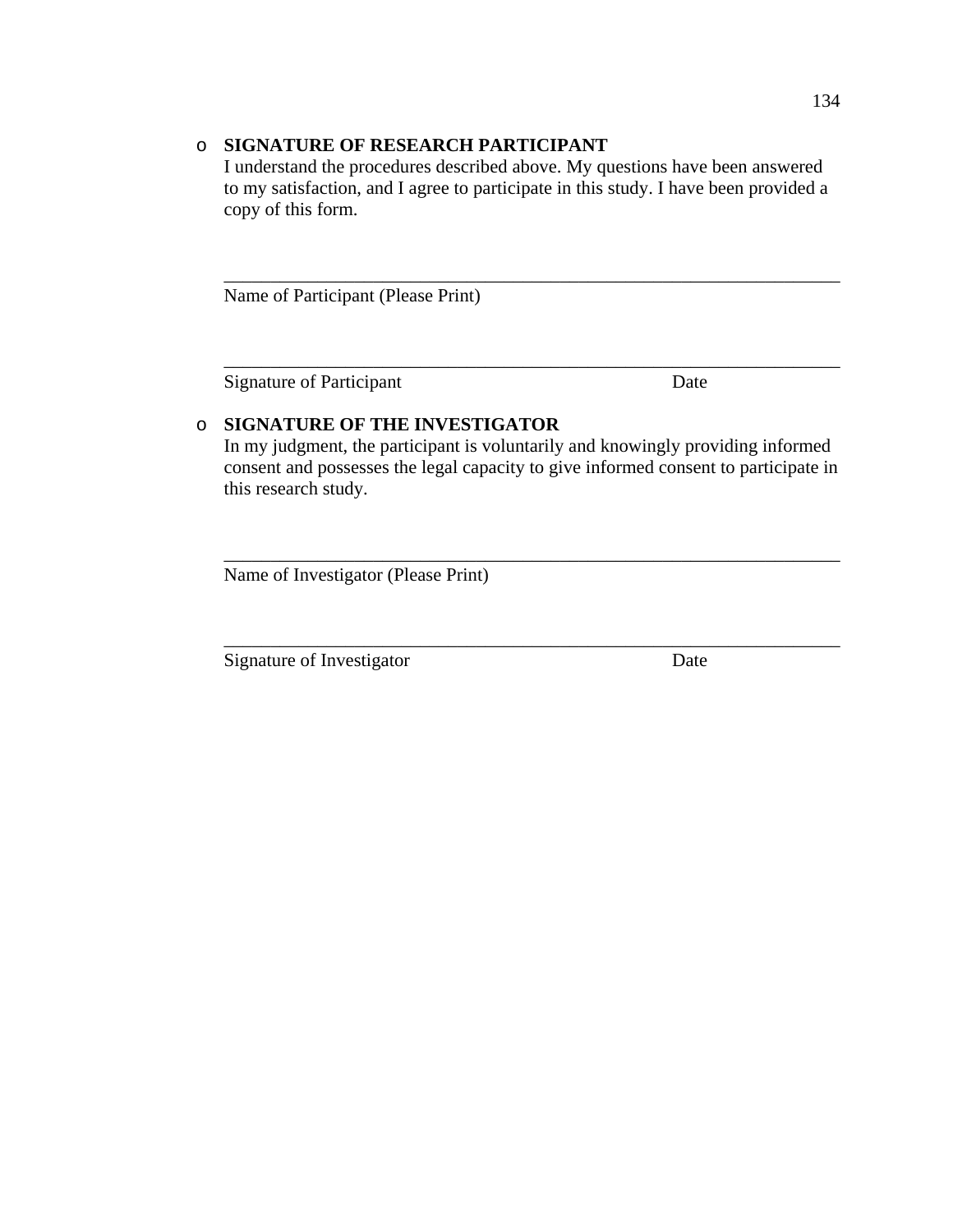- **SIGNATURE OF RESEARCH PARTICIPANT**
  I understand the procedures described above. My questions have been answered to my satisfaction, and I agree to participate in this study. I have been provided a copy of this form.

  ______________________________________________________________________
  Name of Participant (Please Print)

  ______________________________________________________________________
  Signature of Participant                                        Date

- **SIGNATURE OF THE INVESTIGATOR**
  In my judgment, the participant is voluntarily and knowingly providing informed consent and possesses the legal capacity to give informed consent to participate in this research study.

  ______________________________________________________________________
  Name of Investigator (Please Print)

  ______________________________________________________________________
  Signature of Investigator                                        Date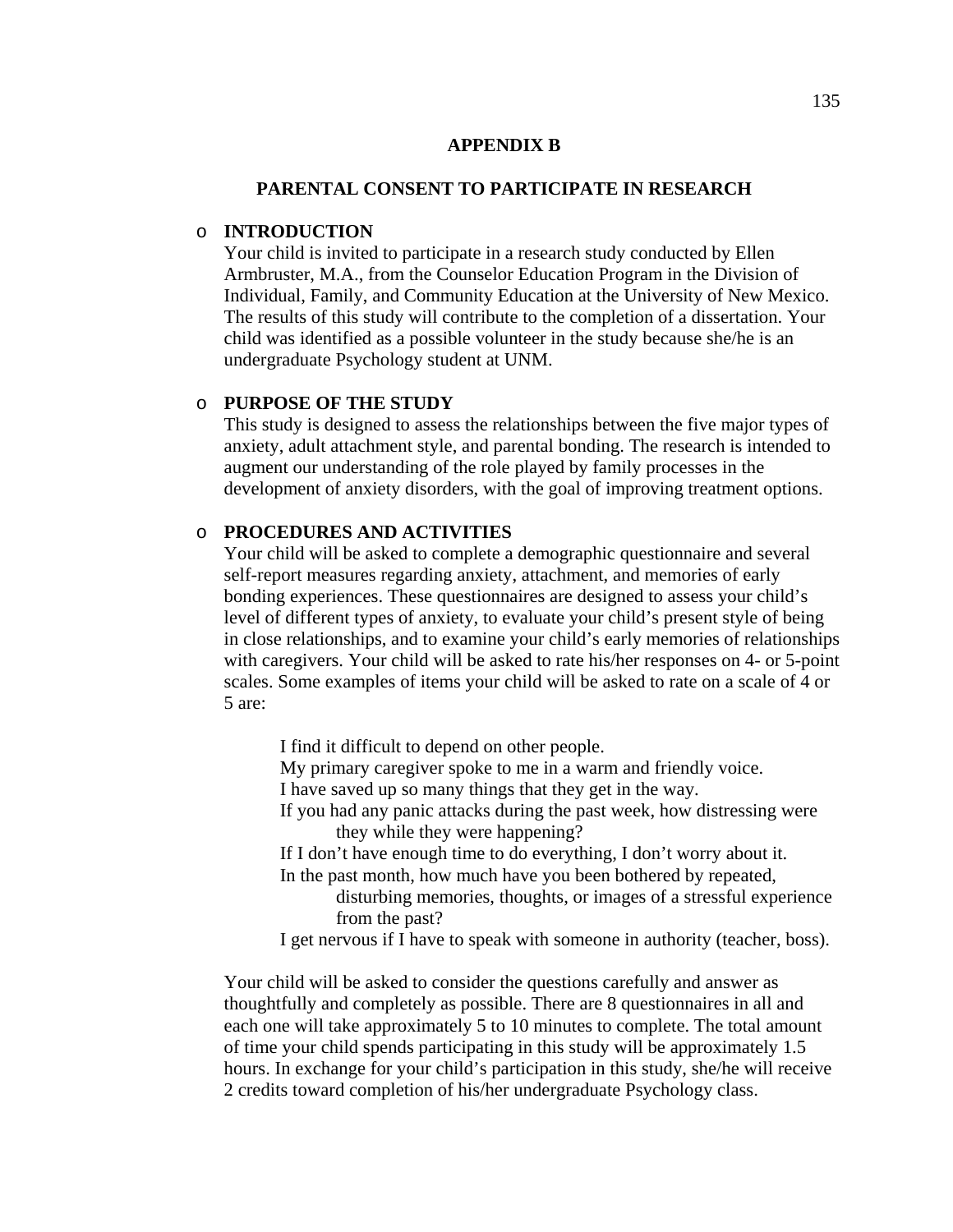# APPENDIX B

## PARENTAL CONSENT TO PARTICIPATE IN RESEARCH

- **INTRODUCTION**
  Your child is invited to participate in a research study conducted by Ellen Armbruster, M.A., from the Counselor Education Program in the Division of Individual, Family, and Community Education at the University of New Mexico. The results of this study will contribute to the completion of a dissertation. Your child was identified as a possible volunteer in the study because she/he is an undergraduate Psychology student at UNM.

- **PURPOSE OF THE STUDY**
  This study is designed to assess the relationships between the five major types of anxiety, adult attachment style, and parental bonding. The research is intended to augment our understanding of the role played by family processes in the development of anxiety disorders, with the goal of improving treatment options.

- **PROCEDURES AND ACTIVITIES**
  Your child will be asked to complete a demographic questionnaire and several self-report measures regarding anxiety, attachment, and memories of early bonding experiences. These questionnaires are designed to assess your child's level of different types of anxiety, to evaluate your child's present style of being in close relationships, and to examine your child's early memories of relationships with caregivers. Your child will be asked to rate his/her responses on 4- or 5-point scales. Some examples of items your child will be asked to rate on a scale of 4 or 5 are:

  > I find it difficult to depend on other people.
  > My primary caregiver spoke to me in a warm and friendly voice.
  > I have saved up so many things that they get in the way.
  > If you had any panic attacks during the past week, how distressing were they while they were happening?
  > If I don't have enough time to do everything, I don't worry about it.
  > In the past month, how much have you been bothered by repeated, disturbing memories, thoughts, or images of a stressful experience from the past?
  > I get nervous if I have to speak with someone in authority (teacher, boss).

  Your child will be asked to consider the questions carefully and answer as thoughtfully and completely as possible. There are 8 questionnaires in all and each one will take approximately 5 to 10 minutes to complete. The total amount of time your child spends participating in this study will be approximately 1.5 hours. In exchange for your child's participation in this study, she/he will receive 2 credits toward completion of his/her undergraduate Psychology class.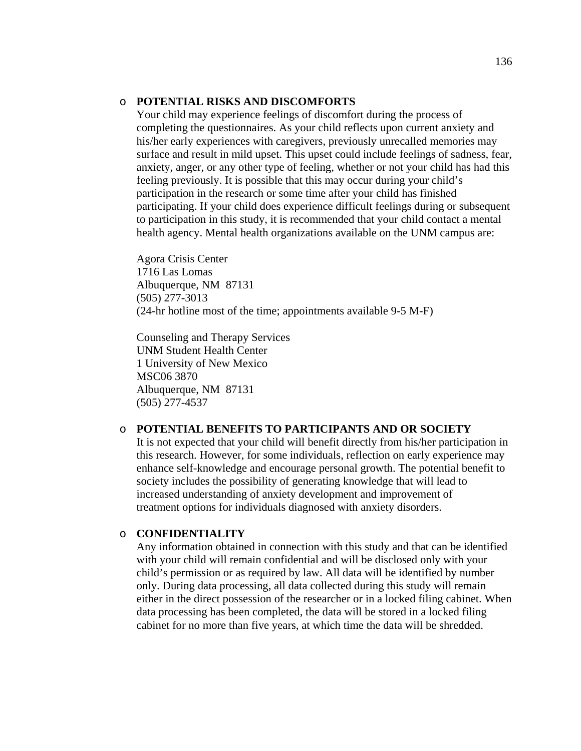- **POTENTIAL RISKS AND DISCOMFORTS**

  Your child may experience feelings of discomfort during the process of completing the questionnaires. As your child reflects upon current anxiety and his/her early experiences with caregivers, previously unrecalled memories may surface and result in mild upset. This upset could include feelings of sadness, fear, anxiety, anger, or any other type of feeling, whether or not your child has had this feeling previously. It is possible that this may occur during your child's participation in the research or some time after your child has finished participating. If your child does experience difficult feelings during or subsequent to participation in this study, it is recommended that your child contact a mental health agency. Mental health organizations available on the UNM campus are:

  Agora Crisis Center
  1716 Las Lomas
  Albuquerque, NM 87131
  (505) 277-3013
  (24-hr hotline most of the time; appointments available 9-5 M-F)

  Counseling and Therapy Services
  UNM Student Health Center
  1 University of New Mexico
  MSC06 3870
  Albuquerque, NM 87131
  (505) 277-4537

- **POTENTIAL BENEFITS TO PARTICIPANTS AND OR SOCIETY**

  It is not expected that your child will benefit directly from his/her participation in this research. However, for some individuals, reflection on early experience may enhance self-knowledge and encourage personal growth. The potential benefit to society includes the possibility of generating knowledge that will lead to increased understanding of anxiety development and improvement of treatment options for individuals diagnosed with anxiety disorders.

- **CONFIDENTIALITY**

  Any information obtained in connection with this study and that can be identified with your child will remain confidential and will be disclosed only with your child's permission or as required by law. All data will be identified by number only. During data processing, all data collected during this study will remain either in the direct possession of the researcher or in a locked filing cabinet. When data processing has been completed, the data will be stored in a locked filing cabinet for no more than five years, at which time the data will be shredded.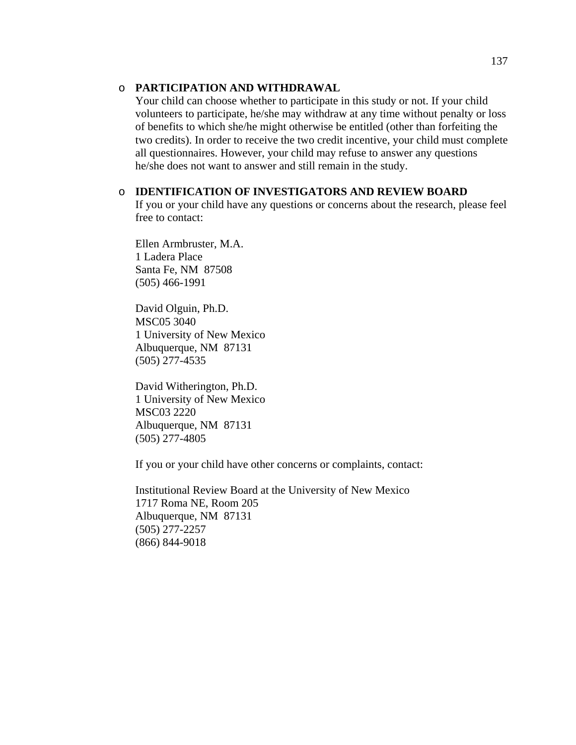- **PARTICIPATION AND WITHDRAWAL**

  Your child can choose whether to participate in this study or not. If your child volunteers to participate, he/she may withdraw at any time without penalty or loss of benefits to which she/he might otherwise be entitled (other than forfeiting the two credits). In order to receive the two credit incentive, your child must complete all questionnaires. However, your child may refuse to answer any questions he/she does not want to answer and still remain in the study.

- **IDENTIFICATION OF INVESTIGATORS AND REVIEW BOARD**

  If you or your child have any questions or concerns about the research, please feel free to contact:

  Ellen Armbruster, M.A.
  1 Ladera Place
  Santa Fe, NM 87508
  (505) 466-1991

  David Olguin, Ph.D.
  MSC05 3040
  1 University of New Mexico
  Albuquerque, NM 87131
  (505) 277-4535

  David Witherington, Ph.D.
  1 University of New Mexico
  MSC03 2220
  Albuquerque, NM 87131
  (505) 277-4805

  If you or your child have other concerns or complaints, contact:

  Institutional Review Board at the University of New Mexico
  1717 Roma NE, Room 205
  Albuquerque, NM 87131
  (505) 277-2257
  (866) 844-9018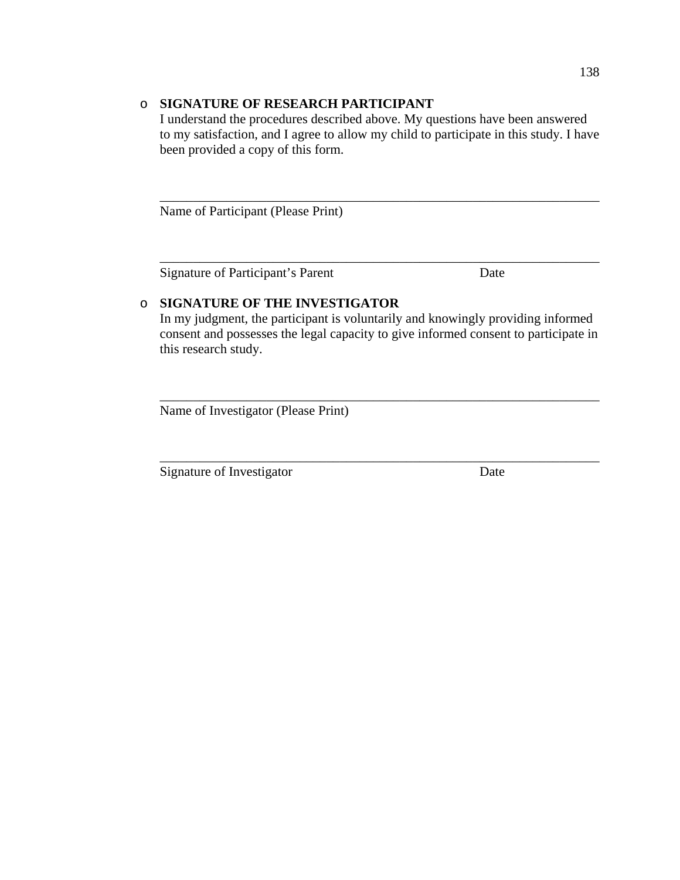- **SIGNATURE OF RESEARCH PARTICIPANT**
  I understand the procedures described above. My questions have been answered to my satisfaction, and I agree to allow my child to participate in this study. I have been provided a copy of this form.

  ______________________________________________________________________
  Name of Participant (Please Print)

  ______________________________________________________________________
  Signature of Participant's Parent                                        Date

- **SIGNATURE OF THE INVESTIGATOR**
  In my judgment, the participant is voluntarily and knowingly providing informed consent and possesses the legal capacity to give informed consent to participate in this research study.

  ______________________________________________________________________
  Name of Investigator (Please Print)

  ______________________________________________________________________
  Signature of Investigator                                        Date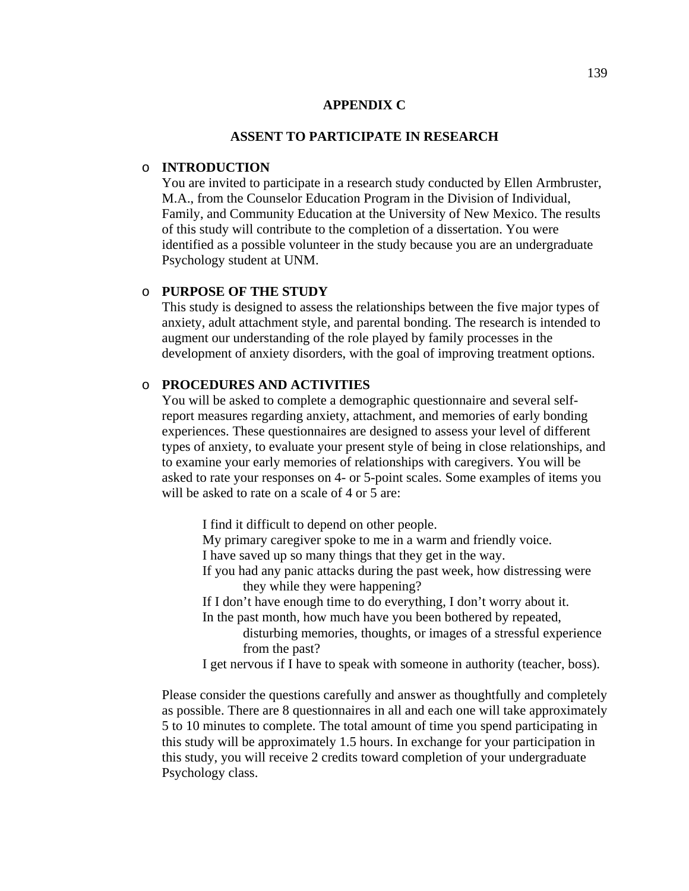## APPENDIX C

## ASSENT TO PARTICIPATE IN RESEARCH

- **INTRODUCTION**

  You are invited to participate in a research study conducted by Ellen Armbruster, M.A., from the Counselor Education Program in the Division of Individual, Family, and Community Education at the University of New Mexico. The results of this study will contribute to the completion of a dissertation. You were identified as a possible volunteer in the study because you are an undergraduate Psychology student at UNM.

- **PURPOSE OF THE STUDY**

  This study is designed to assess the relationships between the five major types of anxiety, adult attachment style, and parental bonding. The research is intended to augment our understanding of the role played by family processes in the development of anxiety disorders, with the goal of improving treatment options.

- **PROCEDURES AND ACTIVITIES**

  You will be asked to complete a demographic questionnaire and several self-report measures regarding anxiety, attachment, and memories of early bonding experiences. These questionnaires are designed to assess your level of different types of anxiety, to evaluate your present style of being in close relationships, and to examine your early memories of relationships with caregivers. You will be asked to rate your responses on 4- or 5-point scales. Some examples of items you will be asked to rate on a scale of 4 or 5 are:

  > I find it difficult to depend on other people.
  > My primary caregiver spoke to me in a warm and friendly voice.
  > I have saved up so many things that they get in the way.
  > If you had any panic attacks during the past week, how distressing were they while they were happening?
  > If I don't have enough time to do everything, I don't worry about it.
  > In the past month, how much have you been bothered by repeated, disturbing memories, thoughts, or images of a stressful experience from the past?
  > I get nervous if I have to speak with someone in authority (teacher, boss).

  Please consider the questions carefully and answer as thoughtfully and completely as possible. There are 8 questionnaires in all and each one will take approximately 5 to 10 minutes to complete. The total amount of time you spend participating in this study will be approximately 1.5 hours. In exchange for your participation in this study, you will receive 2 credits toward completion of your undergraduate Psychology class.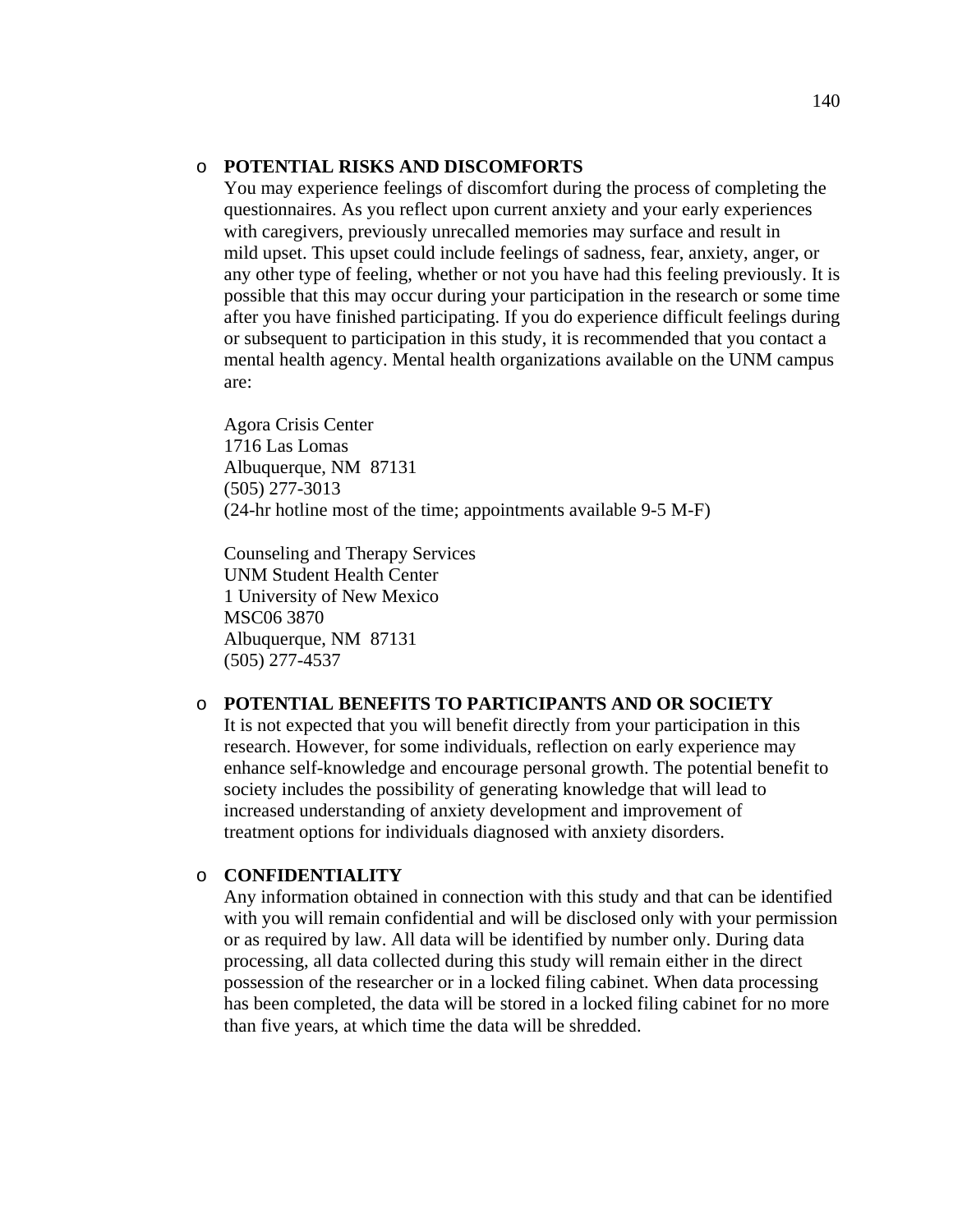- **POTENTIAL RISKS AND DISCOMFORTS**
  You may experience feelings of discomfort during the process of completing the questionnaires. As you reflect upon current anxiety and your early experiences with caregivers, previously unrecalled memories may surface and result in mild upset. This upset could include feelings of sadness, fear, anxiety, anger, or any other type of feeling, whether or not you have had this feeling previously. It is possible that this may occur during your participation in the research or some time after you have finished participating. If you do experience difficult feelings during or subsequent to participation in this study, it is recommended that you contact a mental health agency. Mental health organizations available on the UNM campus are:

  Agora Crisis Center
  1716 Las Lomas
  Albuquerque, NM 87131
  (505) 277-3013
  (24-hr hotline most of the time; appointments available 9-5 M-F)

  Counseling and Therapy Services
  UNM Student Health Center
  1 University of New Mexico
  MSC06 3870
  Albuquerque, NM 87131
  (505) 277-4537

- **POTENTIAL BENEFITS TO PARTICIPANTS AND OR SOCIETY**
  It is not expected that you will benefit directly from your participation in this research. However, for some individuals, reflection on early experience may enhance self-knowledge and encourage personal growth. The potential benefit to society includes the possibility of generating knowledge that will lead to increased understanding of anxiety development and improvement of treatment options for individuals diagnosed with anxiety disorders.

- **CONFIDENTIALITY**
  Any information obtained in connection with this study and that can be identified with you will remain confidential and will be disclosed only with your permission or as required by law. All data will be identified by number only. During data processing, all data collected during this study will remain either in the direct possession of the researcher or in a locked filing cabinet. When data processing has been completed, the data will be stored in a locked filing cabinet for no more than five years, at which time the data will be shredded.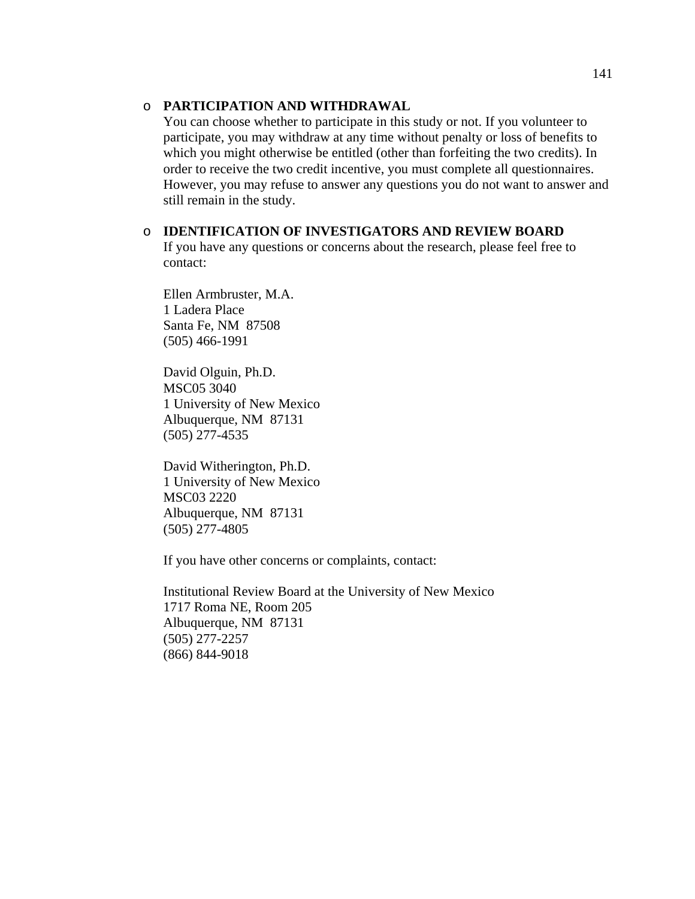- **PARTICIPATION AND WITHDRAWAL**
  You can choose whether to participate in this study or not. If you volunteer to participate, you may withdraw at any time without penalty or loss of benefits to which you might otherwise be entitled (other than forfeiting the two credits). In order to receive the two credit incentive, you must complete all questionnaires. However, you may refuse to answer any questions you do not want to answer and still remain in the study.

- **IDENTIFICATION OF INVESTIGATORS AND REVIEW BOARD**
  If you have any questions or concerns about the research, please feel free to contact:

  Ellen Armbruster, M.A.
  1 Ladera Place
  Santa Fe, NM 87508
  (505) 466-1991

  David Olguin, Ph.D.
  MSC05 3040
  1 University of New Mexico
  Albuquerque, NM 87131
  (505) 277-4535

  David Witherington, Ph.D.
  1 University of New Mexico
  MSC03 2220
  Albuquerque, NM 87131
  (505) 277-4805

  If you have other concerns or complaints, contact:

  Institutional Review Board at the University of New Mexico
  1717 Roma NE, Room 205
  Albuquerque, NM 87131
  (505) 277-2257
  (866) 844-9018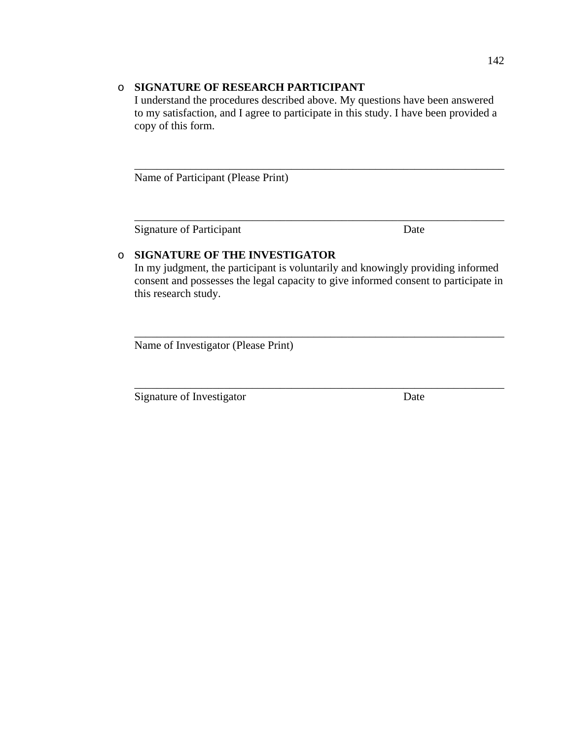- **SIGNATURE OF RESEARCH PARTICIPANT**
  I understand the procedures described above. My questions have been answered to my satisfaction, and I agree to participate in this study. I have been provided a copy of this form.

  ______________________________________________________________________
  Name of Participant (Please Print)

  ______________________________________________________________________
  Signature of Participant                                        Date

- **SIGNATURE OF THE INVESTIGATOR**
  In my judgment, the participant is voluntarily and knowingly providing informed consent and possesses the legal capacity to give informed consent to participate in this research study.

  ______________________________________________________________________
  Name of Investigator (Please Print)

  ______________________________________________________________________
  Signature of Investigator                                        Date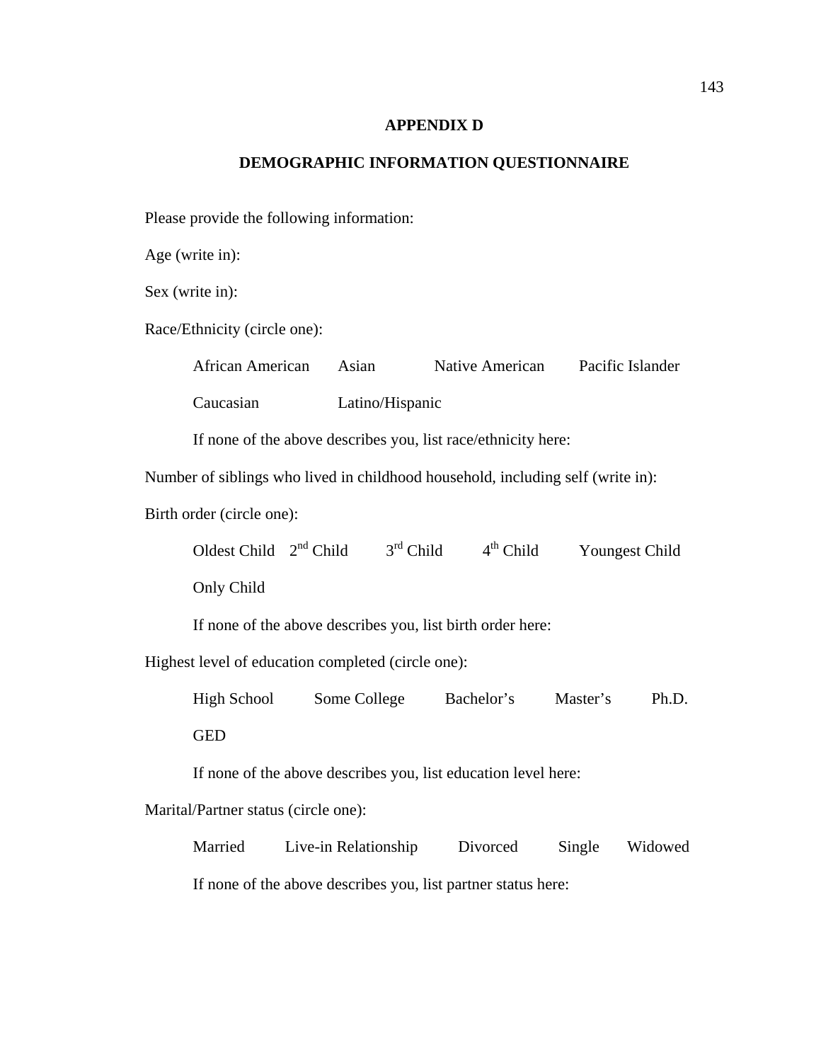# APPENDIX D

## DEMOGRAPHIC INFORMATION QUESTIONNAIRE

Please provide the following information:

Age (write in):

Sex (write in):

Race/Ethnicity (circle one):

African American Asian Native American Pacific Islander

Caucasian Latino/Hispanic

If none of the above describes you, list race/ethnicity here:

Number of siblings who lived in childhood household, including self (write in):

Birth order (circle one):

Oldest Child 2nd Child 3rd Child 4th Child Youngest Child

Only Child

If none of the above describes you, list birth order here:

Highest level of education completed (circle one):

High School Some College Bachelor's Master's Ph.D.

GED

If none of the above describes you, list education level here:

Marital/Partner status (circle one):

Married Live-in Relationship Divorced Single Widowed

If none of the above describes you, list partner status here: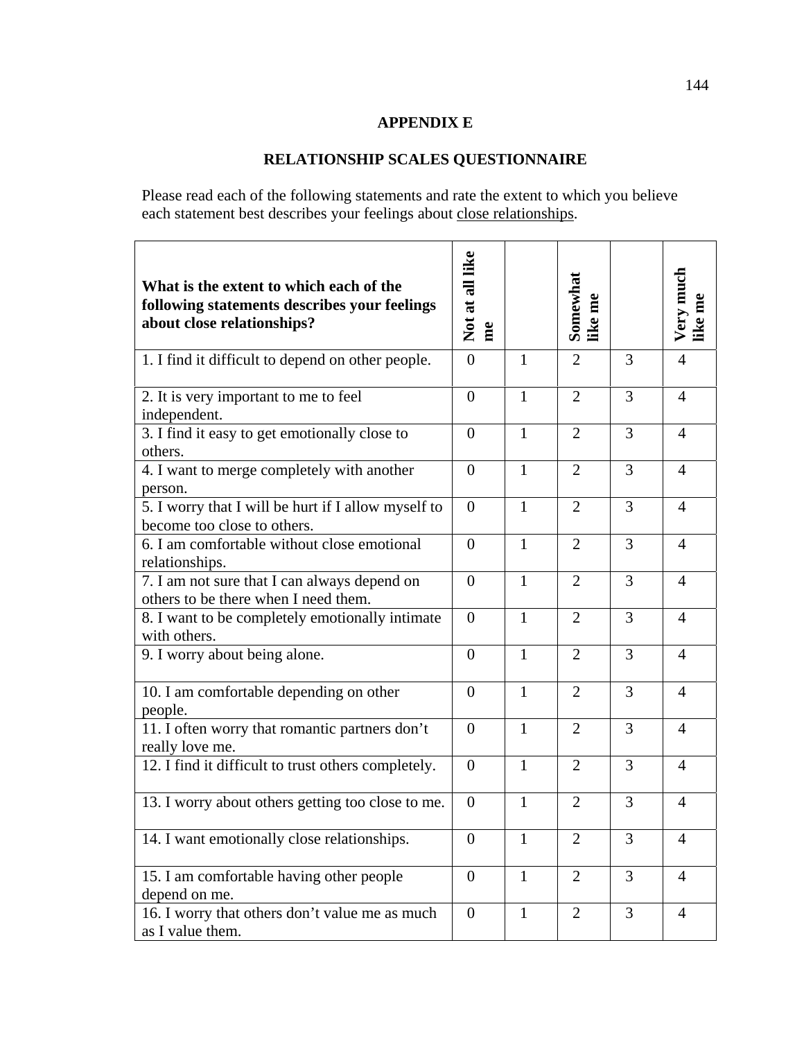# APPENDIX E

## RELATIONSHIP SCALES QUESTIONNAIRE

Please read each of the following statements and rate the extent to which you believe each statement best describes your feelings about <u>close relationships</u>.

| **What is the extent to which each of the following statements describes your feelings about close relationships?** | **Not at all like me** | | **Somewhat like me** | | **Very much like me** |
|---|---|---|---|---|---|
| 1. I find it difficult to depend on other people. | 0 | 1 | 2 | 3 | 4 |
| 2. It is very important to me to feel independent. | 0 | 1 | 2 | 3 | 4 |
| 3. I find it easy to get emotionally close to others. | 0 | 1 | 2 | 3 | 4 |
| 4. I want to merge completely with another person. | 0 | 1 | 2 | 3 | 4 |
| 5. I worry that I will be hurt if I allow myself to become too close to others. | 0 | 1 | 2 | 3 | 4 |
| 6. I am comfortable without close emotional relationships. | 0 | 1 | 2 | 3 | 4 |
| 7. I am not sure that I can always depend on others to be there when I need them. | 0 | 1 | 2 | 3 | 4 |
| 8. I want to be completely emotionally intimate with others. | 0 | 1 | 2 | 3 | 4 |
| 9. I worry about being alone. | 0 | 1 | 2 | 3 | 4 |
| 10. I am comfortable depending on other people. | 0 | 1 | 2 | 3 | 4 |
| 11. I often worry that romantic partners don't really love me. | 0 | 1 | 2 | 3 | 4 |
| 12. I find it difficult to trust others completely. | 0 | 1 | 2 | 3 | 4 |
| 13. I worry about others getting too close to me. | 0 | 1 | 2 | 3 | 4 |
| 14. I want emotionally close relationships. | 0 | 1 | 2 | 3 | 4 |
| 15. I am comfortable having other people depend on me. | 0 | 1 | 2 | 3 | 4 |
| 16. I worry that others don't value me as much as I value them. | 0 | 1 | 2 | 3 | 4 |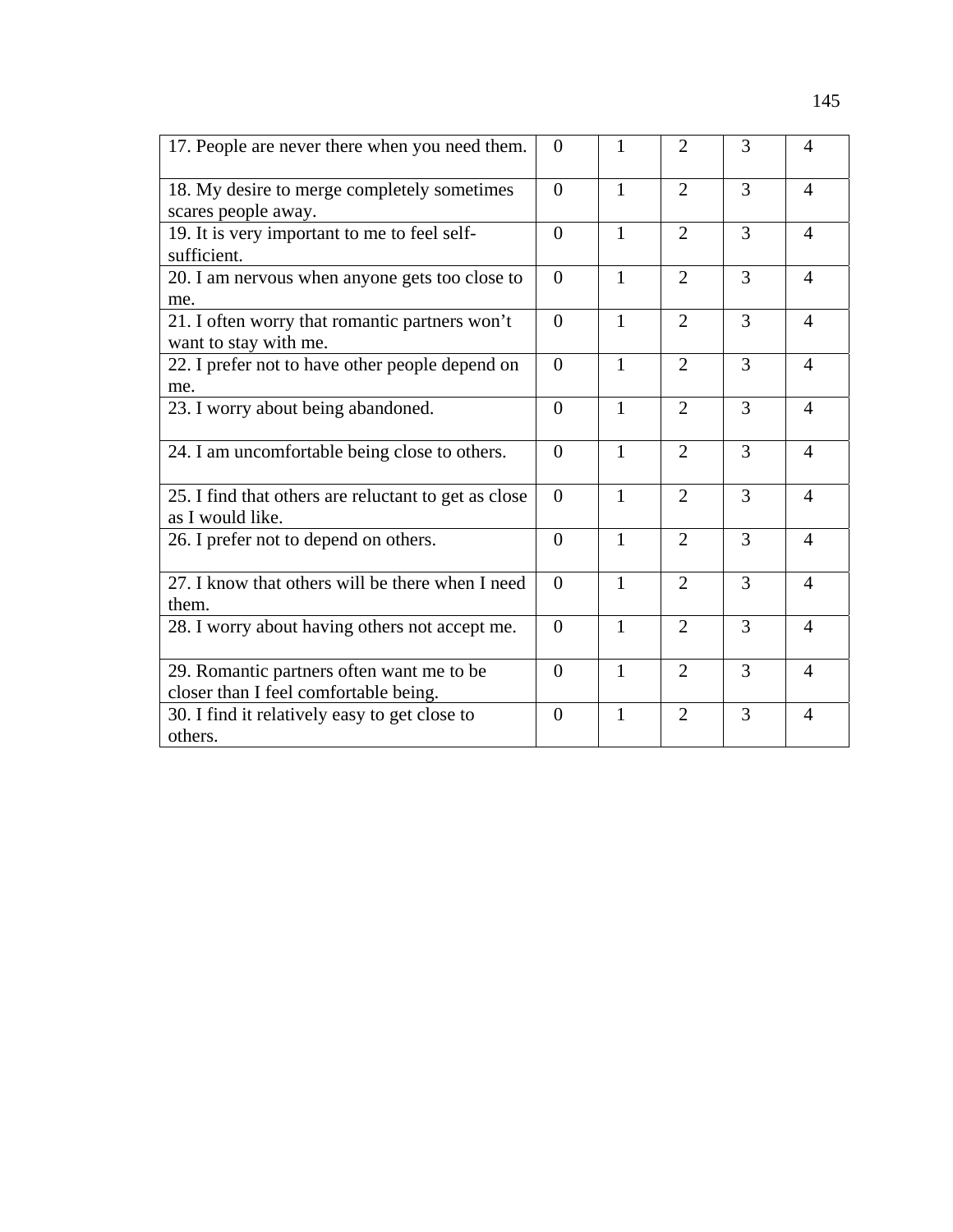| 17. People are never there when you need them. | 0 | 1 | 2 | 3 | 4 |
|---|---|---|---|---|---|
| 18. My desire to merge completely sometimes scares people away. | 0 | 1 | 2 | 3 | 4 |
| 19. It is very important to me to feel self-sufficient. | 0 | 1 | 2 | 3 | 4 |
| 20. I am nervous when anyone gets too close to me. | 0 | 1 | 2 | 3 | 4 |
| 21. I often worry that romantic partners won't want to stay with me. | 0 | 1 | 2 | 3 | 4 |
| 22. I prefer not to have other people depend on me. | 0 | 1 | 2 | 3 | 4 |
| 23. I worry about being abandoned. | 0 | 1 | 2 | 3 | 4 |
| 24. I am uncomfortable being close to others. | 0 | 1 | 2 | 3 | 4 |
| 25. I find that others are reluctant to get as close as I would like. | 0 | 1 | 2 | 3 | 4 |
| 26. I prefer not to depend on others. | 0 | 1 | 2 | 3 | 4 |
| 27. I know that others will be there when I need them. | 0 | 1 | 2 | 3 | 4 |
| 28. I worry about having others not accept me. | 0 | 1 | 2 | 3 | 4 |
| 29. Romantic partners often want me to be closer than I feel comfortable being. | 0 | 1 | 2 | 3 | 4 |
| 30. I find it relatively easy to get close to others. | 0 | 1 | 2 | 3 | 4 |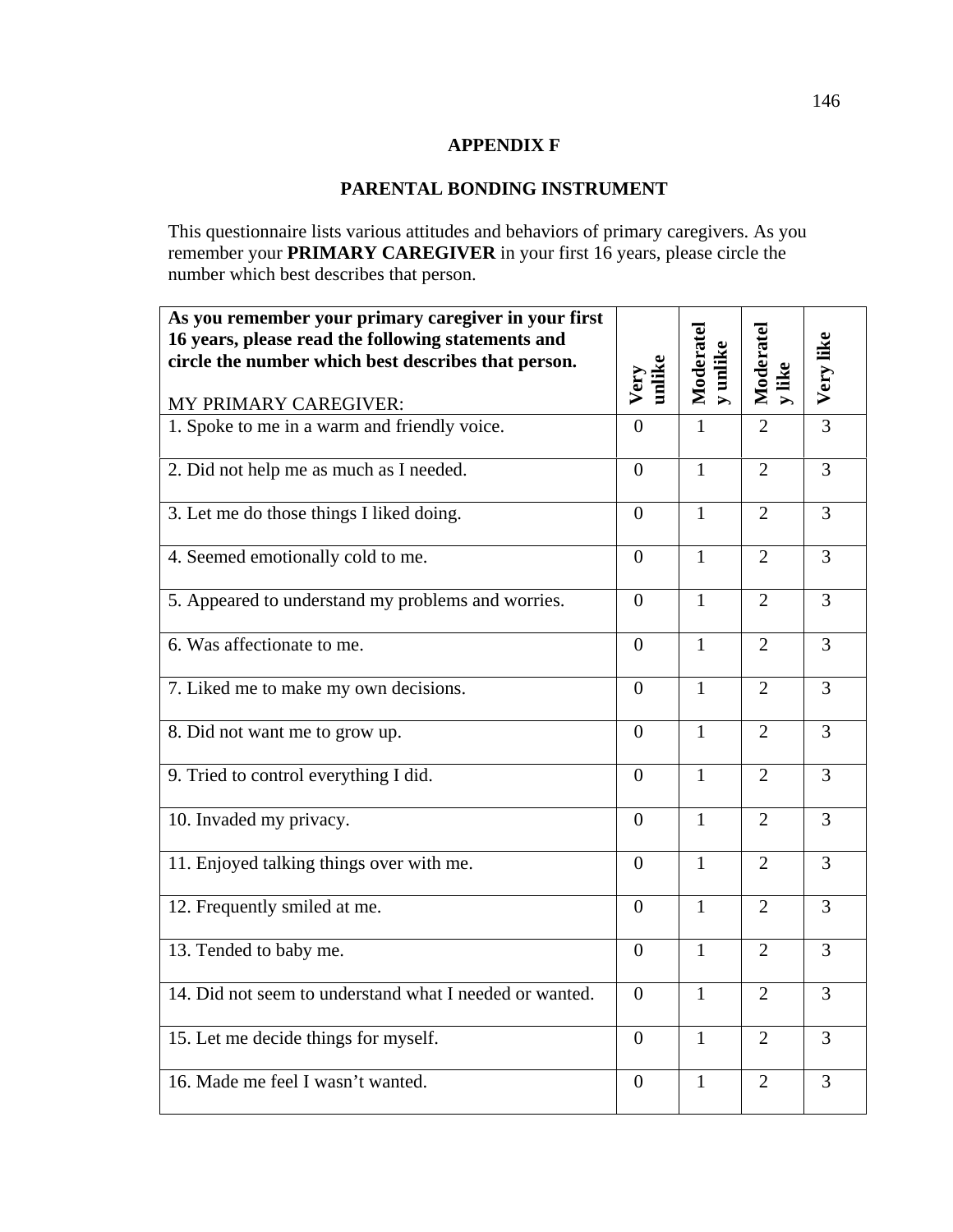## APPENDIX F

## PARENTAL BONDING INSTRUMENT

This questionnaire lists various attitudes and behaviors of primary caregivers. As you remember your **PRIMARY CAREGIVER** in your first 16 years, please circle the number which best describes that person.

| **As you remember your primary caregiver in your first 16 years, please read the following statements and circle the number which best describes that person.** MY PRIMARY CAREGIVER: | **Very unlike** | **Moderately unlike** | **Moderately like** | **Very like** |
|---|---|---|---|---|
| 1. Spoke to me in a warm and friendly voice. | 0 | 1 | 2 | 3 |
| 2. Did not help me as much as I needed. | 0 | 1 | 2 | 3 |
| 3. Let me do those things I liked doing. | 0 | 1 | 2 | 3 |
| 4. Seemed emotionally cold to me. | 0 | 1 | 2 | 3 |
| 5. Appeared to understand my problems and worries. | 0 | 1 | 2 | 3 |
| 6. Was affectionate to me. | 0 | 1 | 2 | 3 |
| 7. Liked me to make my own decisions. | 0 | 1 | 2 | 3 |
| 8. Did not want me to grow up. | 0 | 1 | 2 | 3 |
| 9. Tried to control everything I did. | 0 | 1 | 2 | 3 |
| 10. Invaded my privacy. | 0 | 1 | 2 | 3 |
| 11. Enjoyed talking things over with me. | 0 | 1 | 2 | 3 |
| 12. Frequently smiled at me. | 0 | 1 | 2 | 3 |
| 13. Tended to baby me. | 0 | 1 | 2 | 3 |
| 14. Did not seem to understand what I needed or wanted. | 0 | 1 | 2 | 3 |
| 15. Let me decide things for myself. | 0 | 1 | 2 | 3 |
| 16. Made me feel I wasn't wanted. | 0 | 1 | 2 | 3 |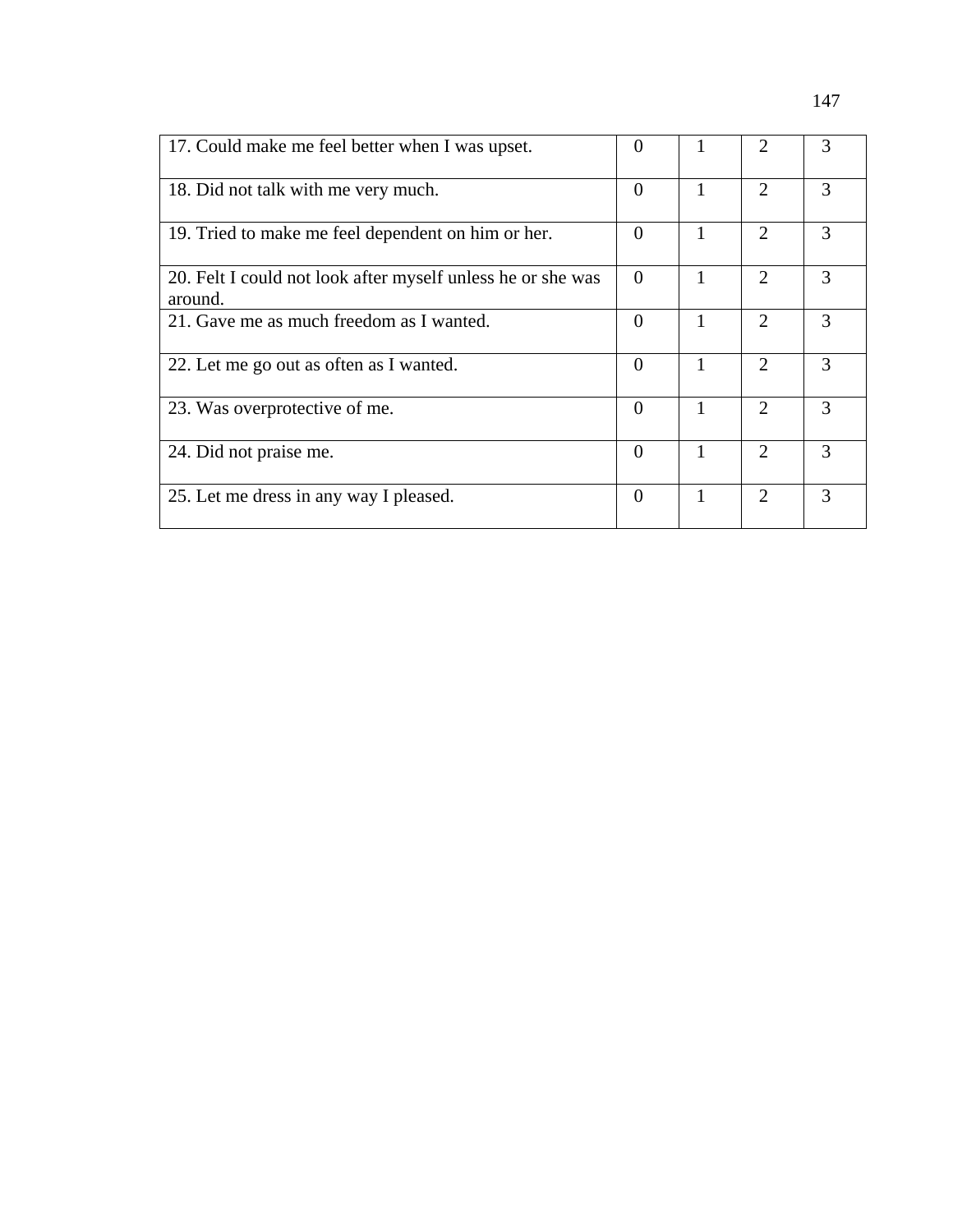| | | | | |
|---|---|---|---|---|
| 17. Could make me feel better when I was upset. | 0 | 1 | 2 | 3 |
| 18. Did not talk with me very much. | 0 | 1 | 2 | 3 |
| 19. Tried to make me feel dependent on him or her. | 0 | 1 | 2 | 3 |
| 20. Felt I could not look after myself unless he or she was around. | 0 | 1 | 2 | 3 |
| 21. Gave me as much freedom as I wanted. | 0 | 1 | 2 | 3 |
| 22. Let me go out as often as I wanted. | 0 | 1 | 2 | 3 |
| 23. Was overprotective of me. | 0 | 1 | 2 | 3 |
| 24. Did not praise me. | 0 | 1 | 2 | 3 |
| 25. Let me dress in any way I pleased. | 0 | 1 | 2 | 3 |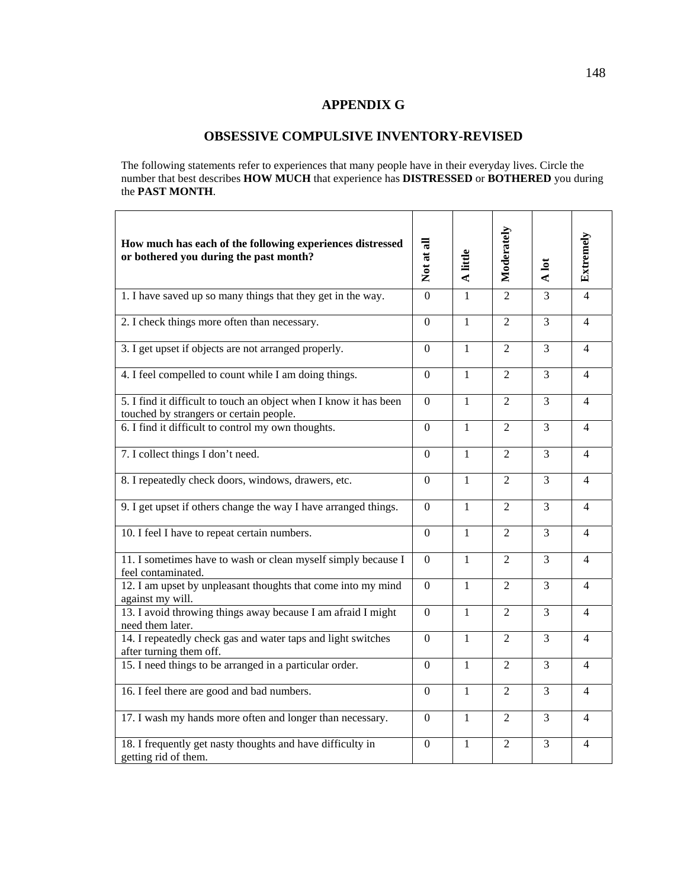# APPENDIX G

## OBSESSIVE COMPULSIVE INVENTORY-REVISED

The following statements refer to experiences that many people have in their everyday lives. Circle the number that best describes **HOW MUCH** that experience has **DISTRESSED** or **BOTHERED** you during the **PAST MONTH**.

| **How much has each of the following experiences distressed or bothered you during the past month?** | **Not at all** | **A little** | **Moderately** | **A lot** | **Extremely** |
|---|---|---|---|---|---|
| 1. I have saved up so many things that they get in the way. | 0 | 1 | 2 | 3 | 4 |
| 2. I check things more often than necessary. | 0 | 1 | 2 | 3 | 4 |
| 3. I get upset if objects are not arranged properly. | 0 | 1 | 2 | 3 | 4 |
| 4. I feel compelled to count while I am doing things. | 0 | 1 | 2 | 3 | 4 |
| 5. I find it difficult to touch an object when I know it has been touched by strangers or certain people. | 0 | 1 | 2 | 3 | 4 |
| 6. I find it difficult to control my own thoughts. | 0 | 1 | 2 | 3 | 4 |
| 7. I collect things I don't need. | 0 | 1 | 2 | 3 | 4 |
| 8. I repeatedly check doors, windows, drawers, etc. | 0 | 1 | 2 | 3 | 4 |
| 9. I get upset if others change the way I have arranged things. | 0 | 1 | 2 | 3 | 4 |
| 10. I feel I have to repeat certain numbers. | 0 | 1 | 2 | 3 | 4 |
| 11. I sometimes have to wash or clean myself simply because I feel contaminated. | 0 | 1 | 2 | 3 | 4 |
| 12. I am upset by unpleasant thoughts that come into my mind against my will. | 0 | 1 | 2 | 3 | 4 |
| 13. I avoid throwing things away because I am afraid I might need them later. | 0 | 1 | 2 | 3 | 4 |
| 14. I repeatedly check gas and water taps and light switches after turning them off. | 0 | 1 | 2 | 3 | 4 |
| 15. I need things to be arranged in a particular order. | 0 | 1 | 2 | 3 | 4 |
| 16. I feel there are good and bad numbers. | 0 | 1 | 2 | 3 | 4 |
| 17. I wash my hands more often and longer than necessary. | 0 | 1 | 2 | 3 | 4 |
| 18. I frequently get nasty thoughts and have difficulty in getting rid of them. | 0 | 1 | 2 | 3 | 4 |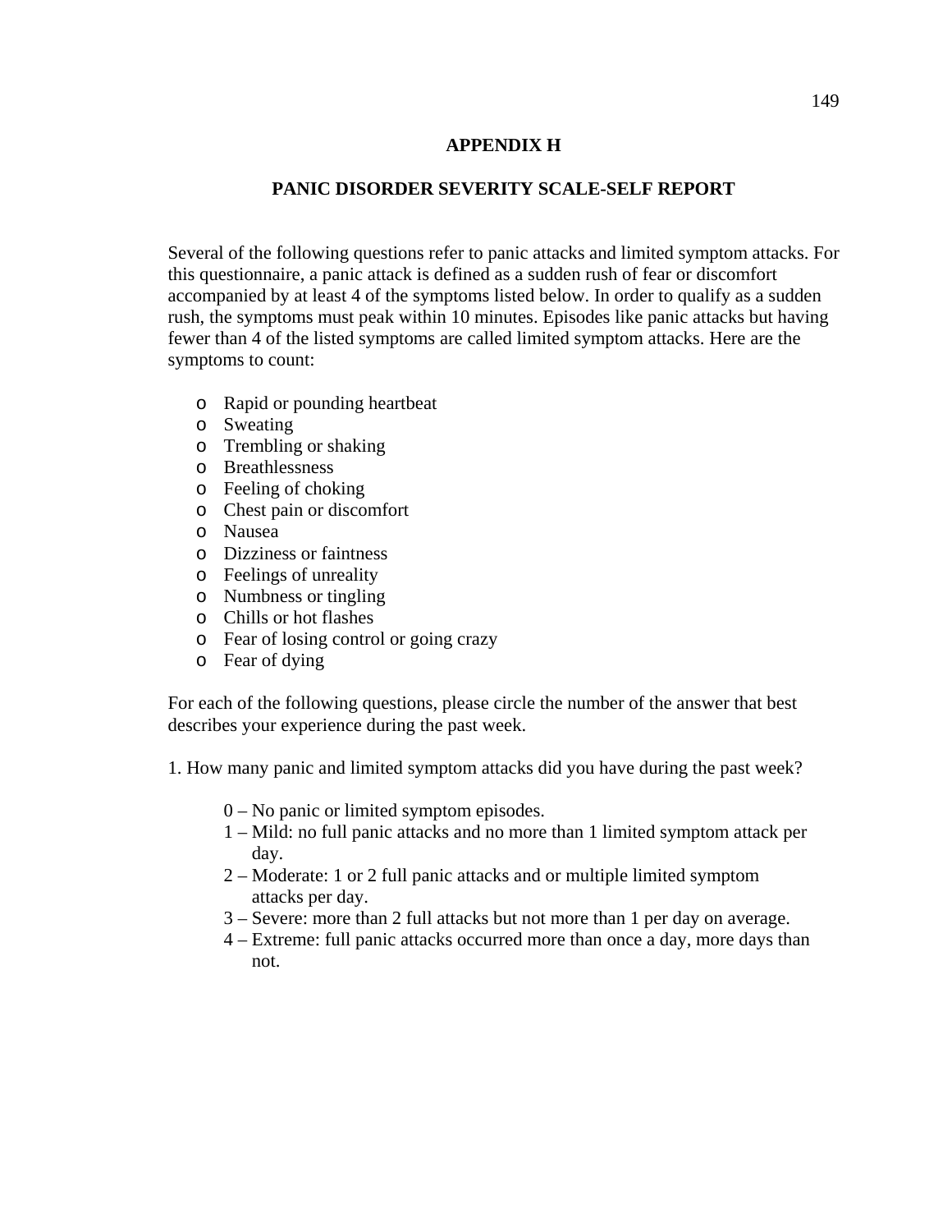## APPENDIX H

## PANIC DISORDER SEVERITY SCALE-SELF REPORT

Several of the following questions refer to panic attacks and limited symptom attacks. For this questionnaire, a panic attack is defined as a sudden rush of fear or discomfort accompanied by at least 4 of the symptoms listed below. In order to qualify as a sudden rush, the symptoms must peak within 10 minutes. Episodes like panic attacks but having fewer than 4 of the listed symptoms are called limited symptom attacks. Here are the symptoms to count:

- Rapid or pounding heartbeat
- Sweating
- Trembling or shaking
- Breathlessness
- Feeling of choking
- Chest pain or discomfort
- Nausea
- Dizziness or faintness
- Feelings of unreality
- Numbness or tingling
- Chills or hot flashes
- Fear of losing control or going crazy
- Fear of dying

For each of the following questions, please circle the number of the answer that best describes your experience during the past week.

1. How many panic and limited symptom attacks did you have during the past week?

   0 – No panic or limited symptom episodes.
   1 – Mild: no full panic attacks and no more than 1 limited symptom attack per day.
   2 – Moderate: 1 or 2 full panic attacks and or multiple limited symptom attacks per day.
   3 – Severe: more than 2 full attacks but not more than 1 per day on average.
   4 – Extreme: full panic attacks occurred more than once a day, more days than not.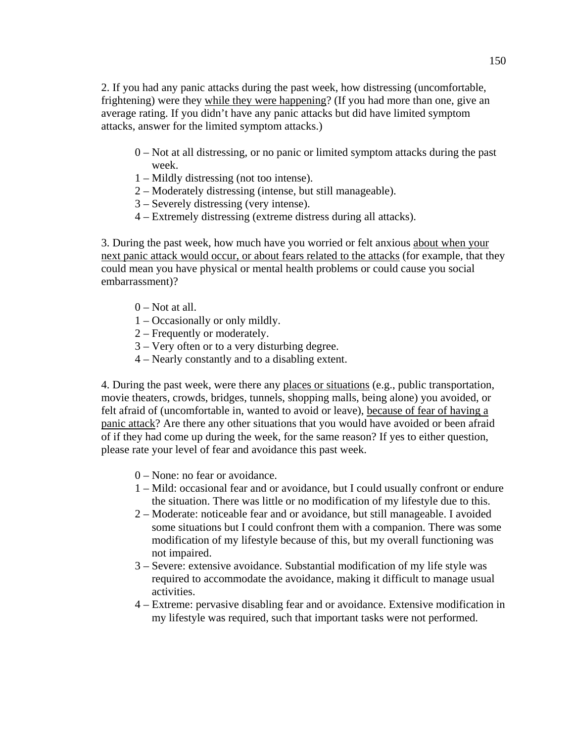2. If you had any panic attacks during the past week, how distressing (uncomfortable, frightening) were they <u>while they were happening</u>? (If you had more than one, give an average rating. If you didn't have any panic attacks but did have limited symptom attacks, answer for the limited symptom attacks.)

- 0 – Not at all distressing, or no panic or limited symptom attacks during the past week.
- 1 – Mildly distressing (not too intense).
- 2 – Moderately distressing (intense, but still manageable).
- 3 – Severely distressing (very intense).
- 4 – Extremely distressing (extreme distress during all attacks).

3. During the past week, how much have you worried or felt anxious <u>about when your next panic attack would occur, or about fears related to the attacks</u> (for example, that they could mean you have physical or mental health problems or could cause you social embarrassment)?

- 0 – Not at all.
- 1 – Occasionally or only mildly.
- 2 – Frequently or moderately.
- 3 – Very often or to a very disturbing degree.
- 4 – Nearly constantly and to a disabling extent.

4. During the past week, were there any <u>places or situations</u> (e.g., public transportation, movie theaters, crowds, bridges, tunnels, shopping malls, being alone) you avoided, or felt afraid of (uncomfortable in, wanted to avoid or leave), <u>because of fear of having a panic attack</u>? Are there any other situations that you would have avoided or been afraid of if they had come up during the week, for the same reason? If yes to either question, please rate your level of fear and avoidance this past week.

- 0 – None: no fear or avoidance.
- 1 – Mild: occasional fear and or avoidance, but I could usually confront or endure the situation. There was little or no modification of my lifestyle due to this.
- 2 – Moderate: noticeable fear and or avoidance, but still manageable. I avoided some situations but I could confront them with a companion. There was some modification of my lifestyle because of this, but my overall functioning was not impaired.
- 3 – Severe: extensive avoidance. Substantial modification of my life style was required to accommodate the avoidance, making it difficult to manage usual activities.
- 4 – Extreme: pervasive disabling fear and or avoidance. Extensive modification in my lifestyle was required, such that important tasks were not performed.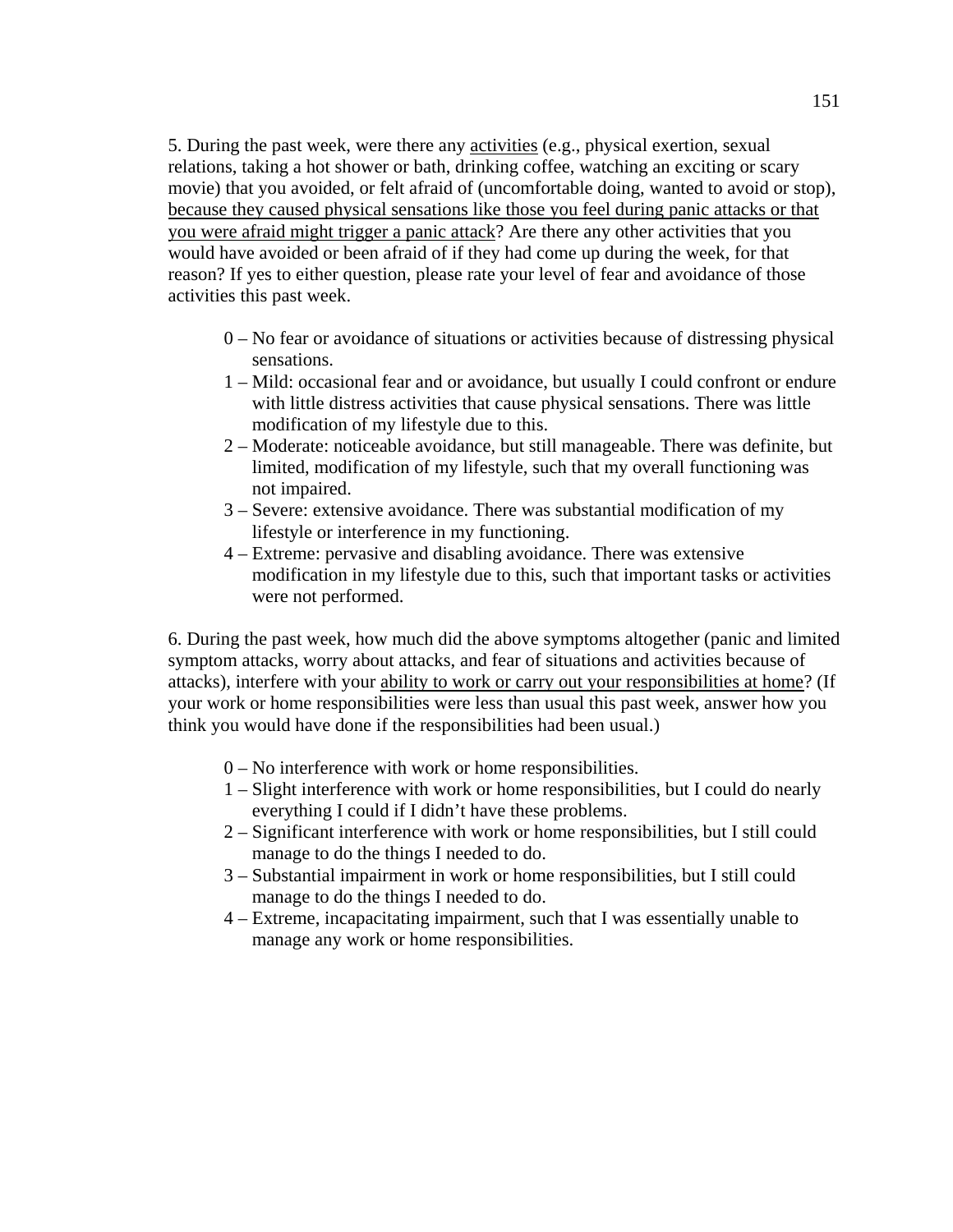5. During the past week, were there any <u>activities</u> (e.g., physical exertion, sexual relations, taking a hot shower or bath, drinking coffee, watching an exciting or scary movie) that you avoided, or felt afraid of (uncomfortable doing, wanted to avoid or stop), <u>because they caused physical sensations like those you feel during panic attacks or that you were afraid might trigger a panic attack</u>? Are there any other activities that you would have avoided or been afraid of if they had come up during the week, for that reason? If yes to either question, please rate your level of fear and avoidance of those activities this past week.

- 0 – No fear or avoidance of situations or activities because of distressing physical sensations.
- 1 – Mild: occasional fear and or avoidance, but usually I could confront or endure with little distress activities that cause physical sensations. There was little modification of my lifestyle due to this.
- 2 – Moderate: noticeable avoidance, but still manageable. There was definite, but limited, modification of my lifestyle, such that my overall functioning was not impaired.
- 3 – Severe: extensive avoidance. There was substantial modification of my lifestyle or interference in my functioning.
- 4 – Extreme: pervasive and disabling avoidance. There was extensive modification in my lifestyle due to this, such that important tasks or activities were not performed.

6. During the past week, how much did the above symptoms altogether (panic and limited symptom attacks, worry about attacks, and fear of situations and activities because of attacks), interfere with your <u>ability to work or carry out your responsibilities at home</u>? (If your work or home responsibilities were less than usual this past week, answer how you think you would have done if the responsibilities had been usual.)

- 0 – No interference with work or home responsibilities.
- 1 – Slight interference with work or home responsibilities, but I could do nearly everything I could if I didn't have these problems.
- 2 – Significant interference with work or home responsibilities, but I still could manage to do the things I needed to do.
- 3 – Substantial impairment in work or home responsibilities, but I still could manage to do the things I needed to do.
- 4 – Extreme, incapacitating impairment, such that I was essentially unable to manage any work or home responsibilities.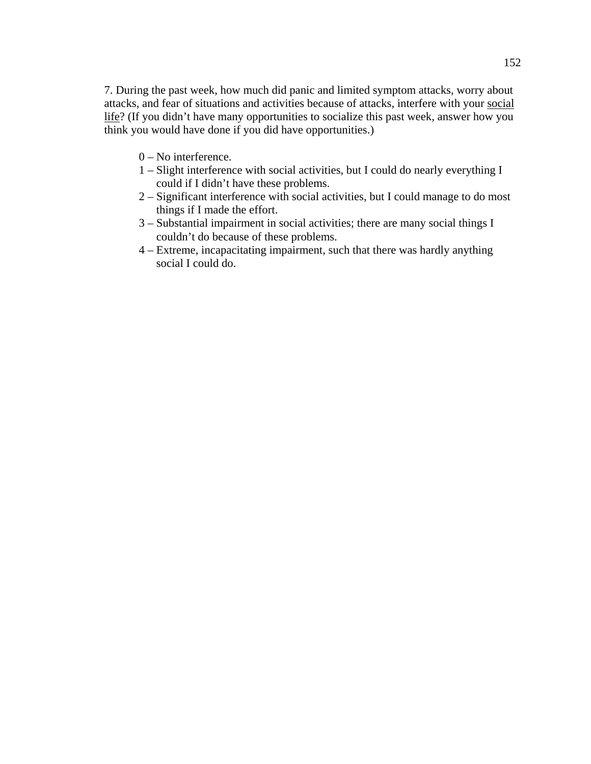7. During the past week, how much did panic and limited symptom attacks, worry about attacks, and fear of situations and activities because of attacks, interfere with your <u>social life</u>? (If you didn't have many opportunities to socialize this past week, answer how you think you would have done if you did have opportunities.)

0 – No interference.
1 – Slight interference with social activities, but I could do nearly everything I could if I didn't have these problems.
2 – Significant interference with social activities, but I could manage to do most things if I made the effort.
3 – Substantial impairment in social activities; there are many social things I couldn't do because of these problems.
4 – Extreme, incapacitating impairment, such that there was hardly anything social I could do.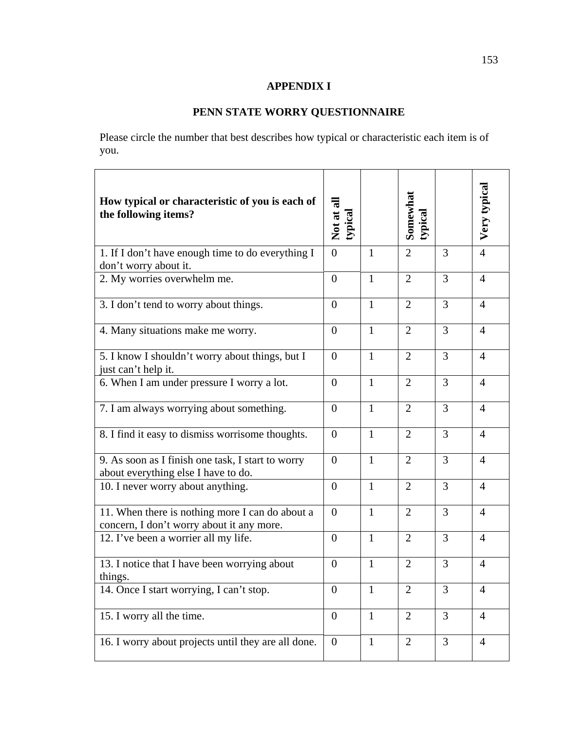# APPENDIX I

## PENN STATE WORRY QUESTIONNAIRE

Please circle the number that best describes how typical or characteristic each item is of you.

| How typical or characteristic of you is each of the following items? | Not at all typical | | Somewhat typical | | Very typical |
|---|---|---|---|---|---|
| 1. If I don't have enough time to do everything I don't worry about it. | 0 | 1 | 2 | 3 | 4 |
| 2. My worries overwhelm me. | 0 | 1 | 2 | 3 | 4 |
| 3. I don't tend to worry about things. | 0 | 1 | 2 | 3 | 4 |
| 4. Many situations make me worry. | 0 | 1 | 2 | 3 | 4 |
| 5. I know I shouldn't worry about things, but I just can't help it. | 0 | 1 | 2 | 3 | 4 |
| 6. When I am under pressure I worry a lot. | 0 | 1 | 2 | 3 | 4 |
| 7. I am always worrying about something. | 0 | 1 | 2 | 3 | 4 |
| 8. I find it easy to dismiss worrisome thoughts. | 0 | 1 | 2 | 3 | 4 |
| 9. As soon as I finish one task, I start to worry about everything else I have to do. | 0 | 1 | 2 | 3 | 4 |
| 10. I never worry about anything. | 0 | 1 | 2 | 3 | 4 |
| 11. When there is nothing more I can do about a concern, I don't worry about it any more. | 0 | 1 | 2 | 3 | 4 |
| 12. I've been a worrier all my life. | 0 | 1 | 2 | 3 | 4 |
| 13. I notice that I have been worrying about things. | 0 | 1 | 2 | 3 | 4 |
| 14. Once I start worrying, I can't stop. | 0 | 1 | 2 | 3 | 4 |
| 15. I worry all the time. | 0 | 1 | 2 | 3 | 4 |
| 16. I worry about projects until they are all done. | 0 | 1 | 2 | 3 | 4 |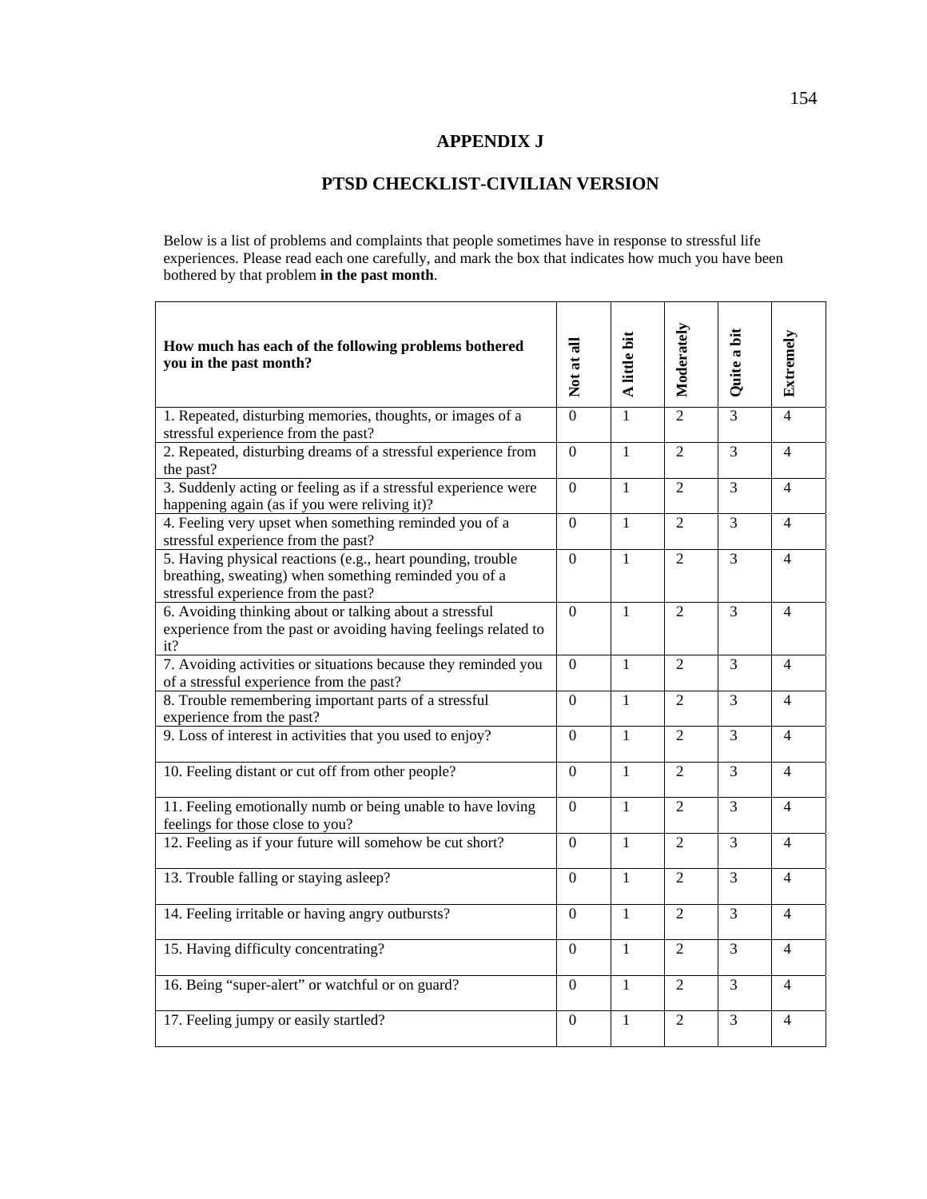# APPENDIX J

## PTSD CHECKLIST-CIVILIAN VERSION

Below is a list of problems and complaints that people sometimes have in response to stressful life experiences. Please read each one carefully, and mark the box that indicates how much you have been bothered by that problem **in the past month**.

| **How much has each of the following problems bothered you in the past month?** | **Not at all** | **A little bit** | **Moderately** | **Quite a bit** | **Extremely** |
|---|---|---|---|---|---|
| 1. Repeated, disturbing memories, thoughts, or images of a stressful experience from the past? | 0 | 1 | 2 | 3 | 4 |
| 2. Repeated, disturbing dreams of a stressful experience from the past? | 0 | 1 | 2 | 3 | 4 |
| 3. Suddenly acting or feeling as if a stressful experience were happening again (as if you were reliving it)? | 0 | 1 | 2 | 3 | 4 |
| 4. Feeling very upset when something reminded you of a stressful experience from the past? | 0 | 1 | 2 | 3 | 4 |
| 5. Having physical reactions (e.g., heart pounding, trouble breathing, sweating) when something reminded you of a stressful experience from the past? | 0 | 1 | 2 | 3 | 4 |
| 6. Avoiding thinking about or talking about a stressful experience from the past or avoiding having feelings related to it? | 0 | 1 | 2 | 3 | 4 |
| 7. Avoiding activities or situations because they reminded you of a stressful experience from the past? | 0 | 1 | 2 | 3 | 4 |
| 8. Trouble remembering important parts of a stressful experience from the past? | 0 | 1 | 2 | 3 | 4 |
| 9. Loss of interest in activities that you used to enjoy? | 0 | 1 | 2 | 3 | 4 |
| 10. Feeling distant or cut off from other people? | 0 | 1 | 2 | 3 | 4 |
| 11. Feeling emotionally numb or being unable to have loving feelings for those close to you? | 0 | 1 | 2 | 3 | 4 |
| 12. Feeling as if your future will somehow be cut short? | 0 | 1 | 2 | 3 | 4 |
| 13. Trouble falling or staying asleep? | 0 | 1 | 2 | 3 | 4 |
| 14. Feeling irritable or having angry outbursts? | 0 | 1 | 2 | 3 | 4 |
| 15. Having difficulty concentrating? | 0 | 1 | 2 | 3 | 4 |
| 16. Being "super-alert" or watchful or on guard? | 0 | 1 | 2 | 3 | 4 |
| 17. Feeling jumpy or easily startled? | 0 | 1 | 2 | 3 | 4 |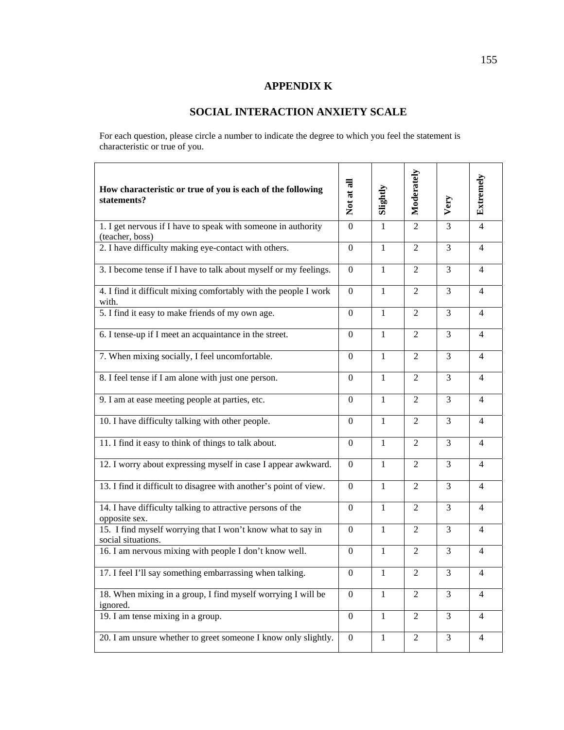# APPENDIX K

## SOCIAL INTERACTION ANXIETY SCALE

For each question, please circle a number to indicate the degree to which you feel the statement is characteristic or true of you.

| **How characteristic or true of you is each of the following statements?** | **Not at all** | **Slightly** | **Moderately** | **Very** | **Extremely** |
|---|---|---|---|---|---|
| 1. I get nervous if I have to speak with someone in authority (teacher, boss) | 0 | 1 | 2 | 3 | 4 |
| 2. I have difficulty making eye-contact with others. | 0 | 1 | 2 | 3 | 4 |
| 3. I become tense if I have to talk about myself or my feelings. | 0 | 1 | 2 | 3 | 4 |
| 4. I find it difficult mixing comfortably with the people I work with. | 0 | 1 | 2 | 3 | 4 |
| 5. I find it easy to make friends of my own age. | 0 | 1 | 2 | 3 | 4 |
| 6. I tense-up if I meet an acquaintance in the street. | 0 | 1 | 2 | 3 | 4 |
| 7. When mixing socially, I feel uncomfortable. | 0 | 1 | 2 | 3 | 4 |
| 8. I feel tense if I am alone with just one person. | 0 | 1 | 2 | 3 | 4 |
| 9. I am at ease meeting people at parties, etc. | 0 | 1 | 2 | 3 | 4 |
| 10. I have difficulty talking with other people. | 0 | 1 | 2 | 3 | 4 |
| 11. I find it easy to think of things to talk about. | 0 | 1 | 2 | 3 | 4 |
| 12. I worry about expressing myself in case I appear awkward. | 0 | 1 | 2 | 3 | 4 |
| 13. I find it difficult to disagree with another's point of view. | 0 | 1 | 2 | 3 | 4 |
| 14. I have difficulty talking to attractive persons of the opposite sex. | 0 | 1 | 2 | 3 | 4 |
| 15. I find myself worrying that I won't know what to say in social situations. | 0 | 1 | 2 | 3 | 4 |
| 16. I am nervous mixing with people I don't know well. | 0 | 1 | 2 | 3 | 4 |
| 17. I feel I'll say something embarrassing when talking. | 0 | 1 | 2 | 3 | 4 |
| 18. When mixing in a group, I find myself worrying I will be ignored. | 0 | 1 | 2 | 3 | 4 |
| 19. I am tense mixing in a group. | 0 | 1 | 2 | 3 | 4 |
| 20. I am unsure whether to greet someone I know only slightly. | 0 | 1 | 2 | 3 | 4 |